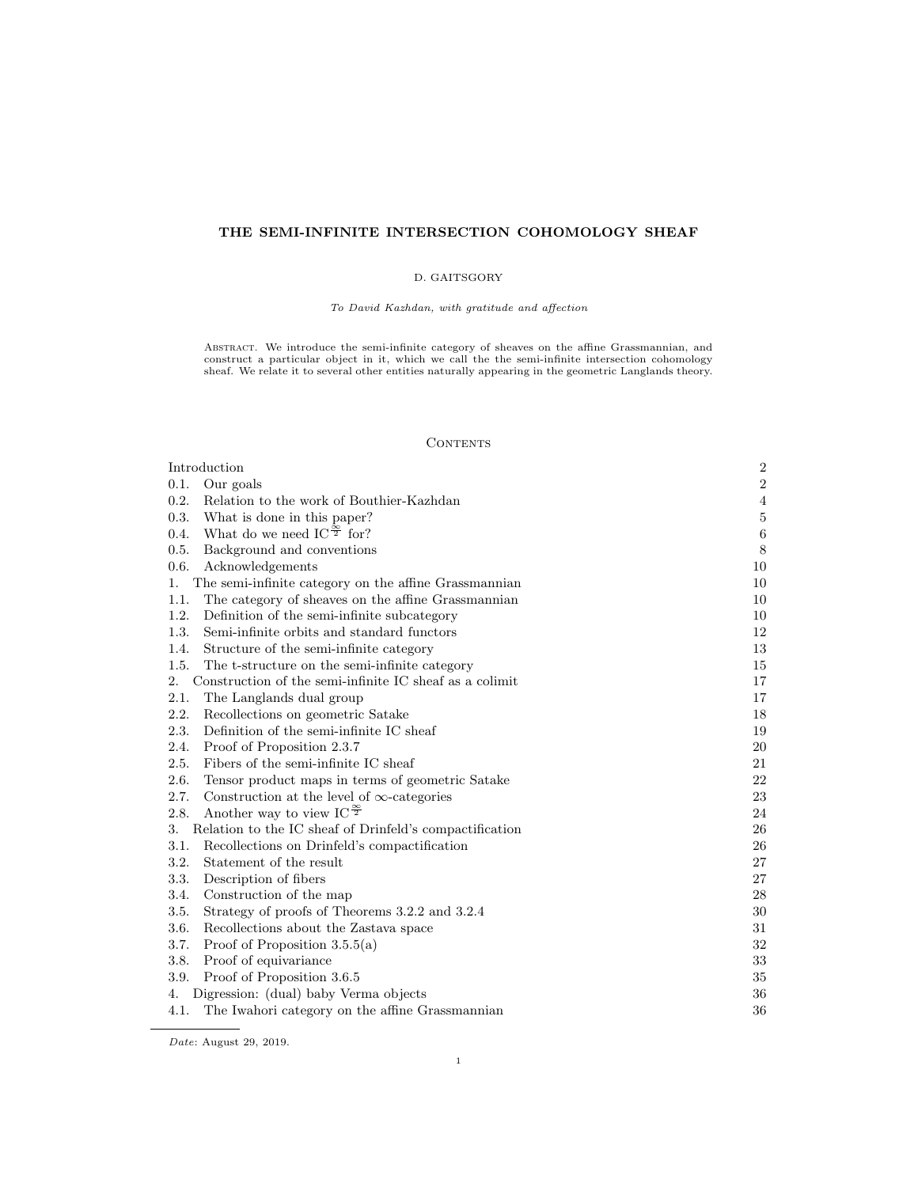# THE SEMI-INFINITE INTERSECTION COHOMOLOGY SHEAF

D. GAITSGORY

*To David Kazhdan, with gratitude and affection*

Abstract. We introduce the semi-infinite category of sheaves on the affine Grassmannian, and construct a particular object in it, which we call the the semi-infinite intersection cohomology sheaf. We relate it to several other entities naturally appearing in the geometric Langlands theory.

## Contents

| | |
|---|---|
| Introduction | 2 |
| 0.1. Our goals | 2 |
| 0.2. Relation to the work of Bouthier-Kazhdan | 4 |
| 0.3. What is done in this paper? | 5 |
| 0.4. What do we need $\mathrm{IC}^{\frac{\infty}{2}}$ for? | 6 |
| 0.5. Background and conventions | 8 |
| 0.6. Acknowledgements | 10 |
| 1. The semi-infinite category on the affine Grassmannian | 10 |
| 1.1. The category of sheaves on the affine Grassmannian | 10 |
| 1.2. Definition of the semi-infinite subcategory | 10 |
| 1.3. Semi-infinite orbits and standard functors | 12 |
| 1.4. Structure of the semi-infinite category | 13 |
| 1.5. The t-structure on the semi-infinite category | 15 |
| 2. Construction of the semi-infinite IC sheaf as a colimit | 17 |
| 2.1. The Langlands dual group | 17 |
| 2.2. Recollections on geometric Satake | 18 |
| 2.3. Definition of the semi-infinite IC sheaf | 19 |
| 2.4. Proof of Proposition 2.3.7 | 20 |
| 2.5. Fibers of the semi-infinite IC sheaf | 21 |
| 2.6. Tensor product maps in terms of geometric Satake | 22 |
| 2.7. Construction at the level of $\infty$-categories | 23 |
| 2.8. Another way to view $\mathrm{IC}^{\frac{\infty}{2}}$ | 24 |
| 3. Relation to the IC sheaf of Drinfeld's compactification | 26 |
| 3.1. Recollections on Drinfeld's compactification | 26 |
| 3.2. Statement of the result | 27 |
| 3.3. Description of fibers | 27 |
| 3.4. Construction of the map | 28 |
| 3.5. Strategy of proofs of Theorems 3.2.2 and 3.2.4 | 30 |
| 3.6. Recollections about the Zastava space | 31 |
| 3.7. Proof of Proposition 3.5.5(a) | 32 |
| 3.8. Proof of equivariance | 33 |
| 3.9. Proof of Proposition 3.6.5 | 35 |
| 4. Digression: (dual) baby Verma objects | 36 |
| 4.1. The Iwahori category on the affine Grassmannian | 36 |

*Date*: August 29, 2019.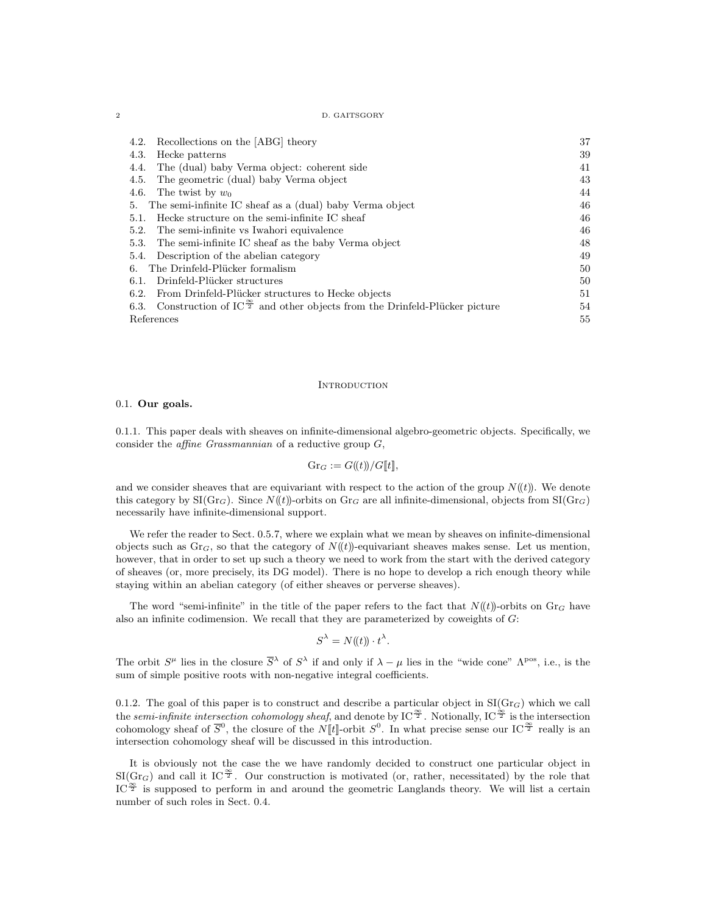4.2. Recollections on the [ABG] theory 37
4.3. Hecke patterns 39
4.4. The (dual) baby Verma object: coherent side 41
4.5. The geometric (dual) baby Verma object 43
4.6. The twist by $w_0$ 44
5. The semi-infinite IC sheaf as a (dual) baby Verma object 46
5.1. Hecke structure on the semi-infinite IC sheaf 46
5.2. The semi-infinite vs Iwahori equivalence 46
5.3. The semi-infinite IC sheaf as the baby Verma object 48
5.4. Description of the abelian category 49
6. The Drinfeld-Plücker formalism 50
6.1. Drinfeld-Plücker structures 50
6.2. From Drinfeld-Plücker structures to Hecke objects 51
6.3. Construction of $\mathrm{IC}^{\frac{\infty}{2}}$ and other objects from the Drinfeld-Plücker picture 54
References 55

## Introduction

### 0.1. Our goals.

0.1.1. This paper deals with sheaves on infinite-dimensional algebro-geometric objects. Specifically, we consider the *affine Grassmannian* of a reductive group $G$,

$$\mathrm{Gr}_G := G(\!(t)\!)/G[\![t]\!],$$

and we consider sheaves that are equivariant with respect to the action of the group $N(\!(t)\!)$. We denote this category by $\mathrm{SI}(\mathrm{Gr}_G)$. Since $N(\!(t)\!)$-orbits on $\mathrm{Gr}_G$ are all infinite-dimensional, objects from $\mathrm{SI}(\mathrm{Gr}_G)$ necessarily have infinite-dimensional support.

We refer the reader to Sect. 0.5.7, where we explain what we mean by sheaves on infinite-dimensional objects such as $\mathrm{Gr}_G$, so that the category of $N(\!(t)\!)$-equivariant sheaves makes sense. Let us mention, however, that in order to set up such a theory we need to work from the start with the derived category of sheaves (or, more precisely, its DG model). There is no hope to develop a rich enough theory while staying within an abelian category (of either sheaves or perverse sheaves).

The word "semi-infinite" in the title of the paper refers to the fact that $N(\!(t)\!)$-orbits on $\mathrm{Gr}_G$ have also an infinite codimension. We recall that they are parameterized by coweights of $G$:

$$S^\lambda = N(\!(t)\!) \cdot t^\lambda.$$

The orbit $S^\mu$ lies in the closure $\overline{S}^\lambda$ of $S^\lambda$ if and only if $\lambda - \mu$ lies in the "wide cone" $\Lambda^{\mathrm{pos}}$, i.e., is the sum of simple positive roots with non-negative integral coefficients.

0.1.2. The goal of this paper is to construct and describe a particular object in $\mathrm{SI}(\mathrm{Gr}_G)$ which we call the *semi-infinite intersection cohomology sheaf*, and denote by $\mathrm{IC}^{\frac{\infty}{2}}$. Notionally, $\mathrm{IC}^{\frac{\infty}{2}}$ is the intersection cohomology sheaf of $\overline{S}^0$, the closure of the $N[\![t]\!]$-orbit $S^0$. In what precise sense our $\mathrm{IC}^{\frac{\infty}{2}}$ really is an intersection cohomology sheaf will be discussed in this introduction.

It is obviously not the case the we have randomly decided to construct one particular object in $\mathrm{SI}(\mathrm{Gr}_G)$ and call it $\mathrm{IC}^{\frac{\infty}{2}}$. Our construction is motivated (or, rather, necessitated) by the role that $\mathrm{IC}^{\frac{\infty}{2}}$ is supposed to perform in and around the geometric Langlands theory. We will list a certain number of such roles in Sect. 0.4.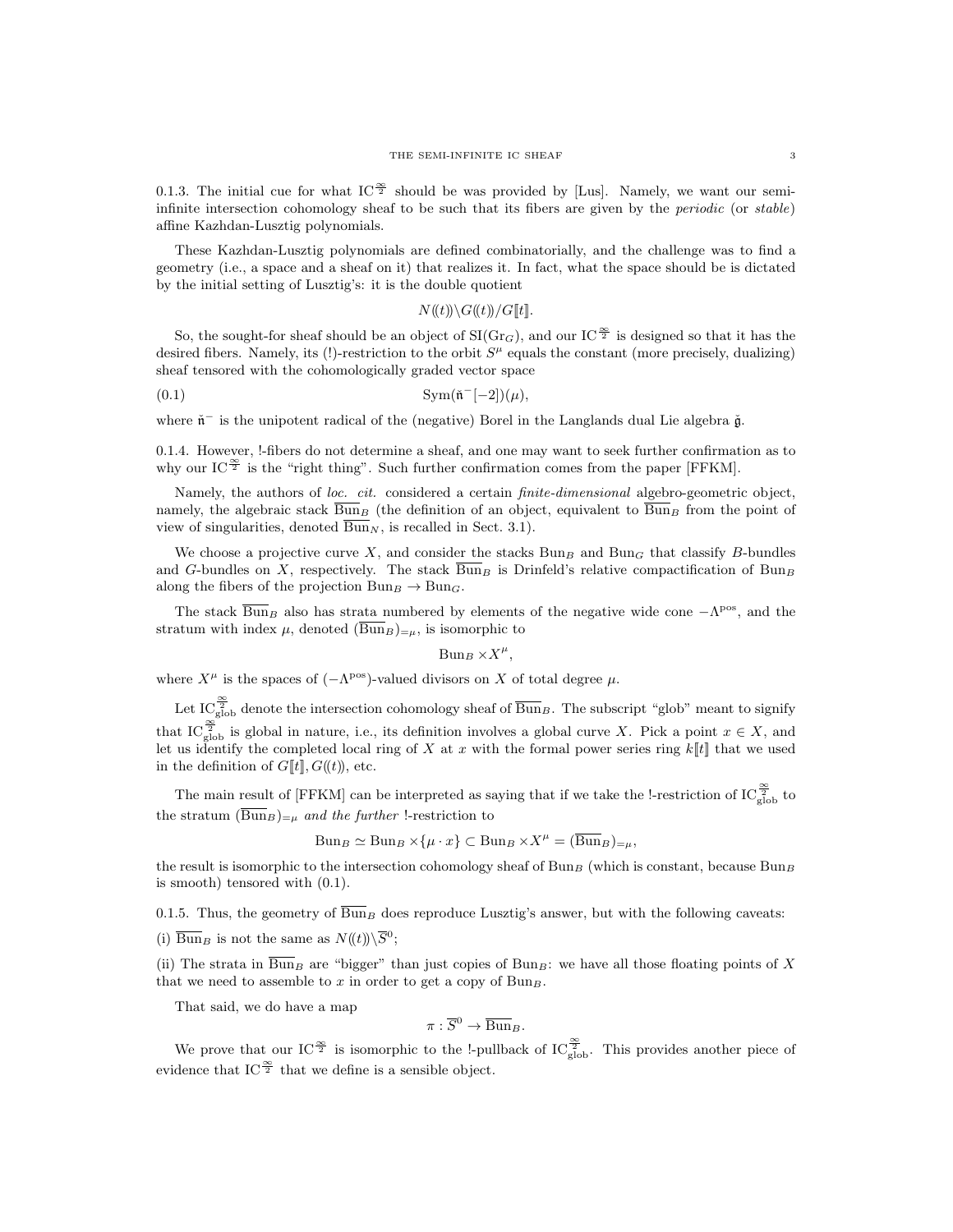0.1.3. The initial cue for what $\mathrm{IC}^{\frac{\infty}{2}}$ should be was provided by [Lus]. Namely, we want our semi-infinite intersection cohomology sheaf to be such that its fibers are given by the *periodic* (or *stable*) affine Kazhdan-Lusztig polynomials.

These Kazhdan-Lusztig polynomials are defined combinatorially, and the challenge was to find a geometry (i.e., a space and a sheaf on it) that realizes it. In fact, what the space should be is dictated by the initial setting of Lusztig's: it is the double quotient

$$N(\!(t)\!)\backslash G(\!(t)\!)/G[\![t]\!].$$

So, the sought-for sheaf should be an object of $\mathrm{SI}(\mathrm{Gr}_G)$, and our $\mathrm{IC}^{\frac{\infty}{2}}$ is designed so that it has the desired fibers. Namely, its (!)-restriction to the orbit $S^\mu$ equals the constant (more precisely, dualizing) sheaf tensored with the cohomologically graded vector space

$$\mathrm{Sym}(\check{\mathfrak{n}}^-[-2])(\mu), \tag{0.1}$$

where $\check{\mathfrak{n}}^-$ is the unipotent radical of the (negative) Borel in the Langlands dual Lie algebra $\check{\mathfrak{g}}$.

0.1.4. However, !-fibers do not determine a sheaf, and one may want to seek further confirmation as to why our $\mathrm{IC}^{\frac{\infty}{2}}$ is the "right thing". Such further confirmation comes from the paper [FFKM].

Namely, the authors of *loc. cit.* considered a certain *finite-dimensional* algebro-geometric object, namely, the algebraic stack $\overline{\mathrm{Bun}}_B$ (the definition of an object, equivalent to $\overline{\mathrm{Bun}}_B$ from the point of view of singularities, denoted $\overline{\mathrm{Bun}}_N$, is recalled in Sect. 3.1).

We choose a projective curve $X$, and consider the stacks $\mathrm{Bun}_B$ and $\mathrm{Bun}_G$ that classify $B$-bundles and $G$-bundles on $X$, respectively. The stack $\overline{\mathrm{Bun}}_B$ is Drinfeld's relative compactification of $\mathrm{Bun}_B$ along the fibers of the projection $\mathrm{Bun}_B \to \mathrm{Bun}_G$.

The stack $\overline{\mathrm{Bun}}_B$ also has strata numbered by elements of the negative wide cone $-\Lambda^{\mathrm{pos}}$, and the stratum with index $\mu$, denoted $(\overline{\mathrm{Bun}}_B)_{=\mu}$, is isomorphic to

$$\mathrm{Bun}_B \times X^\mu,$$

where $X^\mu$ is the spaces of $(-\Lambda^{\mathrm{pos}})$-valued divisors on $X$ of total degree $\mu$.

Let $\mathrm{IC}^{\frac{\infty}{2}}_{\mathrm{glob}}$ denote the intersection cohomology sheaf of $\overline{\mathrm{Bun}}_B$. The subscript "glob" meant to signify that $\mathrm{IC}^{\frac{\infty}{2}}_{\mathrm{glob}}$ is global in nature, i.e., its definition involves a global curve $X$. Pick a point $x \in X$, and let us identify the completed local ring of $X$ at $x$ with the formal power series ring $k[\![t]\!]$ that we used in the definition of $G[\![t]\!], G(\!(t)\!)$, etc.

The main result of [FFKM] can be interpreted as saying that if we take the !-restriction of $\mathrm{IC}^{\frac{\infty}{2}}_{\mathrm{glob}}$ to the stratum $(\overline{\mathrm{Bun}}_B)_{=\mu}$ *and the further* !-restriction to

$$\mathrm{Bun}_B \simeq \mathrm{Bun}_B \times \{\mu \cdot x\} \subset \mathrm{Bun}_B \times X^\mu = (\overline{\mathrm{Bun}}_B)_{=\mu},$$

the result is isomorphic to the intersection cohomology sheaf of $\mathrm{Bun}_B$ (which is constant, because $\mathrm{Bun}_B$ is smooth) tensored with (0.1).

0.1.5. Thus, the geometry of $\overline{\mathrm{Bun}}_B$ does reproduce Lusztig's answer, but with the following caveats:

(i) $\overline{\mathrm{Bun}}_B$ is not the same as $N(\!(t)\!)\backslash \overline{S}^0$;

(ii) The strata in $\overline{\mathrm{Bun}}_B$ are "bigger" than just copies of $\mathrm{Bun}_B$: we have all those floating points of $X$ that we need to assemble to $x$ in order to get a copy of $\mathrm{Bun}_B$.

That said, we do have a map

$$\pi : \overline{S}^0 \to \overline{\mathrm{Bun}}_B.$$

We prove that our $\mathrm{IC}^{\frac{\infty}{2}}$ is isomorphic to the !-pullback of $\mathrm{IC}^{\frac{\infty}{2}}_{\mathrm{glob}}$. This provides another piece of evidence that $\mathrm{IC}^{\frac{\infty}{2}}$ that we define is a sensible object.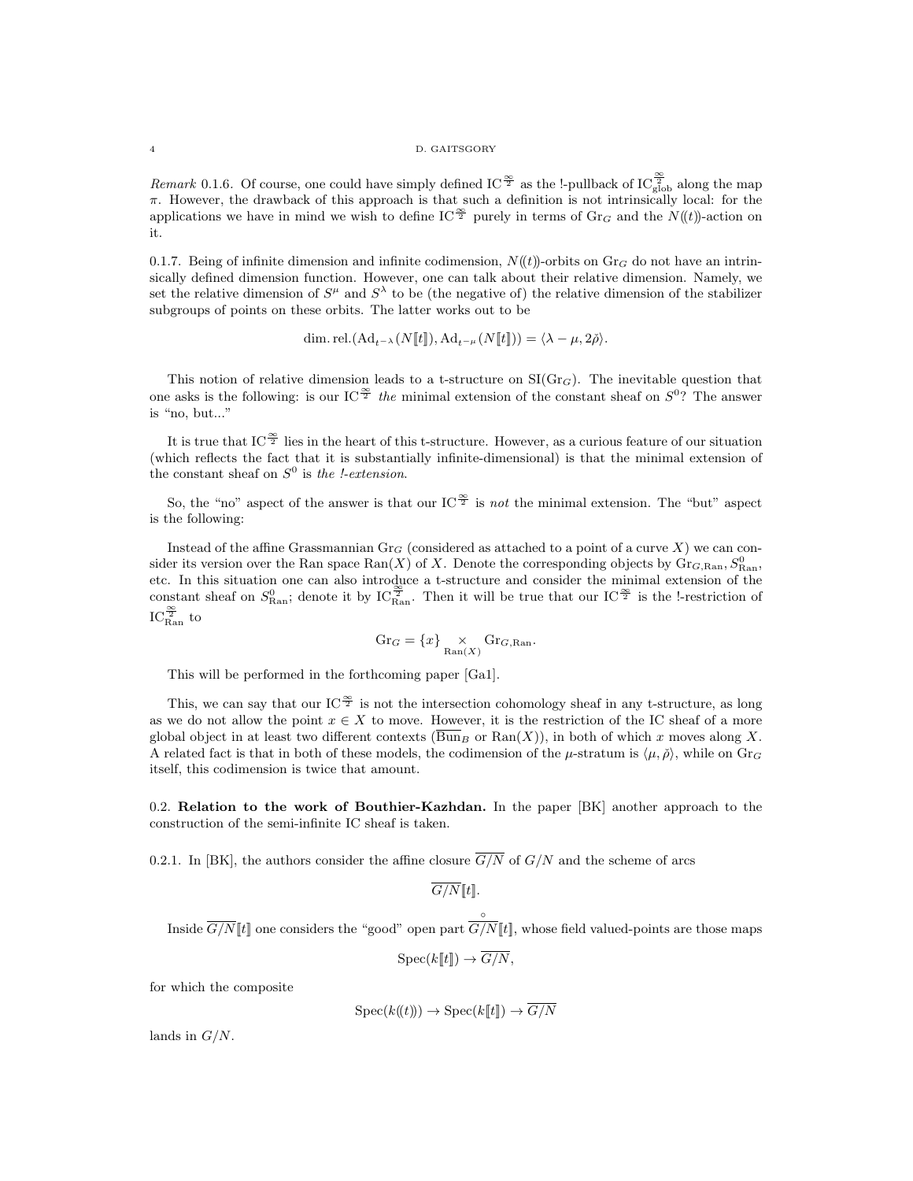*Remark* 0.1.6. Of course, one could have simply defined $\mathrm{IC}^{\frac{\infty}{2}}$ as the !-pullback of $\mathrm{IC}^{\frac{\infty}{2}}_{\mathrm{glob}}$ along the map $\pi$. However, the drawback of this approach is that such a definition is not intrinsically local: for the applications we have in mind we wish to define $\mathrm{IC}^{\frac{\infty}{2}}$ purely in terms of $\mathrm{Gr}_G$ and the $N(\!(t)\!)$-action on it.

0.1.7. Being of infinite dimension and infinite codimension, $N(\!(t)\!)$-orbits on $\mathrm{Gr}_G$ do not have an intrinsically defined dimension function. However, one can talk about their relative dimension. Namely, we set the relative dimension of $S^\mu$ and $S^\lambda$ to be (the negative of) the relative dimension of the stabilizer subgroups of points on these orbits. The latter works out to be

$$\mathrm{dim.\,rel.}(\mathrm{Ad}_{t^{-\lambda}}(N[\![t]\!]), \mathrm{Ad}_{t^{-\mu}}(N[\![t]\!])) = \langle \lambda - \mu, 2\check{\rho} \rangle.$$

This notion of relative dimension leads to a t-structure on $\mathrm{SI}(\mathrm{Gr}_G)$. The inevitable question that one asks is the following: is our $\mathrm{IC}^{\frac{\infty}{2}}$ *the* minimal extension of the constant sheaf on $S^0$? The answer is "no, but..."

It is true that $\mathrm{IC}^{\frac{\infty}{2}}$ lies in the heart of this t-structure. However, as a curious feature of our situation (which reflects the fact that it is substantially infinite-dimensional) is that the minimal extension of the constant sheaf on $S^0$ is *the !-extension*.

So, the "no" aspect of the answer is that our $\mathrm{IC}^{\frac{\infty}{2}}$ is *not* the minimal extension. The "but" aspect is the following:

Instead of the affine Grassmannian $\mathrm{Gr}_G$ (considered as attached to a point of a curve $X$) we can consider its version over the Ran space $\mathrm{Ran}(X)$ of $X$. Denote the corresponding objects by $\mathrm{Gr}_{G,\mathrm{Ran}}, S^0_{\mathrm{Ran}}$, etc. In this situation one can also introduce a t-structure and consider the minimal extension of the constant sheaf on $S^0_{\mathrm{Ran}}$; denote it by $\mathrm{IC}^{\frac{\infty}{2}}_{\mathrm{Ran}}$. Then it will be true that our $\mathrm{IC}^{\frac{\infty}{2}}$ is the !-restriction of $\mathrm{IC}^{\frac{\infty}{2}}_{\mathrm{Ran}}$ to

$$\mathrm{Gr}_G = \{x\} \underset{\mathrm{Ran}(X)}{\times} \mathrm{Gr}_{G,\mathrm{Ran}}.$$

This will be performed in the forthcoming paper [Ga1].

This, we can say that our $\mathrm{IC}^{\frac{\infty}{2}}$ is not the intersection cohomology sheaf in any t-structure, as long as we do not allow the point $x \in X$ to move. However, it is the restriction of the IC sheaf of a more global object in at least two different contexts ($\overline{\mathrm{Bun}}_B$ or $\mathrm{Ran}(X)$), in both of which $x$ moves along $X$. A related fact is that in both of these models, the codimension of the $\mu$-stratum is $\langle \mu, \check{\rho} \rangle$, while on $\mathrm{Gr}_G$ itself, this codimension is twice that amount.

## 0.2. Relation to the work of Bouthier-Kazhdan.

In the paper [BK] another approach to the construction of the semi-infinite IC sheaf is taken.

0.2.1. In [BK], the authors consider the affine closure $\overline{G/N}$ of $G/N$ and the scheme of arcs

$$\overline{G/N}[\![t]\!].$$

Inside $\overline{G/N}[\![t]\!]$ one considers the "good" open part $\overset{\circ}{\overline{G/N}}[\![t]\!]$, whose field valued-points are those maps

$$\mathrm{Spec}(k[\![t]\!]) \to \overline{G/N},$$

for which the composite

$$\mathrm{Spec}(k(\!(t)\!)) \to \mathrm{Spec}(k[\![t]\!]) \to \overline{G/N}$$

lands in $G/N$.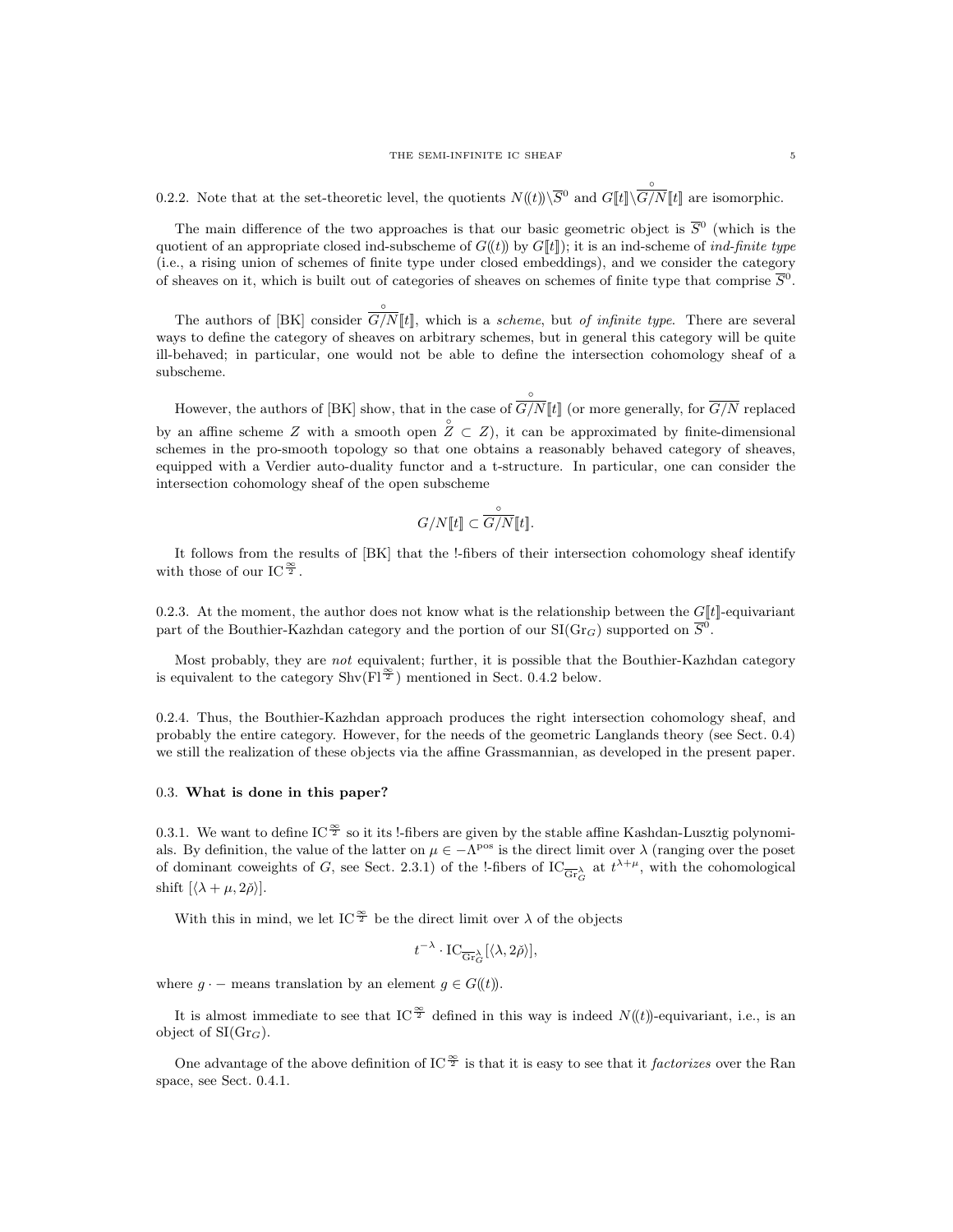0.2.2. Note that at the set-theoretic level, the quotients $N(\!(t)\!)\backslash \overline{S}^0$ and $G[\![t]\!]\backslash \overset{\circ}{\overline{G/N}}[\![t]\!]$ are isomorphic.

The main difference of the two approaches is that our basic geometric object is $\overline{S}^0$ (which is the quotient of an appropriate closed ind-subscheme of $G(\!(t)\!)$ by $G[\![t]\!]$); it is an ind-scheme of *ind-finite type* (i.e., a rising union of schemes of finite type under closed embeddings), and we consider the category of sheaves on it, which is built out of categories of sheaves on schemes of finite type that comprise $\overline{S}^0$.

The authors of [BK] consider $\overset{\circ}{\overline{G/N}}[\![t]\!]$, which is a *scheme*, but *of infinite type*. There are several ways to define the category of sheaves on arbitrary schemes, but in general this category will be quite ill-behaved; in particular, one would not be able to define the intersection cohomology sheaf of a subscheme.

However, the authors of [BK] show, that in the case of $\overset{\circ}{\overline{G/N}}[\![t]\!]$ (or more generally, for $\overline{G/N}$ replaced by an affine scheme $Z$ with a smooth open $\overset{\circ}{Z} \subset Z$), it can be approximated by finite-dimensional schemes in the pro-smooth topology so that one obtains a reasonably behaved category of sheaves, equipped with a Verdier auto-duality functor and a t-structure. In particular, one can consider the intersection cohomology sheaf of the open subscheme

$$G/N[\![t]\!] \subset \overset{\circ}{\overline{G/N}}[\![t]\!].$$

It follows from the results of [BK] that the !-fibers of their intersection cohomology sheaf identify with those of our $\mathrm{IC}^{\frac{\infty}{2}}$.

0.2.3. At the moment, the author does not know what is the relationship between the $G[\![t]\!]$-equivariant part of the Bouthier-Kazhdan category and the portion of our $\mathrm{SI}(\mathrm{Gr}_G)$ supported on $\overline{S}^0$.

Most probably, they are *not* equivalent; further, it is possible that the Bouthier-Kazhdan category is equivalent to the category $\mathrm{Shv}(\mathrm{Fl}^{\frac{\infty}{2}})$ mentioned in Sect. 0.4.2 below.

0.2.4. Thus, the Bouthier-Kazhdan approach produces the right intersection cohomology sheaf, and probably the entire category. However, for the needs of the geometric Langlands theory (see Sect. 0.4) we still the realization of these objects via the affine Grassmannian, as developed in the present paper.

### 0.3. What is done in this paper?

0.3.1. We want to define $\mathrm{IC}^{\frac{\infty}{2}}$ so it its !-fibers are given by the stable affine Kashdan-Lusztig polynomials. By definition, the value of the latter on $\mu \in -\Lambda^{\mathrm{pos}}$ is the direct limit over $\lambda$ (ranging over the poset of dominant coweights of $G$, see Sect. 2.3.1) of the !-fibers of $\mathrm{IC}_{\overline{\mathrm{Gr}}^{\lambda}_G}$ at $t^{\lambda+\mu}$, with the cohomological shift $[\langle \lambda+\mu, 2\check{\rho}\rangle]$.

With this in mind, we let $\mathrm{IC}^{\frac{\infty}{2}}$ be the direct limit over $\lambda$ of the objects

$$t^{-\lambda} \cdot \mathrm{IC}_{\overline{\mathrm{Gr}}^{\lambda}_G}[\langle \lambda, 2\check{\rho}\rangle],$$

where $g \cdot -$ means translation by an element $g \in G(\!(t)\!)$.

It is almost immediate to see that $\mathrm{IC}^{\frac{\infty}{2}}$ defined in this way is indeed $N(\!(t)\!)$-equivariant, i.e., is an object of $\mathrm{SI}(\mathrm{Gr}_G)$.

One advantage of the above definition of $\mathrm{IC}^{\frac{\infty}{2}}$ is that it is easy to see that it *factorizes* over the Ran space, see Sect. 0.4.1.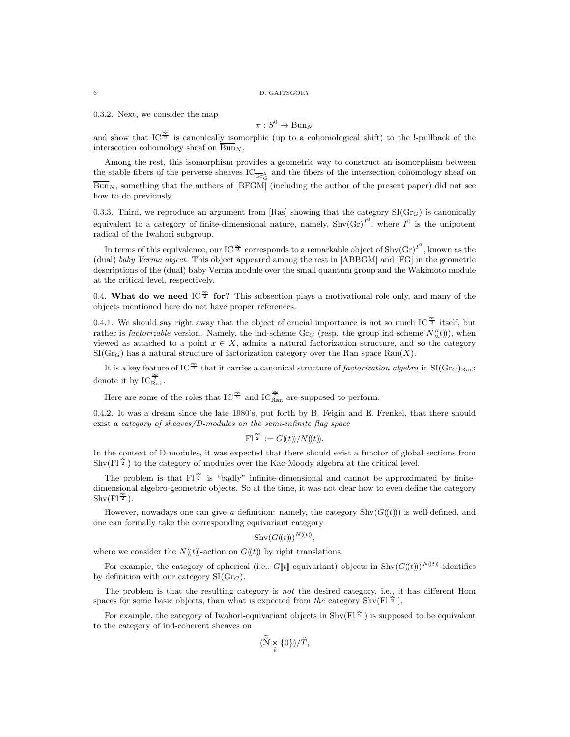0.3.2. Next, we consider the map

$$\pi : \overline{S}^0 \to \overline{\mathrm{Bun}}_N$$

and show that $\mathrm{IC}^{\frac{\infty}{2}}$ is canonically isomorphic (up to a cohomological shift) to the !-pullback of the intersection cohomology sheaf on $\overline{\mathrm{Bun}}_N$.

Among the rest, this isomorphism provides a geometric way to construct an isomorphism between the stable fibers of the perverse sheaves $\mathrm{IC}_{\overline{\mathrm{Gr}}^\lambda_G}$ and the fibers of the intersection cohomology sheaf on $\overline{\mathrm{Bun}}_N$, something that the authors of [BFGM] (including the author of the present paper) did not see how to do previously.

0.3.3. Third, we reproduce an argument from [Ras] showing that the category $\mathrm{SI}(\mathrm{Gr}_G)$ is canonically equivalent to a category of finite-dimensional nature, namely, $\mathrm{Shv}(\mathrm{Gr})^{I^0}$, where $I^0$ is the unipotent radical of the Iwahori subgroup.

In terms of this equivalence, our $\mathrm{IC}^{\frac{\infty}{2}}$ corresponds to a remarkable object of $\mathrm{Shv}(\mathrm{Gr})^{I^0}$, known as the (dual) *baby Verma object*. This object appeared among the rest in [ABBGM] and [FG] in the geometric descriptions of the (dual) baby Verma module over the small quantum group and the Wakimoto module at the critical level, respectively.

0.4. **What do we need $\mathrm{IC}^{\frac{\infty}{2}}$ for?** This subsection plays a motivational role only, and many of the objects mentioned here do not have proper references.

0.4.1. We should say right away that the object of crucial importance is not so much $\mathrm{IC}^{\frac{\infty}{2}}$ itself, but rather is *factorizable* version. Namely, the ind-scheme $\mathrm{Gr}_G$ (resp. the group ind-scheme $N(\!(t)\!)$), when viewed as attached to a point $x \in X$, admits a natural factorization structure, and so the category $\mathrm{SI}(\mathrm{Gr}_G)$ has a natural structure of factorization category over the Ran space $\mathrm{Ran}(X)$.

It is a key feature of $\mathrm{IC}^{\frac{\infty}{2}}$ that it carries a canonical structure of *factorization algebra* in $\mathrm{SI}(\mathrm{Gr}_G)_{\mathrm{Ran}}$; denote it by $\mathrm{IC}^{\frac{\infty}{2}}_{\mathrm{Ran}}$.

Here are some of the roles that $\mathrm{IC}^{\frac{\infty}{2}}$ and $\mathrm{IC}^{\frac{\infty}{2}}_{\mathrm{Ran}}$ are supposed to perform.

0.4.2. It was a dream since the late 1980's, put forth by B. Feigin and E. Frenkel, that there should exist a *category of sheaves/D-modules on the semi-infinite flag space*

$$\mathrm{Fl}^{\frac{\infty}{2}} := G(\!(t)\!)/N(\!(t)\!).$$

In the context of D-modules, it was expected that there should exist a functor of global sections from $\mathrm{Shv}(\mathrm{Fl}^{\frac{\infty}{2}})$ to the category of modules over the Kac-Moody algebra at the critical level.

The problem is that $\mathrm{Fl}^{\frac{\infty}{2}}$ is "badly" infinite-dimensional and cannot be approximated by finite-dimensional algebro-geometric objects. So at the time, it was not clear how to even define the category $\mathrm{Shv}(\mathrm{Fl}^{\frac{\infty}{2}})$.

However, nowadays one can give *a* definition: namely, the category $\mathrm{Shv}(G(\!(t)\!))$ is well-defined, and one can formally take the corresponding equivariant category

$$\mathrm{Shv}(G(\!(t)\!))^{N(\!(t)\!)},$$

where we consider the $N(\!(t)\!)$-action on $G(\!(t)\!)$ by right translations.

For example, the category of spherical (i.e., $G[\![t]\!]$-equivariant) objects in $\mathrm{Shv}(G(\!(t)\!))^{N(\!(t)\!)}$ identifies by definition with our category $\mathrm{SI}(\mathrm{Gr}_G)$.

The problem is that the resulting category is *not* the desired category, i.e., it has different Hom spaces for some basic objects, than what is expected from *the* category $\mathrm{Shv}(\mathrm{Fl}^{\frac{\infty}{2}})$.

For example, the category of Iwahori-equivariant objects in $\mathrm{Shv}(\mathrm{Fl}^{\frac{\infty}{2}})$ is supposed to be equivalent to the category of ind-coherent sheaves on

$$(\tilde{\check{\mathcal{N}}} \underset{\check{\mathfrak{g}}}{\times} \{0\})/\check{T},$$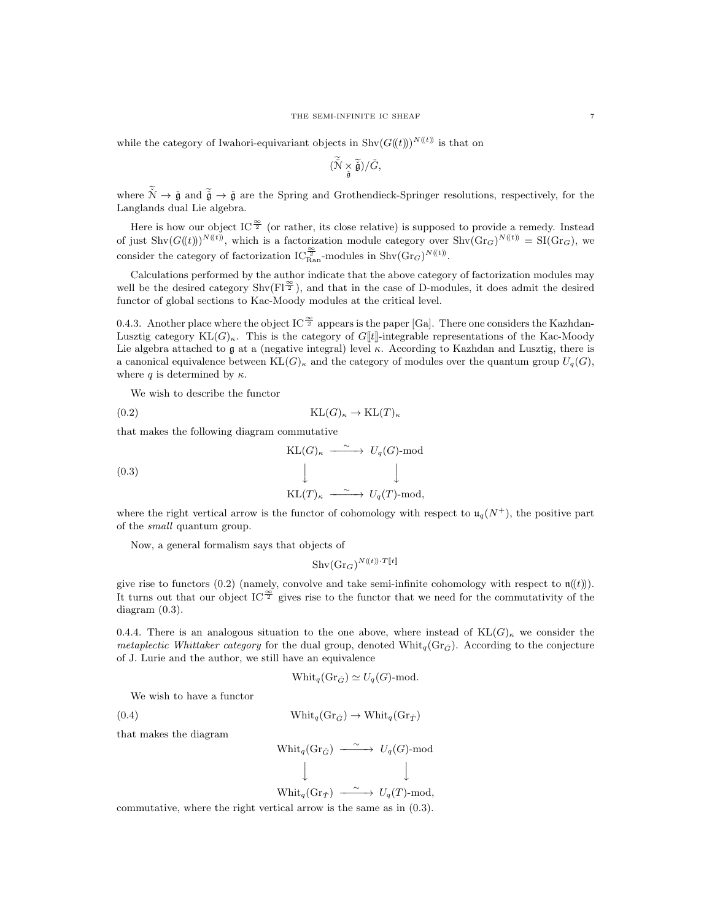while the category of Iwahori-equivariant objects in $\mathrm{Shv}(G(\!(t)\!))^{N(\!(t)\!)}$ is that on

$$(\widetilde{\check{\mathcal{N}}} \underset{\check{\mathfrak{g}}}{\times} \widetilde{\check{\mathfrak{g}}})/\check{G},$$

where $\widetilde{\check{\mathcal{N}}} \to \check{\mathfrak{g}}$ and $\widetilde{\check{\mathfrak{g}}} \to \check{\mathfrak{g}}$ are the Spring and Grothendieck-Springer resolutions, respectively, for the Langlands dual Lie algebra.

Here is how our object $\mathrm{IC}^{\frac{\infty}{2}}$ (or rather, its close relative) is supposed to provide a remedy. Instead of just $\mathrm{Shv}(G(\!(t)\!))^{N(\!(t)\!)}$, which is a factorization module category over $\mathrm{Shv}(\mathrm{Gr}_G)^{N(\!(t)\!)} = \mathrm{SI}(\mathrm{Gr}_G)$, we consider the category of factorization $\mathrm{IC}^{\frac{\infty}{2}}_{\mathrm{Ran}}$-modules in $\mathrm{Shv}(\mathrm{Gr}_G)^{N(\!(t)\!)}$.

Calculations performed by the author indicate that the above category of factorization modules may well be the desired category $\mathrm{Shv}(\mathrm{Fl}^{\frac{\infty}{2}})$, and that in the case of D-modules, it does admit the desired functor of global sections to Kac-Moody modules at the critical level.

0.4.3. Another place where the object $\mathrm{IC}^{\frac{\infty}{2}}$ appears is the paper [Ga]. There one considers the Kazhdan-Lusztig category $\mathrm{KL}(G)_\kappa$. This is the category of $G[\![t]\!]$-integrable representations of the Kac-Moody Lie algebra attached to $\mathfrak{g}$ at a (negative integral) level $\kappa$. According to Kazhdan and Lusztig, there is a canonical equivalence between $\mathrm{KL}(G)_\kappa$ and the category of modules over the quantum group $U_q(G)$, where $q$ is determined by $\kappa$.

We wish to describe the functor

$$\mathrm{KL}(G)_\kappa \to \mathrm{KL}(T)_\kappa \tag{0.2}$$

that makes the following diagram commutative

$$\begin{array}{ccc} \mathrm{KL}(G)_\kappa & \xrightarrow{\sim} & U_q(G)\text{-mod} \\ \downarrow & & \downarrow \\ \mathrm{KL}(T)_\kappa & \xrightarrow{\sim} & U_q(T)\text{-mod}, \end{array} \tag{0.3}$$

where the right vertical arrow is the functor of cohomology with respect to $\mathfrak{u}_q(N^+)$, the positive part of the *small* quantum group.

Now, a general formalism says that objects of

$$\mathrm{Shv}(\mathrm{Gr}_G)^{N(\!(t)\!)\cdot T[\![t]\!]}$$

give rise to functors (0.2) (namely, convolve and take semi-infinite cohomology with respect to $\mathfrak{n}(\!(t)\!)$). It turns out that our object $\mathrm{IC}^{\frac{\infty}{2}}$ gives rise to the functor that we need for the commutativity of the diagram (0.3).

0.4.4. There is an analogous situation to the one above, where instead of $\mathrm{KL}(G)_\kappa$ we consider the *metaplectic Whittaker category* for the dual group, denoted $\mathrm{Whit}_q(\mathrm{Gr}_{\check{G}})$. According to the conjecture of J. Lurie and the author, we still have an equivalence

$$\mathrm{Whit}_q(\mathrm{Gr}_{\check{G}}) \simeq U_q(G)\text{-mod}.$$

We wish to have a functor

$$\mathrm{Whit}_q(\mathrm{Gr}_{\check{G}}) \to \mathrm{Whit}_q(\mathrm{Gr}_{\check{T}}) \tag{0.4}$$

that makes the diagram

$$\begin{array}{ccc} \mathrm{Whit}_q(\mathrm{Gr}_{\check{G}}) & \xrightarrow{\sim} & U_q(G)\text{-mod} \\ \downarrow & & \downarrow \\ \mathrm{Whit}_q(\mathrm{Gr}_{\check{T}}) & \xrightarrow{\sim} & U_q(T)\text{-mod}, \end{array}$$

commutative, where the right vertical arrow is the same as in (0.3).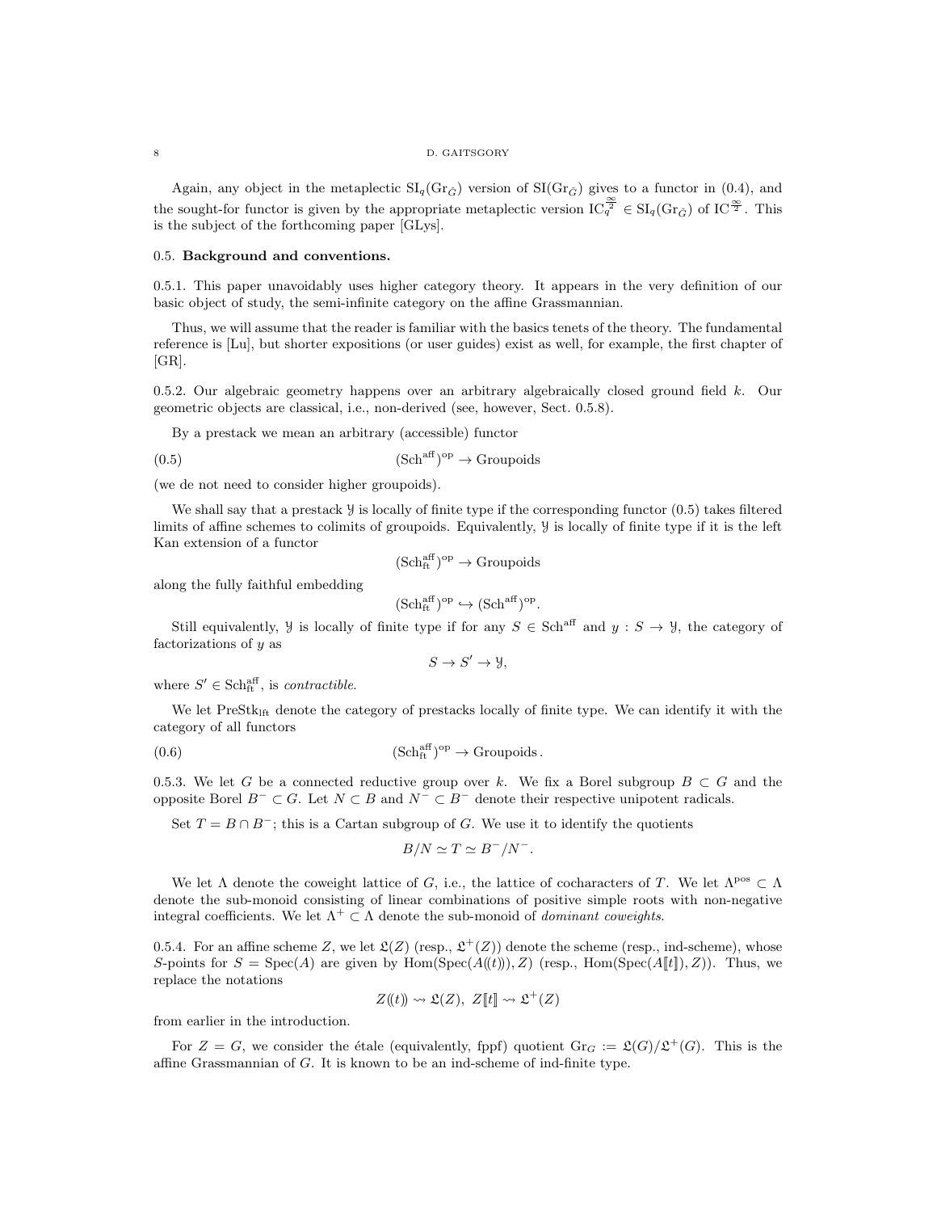Again, any object in the metaplectic $\mathrm{SI}_q(\mathrm{Gr}_{\check{G}})$ version of $\mathrm{SI}(\mathrm{Gr}_{\check{G}})$ gives to a functor in (0.4), and the sought-for functor is given by the appropriate metaplectic version $\mathrm{IC}_q^{\frac{\infty}{2}} \in \mathrm{SI}_q(\mathrm{Gr}_{\check{G}})$ of $\mathrm{IC}^{\frac{\infty}{2}}$. This is the subject of the forthcoming paper [GLys].

### 0.5. Background and conventions.

0.5.1. This paper unavoidably uses higher category theory. It appears in the very definition of our basic object of study, the semi-infinite category on the affine Grassmannian.

Thus, we will assume that the reader is familiar with the basics tenets of the theory. The fundamental reference is [Lu], but shorter expositions (or user guides) exist as well, for example, the first chapter of [GR].

0.5.2. Our algebraic geometry happens over an arbitrary algebraically closed ground field $k$. Our geometric objects are classical, i.e., non-derived (see, however, Sect. 0.5.8).

By a prestack we mean an arbitrary (accessible) functor

$$(\mathrm{Sch}^{\mathrm{aff}})^{\mathrm{op}} \to \mathrm{Groupoids} \tag{0.5}$$

(we de not need to consider higher groupoids).

We shall say that a prestack $\mathcal{Y}$ is locally of finite type if the corresponding functor (0.5) takes filtered limits of affine schemes to colimits of groupoids. Equivalently, $\mathcal{Y}$ is locally of finite type if it is the left Kan extension of a functor

$$(\mathrm{Sch}^{\mathrm{aff}}_{\mathrm{ft}})^{\mathrm{op}} \to \mathrm{Groupoids}$$

along the fully faithful embedding

$$(\mathrm{Sch}^{\mathrm{aff}}_{\mathrm{ft}})^{\mathrm{op}} \hookrightarrow (\mathrm{Sch}^{\mathrm{aff}})^{\mathrm{op}}.$$

Still equivalently, $\mathcal{Y}$ is locally of finite type if for any $S \in \mathrm{Sch}^{\mathrm{aff}}$ and $y : S \to \mathcal{Y}$, the category of factorizations of $y$ as

$$S \to S' \to \mathcal{Y},$$

where $S' \in \mathrm{Sch}^{\mathrm{aff}}_{\mathrm{ft}}$, is *contractible*.

We let $\mathrm{PreStk}_{\mathrm{lft}}$ denote the category of prestacks locally of finite type. We can identify it with the category of all functors

$$(\mathrm{Sch}^{\mathrm{aff}}_{\mathrm{ft}})^{\mathrm{op}} \to \mathrm{Groupoids}\,. \tag{0.6}$$

0.5.3. We let $G$ be a connected reductive group over $k$. We fix a Borel subgroup $B \subset G$ and the opposite Borel $B^- \subset G$. Let $N \subset B$ and $N^- \subset B^-$ denote their respective unipotent radicals.

Set $T = B \cap B^-$; this is a Cartan subgroup of $G$. We use it to identify the quotients

$$B/N \simeq T \simeq B^-/N^-.$$

We let $\Lambda$ denote the coweight lattice of $G$, i.e., the lattice of cocharacters of $T$. We let $\Lambda^{\mathrm{pos}} \subset \Lambda$ denote the sub-monoid consisting of linear combinations of positive simple roots with non-negative integral coefficients. We let $\Lambda^+ \subset \Lambda$ denote the sub-monoid of *dominant coweights*.

0.5.4. For an affine scheme $Z$, we let $\mathfrak{L}(Z)$ (resp., $\mathfrak{L}^+(Z)$) denote the scheme (resp., ind-scheme), whose $S$-points for $S = \mathrm{Spec}(A)$ are given by $\mathrm{Hom}(\mathrm{Spec}(A(\!(t)\!)), Z)$ (resp., $\mathrm{Hom}(\mathrm{Spec}(A[\![t]\!]), Z)$). Thus, we replace the notations

$$Z(\!(t)\!) \rightsquigarrow \mathfrak{L}(Z),\ Z[\![t]\!] \rightsquigarrow \mathfrak{L}^+(Z)$$

from earlier in the introduction.

For $Z = G$, we consider the étale (equivalently, fppf) quotient $\mathrm{Gr}_G := \mathfrak{L}(G)/\mathfrak{L}^+(G)$. This is the affine Grassmannian of $G$. It is known to be an ind-scheme of ind-finite type.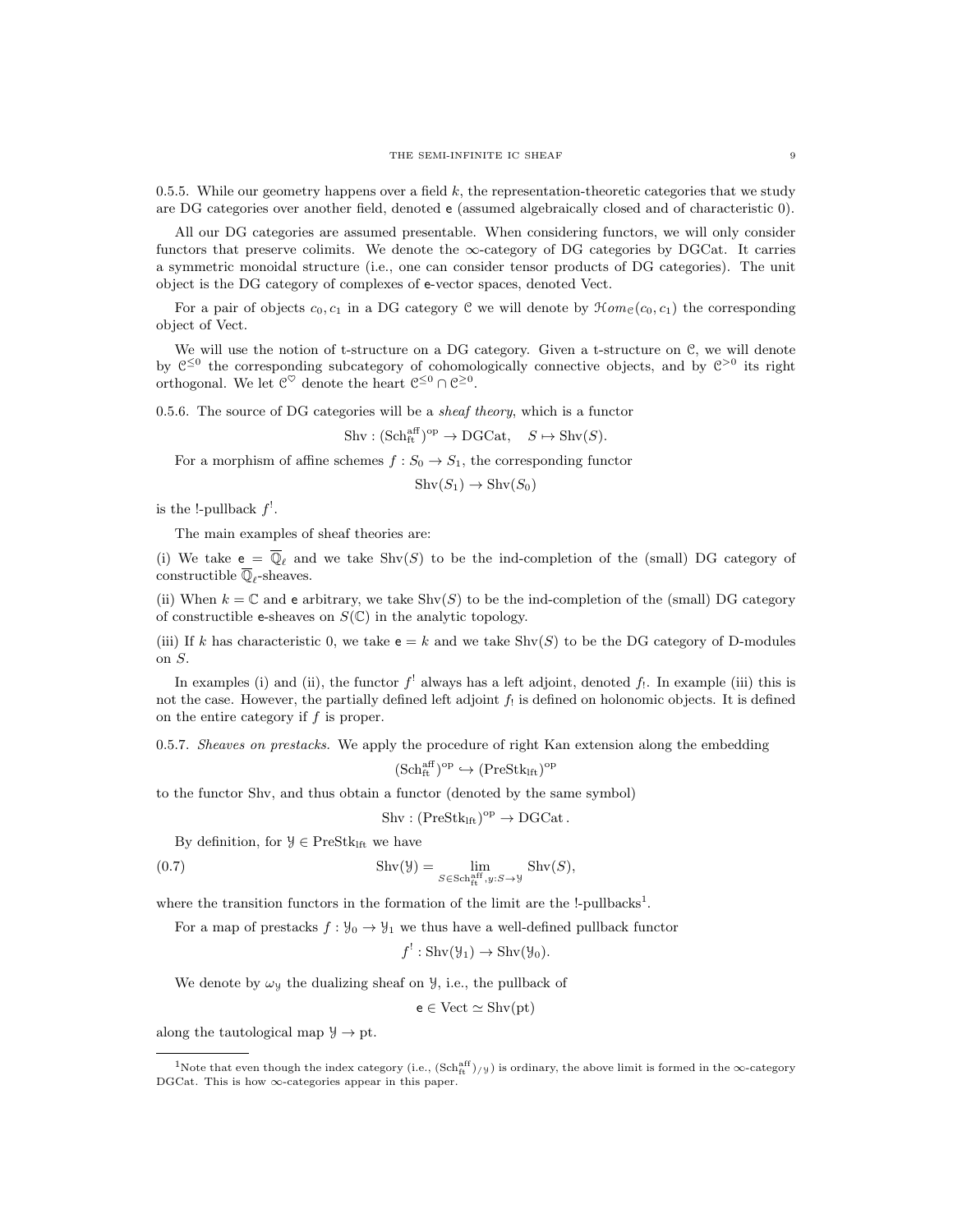0.5.5. While our geometry happens over a field $k$, the representation-theoretic categories that we study are DG categories over another field, denoted $\mathsf{e}$ (assumed algebraically closed and of characteristic 0).

All our DG categories are assumed presentable. When considering functors, we will only consider functors that preserve colimits. We denote the $\infty$-category of DG categories by DGCat. It carries a symmetric monoidal structure (i.e., one can consider tensor products of DG categories). The unit object is the DG category of complexes of $\mathsf{e}$-vector spaces, denoted Vect.

For a pair of objects $c_0, c_1$ in a DG category $\mathcal{C}$ we will denote by $\mathcal{H}om_{\mathcal{C}}(c_0, c_1)$ the corresponding object of Vect.

We will use the notion of t-structure on a DG category. Given a t-structure on $\mathcal{C}$, we will denote by $\mathcal{C}^{\leq 0}$ the corresponding subcategory of cohomologically connective objects, and by $\mathcal{C}^{>0}$ its right orthogonal. We let $\mathcal{C}^{\heartsuit}$ denote the heart $\mathcal{C}^{\leq 0} \cap \mathcal{C}^{\geq 0}$.

0.5.6. The source of DG categories will be a *sheaf theory*, which is a functor

$$\text{Shv} : (\text{Sch}^{\text{aff}}_{\text{ft}})^{\text{op}} \to \text{DGCat}, \quad S \mapsto \text{Shv}(S).$$

For a morphism of affine schemes $f : S_0 \to S_1$, the corresponding functor

$$\text{Shv}(S_1) \to \text{Shv}(S_0)$$

is the !-pullback $f^!$.

The main examples of sheaf theories are:

(i) We take $\mathsf{e} = \overline{\mathbb{Q}}_\ell$ and we take $\text{Shv}(S)$ to be the ind-completion of the (small) DG category of constructible $\overline{\mathbb{Q}}_\ell$-sheaves.

(ii) When $k = \mathbb{C}$ and $\mathsf{e}$ arbitrary, we take $\text{Shv}(S)$ to be the ind-completion of the (small) DG category of constructible $\mathsf{e}$-sheaves on $S(\mathbb{C})$ in the analytic topology.

(iii) If $k$ has characteristic 0, we take $\mathsf{e} = k$ and we take $\text{Shv}(S)$ to be the DG category of D-modules on $S$.

In examples (i) and (ii), the functor $f^!$ always has a left adjoint, denoted $f_!$. In example (iii) this is not the case. However, the partially defined left adjoint $f_!$ is defined on holonomic objects. It is defined on the entire category if $f$ is proper.

0.5.7. *Sheaves on prestacks.* We apply the procedure of right Kan extension along the embedding

$$(\text{Sch}^{\text{aff}}_{\text{ft}})^{\text{op}} \hookrightarrow (\text{PreStk}_{\text{lft}})^{\text{op}}$$

to the functor Shv, and thus obtain a functor (denoted by the same symbol)

$$\text{Shv} : (\text{PreStk}_{\text{lft}})^{\text{op}} \to \text{DGCat}\,.$$

By definition, for $\mathcal{Y} \in \text{PreStk}_{\text{lft}}$ we have

$$\text{Shv}(\mathcal{Y}) = \lim_{S \in \text{Sch}^{\text{aff}}_{\text{ft}}, y: S \to \mathcal{Y}} \text{Shv}(S), \tag{0.7}$$

where the transition functors in the formation of the limit are the !-pullbacks[1].

For a map of prestacks $f : \mathcal{Y}_0 \to \mathcal{Y}_1$ we thus have a well-defined pullback functor

$$f^! : \text{Shv}(\mathcal{Y}_1) \to \text{Shv}(\mathcal{Y}_0).$$

We denote by $\omega_{\mathcal{Y}}$ the dualizing sheaf on $\mathcal{Y}$, i.e., the pullback of

$$\mathsf{e} \in \text{Vect} \simeq \text{Shv}(\text{pt})$$

along the tautological map $\mathcal{Y} \to \text{pt}$.

[1] Note that even though the index category (i.e., $(\text{Sch}^{\text{aff}}_{\text{ft}})_{/\mathcal{Y}}$) is ordinary, the above limit is formed in the $\infty$-category DGCat. This is how $\infty$-categories appear in this paper.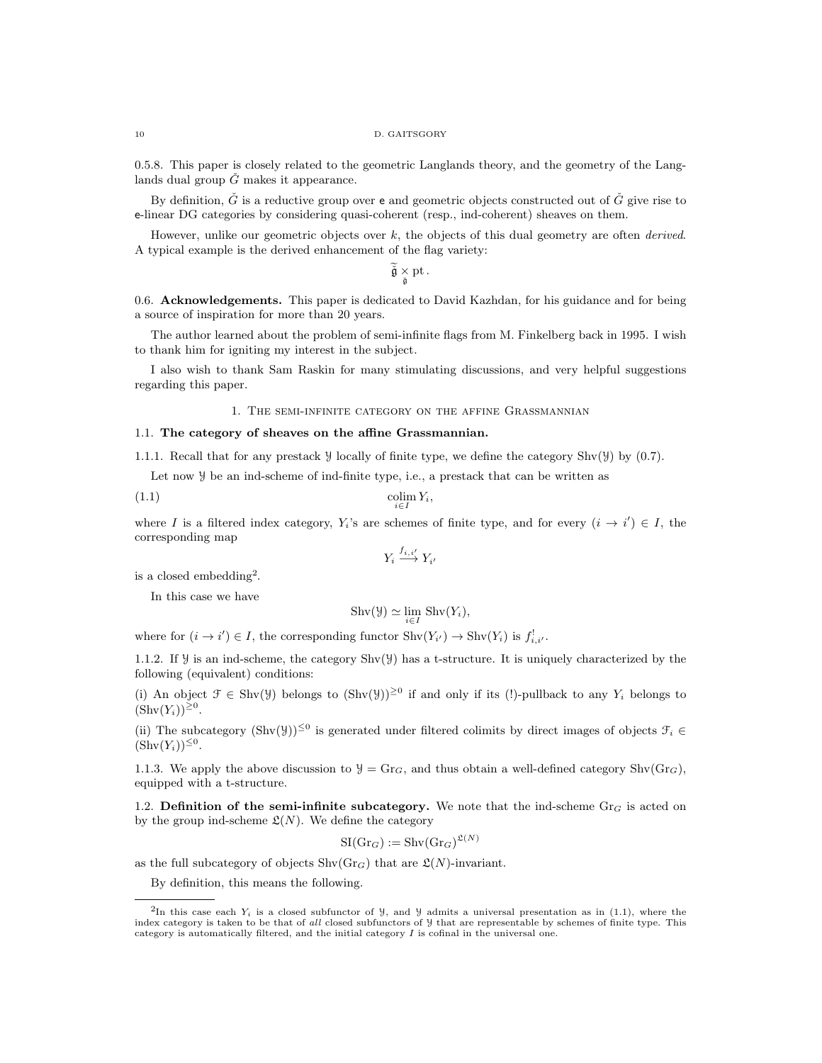0.5.8. This paper is closely related to the geometric Langlands theory, and the geometry of the Langlands dual group $\check{G}$ makes it appearance.

By definition, $\check{G}$ is a reductive group over $\mathsf{e}$ and geometric objects constructed out of $\check{G}$ give rise to $\mathsf{e}$-linear DG categories by considering quasi-coherent (resp., ind-coherent) sheaves on them.

However, unlike our geometric objects over $k$, the objects of this dual geometry are often *derived*. A typical example is the derived enhancement of the flag variety:

$$\widetilde{\check{\mathfrak{g}}} \underset{\check{\mathfrak{g}}}{\times} \mathrm{pt}\,.$$

**0.6. Acknowledgements.** This paper is dedicated to David Kazhdan, for his guidance and for being a source of inspiration for more than 20 years.

The author learned about the problem of semi-infinite flags from M. Finkelberg back in 1995. I wish to thank him for igniting my interest in the subject.

I also wish to thank Sam Raskin for many stimulating discussions, and very helpful suggestions regarding this paper.

## 1. The semi-infinite category on the affine Grassmannian

### 1.1. The category of sheaves on the affine Grassmannian.

1.1.1. Recall that for any prestack $\mathcal{Y}$ locally of finite type, we define the category $\mathrm{Shv}(\mathcal{Y})$ by (0.7).

Let now $\mathcal{Y}$ be an ind-scheme of ind-finite type, i.e., a prestack that can be written as

$$\underset{i\in I}{\mathrm{colim}}\, Y_i, \tag{1.1}$$

where $I$ is a filtered index category, $Y_i$'s are schemes of finite type, and for every $(i \to i') \in I$, the corresponding map

$$Y_i \xrightarrow{f_{i,i'}} Y_{i'}$$

is a closed embedding[2].

In this case we have

$$\mathrm{Shv}(\mathcal{Y}) \simeq \lim_{i\in I}\, \mathrm{Shv}(Y_i),$$

where for $(i \to i') \in I$, the corresponding functor $\mathrm{Shv}(Y_{i'}) \to \mathrm{Shv}(Y_i)$ is $f^!_{i,i'}$.

1.1.2. If $\mathcal{Y}$ is an ind-scheme, the category $\mathrm{Shv}(\mathcal{Y})$ has a t-structure. It is uniquely characterized by the following (equivalent) conditions:

(i) An object $\mathcal{F} \in \mathrm{Shv}(\mathcal{Y})$ belongs to $(\mathrm{Shv}(\mathcal{Y}))^{\geq 0}$ if and only if its (!)-pullback to any $Y_i$ belongs to $(\mathrm{Shv}(Y_i))^{\geq 0}$.

(ii) The subcategory $(\mathrm{Shv}(\mathcal{Y}))^{\leq 0}$ is generated under filtered colimits by direct images of objects $\mathcal{F}_i \in (\mathrm{Shv}(Y_i))^{\leq 0}$.

1.1.3. We apply the above discussion to $\mathcal{Y} = \mathrm{Gr}_G$, and thus obtain a well-defined category $\mathrm{Shv}(\mathrm{Gr}_G)$, equipped with a t-structure.

**1.2. Definition of the semi-infinite subcategory.** We note that the ind-scheme $\mathrm{Gr}_G$ is acted on by the group ind-scheme $\mathfrak{L}(N)$. We define the category

$$\mathrm{SI}(\mathrm{Gr}_G) := \mathrm{Shv}(\mathrm{Gr}_G)^{\mathfrak{L}(N)}$$

as the full subcategory of objects $\mathrm{Shv}(\mathrm{Gr}_G)$ that are $\mathfrak{L}(N)$-invariant.

By definition, this means the following.

---

[2] In this case each $Y_i$ is a closed subfunctor of $\mathcal{Y}$, and $\mathcal{Y}$ admits a universal presentation as in (1.1), where the index category is taken to be that of *all* closed subfunctors of $\mathcal{Y}$ that are representable by schemes of finite type. This category is automatically filtered, and the initial category $I$ is cofinal in the universal one.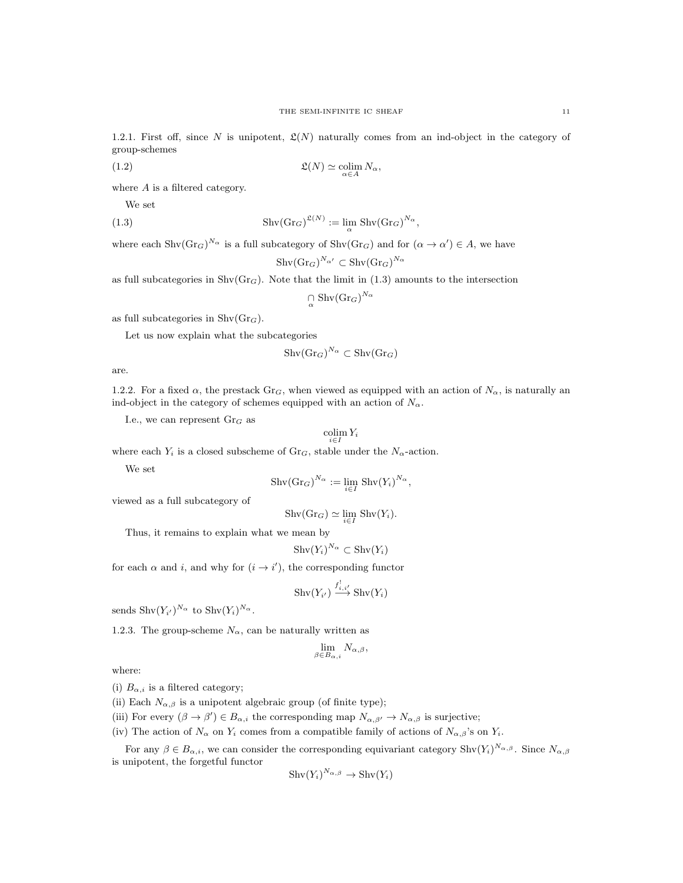1.2.1. First off, since $N$ is unipotent, $\mathfrak{L}(N)$ naturally comes from an ind-object in the category of group-schemes

$$\mathfrak{L}(N) \simeq \underset{\alpha \in A}{\operatorname{colim}}\, N_\alpha, \tag{1.2}$$

where $A$ is a filtered category.

We set

$$\operatorname{Shv}(\operatorname{Gr}_G)^{\mathfrak{L}(N)} := \lim_{\alpha} \operatorname{Shv}(\operatorname{Gr}_G)^{N_\alpha}, \tag{1.3}$$

where each $\operatorname{Shv}(\operatorname{Gr}_G)^{N_\alpha}$ is a full subcategory of $\operatorname{Shv}(\operatorname{Gr}_G)$ and for $(\alpha \to \alpha') \in A$, we have

$$\operatorname{Shv}(\operatorname{Gr}_G)^{N_{\alpha'}} \subset \operatorname{Shv}(\operatorname{Gr}_G)^{N_\alpha}$$

as full subcategories in $\operatorname{Shv}(\operatorname{Gr}_G)$. Note that the limit in (1.3) amounts to the intersection

$$\bigcap_{\alpha} \operatorname{Shv}(\operatorname{Gr}_G)^{N_\alpha}$$

as full subcategories in $\operatorname{Shv}(\operatorname{Gr}_G)$.

Let us now explain what the subcategories

$$\operatorname{Shv}(\operatorname{Gr}_G)^{N_\alpha} \subset \operatorname{Shv}(\operatorname{Gr}_G)$$

are.

1.2.2. For a fixed $\alpha$, the prestack $\operatorname{Gr}_G$, when viewed as equipped with an action of $N_\alpha$, is naturally an ind-object in the category of schemes equipped with an action of $N_\alpha$.

I.e., we can represent $\operatorname{Gr}_G$ as

$$\underset{i \in I}{\operatorname{colim}}\, Y_i$$

where each $Y_i$ is a closed subscheme of $\operatorname{Gr}_G$, stable under the $N_\alpha$-action.

We set

$$\operatorname{Shv}(\operatorname{Gr}_G)^{N_\alpha} := \lim_{i \in I} \operatorname{Shv}(Y_i)^{N_\alpha},$$

viewed as a full subcategory of

$$\operatorname{Shv}(\operatorname{Gr}_G) \simeq \lim_{i \in I} \operatorname{Shv}(Y_i).$$

Thus, it remains to explain what we mean by

$$\operatorname{Shv}(Y_i)^{N_\alpha} \subset \operatorname{Shv}(Y_i)$$

for each $\alpha$ and $i$, and why for $(i \to i')$, the corresponding functor

$$\operatorname{Shv}(Y_{i'}) \xrightarrow{f^!_{i,i'}} \operatorname{Shv}(Y_i)$$

sends $\operatorname{Shv}(Y_{i'})^{N_\alpha}$ to $\operatorname{Shv}(Y_i)^{N_\alpha}$.

1.2.3. The group-scheme $N_\alpha$, can be naturally written as

$$\lim_{\beta \in B_{\alpha,i}} N_{\alpha,\beta},$$

where:

(i) $B_{\alpha,i}$ is a filtered category;

(ii) Each $N_{\alpha,\beta}$ is a unipotent algebraic group (of finite type);

(iii) For every $(\beta \to \beta') \in B_{\alpha,i}$ the corresponding map $N_{\alpha,\beta'} \to N_{\alpha,\beta}$ is surjective;

(iv) The action of $N_\alpha$ on $Y_i$ comes from a compatible family of actions of $N_{\alpha,\beta}$'s on $Y_i$.

For any $\beta \in B_{\alpha,i}$, we can consider the corresponding equivariant category $\operatorname{Shv}(Y_i)^{N_{\alpha,\beta}}$. Since $N_{\alpha,\beta}$ is unipotent, the forgetful functor

$$\operatorname{Shv}(Y_i)^{N_{\alpha,\beta}} \to \operatorname{Shv}(Y_i)$$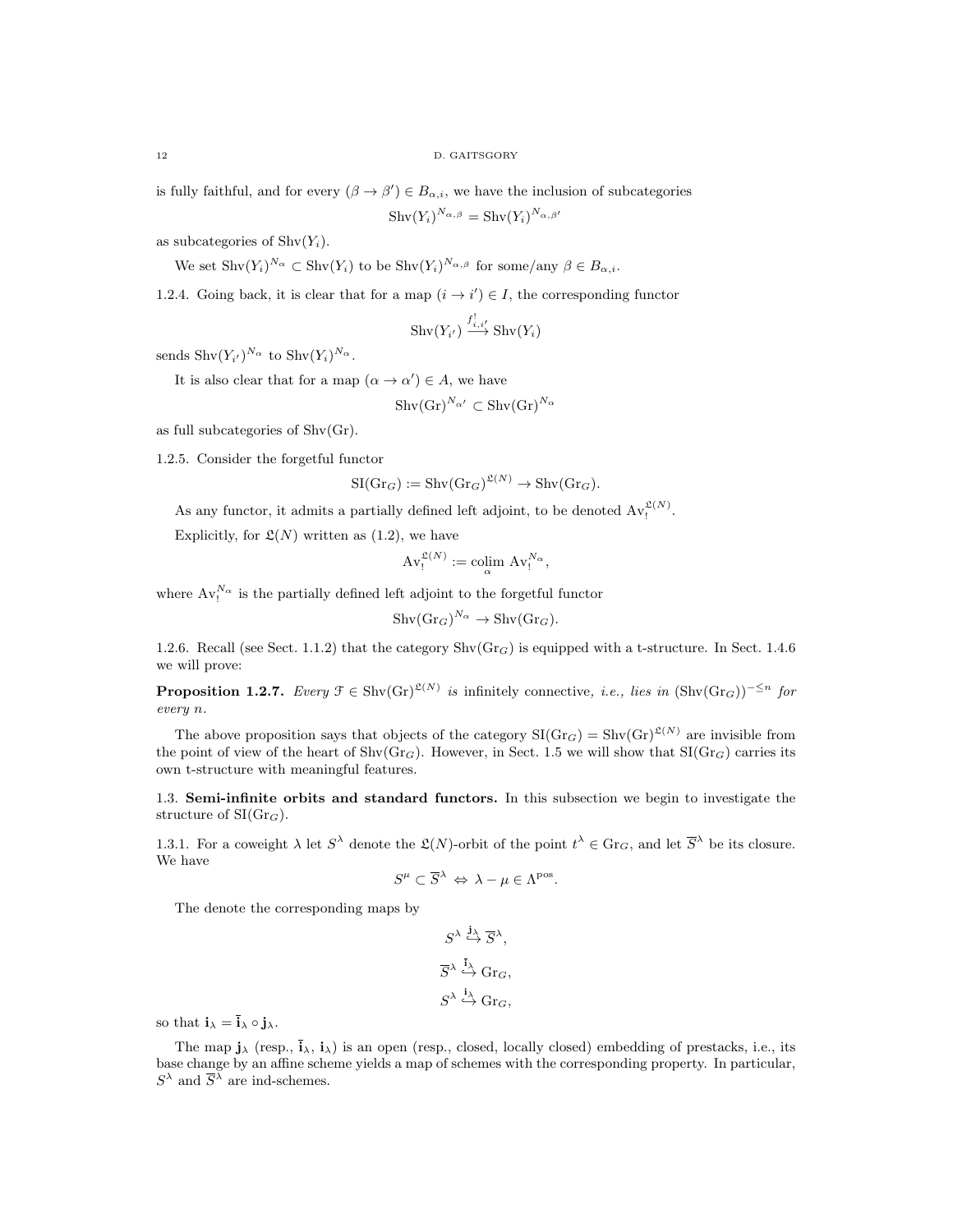is fully faithful, and for every $(\beta \to \beta') \in B_{\alpha,i}$, we have the inclusion of subcategories

$$\mathrm{Shv}(Y_i)^{N_{\alpha,\beta}} = \mathrm{Shv}(Y_i)^{N_{\alpha,\beta'}}$$

as subcategories of $\mathrm{Shv}(Y_i)$.

We set $\mathrm{Shv}(Y_i)^{N_\alpha} \subset \mathrm{Shv}(Y_i)$ to be $\mathrm{Shv}(Y_i)^{N_{\alpha,\beta}}$ for some/any $\beta \in B_{\alpha,i}$.

1.2.4. Going back, it is clear that for a map $(i \to i') \in I$, the corresponding functor

$$\mathrm{Shv}(Y_{i'}) \xrightarrow{f^!_{i,i'}} \mathrm{Shv}(Y_i)$$

sends $\mathrm{Shv}(Y_{i'})^{N_\alpha}$ to $\mathrm{Shv}(Y_i)^{N_\alpha}$.

It is also clear that for a map $(\alpha \to \alpha') \in A$, we have

$$\mathrm{Shv}(\mathrm{Gr})^{N_{\alpha'}} \subset \mathrm{Shv}(\mathrm{Gr})^{N_\alpha}$$

as full subcategories of $\mathrm{Shv}(\mathrm{Gr})$.

1.2.5. Consider the forgetful functor

$$\mathrm{SI}(\mathrm{Gr}_G) := \mathrm{Shv}(\mathrm{Gr}_G)^{\mathfrak{L}(N)} \to \mathrm{Shv}(\mathrm{Gr}_G).$$

As any functor, it admits a partially defined left adjoint, to be denoted $\mathrm{Av}_!^{\mathfrak{L}(N)}$.

Explicitly, for $\mathfrak{L}(N)$ written as (1.2), we have

$$\mathrm{Av}_!^{\mathfrak{L}(N)} := \underset{\alpha}{\mathrm{colim}}\, \mathrm{Av}_!^{N_\alpha},$$

where $\mathrm{Av}_!^{N_\alpha}$ is the partially defined left adjoint to the forgetful functor

$$\mathrm{Shv}(\mathrm{Gr}_G)^{N_\alpha} \to \mathrm{Shv}(\mathrm{Gr}_G).$$

1.2.6. Recall (see Sect. 1.1.2) that the category $\mathrm{Shv}(\mathrm{Gr}_G)$ is equipped with a t-structure. In Sect. 1.4.6 we will prove:

**Proposition 1.2.7.** *Every $\mathcal{F} \in \mathrm{Shv}(\mathrm{Gr})^{\mathfrak{L}(N)}$ is infinitely connective, i.e., lies in $(\mathrm{Shv}(\mathrm{Gr}_G))^{-,\leq n}$ for every $n$.*

The above proposition says that objects of the category $\mathrm{SI}(\mathrm{Gr}_G) = \mathrm{Shv}(\mathrm{Gr})^{\mathfrak{L}(N)}$ are invisible from the point of view of the heart of $\mathrm{Shv}(\mathrm{Gr}_G)$. However, in Sect. 1.5 we will show that $\mathrm{SI}(\mathrm{Gr}_G)$ carries its own t-structure with meaningful features.

## 1.3. Semi-infinite orbits and standard functors.

In this subsection we begin to investigate the structure of $\mathrm{SI}(\mathrm{Gr}_G)$.

1.3.1. For a coweight $\lambda$ let $S^\lambda$ denote the $\mathfrak{L}(N)$-orbit of the point $t^\lambda \in \mathrm{Gr}_G$, and let $\overline{S}^\lambda$ be its closure. We have

$$S^\mu \subset \overline{S}^\lambda \Leftrightarrow \lambda - \mu \in \Lambda^{\mathrm{pos}}.$$

The denote the corresponding maps by

$$S^\lambda \overset{\mathbf{j}_\lambda}{\hookrightarrow} \overline{S}^\lambda,$$

$$\overline{S}^\lambda \overset{\bar{\mathbf{i}}_\lambda}{\hookrightarrow} \mathrm{Gr}_G,$$

$$S^\lambda \overset{\mathbf{i}_\lambda}{\hookrightarrow} \mathrm{Gr}_G,$$

so that $\mathbf{i}_\lambda = \bar{\mathbf{i}}_\lambda \circ \mathbf{j}_\lambda$.

The map $\mathbf{j}_\lambda$ (resp., $\bar{\mathbf{i}}_\lambda$, $\mathbf{i}_\lambda$) is an open (resp., closed, locally closed) embedding of prestacks, i.e., its base change by an affine scheme yields a map of schemes with the corresponding property. In particular, $S^\lambda$ and $\overline{S}^\lambda$ are ind-schemes.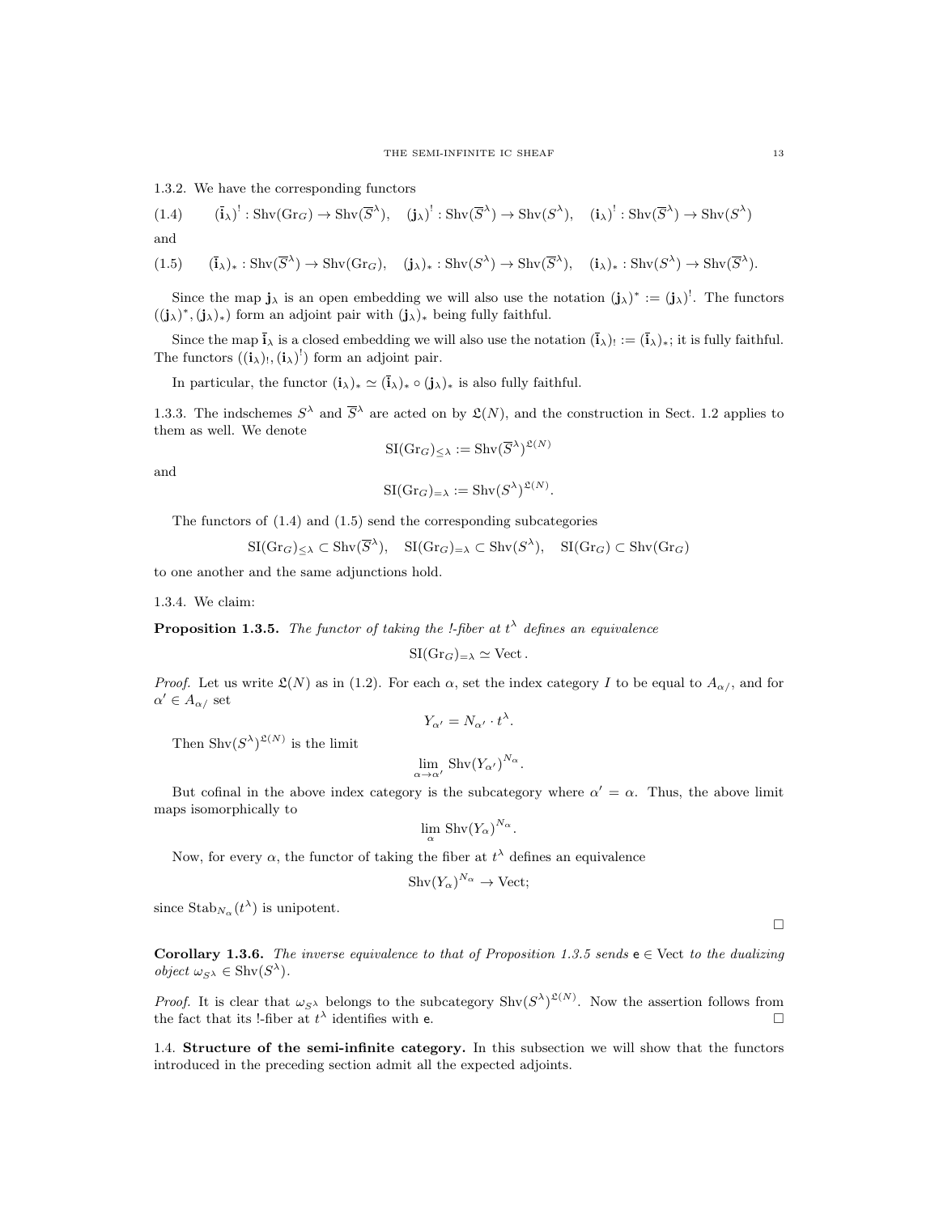1.3.2. We have the corresponding functors

$$(\bar{\mathbf{i}}_\lambda)^! : \operatorname{Shv}(\operatorname{Gr}_G) \to \operatorname{Shv}(\overline{S}^\lambda), \quad (\mathbf{j}_\lambda)^! : \operatorname{Shv}(\overline{S}^\lambda) \to \operatorname{Shv}(S^\lambda), \quad (\mathbf{i}_\lambda)^! : \operatorname{Shv}(\overline{S}^\lambda) \to \operatorname{Shv}(S^\lambda) \tag{1.4}$$

and

$$(\bar{\mathbf{i}}_\lambda)_* : \operatorname{Shv}(\overline{S}^\lambda) \to \operatorname{Shv}(\operatorname{Gr}_G), \quad (\mathbf{j}_\lambda)_* : \operatorname{Shv}(S^\lambda) \to \operatorname{Shv}(\overline{S}^\lambda), \quad (\mathbf{i}_\lambda)_* : \operatorname{Shv}(S^\lambda) \to \operatorname{Shv}(\overline{S}^\lambda). \tag{1.5}$$

Since the map $\mathbf{j}_\lambda$ is an open embedding we will also use the notation $(\mathbf{j}_\lambda)^* := (\mathbf{j}_\lambda)^!$. The functors $((\mathbf{j}_\lambda)^*, (\mathbf{j}_\lambda)_*)$ form an adjoint pair with $(\mathbf{j}_\lambda)_*$ being fully faithful.

Since the map $\bar{\mathbf{i}}_\lambda$ is a closed embedding we will also use the notation $(\bar{\mathbf{i}}_\lambda)_! := (\bar{\mathbf{i}}_\lambda)_*$; it is fully faithful. The functors $((\mathbf{i}_\lambda)_!, (\mathbf{i}_\lambda)^!)$ form an adjoint pair.

In particular, the functor $(\mathbf{i}_\lambda)_* \simeq (\bar{\mathbf{i}}_\lambda)_* \circ (\mathbf{j}_\lambda)_*$ is also fully faithful.

1.3.3. The indschemes $S^\lambda$ and $\overline{S}^\lambda$ are acted on by $\mathfrak{L}(N)$, and the construction in Sect. 1.2 applies to them as well. We denote

$$\operatorname{SI}(\operatorname{Gr}_G)_{\leq \lambda} := \operatorname{Shv}(\overline{S}^\lambda)^{\mathfrak{L}(N)}$$

and

$$\operatorname{SI}(\operatorname{Gr}_G)_{= \lambda} := \operatorname{Shv}(S^\lambda)^{\mathfrak{L}(N)}.$$

The functors of (1.4) and (1.5) send the corresponding subcategories

$$\operatorname{SI}(\operatorname{Gr}_G)_{\leq \lambda} \subset \operatorname{Shv}(\overline{S}^\lambda), \quad \operatorname{SI}(\operatorname{Gr}_G)_{= \lambda} \subset \operatorname{Shv}(S^\lambda), \quad \operatorname{SI}(\operatorname{Gr}_G) \subset \operatorname{Shv}(\operatorname{Gr}_G)$$

to one another and the same adjunctions hold.

1.3.4. We claim:

**Proposition 1.3.5.** *The functor of taking the !-fiber at $t^\lambda$ defines an equivalence*

$$\operatorname{SI}(\operatorname{Gr}_G)_{=\lambda} \simeq \operatorname{Vect}.$$

*Proof.* Let us write $\mathfrak{L}(N)$ as in (1.2). For each $\alpha$, set the index category $I$ to be equal to $A_{\alpha/}$, and for $\alpha' \in A_{\alpha/}$ set

$$Y_{\alpha'} = N_{\alpha'} \cdot t^\lambda.$$

Then $\operatorname{Shv}(S^\lambda)^{\mathfrak{L}(N)}$ is the limit

$$\lim_{\alpha \to \alpha'} \operatorname{Shv}(Y_{\alpha'})^{N_\alpha}.$$

But cofinal in the above index category is the subcategory where $\alpha' = \alpha$. Thus, the above limit maps isomorphically to

$$\lim_{\alpha} \operatorname{Shv}(Y_\alpha)^{N_\alpha}.$$

Now, for every $\alpha$, the functor of taking the fiber at $t^\lambda$ defines an equivalence

$$\operatorname{Shv}(Y_\alpha)^{N_\alpha} \to \operatorname{Vect};$$

since $\operatorname{Stab}_{N_\alpha}(t^\lambda)$ is unipotent.

□

**Corollary 1.3.6.** *The inverse equivalence to that of Proposition 1.3.5 sends $\mathsf{e} \in \operatorname{Vect}$ to the dualizing object $\omega_{S^\lambda} \in \operatorname{Shv}(S^\lambda)$.*

*Proof.* It is clear that $\omega_{S^\lambda}$ belongs to the subcategory $\operatorname{Shv}(S^\lambda)^{\mathfrak{L}(N)}$. Now the assertion follows from the fact that its !-fiber at $t^\lambda$ identifies with $\mathsf{e}$. □

1.4. **Structure of the semi-infinite category.** In this subsection we will show that the functors introduced in the preceding section admit all the expected adjoints.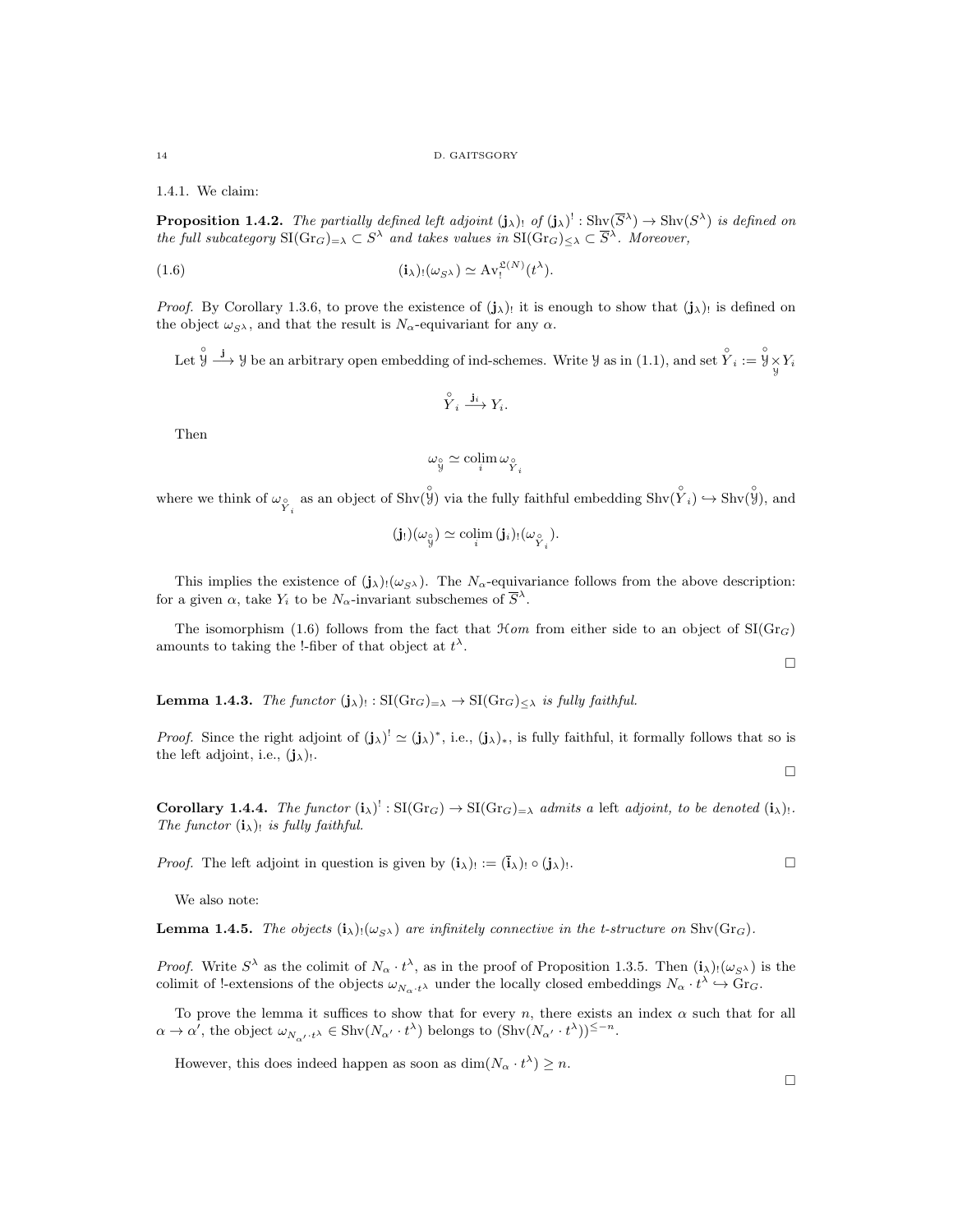1.4.1. We claim:

**Proposition 1.4.2.** *The partially defined left adjoint $(\mathbf{j}_\lambda)_!$ of $(\mathbf{j}_\lambda)^! : \mathrm{Shv}(\overline{S}^\lambda) \to \mathrm{Shv}(S^\lambda)$ is defined on the full subcategory $\mathrm{SI}(\mathrm{Gr}_G)_{=\lambda} \subset S^\lambda$ and takes values in $\mathrm{SI}(\mathrm{Gr}_G)_{\leq\lambda} \subset \overline{S}^\lambda$. Moreover,*

$$(\mathbf{i}_\lambda)_!(\omega_{S^\lambda}) \simeq \mathrm{Av}_!^{\mathfrak{L}(N)}(t^\lambda). \tag{1.6}$$

*Proof.* By Corollary 1.3.6, to prove the existence of $(\mathbf{j}_\lambda)_!$ it is enough to show that $(\mathbf{j}_\lambda)_!$ is defined on the object $\omega_{S^\lambda}$, and that the result is $N_\alpha$-equivariant for any $\alpha$.

Let $\overset{\circ}{\mathcal{Y}} \xrightarrow{\mathbf{j}} \mathcal{Y}$ be an arbitrary open embedding of ind-schemes. Write $\mathcal{Y}$ as in (1.1), and set $\overset{\circ}{Y}_i := \overset{\circ}{\mathcal{Y}} \underset{\mathcal{Y}}{\times} Y_i$

$$\overset{\circ}{Y}_i \xrightarrow{\mathbf{j}_i} Y_i.$$

Then

$$\omega_{\overset{\circ}{\mathcal{Y}}} \simeq \underset{i}{\mathrm{colim}}\, \omega_{\overset{\circ}{Y}_i}$$

where we think of $\omega_{\overset{\circ}{Y}_i}$ as an object of $\mathrm{Shv}(\overset{\circ}{\mathcal{Y}})$ via the fully faithful embedding $\mathrm{Shv}(\overset{\circ}{Y}_i) \hookrightarrow \mathrm{Shv}(\overset{\circ}{\mathcal{Y}})$, and

$$(\mathbf{j}_!)(\omega_{\overset{\circ}{\mathcal{Y}}}) \simeq \underset{i}{\mathrm{colim}}\, (\mathbf{j}_i)_!(\omega_{\overset{\circ}{Y}_i}).$$

This implies the existence of $(\mathbf{j}_\lambda)_!(\omega_{S^\lambda})$. The $N_\alpha$-equivariance follows from the above description: for a given $\alpha$, take $Y_i$ to be $N_\alpha$-invariant subschemes of $\overline{S}^\lambda$.

The isomorphism (1.6) follows from the fact that $\mathcal{H}om$ from either side to an object of $\mathrm{SI}(\mathrm{Gr}_G)$ amounts to taking the !-fiber of that object at $t^\lambda$.

$\square$

**Lemma 1.4.3.** *The functor $(\mathbf{j}_\lambda)_! : \mathrm{SI}(\mathrm{Gr}_G)_{=\lambda} \to \mathrm{SI}(\mathrm{Gr}_G)_{\leq\lambda}$ is fully faithful.*

*Proof.* Since the right adjoint of $(\mathbf{j}_\lambda)^! \simeq (\mathbf{j}_\lambda)^*$, i.e., $(\mathbf{j}_\lambda)_*$, is fully faithful, it formally follows that so is the left adjoint, i.e., $(\mathbf{j}_\lambda)_!$.

$\square$

**Corollary 1.4.4.** *The functor $(\mathbf{i}_\lambda)^! : \mathrm{SI}(\mathrm{Gr}_G) \to \mathrm{SI}(\mathrm{Gr}_G)_{=\lambda}$ admits a left adjoint, to be denoted $(\mathbf{i}_\lambda)_!$. The functor $(\mathbf{i}_\lambda)_!$ is fully faithful.*

*Proof.* The left adjoint in question is given by $(\mathbf{i}_\lambda)_! := (\overline{\mathbf{i}}_\lambda)_! \circ (\mathbf{j}_\lambda)_!$. $\square$

We also note:

**Lemma 1.4.5.** *The objects $(\mathbf{i}_\lambda)_!(\omega_{S^\lambda})$ are infinitely connective in the t-structure on $\mathrm{Shv}(\mathrm{Gr}_G)$.*

*Proof.* Write $S^\lambda$ as the colimit of $N_\alpha \cdot t^\lambda$, as in the proof of Proposition 1.3.5. Then $(\mathbf{i}_\lambda)_!(\omega_{S^\lambda})$ is the colimit of !-extensions of the objects $\omega_{N_\alpha \cdot t^\lambda}$ under the locally closed embeddings $N_\alpha \cdot t^\lambda \hookrightarrow \mathrm{Gr}_G$.

To prove the lemma it suffices to show that for every $n$, there exists an index $\alpha$ such that for all $\alpha \to \alpha'$, the object $\omega_{N_{\alpha'} \cdot t^\lambda} \in \mathrm{Shv}(N_{\alpha'} \cdot t^\lambda)$ belongs to $(\mathrm{Shv}(N_{\alpha'} \cdot t^\lambda))^{\leq -n}$.

However, this does indeed happen as soon as $\dim(N_\alpha \cdot t^\lambda) \geq n$.

$\square$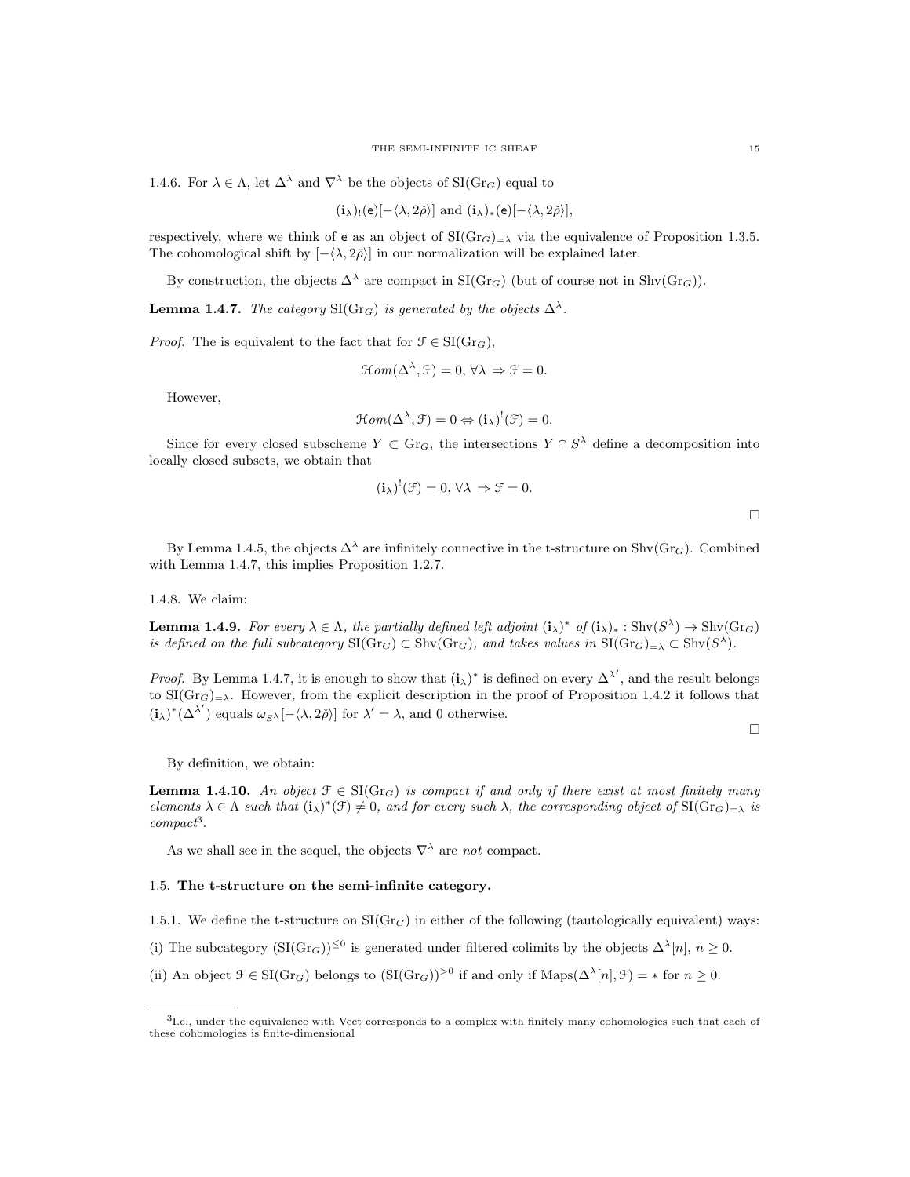1.4.6. For $\lambda \in \Lambda$, let $\Delta^\lambda$ and $\nabla^\lambda$ be the objects of $\mathrm{SI}(\mathrm{Gr}_G)$ equal to

$$(\mathbf{i}_\lambda)_!(\mathsf{e})[-\langle \lambda, 2\check{\rho}\rangle] \text{ and } (\mathbf{i}_\lambda)_*(\mathsf{e})[-\langle \lambda, 2\check{\rho}\rangle],$$

respectively, where we think of $\mathsf{e}$ as an object of $\mathrm{SI}(\mathrm{Gr}_G)_{=\lambda}$ via the equivalence of Proposition 1.3.5. The cohomological shift by $[-\langle \lambda, 2\check{\rho}\rangle]$ in our normalization will be explained later.

By construction, the objects $\Delta^\lambda$ are compact in $\mathrm{SI}(\mathrm{Gr}_G)$ (but of course not in $\mathrm{Shv}(\mathrm{Gr}_G)$).

**Lemma 1.4.7.** *The category $\mathrm{SI}(\mathrm{Gr}_G)$ is generated by the objects $\Delta^\lambda$.*

*Proof.* The is equivalent to the fact that for $\mathcal{F} \in \mathrm{SI}(\mathrm{Gr}_G)$,

$$\mathcal{H}om(\Delta^\lambda, \mathcal{F}) = 0, \, \forall \lambda \Rightarrow \mathcal{F} = 0.$$

However,

$$\mathcal{H}om(\Delta^\lambda, \mathcal{F}) = 0 \Leftrightarrow (\mathbf{i}_\lambda)^!(\mathcal{F}) = 0.$$

Since for every closed subscheme $Y \subset \mathrm{Gr}_G$, the intersections $Y \cap S^\lambda$ define a decomposition into locally closed subsets, we obtain that

$$(\mathbf{i}_\lambda)^!(\mathcal{F}) = 0, \, \forall \lambda \Rightarrow \mathcal{F} = 0.$$

□

By Lemma 1.4.5, the objects $\Delta^\lambda$ are infinitely connective in the t-structure on $\mathrm{Shv}(\mathrm{Gr}_G)$. Combined with Lemma 1.4.7, this implies Proposition 1.2.7.

1.4.8. We claim:

**Lemma 1.4.9.** *For every $\lambda \in \Lambda$, the partially defined left adjoint $(\mathbf{i}_\lambda)^*$ of $(\mathbf{i}_\lambda)_* : \mathrm{Shv}(S^\lambda) \to \mathrm{Shv}(\mathrm{Gr}_G)$ is defined on the full subcategory $\mathrm{SI}(\mathrm{Gr}_G) \subset \mathrm{Shv}(\mathrm{Gr}_G)$, and takes values in $\mathrm{SI}(\mathrm{Gr}_G)_{=\lambda} \subset \mathrm{Shv}(S^\lambda)$.*

*Proof.* By Lemma 1.4.7, it is enough to show that $(\mathbf{i}_\lambda)^*$ is defined on every $\Delta^{\lambda'}$, and the result belongs to $\mathrm{SI}(\mathrm{Gr}_G)_{=\lambda}$. However, from the explicit description in the proof of Proposition 1.4.2 it follows that $(\mathbf{i}_\lambda)^*(\Delta^{\lambda'})$ equals $\omega_{S^\lambda}[-\langle \lambda, 2\check{\rho}\rangle]$ for $\lambda' = \lambda$, and 0 otherwise.

□

By definition, we obtain:

**Lemma 1.4.10.** *An object $\mathcal{F} \in \mathrm{SI}(\mathrm{Gr}_G)$ is compact if and only if there exist at most finitely many elements $\lambda \in \Lambda$ such that $(\mathbf{i}_\lambda)^*(\mathcal{F}) \neq 0$, and for every such $\lambda$, the corresponding object of $\mathrm{SI}(\mathrm{Gr}_G)_{=\lambda}$ is compact*[3].

As we shall see in the sequel, the objects $\nabla^\lambda$ are *not* compact.

## 1.5. The t-structure on the semi-infinite category.

1.5.1. We define the t-structure on $\mathrm{SI}(\mathrm{Gr}_G)$ in either of the following (tautologically equivalent) ways:

(i) The subcategory $(\mathrm{SI}(\mathrm{Gr}_G))^{\leq 0}$ is generated under filtered colimits by the objects $\Delta^\lambda[n]$, $n \geq 0$.

(ii) An object $\mathcal{F} \in \mathrm{SI}(\mathrm{Gr}_G)$ belongs to $(\mathrm{SI}(\mathrm{Gr}_G))^{>0}$ if and only if $\mathrm{Maps}(\Delta^\lambda[n], \mathcal{F}) = *$ for $n \geq 0$.

---

[3] I.e., under the equivalence with Vect corresponds to a complex with finitely many cohomologies such that each of these cohomologies is finite-dimensional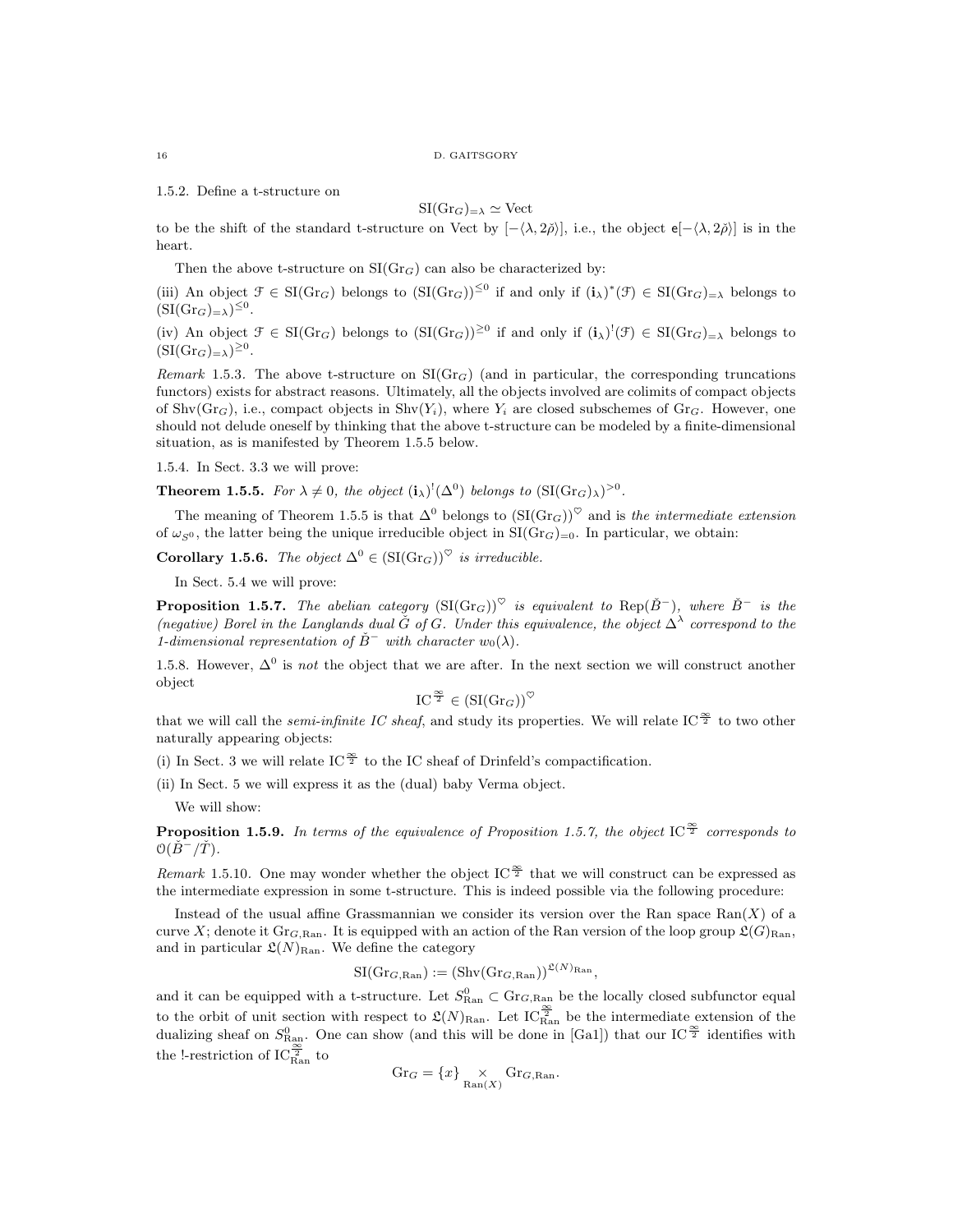1.5.2. Define a t-structure on

$$\mathrm{SI}(\mathrm{Gr}_G)_{=\lambda} \simeq \mathrm{Vect}$$

to be the shift of the standard t-structure on Vect by $[-\langle\lambda, 2\check{\rho}\rangle]$, i.e., the object $\mathsf{e}[-\langle\lambda, 2\check{\rho}\rangle]$ is in the heart.

Then the above t-structure on $\mathrm{SI}(\mathrm{Gr}_G)$ can also be characterized by:

(iii) An object $\mathcal{F} \in \mathrm{SI}(\mathrm{Gr}_G)$ belongs to $(\mathrm{SI}(\mathrm{Gr}_G))^{\leq 0}$ if and only if $(\mathbf{i}_\lambda)^*(\mathcal{F}) \in \mathrm{SI}(\mathrm{Gr}_G)_{=\lambda}$ belongs to $(\mathrm{SI}(\mathrm{Gr}_G)_{=\lambda})^{\leq 0}$.

(iv) An object $\mathcal{F} \in \mathrm{SI}(\mathrm{Gr}_G)$ belongs to $(\mathrm{SI}(\mathrm{Gr}_G))^{\geq 0}$ if and only if $(\mathbf{i}_\lambda)^!(\mathcal{F}) \in \mathrm{SI}(\mathrm{Gr}_G)_{=\lambda}$ belongs to $(\mathrm{SI}(\mathrm{Gr}_G)_{=\lambda})^{\geq 0}$.

*Remark* 1.5.3. The above t-structure on $\mathrm{SI}(\mathrm{Gr}_G)$ (and in particular, the corresponding truncations functors) exists for abstract reasons. Ultimately, all the objects involved are colimits of compact objects of $\mathrm{Shv}(\mathrm{Gr}_G)$, i.e., compact objects in $\mathrm{Shv}(Y_i)$, where $Y_i$ are closed subschemes of $\mathrm{Gr}_G$. However, one should not delude oneself by thinking that the above t-structure can be modeled by a finite-dimensional situation, as is manifested by Theorem 1.5.5 below.

1.5.4. In Sect. 3.3 we will prove:

**Theorem 1.5.5.** *For $\lambda \neq 0$, the object $(\mathbf{i}_\lambda)^!(\Delta^0)$ belongs to $(\mathrm{SI}(\mathrm{Gr}_G)_\lambda)^{>0}$.*

The meaning of Theorem 1.5.5 is that $\Delta^0$ belongs to $(\mathrm{SI}(\mathrm{Gr}_G))^\heartsuit$ and is *the intermediate extension* of $\omega_{S^0}$, the latter being the unique irreducible object in $\mathrm{SI}(\mathrm{Gr}_G)_{=0}$. In particular, we obtain:

**Corollary 1.5.6.** *The object $\Delta^0 \in (\mathrm{SI}(\mathrm{Gr}_G))^\heartsuit$ is irreducible.*

In Sect. 5.4 we will prove:

**Proposition 1.5.7.** *The abelian category $(\mathrm{SI}(\mathrm{Gr}_G))^\heartsuit$ is equivalent to $\mathrm{Rep}(\check{B}^-)$, where $\check{B}^-$ is the (negative) Borel in the Langlands dual $\check{G}$ of $G$. Under this equivalence, the object $\Delta^\lambda$ correspond to the 1-dimensional representation of $\check{B}^-$ with character $w_0(\lambda)$.*

1.5.8. However, $\Delta^0$ is *not* the object that we are after. In the next section we will construct another object

$$\mathrm{IC}^{\frac{\infty}{2}} \in (\mathrm{SI}(\mathrm{Gr}_G))^\heartsuit$$

that we will call the *semi-infinite IC sheaf*, and study its properties. We will relate $\mathrm{IC}^{\frac{\infty}{2}}$ to two other naturally appearing objects:

(i) In Sect. 3 we will relate $\mathrm{IC}^{\frac{\infty}{2}}$ to the IC sheaf of Drinfeld's compactification.

(ii) In Sect. 5 we will express it as the (dual) baby Verma object.

We will show:

**Proposition 1.5.9.** *In terms of the equivalence of Proposition 1.5.7, the object $\mathrm{IC}^{\frac{\infty}{2}}$ corresponds to $\mathcal{O}(\check{B}^-/\check{T})$.*

*Remark* 1.5.10. One may wonder whether the object $\mathrm{IC}^{\frac{\infty}{2}}$ that we will construct can be expressed as the intermediate expression in some t-structure. This is indeed possible via the following procedure:

Instead of the usual affine Grassmannian we consider its version over the Ran space $\mathrm{Ran}(X)$ of a curve $X$; denote it $\mathrm{Gr}_{G,\mathrm{Ran}}$. It is equipped with an action of the Ran version of the loop group $\mathfrak{L}(G)_{\mathrm{Ran}}$, and in particular $\mathfrak{L}(N)_{\mathrm{Ran}}$. We define the category

$$\mathrm{SI}(\mathrm{Gr}_{G,\mathrm{Ran}}) := (\mathrm{Shv}(\mathrm{Gr}_{G,\mathrm{Ran}}))^{\mathfrak{L}(N)_{\mathrm{Ran}}},$$

and it can be equipped with a t-structure. Let $S^0_{\mathrm{Ran}} \subset \mathrm{Gr}_{G,\mathrm{Ran}}$ be the locally closed subfunctor equal to the orbit of unit section with respect to $\mathfrak{L}(N)_{\mathrm{Ran}}$. Let $\mathrm{IC}^{\frac{\infty}{2}}_{\mathrm{Ran}}$ be the intermediate extension of the dualizing sheaf on $S^0_{\mathrm{Ran}}$. One can show (and this will be done in [Ga1]) that our $\mathrm{IC}^{\frac{\infty}{2}}$ identifies with the !-restriction of $\mathrm{IC}^{\frac{\infty}{2}}_{\mathrm{Ran}}$ to

$$\mathrm{Gr}_G = \{x\} \underset{\mathrm{Ran}(X)}{\times} \mathrm{Gr}_{G,\mathrm{Ran}}.$$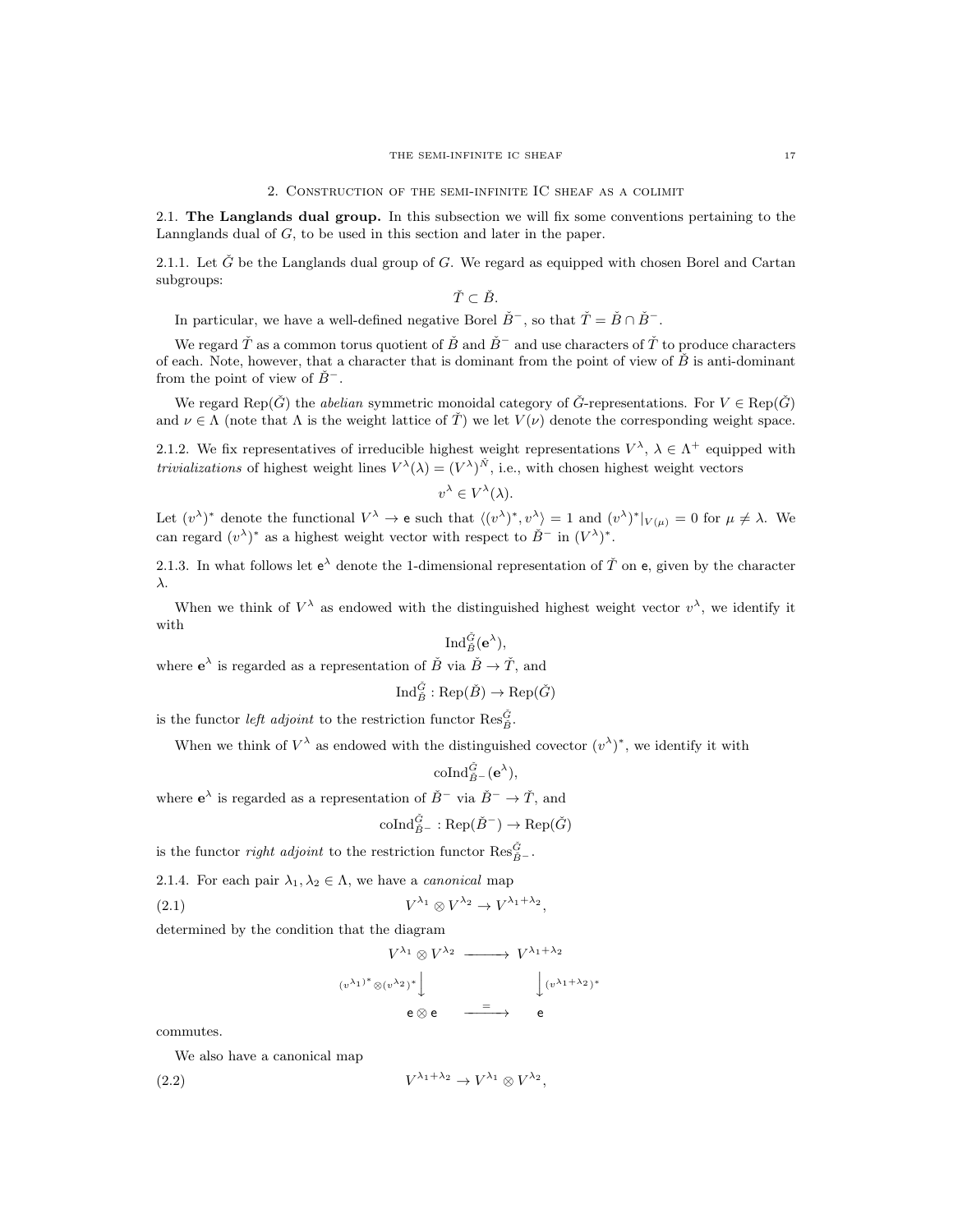## 2. Construction of the semi-infinite IC sheaf as a colimit

**2.1. The Langlands dual group.** In this subsection we will fix some conventions pertaining to the Lannglands dual of $G$, to be used in this section and later in the paper.

2.1.1. Let $\check{G}$ be the Langlands dual group of $G$. We regard as equipped with chosen Borel and Cartan subgroups:

$$\check{T} \subset \check{B}.$$

In particular, we have a well-defined negative Borel $\check{B}^-$, so that $\check{T} = \check{B} \cap \check{B}^-$.

We regard $\check{T}$ as a common torus quotient of $\check{B}$ and $\check{B}^-$ and use characters of $\check{T}$ to produce characters of each. Note, however, that a character that is dominant from the point of view of $\check{B}$ is anti-dominant from the point of view of $\check{B}^-$.

We regard $\operatorname{Rep}(\check{G})$ the *abelian* symmetric monoidal category of $\check{G}$-representations. For $V \in \operatorname{Rep}(\check{G})$ and $\nu \in \Lambda$ (note that $\Lambda$ is the weight lattice of $\check{T}$) we let $V(\nu)$ denote the corresponding weight space.

2.1.2. We fix representatives of irreducible highest weight representations $V^\lambda$, $\lambda \in \Lambda^+$ equipped with *trivializations* of highest weight lines $V^\lambda(\lambda) = (V^\lambda)^{\check{N}}$, i.e., with chosen highest weight vectors

$$v^\lambda \in V^\lambda(\lambda).$$

Let $(v^\lambda)^*$ denote the functional $V^\lambda \to \mathsf{e}$ such that $\langle (v^\lambda)^*, v^\lambda \rangle = 1$ and $(v^\lambda)^*|_{V(\mu)} = 0$ for $\mu \neq \lambda$. We can regard $(v^\lambda)^*$ as a highest weight vector with respect to $\check{B}^-$ in $(V^\lambda)^*$.

2.1.3. In what follows let $\mathsf{e}^\lambda$ denote the 1-dimensional representation of $\check{T}$ on $\mathsf{e}$, given by the character $\lambda$.

When we think of $V^\lambda$ as endowed with the distinguished highest weight vector $v^\lambda$, we identify it with

$$\operatorname{Ind}_{\check{B}}^{\check{G}}(\mathbf{e}^\lambda),$$

where $\mathbf{e}^\lambda$ is regarded as a representation of $\check{B}$ via $\check{B} \to \check{T}$, and

$$\operatorname{Ind}_{\check{B}}^{\check{G}} : \operatorname{Rep}(\check{B}) \to \operatorname{Rep}(\check{G})$$

is the functor *left adjoint* to the restriction functor $\operatorname{Res}_{\check{B}}^{\check{G}}$.

When we think of $V^\lambda$ as endowed with the distinguished covector $(v^\lambda)^*$, we identify it with

$$\operatorname{coInd}_{\check{B}^-}^{\check{G}}(\mathbf{e}^\lambda),$$

where $\mathbf{e}^\lambda$ is regarded as a representation of $\check{B}^-$ via $\check{B}^- \to \check{T}$, and

$$\operatorname{coInd}_{\check{B}^-}^{\check{G}} : \operatorname{Rep}(\check{B}^-) \to \operatorname{Rep}(\check{G})$$

is the functor *right adjoint* to the restriction functor $\operatorname{Res}_{\check{B}^-}^{\check{G}}$.

2.1.4. For each pair $\lambda_1, \lambda_2 \in \Lambda$, we have a *canonical* map

$$V^{\lambda_1} \otimes V^{\lambda_2} \to V^{\lambda_1+\lambda_2}, \tag{2.1}$$

determined by the condition that the diagram

$$\begin{array}{ccc} V^{\lambda_1} \otimes V^{\lambda_2} & \longrightarrow & V^{\lambda_1+\lambda_2} \\ {\scriptstyle (v^{\lambda_1})^* \otimes (v^{\lambda_2})^*} \downarrow & & \downarrow {\scriptstyle (v^{\lambda_1+\lambda_2})^*} \\ \mathsf{e} \otimes \mathsf{e} & \xrightarrow{=} & \mathsf{e} \end{array}$$

commutes.

We also have a canonical map

$$V^{\lambda_1+\lambda_2} \to V^{\lambda_1} \otimes V^{\lambda_2}, \tag{2.2}$$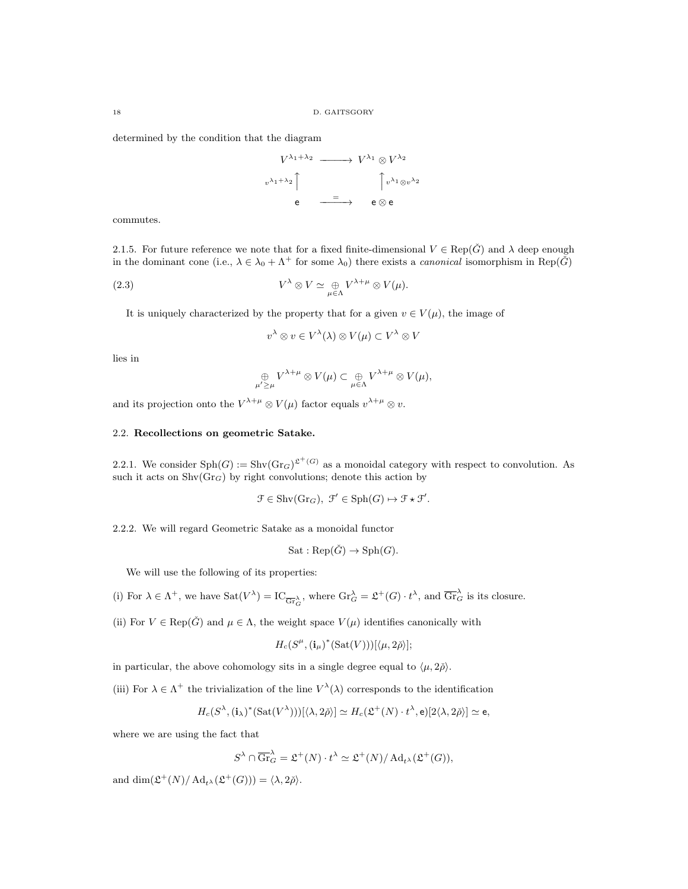determined by the condition that the diagram

$$\begin{array}{ccc} V^{\lambda_1+\lambda_2} & \longrightarrow & V^{\lambda_1} \otimes V^{\lambda_2} \\ {\scriptstyle v^{\lambda_1+\lambda_2}} \uparrow & & \uparrow {\scriptstyle v^{\lambda_1} \otimes v^{\lambda_2}} \\ \mathsf{e} & \xrightarrow{=} & \mathsf{e} \otimes \mathsf{e} \end{array}$$

commutes.

2.1.5. For future reference we note that for a fixed finite-dimensional $V \in \operatorname{Rep}(\check{G})$ and $\lambda$ deep enough in the dominant cone (i.e., $\lambda \in \lambda_0 + \Lambda^+$ for some $\lambda_0$) there exists a *canonical* isomorphism in $\operatorname{Rep}(\check{G})$

$$V^\lambda \otimes V \simeq \underset{\mu \in \Lambda}{\oplus} V^{\lambda+\mu} \otimes V(\mu). \tag{2.3}$$

It is uniquely characterized by the property that for a given $v \in V(\mu)$, the image of

$$v^\lambda \otimes v \in V^\lambda(\lambda) \otimes V(\mu) \subset V^\lambda \otimes V$$

lies in

$$\underset{\mu' \geq \mu}{\oplus} V^{\lambda+\mu} \otimes V(\mu) \subset \underset{\mu \in \Lambda}{\oplus} V^{\lambda+\mu} \otimes V(\mu),$$

and its projection onto the $V^{\lambda+\mu} \otimes V(\mu)$ factor equals $v^{\lambda+\mu} \otimes v$.

## 2.2. Recollections on geometric Satake.

2.2.1. We consider $\operatorname{Sph}(G) := \operatorname{Shv}(\operatorname{Gr}_G)^{\mathfrak{L}^+(G)}$ as a monoidal category with respect to convolution. As such it acts on $\operatorname{Shv}(\operatorname{Gr}_G)$ by right convolutions; denote this action by

$$\mathcal{F} \in \operatorname{Shv}(\operatorname{Gr}_G),\ \mathcal{F}' \in \operatorname{Sph}(G) \mapsto \mathcal{F} \star \mathcal{F}'.$$

2.2.2. We will regard Geometric Satake as a monoidal functor

$$\operatorname{Sat} : \operatorname{Rep}(\check{G}) \to \operatorname{Sph}(G).$$

We will use the following of its properties:

(i) For $\lambda \in \Lambda^+$, we have $\operatorname{Sat}(V^\lambda) = \operatorname{IC}_{\overline{\operatorname{Gr}}_G^\lambda}$, where $\operatorname{Gr}_G^\lambda = \mathfrak{L}^+(G) \cdot t^\lambda$, and $\overline{\operatorname{Gr}}_G^\lambda$ is its closure.

(ii) For $V \in \operatorname{Rep}(\check{G})$ and $\mu \in \Lambda$, the weight space $V(\mu)$ identifies canonically with

$$H_c(S^\mu, (\mathbf{i}_\mu)^*(\operatorname{Sat}(V)))[\langle \mu, 2\check{\rho}\rangle];$$

in particular, the above cohomology sits in a single degree equal to $\langle \mu, 2\check{\rho}\rangle$.

(iii) For $\lambda \in \Lambda^+$ the trivialization of the line $V^\lambda(\lambda)$ corresponds to the identification

$$H_c(S^\lambda, (\mathbf{i}_\lambda)^*(\operatorname{Sat}(V^\lambda)))[\langle \lambda, 2\check{\rho}\rangle] \simeq H_c(\mathfrak{L}^+(N) \cdot t^\lambda, \mathsf{e})[2\langle \lambda, 2\check{\rho}\rangle] \simeq \mathsf{e},$$

where we are using the fact that

$$S^\lambda \cap \overline{\operatorname{Gr}}_G^\lambda = \mathfrak{L}^+(N) \cdot t^\lambda \simeq \mathfrak{L}^+(N)/\operatorname{Ad}_{t^\lambda}(\mathfrak{L}^+(G)),$$

and $\dim(\mathfrak{L}^+(N)/\operatorname{Ad}_{t^\lambda}(\mathfrak{L}^+(G))) = \langle \lambda, 2\check{\rho}\rangle$.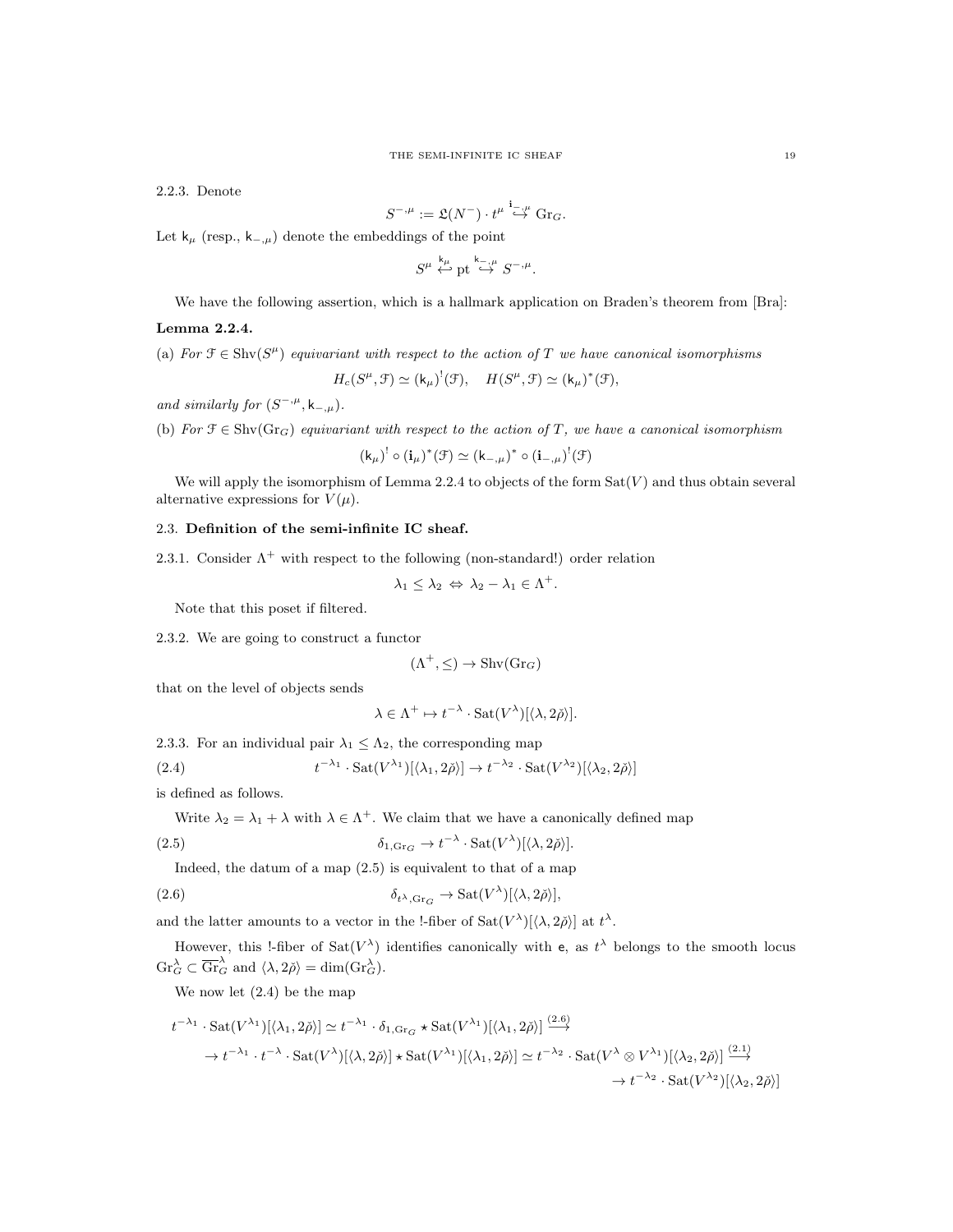2.2.3. Denote

$$S^{-,\mu} := \mathfrak{L}(N^-) \cdot t^\mu \overset{\mathbf{i}_{-,\mu}}{\hookrightarrow} \mathrm{Gr}_G.$$

Let $\mathsf{k}_\mu$ (resp., $\mathsf{k}_{-,\mu}$) denote the embeddings of the point

$$S^\mu \overset{\mathsf{k}_\mu}{\hookleftarrow} \mathrm{pt} \overset{\mathsf{k}_{-,\mu}}{\hookrightarrow} S^{-,\mu}.$$

We have the following assertion, which is a hallmark application on Braden's theorem from [Bra]:

**Lemma 2.2.4.**

(a) *For $\mathcal{F} \in \mathrm{Shv}(S^\mu)$ equivariant with respect to the action of $T$ we have canonical isomorphisms*

$$H_c(S^\mu, \mathcal{F}) \simeq (\mathsf{k}_\mu)^!(\mathcal{F}), \quad H(S^\mu, \mathcal{F}) \simeq (\mathsf{k}_\mu)^*(\mathcal{F}),$$

*and similarly for $(S^{-,\mu}, \mathsf{k}_{-,\mu})$.*

(b) *For $\mathcal{F} \in \mathrm{Shv}(\mathrm{Gr}_G)$ equivariant with respect to the action of $T$, we have a canonical isomorphism*

$$(\mathsf{k}_\mu)^! \circ (\mathbf{i}_\mu)^*(\mathcal{F}) \simeq (\mathsf{k}_{-,\mu})^* \circ (\mathbf{i}_{-,\mu})^!(\mathcal{F})$$

We will apply the isomorphism of Lemma 2.2.4 to objects of the form $\mathrm{Sat}(V)$ and thus obtain several alternative expressions for $V(\mu)$.

## 2.3. Definition of the semi-infinite IC sheaf.

2.3.1. Consider $\Lambda^+$ with respect to the following (non-standard!) order relation

$$\lambda_1 \leq \lambda_2 \Leftrightarrow \lambda_2 - \lambda_1 \in \Lambda^+.$$

Note that this poset if filtered.

2.3.2. We are going to construct a functor

$$(\Lambda^+, \leq) \to \mathrm{Shv}(\mathrm{Gr}_G)$$

that on the level of objects sends

$$\lambda \in \Lambda^+ \mapsto t^{-\lambda} \cdot \mathrm{Sat}(V^\lambda)[\langle \lambda, 2\check{\rho} \rangle].$$

2.3.3. For an individual pair $\lambda_1 \leq \Lambda_2$, the corresponding map

$$t^{-\lambda_1} \cdot \mathrm{Sat}(V^{\lambda_1})[\langle \lambda_1, 2\check{\rho} \rangle] \to t^{-\lambda_2} \cdot \mathrm{Sat}(V^{\lambda_2})[\langle \lambda_2, 2\check{\rho} \rangle] \tag{2.4}$$

is defined as follows.

Write $\lambda_2 = \lambda_1 + \lambda$ with $\lambda \in \Lambda^+$. We claim that we have a canonically defined map

$$\delta_{1,\mathrm{Gr}_G} \to t^{-\lambda} \cdot \mathrm{Sat}(V^\lambda)[\langle \lambda, 2\check{\rho} \rangle]. \tag{2.5}$$

Indeed, the datum of a map (2.5) is equivalent to that of a map

$$\delta_{t^\lambda,\mathrm{Gr}_G} \to \mathrm{Sat}(V^\lambda)[\langle \lambda, 2\check{\rho} \rangle], \tag{2.6}$$

and the latter amounts to a vector in the !-fiber of $\mathrm{Sat}(V^\lambda)[\langle \lambda, 2\check{\rho} \rangle]$ at $t^\lambda$.

However, this !-fiber of $\mathrm{Sat}(V^\lambda)$ identifies canonically with $\mathsf{e}$, as $t^\lambda$ belongs to the smooth locus $\mathrm{Gr}_G^\lambda \subset \overline{\mathrm{Gr}}_G^\lambda$ and $\langle \lambda, 2\check{\rho} \rangle = \dim(\mathrm{Gr}_G^\lambda)$.

We now let (2.4) be the map

$$t^{-\lambda_1} \cdot \mathrm{Sat}(V^{\lambda_1})[\langle \lambda_1, 2\check{\rho} \rangle] \simeq t^{-\lambda_1} \cdot \delta_{1,\mathrm{Gr}_G} \star \mathrm{Sat}(V^{\lambda_1})[\langle \lambda_1, 2\check{\rho} \rangle] \overset{(2.6)}{\longrightarrow}$$

$$\to t^{-\lambda_1} \cdot t^{-\lambda} \cdot \mathrm{Sat}(V^\lambda)[\langle \lambda, 2\check{\rho} \rangle] \star \mathrm{Sat}(V^{\lambda_1})[\langle \lambda_1, 2\check{\rho} \rangle] \simeq t^{-\lambda_2} \cdot \mathrm{Sat}(V^\lambda \otimes V^{\lambda_1})[\langle \lambda_2, 2\check{\rho} \rangle] \overset{(2.1)}{\longrightarrow}$$

$$\to t^{-\lambda_2} \cdot \mathrm{Sat}(V^{\lambda_2})[\langle \lambda_2, 2\check{\rho} \rangle]$$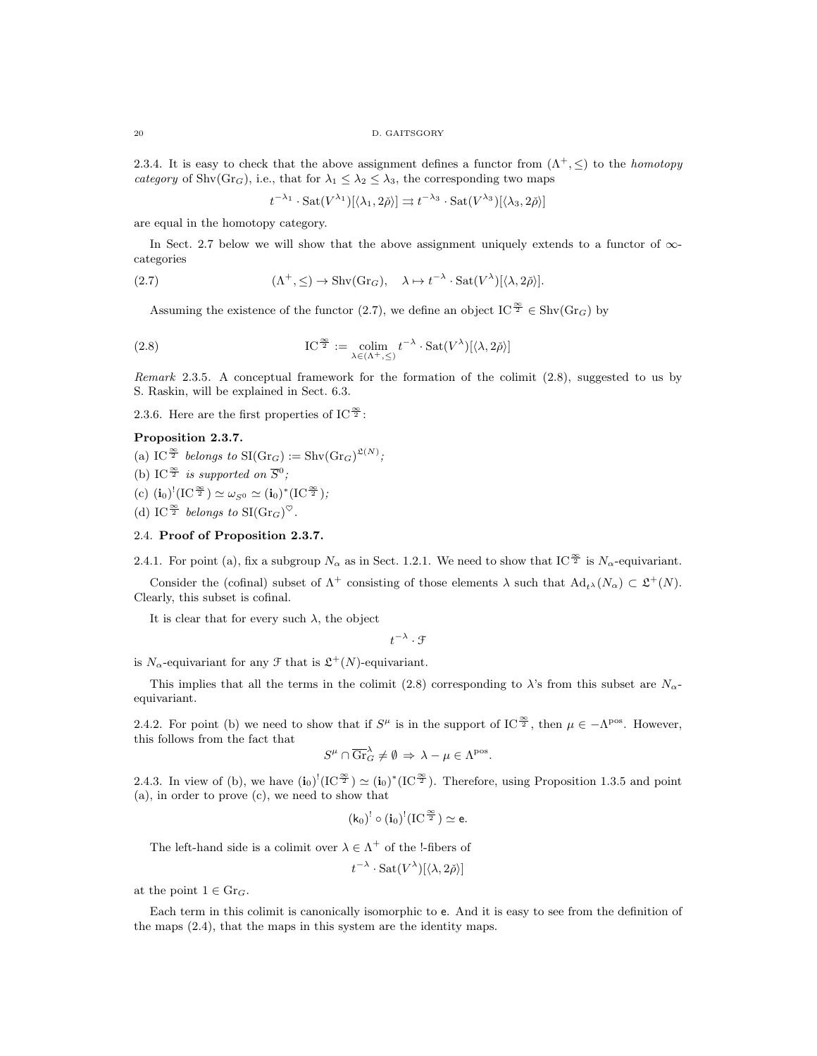2.3.4. It is easy to check that the above assignment defines a functor from $(\Lambda^+, \leq)$ to the *homotopy category* of $\mathrm{Shv}(\mathrm{Gr}_G)$, i.e., that for $\lambda_1 \leq \lambda_2 \leq \lambda_3$, the corresponding two maps

$$t^{-\lambda_1} \cdot \mathrm{Sat}(V^{\lambda_1})[\langle \lambda_1, 2\check{\rho} \rangle] \rightrightarrows t^{-\lambda_3} \cdot \mathrm{Sat}(V^{\lambda_3})[\langle \lambda_3, 2\check{\rho} \rangle]$$

are equal in the homotopy category.

In Sect. 2.7 below we will show that the above assignment uniquely extends to a functor of $\infty$-categories

$$(\Lambda^+, \leq) \to \mathrm{Shv}(\mathrm{Gr}_G), \quad \lambda \mapsto t^{-\lambda} \cdot \mathrm{Sat}(V^\lambda)[\langle \lambda, 2\check{\rho} \rangle]. \tag{2.7}$$

Assuming the existence of the functor (2.7), we define an object $\mathrm{IC}^{\frac{\infty}{2}} \in \mathrm{Shv}(\mathrm{Gr}_G)$ by

$$\mathrm{IC}^{\frac{\infty}{2}} := \underset{\lambda \in (\Lambda^+, \leq)}{\mathrm{colim}}\, t^{-\lambda} \cdot \mathrm{Sat}(V^\lambda)[\langle \lambda, 2\check{\rho} \rangle] \tag{2.8}$$

*Remark* 2.3.5. A conceptual framework for the formation of the colimit (2.8), suggested to us by S. Raskin, will be explained in Sect. 6.3.

2.3.6. Here are the first properties of $\mathrm{IC}^{\frac{\infty}{2}}$:

**Proposition 2.3.7.**
(a) $\mathrm{IC}^{\frac{\infty}{2}}$ *belongs to* $\mathrm{SI}(\mathrm{Gr}_G) := \mathrm{Shv}(\mathrm{Gr}_G)^{\mathfrak{L}(N)}$*;*
(b) $\mathrm{IC}^{\frac{\infty}{2}}$ *is supported on* $\overline{S}^0$*;*
(c) $(\mathbf{i}_0)^!(\mathrm{IC}^{\frac{\infty}{2}}) \simeq \omega_{S^0} \simeq (\mathbf{i}_0)^*(\mathrm{IC}^{\frac{\infty}{2}})$*;*
(d) $\mathrm{IC}^{\frac{\infty}{2}}$ *belongs to* $\mathrm{SI}(\mathrm{Gr}_G)^{\heartsuit}$.

## 2.4. Proof of Proposition 2.3.7.

2.4.1. For point (a), fix a subgroup $N_\alpha$ as in Sect. 1.2.1. We need to show that $\mathrm{IC}^{\frac{\infty}{2}}$ is $N_\alpha$-equivariant.

Consider the (cofinal) subset of $\Lambda^+$ consisting of those elements $\lambda$ such that $\mathrm{Ad}_{t^\lambda}(N_\alpha) \subset \mathfrak{L}^+(N)$. Clearly, this subset is cofinal.

It is clear that for every such $\lambda$, the object

$$t^{-\lambda} \cdot \mathcal{F}$$

is $N_\alpha$-equivariant for any $\mathcal{F}$ that is $\mathfrak{L}^+(N)$-equivariant.

This implies that all the terms in the colimit (2.8) corresponding to $\lambda$'s from this subset are $N_\alpha$-equivariant.

2.4.2. For point (b) we need to show that if $S^\mu$ is in the support of $\mathrm{IC}^{\frac{\infty}{2}}$, then $\mu \in -\Lambda^{\mathrm{pos}}$. However, this follows from the fact that

$$S^\mu \cap \overline{\mathrm{Gr}}^\lambda_G \neq \emptyset \Rightarrow \lambda - \mu \in \Lambda^{\mathrm{pos}}.$$

2.4.3. In view of (b), we have $(\mathbf{i}_0)^!(\mathrm{IC}^{\frac{\infty}{2}}) \simeq (\mathbf{i}_0)^*(\mathrm{IC}^{\frac{\infty}{2}})$. Therefore, using Proposition 1.3.5 and point (a), in order to prove (c), we need to show that

$$(\mathsf{k}_0)^! \circ (\mathbf{i}_0)^!(\mathrm{IC}^{\frac{\infty}{2}}) \simeq \mathsf{e}.$$

The left-hand side is a colimit over $\lambda \in \Lambda^+$ of the !-fibers of

$$t^{-\lambda} \cdot \mathrm{Sat}(V^\lambda)[\langle \lambda, 2\check{\rho} \rangle]$$

at the point $1 \in \mathrm{Gr}_G$.

Each term in this colimit is canonically isomorphic to $\mathsf{e}$. And it is easy to see from the definition of the maps (2.4), that the maps in this system are the identity maps.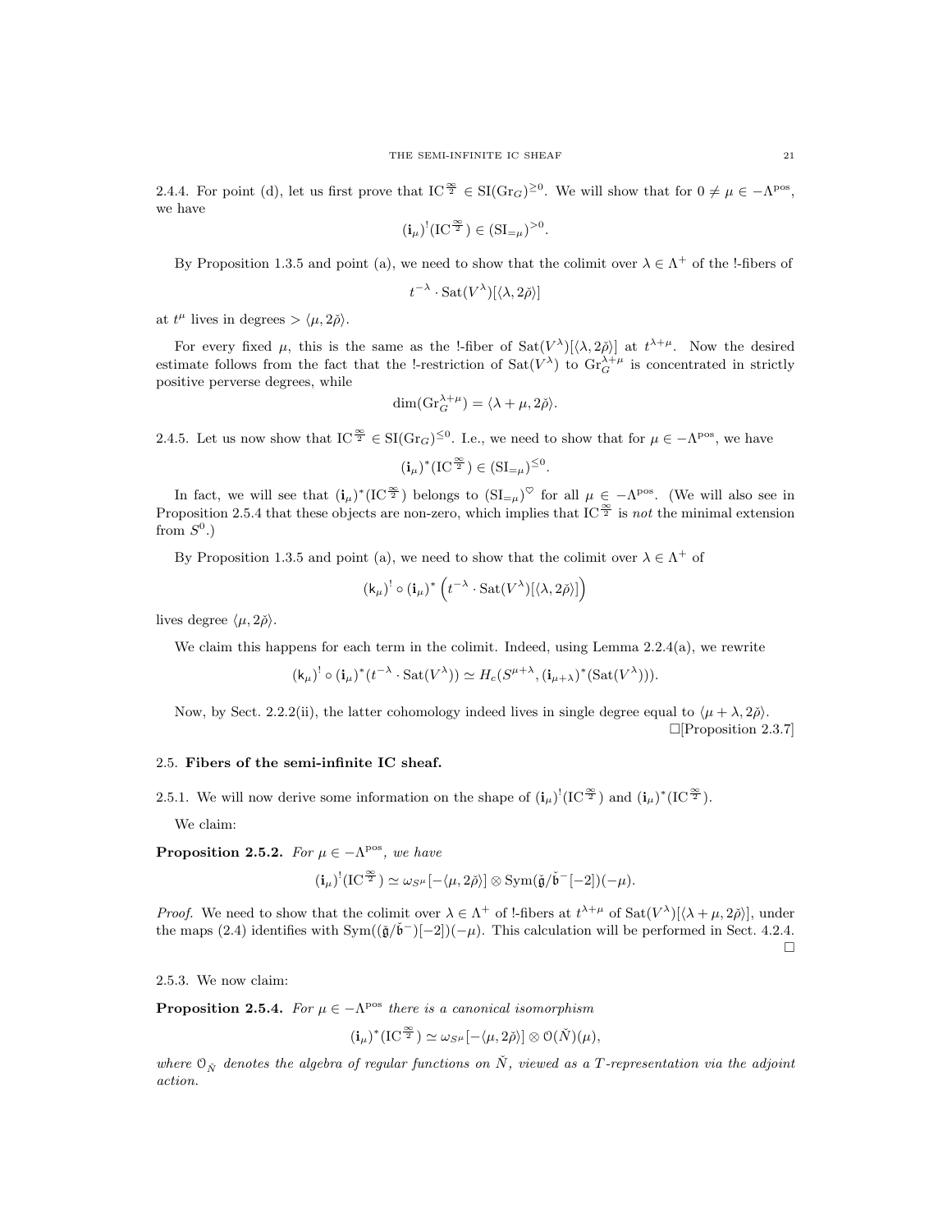2.4.4. For point (d), let us first prove that $\mathrm{IC}^{\frac{\infty}{2}} \in \mathrm{SI}(\mathrm{Gr}_G)^{\geq 0}$. We will show that for $0 \neq \mu \in -\Lambda^{\mathrm{pos}}$, we have

$$(\mathbf{i}_\mu)^!(\mathrm{IC}^{\frac{\infty}{2}}) \in (\mathrm{SI}_{=\mu})^{>0}.$$

By Proposition 1.3.5 and point (a), we need to show that the colimit over $\lambda \in \Lambda^+$ of the !-fibers of

$$t^{-\lambda} \cdot \mathrm{Sat}(V^\lambda)[\langle \lambda, 2\check{\rho}\rangle]$$

at $t^\mu$ lives in degrees $> \langle \mu, 2\check{\rho}\rangle$.

For every fixed $\mu$, this is the same as the !-fiber of $\mathrm{Sat}(V^\lambda)[\langle \lambda, 2\check{\rho}\rangle]$ at $t^{\lambda+\mu}$. Now the desired estimate follows from the fact that the !-restriction of $\mathrm{Sat}(V^\lambda)$ to $\mathrm{Gr}_G^{\lambda+\mu}$ is concentrated in strictly positive perverse degrees, while

$$\dim(\mathrm{Gr}_G^{\lambda+\mu}) = \langle \lambda + \mu, 2\check{\rho}\rangle.$$

2.4.5. Let us now show that $\mathrm{IC}^{\frac{\infty}{2}} \in \mathrm{SI}(\mathrm{Gr}_G)^{\leq 0}$. I.e., we need to show that for $\mu \in -\Lambda^{\mathrm{pos}}$, we have

$$(\mathbf{i}_\mu)^*(\mathrm{IC}^{\frac{\infty}{2}}) \in (\mathrm{SI}_{=\mu})^{\leq 0}.$$

In fact, we will see that $(\mathbf{i}_\mu)^*(\mathrm{IC}^{\frac{\infty}{2}})$ belongs to $(\mathrm{SI}_{=\mu})^{\heartsuit}$ for all $\mu \in -\Lambda^{\mathrm{pos}}$. (We will also see in Proposition 2.5.4 that these objects are non-zero, which implies that $\mathrm{IC}^{\frac{\infty}{2}}$ is *not* the minimal extension from $S^0$.)

By Proposition 1.3.5 and point (a), we need to show that the colimit over $\lambda \in \Lambda^+$ of

$$(\mathsf{k}_\mu)^! \circ (\mathbf{i}_\mu)^* \left(t^{-\lambda} \cdot \mathrm{Sat}(V^\lambda)[\langle \lambda, 2\check{\rho}\rangle]\right)$$

lives degree $\langle \mu, 2\check{\rho}\rangle$.

We claim this happens for each term in the colimit. Indeed, using Lemma 2.2.4(a), we rewrite

$$(\mathsf{k}_\mu)^! \circ (\mathbf{i}_\mu)^*(t^{-\lambda} \cdot \mathrm{Sat}(V^\lambda)) \simeq H_c(S^{\mu+\lambda}, (\mathbf{i}_{\mu+\lambda})^*(\mathrm{Sat}(V^\lambda))).$$

Now, by Sect. 2.2.2(ii), the latter cohomology indeed lives in single degree equal to $\langle \mu + \lambda, 2\check{\rho}\rangle$.
□[Proposition 2.3.7]

## 2.5. Fibers of the semi-infinite IC sheaf.

2.5.1. We will now derive some information on the shape of $(\mathbf{i}_\mu)^!(\mathrm{IC}^{\frac{\infty}{2}})$ and $(\mathbf{i}_\mu)^*(\mathrm{IC}^{\frac{\infty}{2}})$.

We claim:

**Proposition 2.5.2.** *For $\mu \in -\Lambda^{\mathrm{pos}}$, we have*

$$(\mathbf{i}_\mu)^!(\mathrm{IC}^{\frac{\infty}{2}}) \simeq \omega_{S^\mu}[-\langle \mu, 2\check{\rho}\rangle] \otimes \mathrm{Sym}(\check{\mathfrak{g}}/\check{\mathfrak{b}}^-[-2])(-\mu).$$

*Proof.* We need to show that the colimit over $\lambda \in \Lambda^+$ of !-fibers at $t^{\lambda+\mu}$ of $\mathrm{Sat}(V^\lambda)[\langle \lambda + \mu, 2\check{\rho}\rangle]$, under the maps (2.4) identifies with $\mathrm{Sym}((\check{\mathfrak{g}}/\check{\mathfrak{b}}^-)[-2])(-\mu)$. This calculation will be performed in Sect. 4.2.4. □

2.5.3. We now claim:

**Proposition 2.5.4.** *For $\mu \in -\Lambda^{\mathrm{pos}}$ there is a canonical isomorphism*

$$(\mathbf{i}_\mu)^*(\mathrm{IC}^{\frac{\infty}{2}}) \simeq \omega_{S^\mu}[-\langle \mu, 2\check{\rho}\rangle] \otimes \mathcal{O}(\check{N})(\mu),$$

*where $\mathcal{O}_{\check{N}}$ denotes the algebra of regular functions on $\check{N}$, viewed as a $T$-representation via the adjoint action.*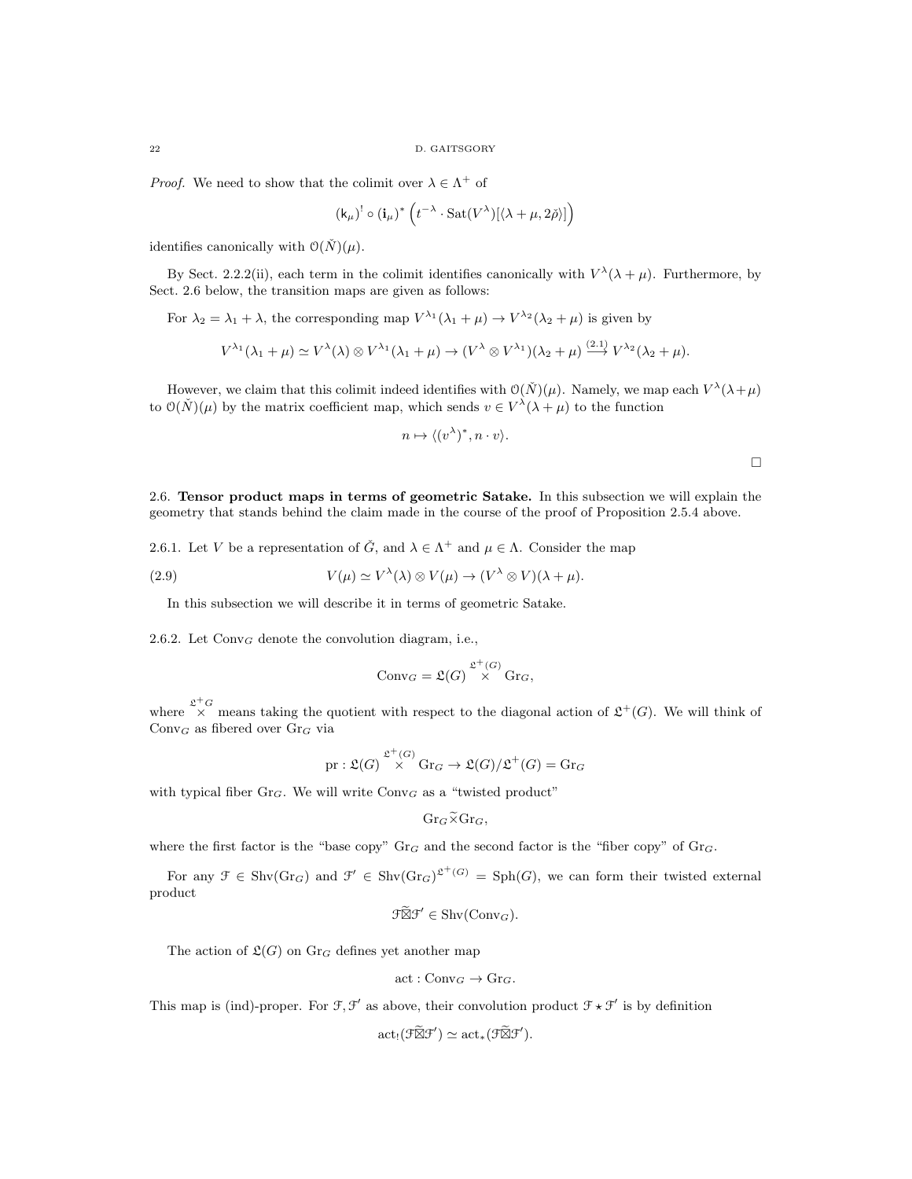*Proof.* We need to show that the colimit over $\lambda \in \Lambda^+$ of

$$(\mathsf{k}_\mu)^! \circ (\mathbf{i}_\mu)^* \left( t^{-\lambda} \cdot \mathrm{Sat}(V^\lambda)[\langle \lambda + \mu, 2\check{\rho} \rangle] \right)$$

identifies canonically with $\mathcal{O}(\check{N})(\mu)$.

By Sect. 2.2.2(ii), each term in the colimit identifies canonically with $V^\lambda(\lambda + \mu)$. Furthermore, by Sect. 2.6 below, the transition maps are given as follows:

For $\lambda_2 = \lambda_1 + \lambda$, the corresponding map $V^{\lambda_1}(\lambda_1 + \mu) \to V^{\lambda_2}(\lambda_2 + \mu)$ is given by

$$V^{\lambda_1}(\lambda_1 + \mu) \simeq V^\lambda(\lambda) \otimes V^{\lambda_1}(\lambda_1 + \mu) \to (V^\lambda \otimes V^{\lambda_1})(\lambda_2 + \mu) \overset{(2.1)}{\longrightarrow} V^{\lambda_2}(\lambda_2 + \mu).$$

However, we claim that this colimit indeed identifies with $\mathcal{O}(\check{N})(\mu)$. Namely, we map each $V^\lambda(\lambda+\mu)$ to $\mathcal{O}(\check{N})(\mu)$ by the matrix coefficient map, which sends $v \in V^\lambda(\lambda + \mu)$ to the function

$$n \mapsto \langle (v^\lambda)^*, n \cdot v \rangle.$$

□

## 2.6. Tensor product maps in terms of geometric Satake.

In this subsection we will explain the geometry that stands behind the claim made in the course of the proof of Proposition 2.5.4 above.

2.6.1. Let $V$ be a representation of $\check{G}$, and $\lambda \in \Lambda^+$ and $\mu \in \Lambda$. Consider the map

$$V(\mu) \simeq V^\lambda(\lambda) \otimes V(\mu) \to (V^\lambda \otimes V)(\lambda + \mu). \tag{2.9}$$

In this subsection we will describe it in terms of geometric Satake.

2.6.2. Let $\mathrm{Conv}_G$ denote the convolution diagram, i.e.,

$$\mathrm{Conv}_G = \mathfrak{L}(G) \overset{\mathfrak{L}^+(G)}{\times} \mathrm{Gr}_G,$$

where $\overset{\mathfrak{L}^+G}{\times}$ means taking the quotient with respect to the diagonal action of $\mathfrak{L}^+(G)$. We will think of $\mathrm{Conv}_G$ as fibered over $\mathrm{Gr}_G$ via

$$\mathrm{pr} : \mathfrak{L}(G) \overset{\mathfrak{L}^+(G)}{\times} \mathrm{Gr}_G \to \mathfrak{L}(G)/\mathfrak{L}^+(G) = \mathrm{Gr}_G$$

with typical fiber $\mathrm{Gr}_G$. We will write $\mathrm{Conv}_G$ as a "twisted product"

$$\mathrm{Gr}_G \widetilde{\times} \mathrm{Gr}_G,$$

where the first factor is the "base copy" $\mathrm{Gr}_G$ and the second factor is the "fiber copy" of $\mathrm{Gr}_G$.

For any $\mathcal{F} \in \mathrm{Shv}(\mathrm{Gr}_G)$ and $\mathcal{F}' \in \mathrm{Shv}(\mathrm{Gr}_G)^{\mathfrak{L}^+(G)} = \mathrm{Sph}(G)$, we can form their twisted external product

$$\mathcal{F} \widetilde{\boxtimes} \mathcal{F}' \in \mathrm{Shv}(\mathrm{Conv}_G).$$

The action of $\mathfrak{L}(G)$ on $\mathrm{Gr}_G$ defines yet another map

$$\mathrm{act} : \mathrm{Conv}_G \to \mathrm{Gr}_G.$$

This map is (ind)-proper. For $\mathcal{F}, \mathcal{F}'$ as above, their convolution product $\mathcal{F} \star \mathcal{F}'$ is by definition

$$\mathrm{act}_!(\mathcal{F} \widetilde{\boxtimes} \mathcal{F}') \simeq \mathrm{act}_*(\mathcal{F} \widetilde{\boxtimes} \mathcal{F}').$$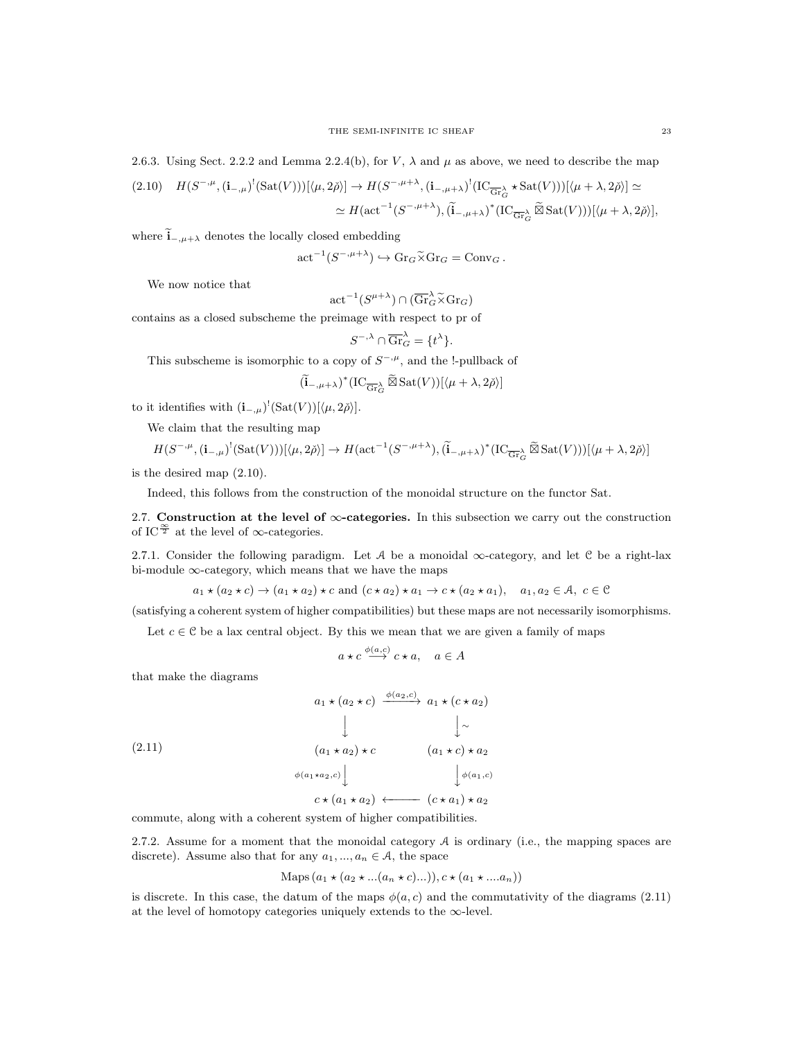2.6.3. Using Sect. 2.2.2 and Lemma 2.2.4(b), for $V$, $\lambda$ and $\mu$ as above, we need to describe the map

$$
(2.10) \quad H(S^{-,\mu},(\mathbf{i}_{-,\mu})^!(\mathrm{Sat}(V)))[\langle \mu, 2\check{\rho}\rangle] \to H(S^{-,\mu+\lambda},(\mathbf{i}_{-,\mu+\lambda})^!(\mathrm{IC}_{\overline{\mathrm{Gr}}^\lambda_G} \star \mathrm{Sat}(V)))[\langle \mu+\lambda, 2\check{\rho}\rangle] \simeq
$$

$$
\simeq H(\mathrm{act}^{-1}(S^{-,\mu+\lambda}),(\widetilde{\mathbf{i}}_{-,\mu+\lambda})^*(\mathrm{IC}_{\overline{\mathrm{Gr}}^\lambda_G} \widetilde{\boxtimes} \mathrm{Sat}(V)))[\langle \mu+\lambda, 2\check{\rho}\rangle],
$$

where $\widetilde{\mathbf{i}}_{-,\mu+\lambda}$ denotes the locally closed embedding

$$
\mathrm{act}^{-1}(S^{-,\mu+\lambda}) \hookrightarrow \mathrm{Gr}_G \widetilde{\times} \mathrm{Gr}_G = \mathrm{Conv}_G .
$$

We now notice that

$$
\mathrm{act}^{-1}(S^{\mu+\lambda}) \cap (\overline{\mathrm{Gr}}^\lambda_G \widetilde{\times} \mathrm{Gr}_G)
$$

contains as a closed subscheme the preimage with respect to pr of

$$
S^{-,\lambda} \cap \overline{\mathrm{Gr}}^\lambda_G = \{t^\lambda\}.
$$

This subscheme is isomorphic to a copy of $S^{-,\mu}$, and the !-pullback of

$$
(\widetilde{\mathbf{i}}_{-,\mu+\lambda})^*(\mathrm{IC}_{\overline{\mathrm{Gr}}^\lambda_G} \widetilde{\boxtimes} \mathrm{Sat}(V))[\langle \mu+\lambda, 2\check{\rho}\rangle]
$$

to it identifies with $(\mathbf{i}_{-,\mu})^!(\mathrm{Sat}(V))[\langle \mu, 2\check{\rho}\rangle]$.

We claim that the resulting map

$$
H(S^{-,\mu},(\mathbf{i}_{-,\mu})^!(\mathrm{Sat}(V)))[\langle \mu, 2\check{\rho}\rangle] \to H(\mathrm{act}^{-1}(S^{-,\mu+\lambda}),(\widetilde{\mathbf{i}}_{-,\mu+\lambda})^*(\mathrm{IC}_{\overline{\mathrm{Gr}}^\lambda_G} \widetilde{\boxtimes} \mathrm{Sat}(V)))[\langle \mu+\lambda, 2\check{\rho}\rangle]
$$

is the desired map (2.10).

Indeed, this follows from the construction of the monoidal structure on the functor Sat.

## 2.7. Construction at the level of $\infty$-categories.

In this subsection we carry out the construction of $\mathrm{IC}^{\frac{\infty}{2}}$ at the level of $\infty$-categories.

2.7.1. Consider the following paradigm. Let $\mathcal{A}$ be a monoidal $\infty$-category, and let $\mathcal{C}$ be a right-lax bi-module $\infty$-category, which means that we have the maps

$$
a_1 \star (a_2 \star c) \to (a_1 \star a_2) \star c \text{ and } (c \star a_2) \star a_1 \to c \star (a_2 \star a_1), \quad a_1, a_2 \in \mathcal{A},\ c \in \mathcal{C}
$$

(satisfying a coherent system of higher compatibilities) but these maps are not necessarily isomorphisms.

Let $c \in \mathcal{C}$ be a lax central object. By this we mean that we are given a family of maps

$$
a \star c \xrightarrow{\phi(a,c)} c \star a, \quad a \in A
$$

that make the diagrams

$$
(2.11) \qquad
\begin{array}{ccc}
a_1 \star (a_2 \star c) & \xrightarrow{\phi(a_2,c)} & a_1 \star (c \star a_2) \\
\downarrow & & \downarrow \sim \\
(a_1 \star a_2) \star c & & (a_1 \star c) \star a_2 \\
{\scriptstyle \phi(a_1 \star a_2, c)} \downarrow & & \downarrow {\scriptstyle \phi(a_1,c)} \\
c \star (a_1 \star a_2) & \longleftarrow & (c \star a_1) \star a_2
\end{array}
$$

commute, along with a coherent system of higher compatibilities.

2.7.2. Assume for a moment that the monoidal category $\mathcal{A}$ is ordinary (i.e., the mapping spaces are discrete). Assume also that for any $a_1, ..., a_n \in \mathcal{A}$, the space

$$
\mathrm{Maps}\,(a_1 \star (a_2 \star ...(a_n \star c)...)), c \star (a_1 \star ....a_n))
$$

is discrete. In this case, the datum of the maps $\phi(a,c)$ and the commutativity of the diagrams (2.11) at the level of homotopy categories uniquely extends to the $\infty$-level.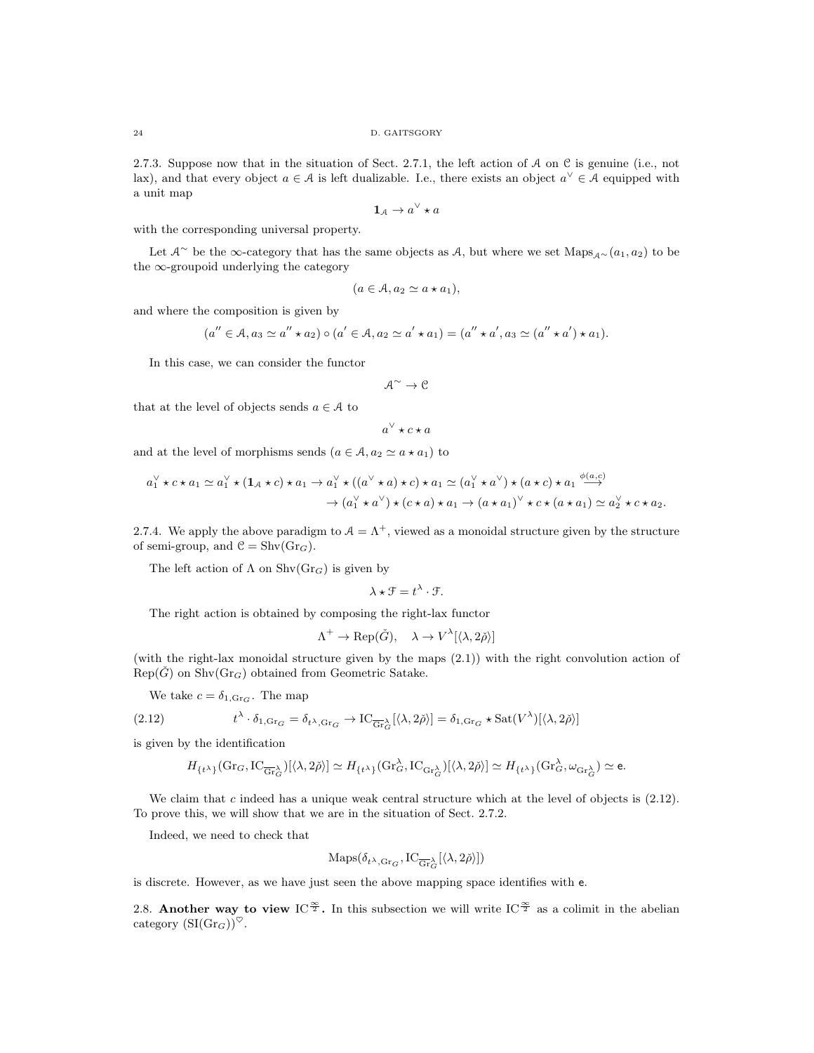2.7.3. Suppose now that in the situation of Sect. 2.7.1, the left action of $\mathcal{A}$ on $\mathcal{C}$ is genuine (i.e., not lax), and that every object $a \in \mathcal{A}$ is left dualizable. I.e., there exists an object $a^\vee \in \mathcal{A}$ equipped with a unit map

$$\mathbf{1}_\mathcal{A} \to a^\vee \star a$$

with the corresponding universal property.

Let $\mathcal{A}^\sim$ be the $\infty$-category that has the same objects as $\mathcal{A}$, but where we set $\mathrm{Maps}_{\mathcal{A}^\sim}(a_1, a_2)$ to be the $\infty$-groupoid underlying the category

$$(a \in \mathcal{A}, a_2 \simeq a \star a_1),$$

and where the composition is given by

$$(a'' \in \mathcal{A}, a_3 \simeq a'' \star a_2) \circ (a' \in \mathcal{A}, a_2 \simeq a' \star a_1) = (a'' \star a', a_3 \simeq (a'' \star a') \star a_1).$$

In this case, we can consider the functor

$$\mathcal{A}^\sim \to \mathcal{C}$$

that at the level of objects sends $a \in \mathcal{A}$ to

$$a^\vee \star c \star a$$

and at the level of morphisms sends $(a \in \mathcal{A}, a_2 \simeq a \star a_1)$ to

$$a_1^\vee \star c \star a_1 \simeq a_1^\vee \star (\mathbf{1}_\mathcal{A} \star c) \star a_1 \to a_1^\vee \star ((a^\vee \star a) \star c) \star a_1 \simeq (a_1^\vee \star a^\vee) \star (a \star c) \star a_1 \overset{\phi(a,c)}{\longrightarrow}$$
$$\to (a_1^\vee \star a^\vee) \star (c \star a) \star a_1 \to (a \star a_1)^\vee \star c \star (a \star a_1) \simeq a_2^\vee \star c \star a_2.$$

2.7.4. We apply the above paradigm to $\mathcal{A} = \Lambda^+$, viewed as a monoidal structure given by the structure of semi-group, and $\mathcal{C} = \mathrm{Shv}(\mathrm{Gr}_G)$.

The left action of $\Lambda$ on $\mathrm{Shv}(\mathrm{Gr}_G)$ is given by

$$\lambda \star \mathcal{F} = t^\lambda \cdot \mathcal{F}.$$

The right action is obtained by composing the right-lax functor

$$\Lambda^+ \to \mathrm{Rep}(\check{G}), \quad \lambda \to V^\lambda[\langle \lambda, 2\check{\rho}\rangle]$$

(with the right-lax monoidal structure given by the maps (2.1)) with the right convolution action of $\mathrm{Rep}(\check{G})$ on $\mathrm{Shv}(\mathrm{Gr}_G)$ obtained from Geometric Satake.

We take $c = \delta_{1,\mathrm{Gr}_G}$. The map

$$t^\lambda \cdot \delta_{1,\mathrm{Gr}_G} = \delta_{t^\lambda,\mathrm{Gr}_G} \to \mathrm{IC}_{\overline{\mathrm{Gr}}^\lambda_G}[\langle \lambda, 2\check{\rho}\rangle] = \delta_{1,\mathrm{Gr}_G} \star \mathrm{Sat}(V^\lambda)[\langle \lambda, 2\check{\rho}\rangle] \tag{2.12}$$

is given by the identification

$$H_{\{t^\lambda\}}(\mathrm{Gr}_G, \mathrm{IC}_{\overline{\mathrm{Gr}}^\lambda_G})[\langle \lambda, 2\check{\rho}\rangle] \simeq H_{\{t^\lambda\}}(\mathrm{Gr}^\lambda_G, \mathrm{IC}_{\mathrm{Gr}^\lambda_G})[\langle \lambda, 2\check{\rho}\rangle] \simeq H_{\{t^\lambda\}}(\mathrm{Gr}^\lambda_G, \omega_{\mathrm{Gr}^\lambda_G}) \simeq \mathsf{e}.$$

We claim that $c$ indeed has a unique weak central structure which at the level of objects is (2.12). To prove this, we will show that we are in the situation of Sect. 2.7.2.

Indeed, we need to check that

$$\mathrm{Maps}(\delta_{t^\lambda,\mathrm{Gr}_G}, \mathrm{IC}_{\overline{\mathrm{Gr}}^\lambda_G}[\langle \lambda, 2\check{\rho}\rangle])$$

is discrete. However, as we have just seen the above mapping space identifies with $\mathsf{e}$.

2.8. **Another way to view $\mathrm{IC}^{\frac{\infty}{2}}$.** In this subsection we will write $\mathrm{IC}^{\frac{\infty}{2}}$ as a colimit in the abelian category $(\mathrm{SI}(\mathrm{Gr}_G))^\heartsuit$.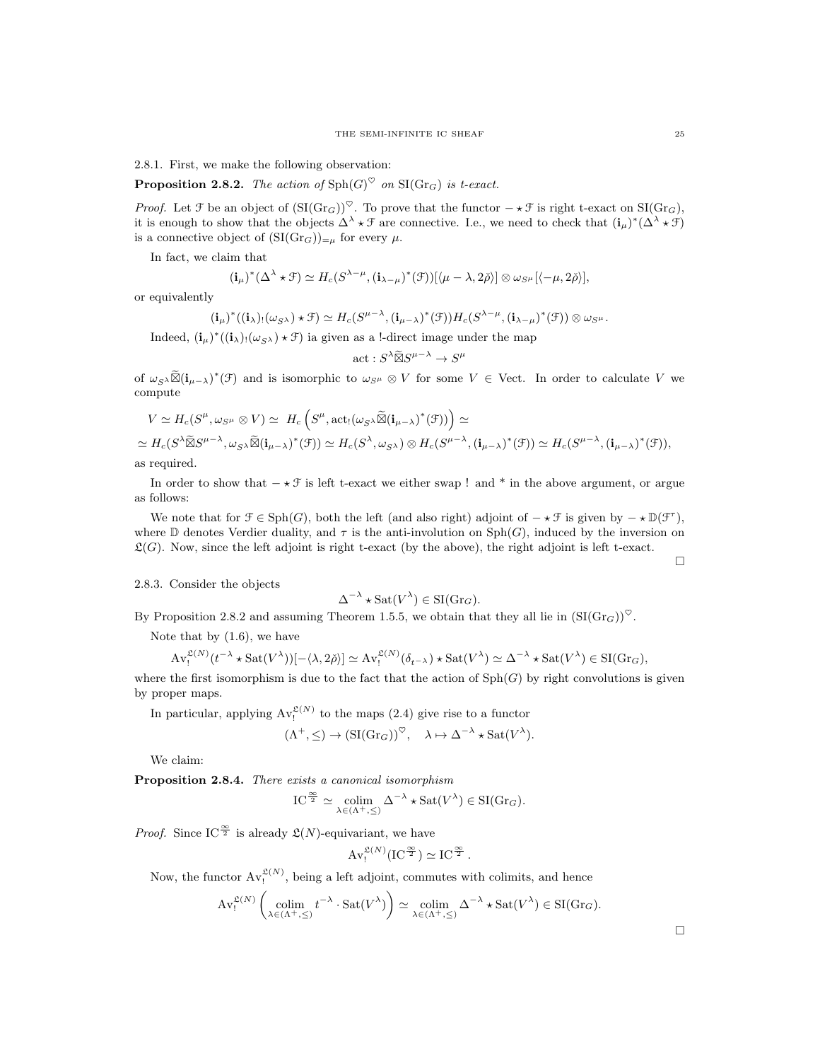2.8.1. First, we make the following observation:

**Proposition 2.8.2.** *The action of* $\mathrm{Sph}(G)^{\heartsuit}$ *on* $\mathrm{SI}(\mathrm{Gr}_G)$ *is t-exact.*

*Proof.* Let $\mathcal{F}$ be an object of $(\mathrm{SI}(\mathrm{Gr}_G))^{\heartsuit}$. To prove that the functor $-\star\mathcal{F}$ is right t-exact on $\mathrm{SI}(\mathrm{Gr}_G)$, it is enough to show that the objects $\Delta^{\lambda}\star\mathcal{F}$ are connective. I.e., we need to check that $(\mathbf{i}_\mu)^*(\Delta^\lambda\star\mathcal{F})$ is a connective object of $(\mathrm{SI}(\mathrm{Gr}_G))_{=\mu}$ for every $\mu$.

In fact, we claim that

$$(\mathbf{i}_\mu)^*(\Delta^\lambda\star\mathcal{F})\simeq H_c(S^{\lambda-\mu},(\mathbf{i}_{\lambda-\mu})^*(\mathcal{F}))[\langle\mu-\lambda,2\check{\rho}\rangle]\otimes\omega_{S^\mu}[\langle-\mu,2\check{\rho}\rangle],$$

or equivalently

$$(\mathbf{i}_\mu)^*((\mathbf{i}_\lambda)_!(\omega_{S^\lambda})\star\mathcal{F})\simeq H_c(S^{\mu-\lambda},(\mathbf{i}_{\mu-\lambda})^*(\mathcal{F}))H_c(S^{\lambda-\mu},(\mathbf{i}_{\lambda-\mu})^*(\mathcal{F}))\otimes\omega_{S^\mu}.$$

Indeed, $(\mathbf{i}_\mu)^*((\mathbf{i}_\lambda)_!(\omega_{S^\lambda})\star\mathcal{F})$ ia given as a !-direct image under the map

$$\mathrm{act}:S^\lambda\widetilde{\boxtimes}S^{\mu-\lambda}\to S^\mu$$

of $\omega_{S^\lambda}\widetilde{\boxtimes}(\mathbf{i}_{\mu-\lambda})^*(\mathcal{F})$ and is isomorphic to $\omega_{S^\mu}\otimes V$ for some $V\in\mathrm{Vect}$. In order to calculate $V$ we compute

$$V\simeq H_c(S^\mu,\omega_{S^\mu}\otimes V)\simeq\ H_c\left(S^\mu,\mathrm{act}_!(\omega_{S^\lambda}\widetilde{\boxtimes}(\mathbf{i}_{\mu-\lambda})^*(\mathcal{F}))\right)\simeq$$

$$\simeq H_c(S^\lambda\widetilde{\boxtimes}S^{\mu-\lambda},\omega_{S^\lambda}\widetilde{\boxtimes}(\mathbf{i}_{\mu-\lambda})^*(\mathcal{F}))\simeq H_c(S^\lambda,\omega_{S^\lambda})\otimes H_c(S^{\mu-\lambda},(\mathbf{i}_{\mu-\lambda})^*(\mathcal{F}))\simeq H_c(S^{\mu-\lambda},(\mathbf{i}_{\mu-\lambda})^*(\mathcal{F})),$$

as required.

In order to show that $-\star\mathcal{F}$ is left t-exact we either swap ! and * in the above argument, or argue as follows:

We note that for $\mathcal{F}\in\mathrm{Sph}(G)$, both the left (and also right) adjoint of $-\star\mathcal{F}$ is given by $-\star\mathbb{D}(\mathcal{F}^\tau)$, where $\mathbb{D}$ denotes Verdier duality, and $\tau$ is the anti-involution on $\mathrm{Sph}(G)$, induced by the inversion on $\mathfrak{L}(G)$. Now, since the left adjoint is right t-exact (by the above), the right adjoint is left t-exact. $\square$

2.8.3. Consider the objects

$$\Delta^{-\lambda}\star\mathrm{Sat}(V^\lambda)\in\mathrm{SI}(\mathrm{Gr}_G).$$

By Proposition 2.8.2 and assuming Theorem 1.5.5, we obtain that they all lie in $(\mathrm{SI}(\mathrm{Gr}_G))^{\heartsuit}$.

Note that by (1.6), we have

$$\mathrm{Av}_!^{\mathfrak{L}(N)}(t^{-\lambda}\star\mathrm{Sat}(V^\lambda))[-\langle\lambda,2\check{\rho}\rangle]\simeq\mathrm{Av}_!^{\mathfrak{L}(N)}(\delta_{t^{-\lambda}})\star\mathrm{Sat}(V^\lambda)\simeq\Delta^{-\lambda}\star\mathrm{Sat}(V^\lambda)\in\mathrm{SI}(\mathrm{Gr}_G),$$

where the first isomorphism is due to the fact that the action of $\mathrm{Sph}(G)$ by right convolutions is given by proper maps.

In particular, applying $\mathrm{Av}_!^{\mathfrak{L}(N)}$ to the maps (2.4) give rise to a functor

$$(\Lambda^+,\leq)\to(\mathrm{SI}(\mathrm{Gr}_G))^{\heartsuit},\quad\lambda\mapsto\Delta^{-\lambda}\star\mathrm{Sat}(V^\lambda).$$

We claim:

**Proposition 2.8.4.** *There exists a canonical isomorphism*

$$\mathrm{IC}^{\frac{\infty}{2}}\simeq\underset{\lambda\in(\Lambda^+,\leq)}{\mathrm{colim}}\,\Delta^{-\lambda}\star\mathrm{Sat}(V^\lambda)\in\mathrm{SI}(\mathrm{Gr}_G).$$

*Proof.* Since $\mathrm{IC}^{\frac{\infty}{2}}$ is already $\mathfrak{L}(N)$-equivariant, we have

$$\mathrm{Av}_!^{\mathfrak{L}(N)}(\mathrm{IC}^{\frac{\infty}{2}})\simeq\mathrm{IC}^{\frac{\infty}{2}}.$$

Now, the functor $\mathrm{Av}_!^{\mathfrak{L}(N)}$, being a left adjoint, commutes with colimits, and hence

$$\mathrm{Av}_!^{\mathfrak{L}(N)}\left(\underset{\lambda\in(\Lambda^+,\leq)}{\mathrm{colim}}\,t^{-\lambda}\cdot\mathrm{Sat}(V^\lambda)\right)\simeq\underset{\lambda\in(\Lambda^+,\leq)}{\mathrm{colim}}\,\Delta^{-\lambda}\star\mathrm{Sat}(V^\lambda)\in\mathrm{SI}(\mathrm{Gr}_G).$$

$\square$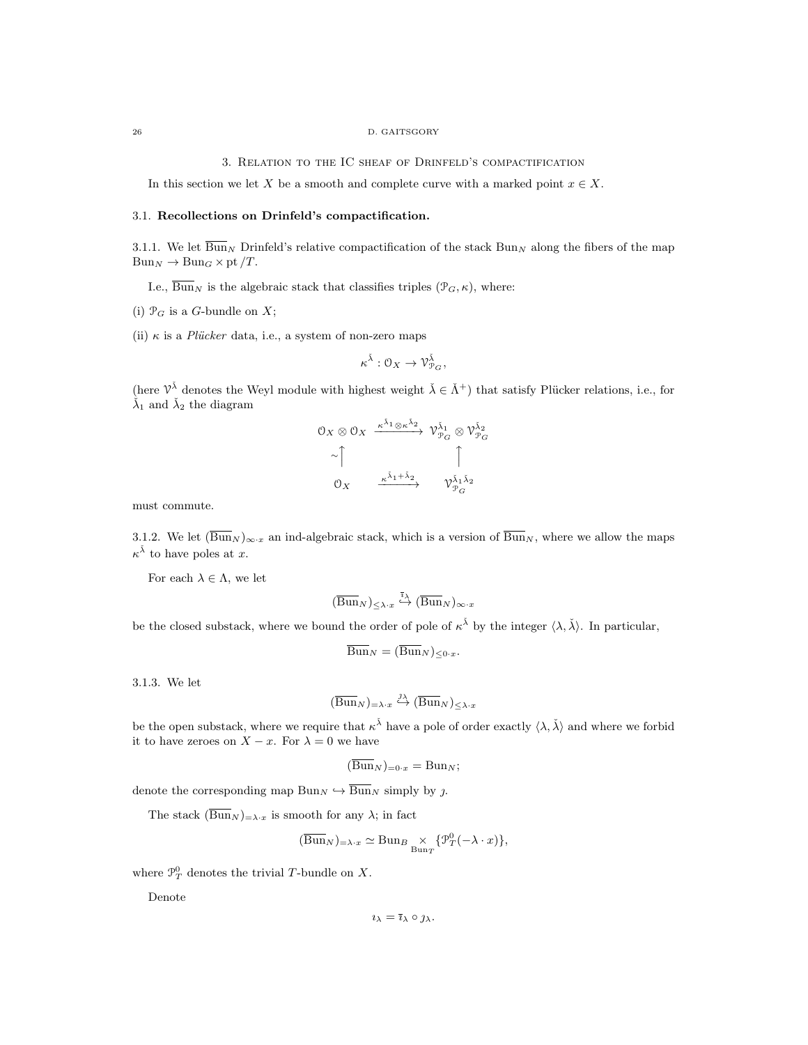## 3. Relation to the IC sheaf of Drinfeld's compactification

In this section we let $X$ be a smooth and complete curve with a marked point $x \in X$.

### 3.1. Recollections on Drinfeld's compactification.

3.1.1. We let $\overline{\operatorname{Bun}}_N$ Drinfeld's relative compactification of the stack $\operatorname{Bun}_N$ along the fibers of the map $\operatorname{Bun}_N \to \operatorname{Bun}_G \times \operatorname{pt}/T$.

I.e., $\overline{\operatorname{Bun}}_N$ is the algebraic stack that classifies triples $(\mathcal{P}_G, \kappa)$, where:

(i) $\mathcal{P}_G$ is a $G$-bundle on $X$;

(ii) $\kappa$ is a *Plücker* data, i.e., a system of non-zero maps

$$\kappa^{\check{\lambda}} : \mathcal{O}_X \to \mathcal{V}^{\check{\lambda}}_{\mathcal{P}_G},$$

(here $\mathcal{V}^{\check{\lambda}}$ denotes the Weyl module with highest weight $\check{\lambda} \in \check{\Lambda}^+$) that satisfy Plücker relations, i.e., for $\check{\lambda}_1$ and $\check{\lambda}_2$ the diagram

$$\begin{array}{ccc}
\mathcal{O}_X \otimes \mathcal{O}_X & \xrightarrow{\kappa^{\check{\lambda}_1} \otimes \kappa^{\check{\lambda}_2}} & \mathcal{V}^{\check{\lambda}_1}_{\mathcal{P}_G} \otimes \mathcal{V}^{\check{\lambda}_2}_{\mathcal{P}_G} \\
\sim \uparrow & & \uparrow \\
\mathcal{O}_X & \xrightarrow{\kappa^{\check{\lambda}_1 + \check{\lambda}_2}} & \mathcal{V}^{\check{\lambda}_1 \check{\lambda}_2}_{\mathcal{P}_G}
\end{array}$$

must commute.

3.1.2. We let $(\overline{\operatorname{Bun}}_N)_{\infty \cdot x}$ an ind-algebraic stack, which is a version of $\overline{\operatorname{Bun}}_N$, where we allow the maps $\kappa^{\check{\lambda}}$ to have poles at $x$.

For each $\lambda \in \Lambda$, we let

$$(\overline{\operatorname{Bun}}_N)_{\leq \lambda \cdot x} \overset{\bar{\imath}_\lambda}{\hookrightarrow} (\overline{\operatorname{Bun}}_N)_{\infty \cdot x}$$

be the closed substack, where we bound the order of pole of $\kappa^{\check{\lambda}}$ by the integer $\langle \lambda, \check{\lambda} \rangle$. In particular,

$$\overline{\operatorname{Bun}}_N = (\overline{\operatorname{Bun}}_N)_{\leq 0 \cdot x}.$$

3.1.3. We let

$$(\overline{\operatorname{Bun}}_N)_{= \lambda \cdot x} \overset{\jmath_\lambda}{\hookrightarrow} (\overline{\operatorname{Bun}}_N)_{\leq \lambda \cdot x}$$

be the open substack, where we require that $\kappa^{\check{\lambda}}$ have a pole of order exactly $\langle \lambda, \check{\lambda} \rangle$ and where we forbid it to have zeroes on $X - x$. For $\lambda = 0$ we have

$$(\overline{\operatorname{Bun}}_N)_{= 0 \cdot x} = \operatorname{Bun}_N;$$

denote the corresponding map $\operatorname{Bun}_N \hookrightarrow \overline{\operatorname{Bun}}_N$ simply by $\jmath$.

The stack $(\overline{\operatorname{Bun}}_N)_{= \lambda \cdot x}$ is smooth for any $\lambda$; in fact

$$(\overline{\operatorname{Bun}}_N)_{= \lambda \cdot x} \simeq \operatorname{Bun}_B \underset{\operatorname{Bun}_T}{\times} \{\mathcal{P}^0_T(-\lambda \cdot x)\},$$

where $\mathcal{P}^0_T$ denotes the trivial $T$-bundle on $X$.

Denote

$$\imath_\lambda = \bar{\imath}_\lambda \circ \jmath_\lambda.$$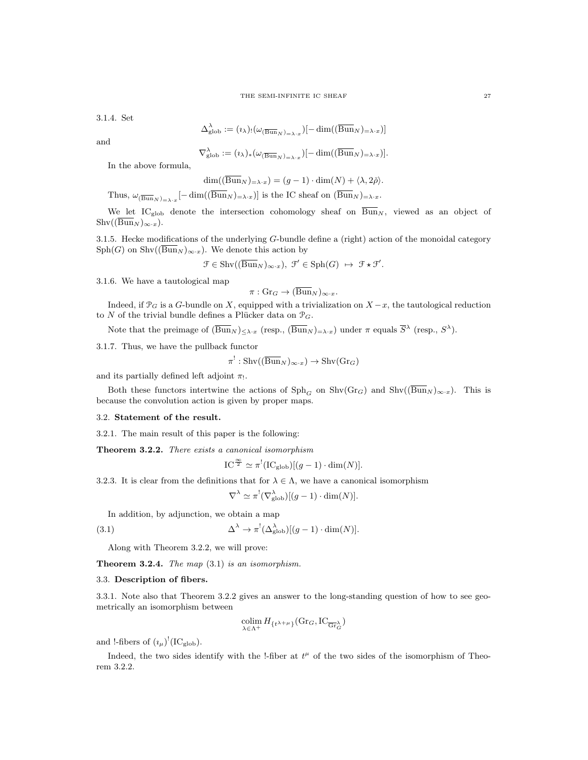3.1.4. Set

$$\Delta^\lambda_{\mathrm{glob}} := (\imath_\lambda)_!(\omega_{(\overline{\mathrm{Bun}}_N)_{=\lambda\cdot x}})[-\dim((\overline{\mathrm{Bun}}_N)_{=\lambda\cdot x})]$$

and

$$\nabla^\lambda_{\mathrm{glob}} := (\imath_\lambda)_*(\omega_{(\overline{\mathrm{Bun}}_N)_{=\lambda\cdot x}})[-\dim((\overline{\mathrm{Bun}}_N)_{=\lambda\cdot x})].$$

In the above formula,

$$\dim((\overline{\mathrm{Bun}}_N)_{=\lambda\cdot x}) = (g-1)\cdot\dim(N) + \langle\lambda, 2\check{\rho}\rangle.$$

Thus, $\omega_{(\overline{\mathrm{Bun}}_N)_{=\lambda\cdot x}}[-\dim((\overline{\mathrm{Bun}}_N)_{=\lambda\cdot x})]$ is the IC sheaf on $(\overline{\mathrm{Bun}}_N)_{=\lambda\cdot x}$.

We let $\mathrm{IC}_{\mathrm{glob}}$ denote the intersection cohomology sheaf on $\overline{\mathrm{Bun}}_N$, viewed as an object of $\mathrm{Shv}((\overline{\mathrm{Bun}}_N)_{\infty\cdot x})$.

3.1.5. Hecke modifications of the underlying $G$-bundle define a (right) action of the monoidal category $\mathrm{Sph}(G)$ on $\mathrm{Shv}((\overline{\mathrm{Bun}}_N)_{\infty\cdot x})$. We denote this action by

$$\mathcal{F} \in \mathrm{Shv}((\overline{\mathrm{Bun}}_N)_{\infty\cdot x}),\ \mathcal{F}' \in \mathrm{Sph}(G) \ \mapsto\ \mathcal{F} \star \mathcal{F}'.$$

3.1.6. We have a tautological map

$$\pi : \mathrm{Gr}_G \to (\overline{\mathrm{Bun}}_N)_{\infty\cdot x}.$$

Indeed, if $\mathcal{P}_G$ is a $G$-bundle on $X$, equipped with a trivialization on $X - x$, the tautological reduction to $N$ of the trivial bundle defines a Plücker data on $\mathcal{P}_G$.

Note that the preimage of $(\overline{\mathrm{Bun}}_N)_{\leq\lambda\cdot x}$ (resp., $(\overline{\mathrm{Bun}}_N)_{=\lambda\cdot x}$) under $\pi$ equals $\overline{S}^\lambda$ (resp., $S^\lambda$).

3.1.7. Thus, we have the pullback functor

$$\pi^! : \mathrm{Shv}((\overline{\mathrm{Bun}}_N)_{\infty\cdot x}) \to \mathrm{Shv}(\mathrm{Gr}_G)$$

and its partially defined left adjoint $\pi_!$.

Both these functors intertwine the actions of $\mathrm{Sph}_G$ on $\mathrm{Shv}(\mathrm{Gr}_G)$ and $\mathrm{Shv}((\overline{\mathrm{Bun}}_N)_{\infty\cdot x})$. This is because the convolution action is given by proper maps.

## 3.2. Statement of the result.

3.2.1. The main result of this paper is the following:

**Theorem 3.2.2.** *There exists a canonical isomorphism*

$$\mathrm{IC}^{\frac{\infty}{2}} \simeq \pi^!(\mathrm{IC}_{\mathrm{glob}})[(g-1)\cdot\dim(N)].$$

3.2.3. It is clear from the definitions that for $\lambda \in \Lambda$, we have a canonical isomorphism

$$\nabla^\lambda \simeq \pi^!(\nabla^\lambda_{\mathrm{glob}})[(g-1)\cdot\dim(N)].$$

In addition, by adjunction, we obtain a map

$$\Delta^\lambda \to \pi^!(\Delta^\lambda_{\mathrm{glob}})[(g-1)\cdot\dim(N)]. \tag{3.1}$$

Along with Theorem 3.2.2, we will prove:

**Theorem 3.2.4.** *The map* (3.1) *is an isomorphism.*

## 3.3. Description of fibers.

3.3.1. Note also that Theorem 3.2.2 gives an answer to the long-standing question of how to see geometrically an isomorphism between

$$\underset{\lambda\in\Lambda^+}{\mathrm{colim}}\, H_{\{t^{\lambda+\mu}\}}(\mathrm{Gr}_G, \mathrm{IC}_{\overline{\mathrm{Gr}}^\lambda_G})$$

and !-fibers of $(\imath_\mu)^!(\mathrm{IC}_{\mathrm{glob}})$.

Indeed, the two sides identify with the !-fiber at $t^\mu$ of the two sides of the isomorphism of Theorem 3.2.2.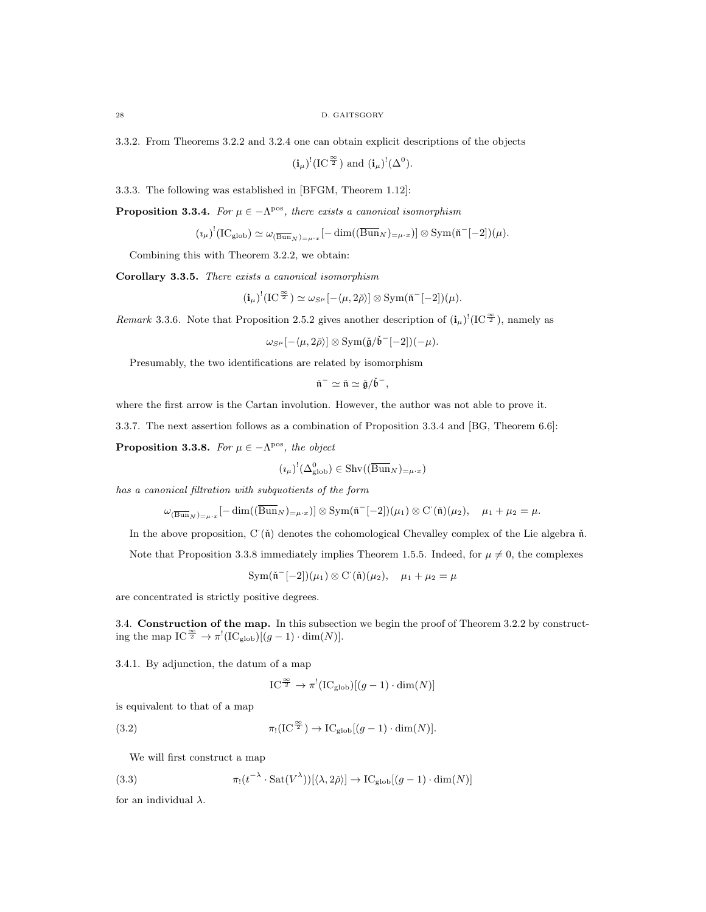3.3.2. From Theorems 3.2.2 and 3.2.4 one can obtain explicit descriptions of the objects

$$(\mathbf{i}_\mu)^!(\mathrm{IC}^{\frac{\infty}{2}}) \text{ and } (\mathbf{i}_\mu)^!(\Delta^0).$$

3.3.3. The following was established in [BFGM, Theorem 1.12]:

**Proposition 3.3.4.** *For $\mu \in -\Lambda^{\mathrm{pos}}$, there exists a canonical isomorphism*

$$(\imath_\mu)^!(\mathrm{IC}_{\mathrm{glob}}) \simeq \omega_{(\overline{\mathrm{Bun}}_N)_{=\mu\cdot x}}[-\dim((\overline{\mathrm{Bun}}_N)_{=\mu\cdot x})] \otimes \mathrm{Sym}(\check{\mathfrak{n}}^-[-2])(\mu).$$

Combining this with Theorem 3.2.2, we obtain:

**Corollary 3.3.5.** *There exists a canonical isomorphism*

$$(\mathbf{i}_\mu)^!(\mathrm{IC}^{\frac{\infty}{2}}) \simeq \omega_{S^\mu}[-\langle \mu, 2\check{\rho}\rangle] \otimes \mathrm{Sym}(\check{\mathfrak{n}}^-[-2])(\mu).$$

*Remark* 3.3.6. Note that Proposition 2.5.2 gives another description of $(\mathbf{i}_\mu)^!(\mathrm{IC}^{\frac{\infty}{2}})$, namely as

$$\omega_{S^\mu}[-\langle \mu, 2\check{\rho}\rangle] \otimes \mathrm{Sym}(\check{\mathfrak{g}}/\check{\mathfrak{b}}^-[-2])(-\mu).$$

Presumably, the two identifications are related by isomorphism

$$\check{\mathfrak{n}}^- \simeq \check{\mathfrak{n}} \simeq \check{\mathfrak{g}}/\check{\mathfrak{b}}^-,$$

where the first arrow is the Cartan involution. However, the author was not able to prove it.

3.3.7. The next assertion follows as a combination of Proposition 3.3.4 and [BG, Theorem 6.6]:

**Proposition 3.3.8.** *For $\mu \in -\Lambda^{\mathrm{pos}}$, the object*

$$(\imath_\mu)^!(\Delta^0_{\mathrm{glob}}) \in \mathrm{Shv}((\overline{\mathrm{Bun}}_N)_{=\mu\cdot x})$$

*has a canonical filtration with subquotients of the form*

$$\omega_{(\overline{\mathrm{Bun}}_N)_{=\mu\cdot x}}[-\dim((\overline{\mathrm{Bun}}_N)_{=\mu\cdot x})] \otimes \mathrm{Sym}(\check{\mathfrak{n}}^-[-2])(\mu_1) \otimes \mathrm{C}^\cdot(\check{\mathfrak{n}})(\mu_2), \quad \mu_1 + \mu_2 = \mu.$$

In the above proposition, $\mathrm{C}^\cdot(\check{\mathfrak{n}})$ denotes the cohomological Chevalley complex of the Lie algebra $\check{\mathfrak{n}}$.

Note that Proposition 3.3.8 immediately implies Theorem 1.5.5. Indeed, for $\mu \neq 0$, the complexes

$$\mathrm{Sym}(\check{\mathfrak{n}}^-[-2])(\mu_1) \otimes \mathrm{C}^\cdot(\check{\mathfrak{n}})(\mu_2), \quad \mu_1 + \mu_2 = \mu$$

are concentrated is strictly positive degrees.

3.4. **Construction of the map.** In this subsection we begin the proof of Theorem 3.2.2 by constructing the map $\mathrm{IC}^{\frac{\infty}{2}} \to \pi^!(\mathrm{IC}_{\mathrm{glob}})[(g-1)\cdot \dim(N)]$.

3.4.1. By adjunction, the datum of a map

$$\mathrm{IC}^{\frac{\infty}{2}} \to \pi^!(\mathrm{IC}_{\mathrm{glob}})[(g-1)\cdot \dim(N)]$$

is equivalent to that of a map

$$\pi_!(\mathrm{IC}^{\frac{\infty}{2}}) \to \mathrm{IC}_{\mathrm{glob}}[(g-1)\cdot \dim(N)]. \tag{3.2}$$

We will first construct a map

$$\pi_!(t^{-\lambda}\cdot \mathrm{Sat}(V^\lambda))[\langle \lambda, 2\check{\rho}\rangle] \to \mathrm{IC}_{\mathrm{glob}}[(g-1)\cdot \dim(N)] \tag{3.3}$$

for an individual $\lambda$.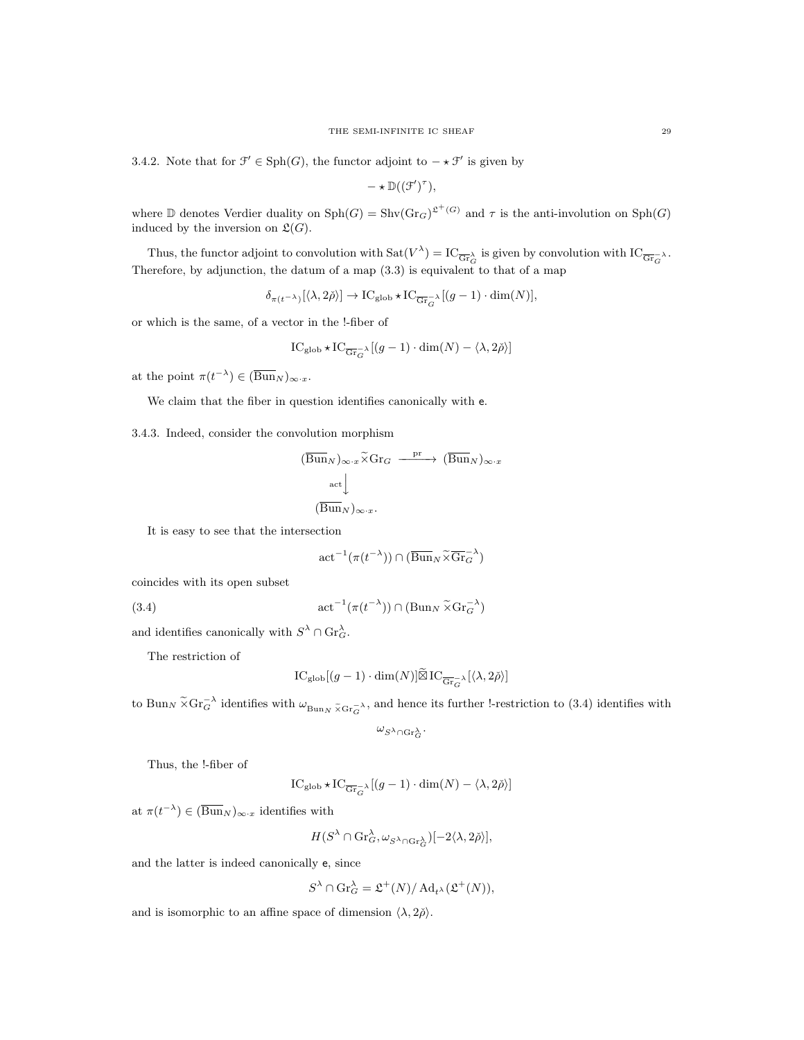3.4.2. Note that for $\mathcal{F}' \in \mathrm{Sph}(G)$, the functor adjoint to $- \star \mathcal{F}'$ is given by

$$- \star \mathbb{D}((\mathcal{F}')^\tau),$$

where $\mathbb{D}$ denotes Verdier duality on $\mathrm{Sph}(G) = \mathrm{Shv}(\mathrm{Gr}_G)^{\mathfrak{L}^+(G)}$ and $\tau$ is the anti-involution on $\mathrm{Sph}(G)$ induced by the inversion on $\mathfrak{L}(G)$.

Thus, the functor adjoint to convolution with $\mathrm{Sat}(V^\lambda) = \mathrm{IC}_{\overline{\mathrm{Gr}}_G^\lambda}$ is given by convolution with $\mathrm{IC}_{\overline{\mathrm{Gr}}_G^{-\lambda}}$. Therefore, by adjunction, the datum of a map (3.3) is equivalent to that of a map

$$\delta_{\pi(t^{-\lambda})}[\langle \lambda, 2\check{\rho}\rangle] \to \mathrm{IC}_{\mathrm{glob}} \star \mathrm{IC}_{\overline{\mathrm{Gr}}_G^{-\lambda}}[(g-1)\cdot \dim(N)],$$

or which is the same, of a vector in the !-fiber of

$$\mathrm{IC}_{\mathrm{glob}} \star \mathrm{IC}_{\overline{\mathrm{Gr}}_G^{-\lambda}}[(g-1)\cdot \dim(N) - \langle \lambda, 2\check{\rho}\rangle]$$

at the point $\pi(t^{-\lambda}) \in (\overline{\mathrm{Bun}}_N)_{\infty\cdot x}$.

We claim that the fiber in question identifies canonically with $\mathsf{e}$.

3.4.3. Indeed, consider the convolution morphism

$$\begin{array}{ccc} (\overline{\mathrm{Bun}}_N)_{\infty\cdot x} \widetilde{\times} \mathrm{Gr}_G & \xrightarrow{\mathrm{pr}} & (\overline{\mathrm{Bun}}_N)_{\infty\cdot x} \\ \Big\downarrow{\scriptstyle \mathrm{act}} & & \\ (\overline{\mathrm{Bun}}_N)_{\infty\cdot x}. & & \end{array}$$

It is easy to see that the intersection

$$\mathrm{act}^{-1}(\pi(t^{-\lambda})) \cap (\overline{\mathrm{Bun}}_N \widetilde{\times} \overline{\mathrm{Gr}}_G^{-\lambda})$$

coincides with its open subset

$$\mathrm{act}^{-1}(\pi(t^{-\lambda})) \cap (\mathrm{Bun}_N \widetilde{\times} \mathrm{Gr}_G^{-\lambda}) \tag{3.4}$$

and identifies canonically with $S^\lambda \cap \mathrm{Gr}_G^\lambda$.

The restriction of

$$\mathrm{IC}_{\mathrm{glob}}[(g-1)\cdot \dim(N)] \widetilde{\boxtimes} \mathrm{IC}_{\overline{\mathrm{Gr}}_G^{-\lambda}}[\langle \lambda, 2\check{\rho}\rangle]$$

to $\mathrm{Bun}_N \widetilde{\times} \mathrm{Gr}_G^{-\lambda}$ identifies with $\omega_{\mathrm{Bun}_N \widetilde{\times} \mathrm{Gr}_G^{-\lambda}}$, and hence its further !-restriction to (3.4) identifies with

$$\omega_{S^\lambda \cap \mathrm{Gr}_G^\lambda}.$$

Thus, the !-fiber of

$$\mathrm{IC}_{\mathrm{glob}} \star \mathrm{IC}_{\overline{\mathrm{Gr}}_G^{-\lambda}}[(g-1)\cdot \dim(N) - \langle \lambda, 2\check{\rho}\rangle]$$

at $\pi(t^{-\lambda}) \in (\overline{\mathrm{Bun}}_N)_{\infty\cdot x}$ identifies with

$$H(S^\lambda \cap \mathrm{Gr}_G^\lambda, \omega_{S^\lambda \cap \mathrm{Gr}_G^\lambda})[-2\langle \lambda, 2\check{\rho}\rangle],$$

and the latter is indeed canonically $\mathsf{e}$, since

$$S^\lambda \cap \mathrm{Gr}_G^\lambda = \mathfrak{L}^+(N)/\operatorname{Ad}_{t^\lambda}(\mathfrak{L}^+(N)),$$

and is isomorphic to an affine space of dimension $\langle \lambda, 2\check{\rho}\rangle$.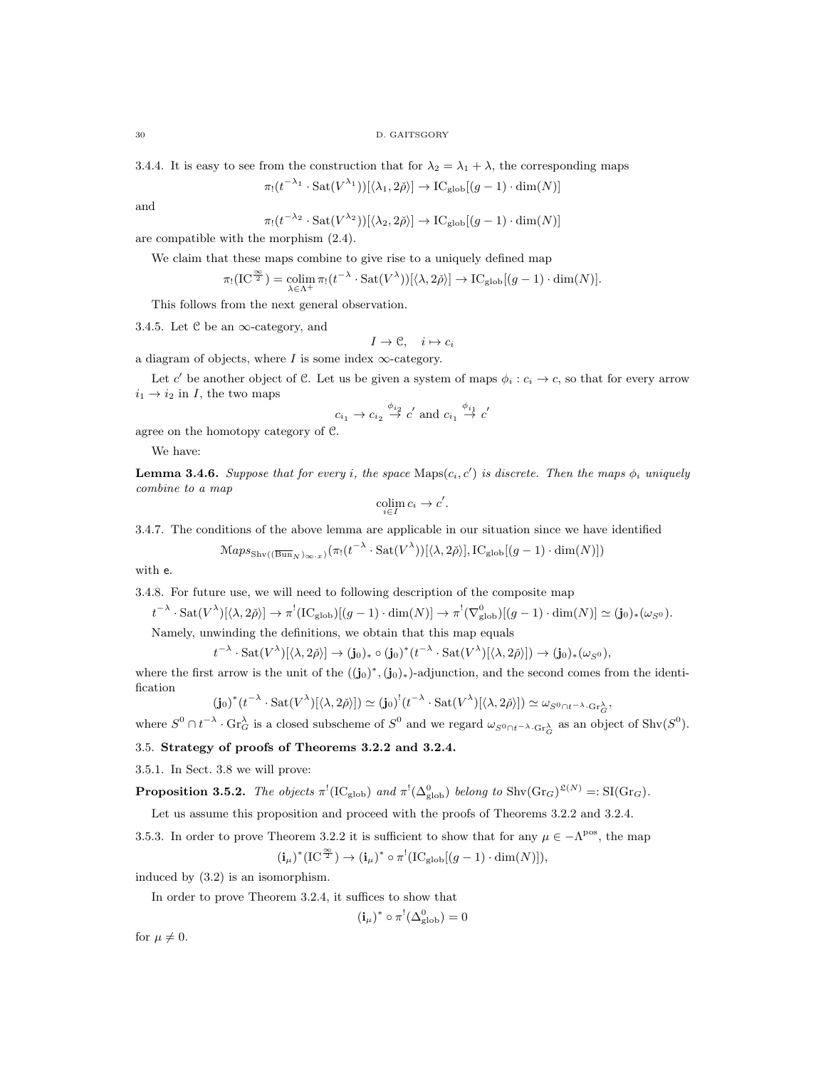3.4.4. It is easy to see from the construction that for $\lambda_2 = \lambda_1 + \lambda$, the corresponding maps

$$\pi_!(t^{-\lambda_1} \cdot \mathrm{Sat}(V^{\lambda_1}))[\langle \lambda_1, 2\check{\rho}\rangle] \to \mathrm{IC}_{\mathrm{glob}}[(g-1)\cdot \dim(N)]$$

and

$$\pi_!(t^{-\lambda_2} \cdot \mathrm{Sat}(V^{\lambda_2}))[\langle \lambda_2, 2\check{\rho}\rangle] \to \mathrm{IC}_{\mathrm{glob}}[(g-1)\cdot \dim(N)]$$

are compatible with the morphism (2.4).

We claim that these maps combine to give rise to a uniquely defined map

$$\pi_!(\mathrm{IC}^{\frac{\infty}{2}}) = \underset{\lambda \in \Lambda^+}{\mathrm{colim}}\, \pi_!(t^{-\lambda} \cdot \mathrm{Sat}(V^{\lambda}))[\langle \lambda, 2\check{\rho}\rangle] \to \mathrm{IC}_{\mathrm{glob}}[(g-1)\cdot \dim(N)].$$

This follows from the next general observation.

3.4.5. Let $\mathcal{C}$ be an $\infty$-category, and

$$I \to \mathcal{C}, \quad i \mapsto c_i$$

a diagram of objects, where $I$ is some index $\infty$-category.

Let $c'$ be another object of $\mathcal{C}$. Let us be given a system of maps $\phi_i : c_i \to c$, so that for every arrow $i_1 \to i_2$ in $I$, the two maps

$$c_{i_1} \to c_{i_2} \overset{\phi_{i_2}}{\to} c' \text{ and } c_{i_1} \overset{\phi_{i_1}}{\to} c'$$

agree on the homotopy category of $\mathcal{C}$.

We have:

**Lemma 3.4.6.** *Suppose that for every $i$, the space $\mathrm{Maps}(c_i, c')$ is discrete. Then the maps $\phi_i$ uniquely combine to a map*

$$\underset{i \in I}{\mathrm{colim}}\, c_i \to c'.$$

3.4.7. The conditions of the above lemma are applicable in our situation since we have identified

$$\mathcal{M}aps_{\mathrm{Shv}((\overline{\mathrm{Bun}}_N)_{\infty \cdot x})}(\pi_!(t^{-\lambda} \cdot \mathrm{Sat}(V^{\lambda}))[\langle \lambda, 2\check{\rho}\rangle], \mathrm{IC}_{\mathrm{glob}}[(g-1)\cdot \dim(N)])$$

with $\mathsf{e}$.

3.4.8. For future use, we will need to following description of the composite map

$$t^{-\lambda} \cdot \mathrm{Sat}(V^{\lambda})[\langle \lambda, 2\check{\rho}\rangle] \to \pi^!(\mathrm{IC}_{\mathrm{glob}})[(g-1)\cdot \dim(N)] \to \pi^!(\nabla^0_{\mathrm{glob}})[(g-1)\cdot \dim(N)] \simeq (\mathbf{j}_0)_*(\omega_{S^0}).$$

Namely, unwinding the definitions, we obtain that this map equals

$$t^{-\lambda} \cdot \mathrm{Sat}(V^{\lambda})[\langle \lambda, 2\check{\rho}\rangle] \to (\mathbf{j}_0)_* \circ (\mathbf{j}_0)^*(t^{-\lambda} \cdot \mathrm{Sat}(V^{\lambda})[\langle \lambda, 2\check{\rho}\rangle]) \to (\mathbf{j}_0)_*(\omega_{S^0}),$$

where the first arrow is the unit of the $((\mathbf{j}_0)^*, (\mathbf{j}_0)_*)$-adjunction, and the second comes from the identification

$$(\mathbf{j}_0)^*(t^{-\lambda} \cdot \mathrm{Sat}(V^{\lambda})[\langle \lambda, 2\check{\rho}\rangle]) \simeq (\mathbf{j}_0)^!(t^{-\lambda} \cdot \mathrm{Sat}(V^{\lambda})[\langle \lambda, 2\check{\rho}\rangle]) \simeq \omega_{S^0 \cap t^{-\lambda} \cdot \mathrm{Gr}^{\lambda}_G},$$

where $S^0 \cap t^{-\lambda} \cdot \mathrm{Gr}^{\lambda}_G$ is a closed subscheme of $S^0$ and we regard $\omega_{S^0 \cap t^{-\lambda} \cdot \mathrm{Gr}^{\lambda}_G}$ as an object of $\mathrm{Shv}(S^0)$.

### 3.5. Strategy of proofs of Theorems 3.2.2 and 3.2.4.

3.5.1. In Sect. 3.8 we will prove:

**Proposition 3.5.2.** *The objects $\pi^!(\mathrm{IC}_{\mathrm{glob}})$ and $\pi^!(\Delta^0_{\mathrm{glob}})$ belong to $\mathrm{Shv}(\mathrm{Gr}_G)^{\mathfrak{L}(N)} =: \mathrm{SI}(\mathrm{Gr}_G)$.*

Let us assume this proposition and proceed with the proofs of Theorems 3.2.2 and 3.2.4.

3.5.3. In order to prove Theorem 3.2.2 it is sufficient to show that for any $\mu \in -\Lambda^{\mathrm{pos}}$, the map

$$(\mathbf{i}_\mu)^*(\mathrm{IC}^{\frac{\infty}{2}}) \to (\mathbf{i}_\mu)^* \circ \pi^!(\mathrm{IC}_{\mathrm{glob}}[(g-1)\cdot \dim(N)]),$$

induced by (3.2) is an isomorphism.

In order to prove Theorem 3.2.4, it suffices to show that

$$(\mathbf{i}_\mu)^* \circ \pi^!(\Delta^0_{\mathrm{glob}}) = 0$$

for $\mu \neq 0$.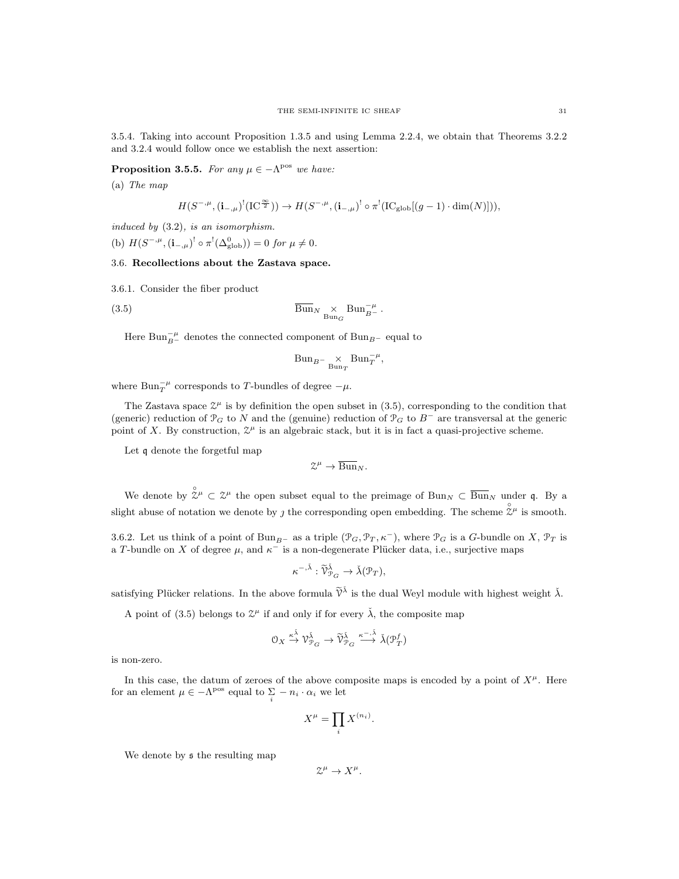3.5.4. Taking into account Proposition 1.3.5 and using Lemma 2.2.4, we obtain that Theorems 3.2.2 and 3.2.4 would follow once we establish the next assertion:

**Proposition 3.5.5.** *For any $\mu \in -\Lambda^{\mathrm{pos}}$ we have:*

(a) *The map*

$$H(S^{-,\mu}, (\mathbf{i}_{-,\mu})^!(\mathrm{IC}^{\frac{\infty}{2}})) \to H(S^{-,\mu}, (\mathbf{i}_{-,\mu})^! \circ \pi^!(\mathrm{IC}_{\mathrm{glob}}[(g-1)\cdot \dim(N)])),$$

*induced by* (3.2), *is an isomorphism.*

(b) $H(S^{-,\mu}, (\mathbf{i}_{-,\mu})^! \circ \pi^!(\Delta^0_{\mathrm{glob}})) = 0$ *for* $\mu \neq 0$.

### 3.6. Recollections about the Zastava space.

3.6.1. Consider the fiber product

$$\overline{\mathrm{Bun}}_N \underset{\mathrm{Bun}_G}{\times} \mathrm{Bun}_{B^-}^{-\mu}. \tag{3.5}$$

Here $\mathrm{Bun}_{B^-}^{-\mu}$ denotes the connected component of $\mathrm{Bun}_{B^-}$ equal to

$$\mathrm{Bun}_{B^-} \underset{\mathrm{Bun}_T}{\times} \mathrm{Bun}_T^{-\mu},$$

where $\mathrm{Bun}_T^{-\mu}$ corresponds to $T$-bundles of degree $-\mu$.

The Zastava space $\mathcal{Z}^\mu$ is by definition the open subset in (3.5), corresponding to the condition that (generic) reduction of $\mathcal{P}_G$ to $N$ and the (genuine) reduction of $\mathcal{P}_G$ to $B^-$ are transversal at the generic point of $X$. By construction, $\mathcal{Z}^\mu$ is an algebraic stack, but it is in fact a quasi-projective scheme.

Let $\mathfrak{q}$ denote the forgetful map

$$\mathcal{Z}^\mu \to \overline{\mathrm{Bun}}_N.$$

We denote by $\overset{\circ}{\mathcal{Z}}{}^\mu \subset \mathcal{Z}^\mu$ the open subset equal to the preimage of $\mathrm{Bun}_N \subset \overline{\mathrm{Bun}}_N$ under $\mathfrak{q}$. By a slight abuse of notation we denote by $\jmath$ the corresponding open embedding. The scheme $\overset{\circ}{\mathcal{Z}}{}^\mu$ is smooth.

3.6.2. Let us think of a point of $\mathrm{Bun}_{B^-}$ as a triple $(\mathcal{P}_G, \mathcal{P}_T, \kappa^-)$, where $\mathcal{P}_G$ is a $G$-bundle on $X$, $\mathcal{P}_T$ is a $T$-bundle on $X$ of degree $\mu$, and $\kappa^-$ is a non-degenerate Plücker data, i.e., surjective maps

$$\kappa^{-,\check{\lambda}} : \widetilde{\mathcal{V}}^{\check{\lambda}}_{\mathcal{P}_G} \to \check{\lambda}(\mathcal{P}_T),$$

satisfying Plücker relations. In the above formula $\widetilde{\mathcal{V}}^{\check{\lambda}}$ is the dual Weyl module with highest weight $\check{\lambda}$.

A point of (3.5) belongs to $\mathcal{Z}^\mu$ if and only if for every $\check{\lambda}$, the composite map

$$\mathcal{O}_X \overset{\kappa^{\check{\lambda}}}{\to} \mathcal{V}^{\check{\lambda}}_{\mathcal{P}_G} \to \widetilde{\mathcal{V}}^{\check{\lambda}}_{\mathcal{P}_G} \overset{\kappa^{-,\check{\lambda}}}{\longrightarrow} \check{\lambda}(\mathcal{P}_T^f)$$

is non-zero.

In this case, the datum of zeroes of the above composite maps is encoded by a point of $X^\mu$. Here for an element $\mu \in -\Lambda^{\mathrm{pos}}$ equal to $\sum\limits_i -n_i \cdot \alpha_i$ we let

$$X^\mu = \prod_i X^{(n_i)}.$$

We denote by $\mathfrak{s}$ the resulting map

$$\mathcal{Z}^\mu \to X^\mu.$$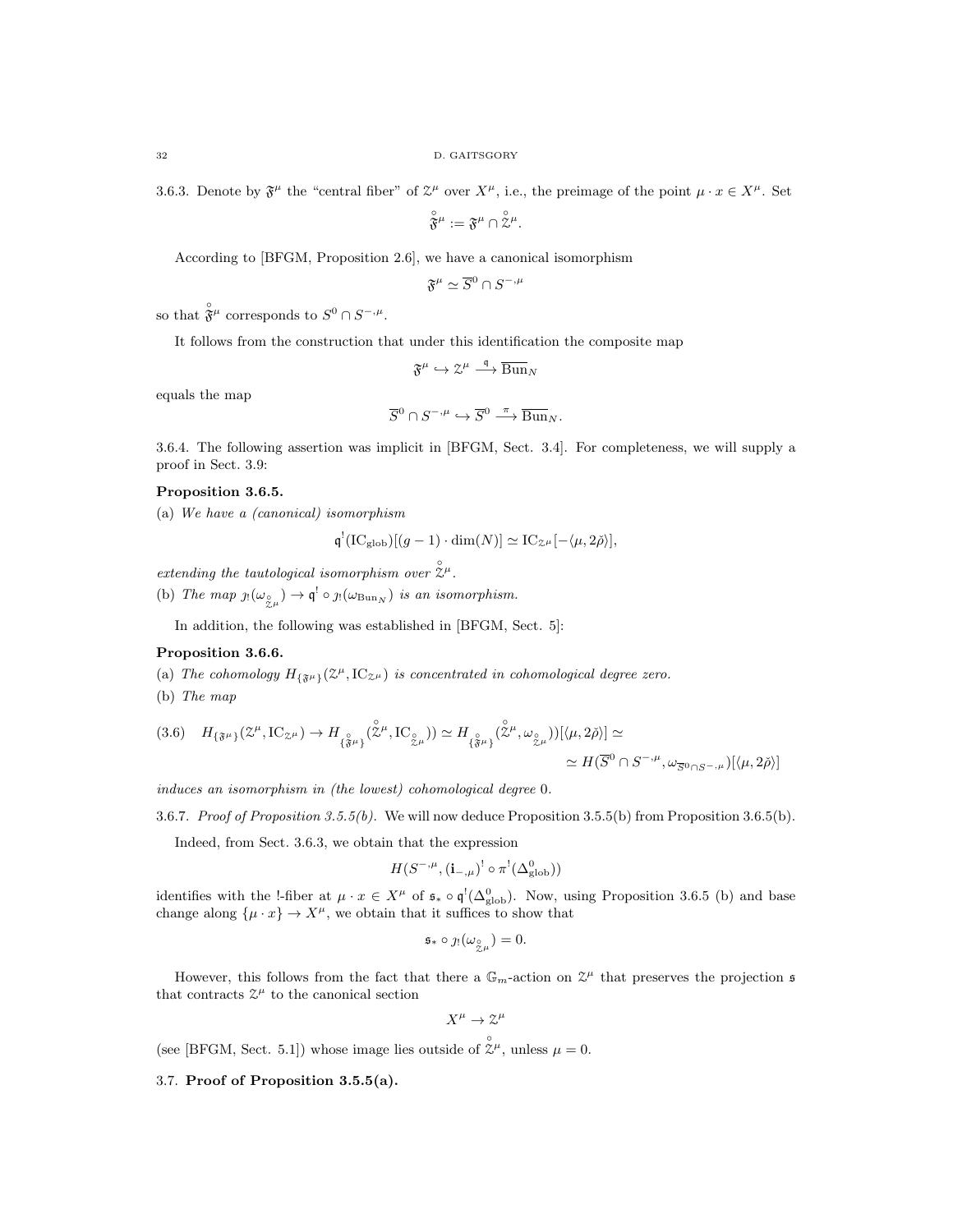3.6.3. Denote by $\mathfrak{F}^\mu$ the "central fiber" of $\mathcal{Z}^\mu$ over $X^\mu$, i.e., the preimage of the point $\mu \cdot x \in X^\mu$. Set

$$\overset{\circ}{\mathfrak{F}}{}^\mu := \mathfrak{F}^\mu \cap \overset{\circ}{\mathcal{Z}}{}^\mu.$$

According to [BFGM, Proposition 2.6], we have a canonical isomorphism

$$\mathfrak{F}^\mu \simeq \overline{S}^0 \cap S^{-,\mu}$$

so that $\overset{\circ}{\mathfrak{F}}{}^\mu$ corresponds to $S^0 \cap S^{-,\mu}$.

It follows from the construction that under this identification the composite map

$$\mathfrak{F}^\mu \hookrightarrow \mathcal{Z}^\mu \xrightarrow{\mathfrak{q}} \overline{\mathrm{Bun}}_N$$

equals the map

$$\overline{S}^0 \cap S^{-,\mu} \hookrightarrow \overline{S}^0 \xrightarrow{\pi} \overline{\mathrm{Bun}}_N.$$

3.6.4. The following assertion was implicit in [BFGM, Sect. 3.4]. For completeness, we will supply a proof in Sect. 3.9:

**Proposition 3.6.5.**

(a) *We have a (canonical) isomorphism*

$$\mathfrak{q}^!(\mathrm{IC}_{\mathrm{glob}})[(g-1)\cdot \dim(N)] \simeq \mathrm{IC}_{\mathcal{Z}^\mu}[-\langle \mu, 2\check{\rho}\rangle],$$

*extending the tautological isomorphism over* $\overset{\circ}{\mathcal{Z}}{}^\mu$.

(b) *The map* $\jmath_!(\omega_{\overset{\circ}{\mathcal{Z}}{}^\mu}) \to \mathfrak{q}^! \circ \jmath_!(\omega_{\mathrm{Bun}_N})$ *is an isomorphism.*

In addition, the following was established in [BFGM, Sect. 5]:

**Proposition 3.6.6.**

(a) *The cohomology* $H_{\{\mathfrak{F}^\mu\}}(\mathcal{Z}^\mu, \mathrm{IC}_{\mathcal{Z}^\mu})$ *is concentrated in cohomological degree zero.*

(b) *The map*

$$(3.6) \quad H_{\{\mathfrak{F}^\mu\}}(\mathcal{Z}^\mu, \mathrm{IC}_{\mathcal{Z}^\mu}) \to H_{\{\overset{\circ}{\mathfrak{F}}{}^\mu\}}(\overset{\circ}{\mathcal{Z}}{}^\mu, \mathrm{IC}_{\overset{\circ}{\mathcal{Z}}{}^\mu})) \simeq H_{\{\overset{\circ}{\mathfrak{F}}{}^\mu\}}(\overset{\circ}{\mathcal{Z}}{}^\mu, \omega_{\overset{\circ}{\mathcal{Z}}{}^\mu}))[\langle \mu, 2\check{\rho}\rangle] \simeq$$
$$\simeq H(\overline{S}^0 \cap S^{-,\mu}, \omega_{\overline{S}^0 \cap S^{-,\mu}})[\langle \mu, 2\check{\rho}\rangle]$$

*induces an isomorphism in (the lowest) cohomological degree* 0.

3.6.7. *Proof of Proposition 3.5.5(b).* We will now deduce Proposition 3.5.5(b) from Proposition 3.6.5(b).

Indeed, from Sect. 3.6.3, we obtain that the expression

$$H(S^{-,\mu}, (\mathbf{i}_{-,\mu})^! \circ \pi^!(\Delta^0_{\mathrm{glob}}))$$

identifies with the !-fiber at $\mu \cdot x \in X^\mu$ of $\mathfrak{s}_* \circ \mathfrak{q}^!(\Delta^0_{\mathrm{glob}})$. Now, using Proposition 3.6.5 (b) and base change along $\{\mu \cdot x\} \to X^\mu$, we obtain that it suffices to show that

$$\mathfrak{s}_* \circ \jmath_!(\omega_{\overset{\circ}{\mathcal{Z}}{}^\mu}) = 0.$$

However, this follows from the fact that there a $\mathbb{G}_m$-action on $\mathcal{Z}^\mu$ that preserves the projection $\mathfrak{s}$ that contracts $\mathcal{Z}^\mu$ to the canonical section

$$X^\mu \to \mathcal{Z}^\mu$$

(see [BFGM, Sect. 5.1]) whose image lies outside of $\overset{\circ}{\mathcal{Z}}{}^\mu$, unless $\mu = 0$.

### 3.7. **Proof of Proposition 3.5.5(a).**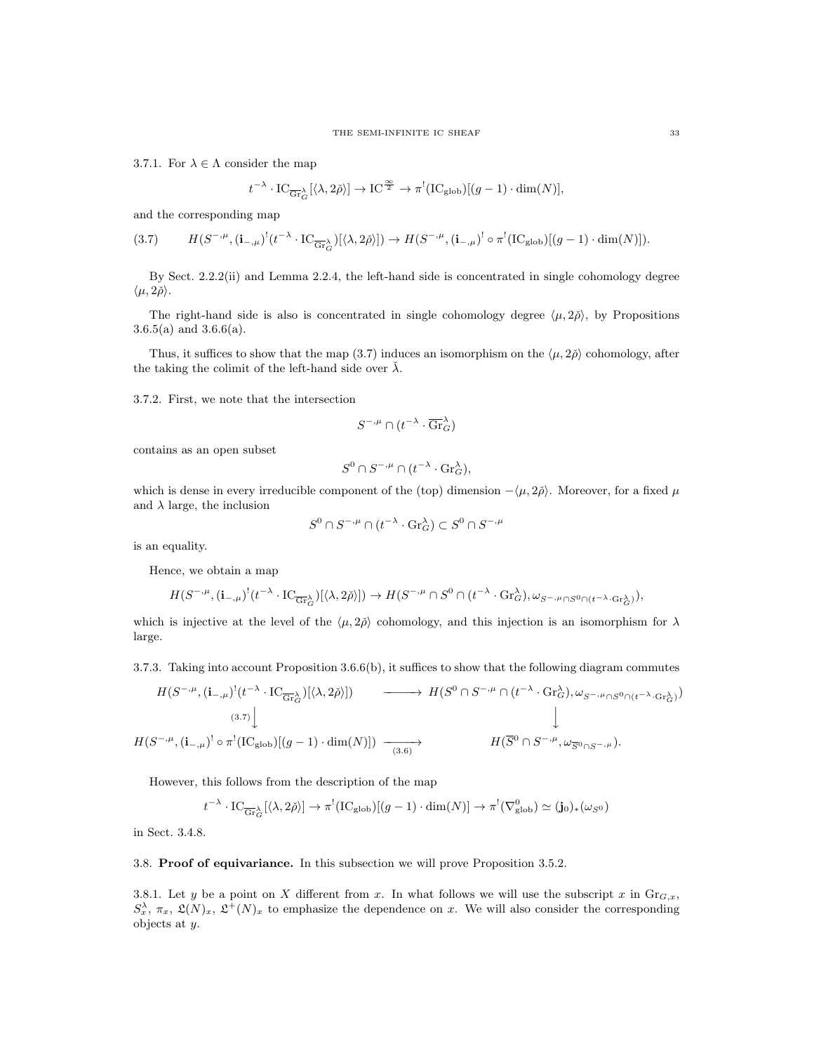3.7.1. For $\lambda \in \Lambda$ consider the map

$$t^{-\lambda} \cdot \mathrm{IC}_{\overline{\mathrm{Gr}}_G^\lambda}[\langle \lambda, 2\check{\rho}\rangle] \to \mathrm{IC}^{\frac{\infty}{2}} \to \pi^!(\mathrm{IC}_{\mathrm{glob}})[(g-1)\cdot \dim(N)],$$

and the corresponding map

$$H(S^{-,\mu}, (\mathbf{i}_{-,\mu})^!(t^{-\lambda} \cdot \mathrm{IC}_{\overline{\mathrm{Gr}}_G^\lambda})[\langle \lambda, 2\check{\rho}\rangle]) \to H(S^{-,\mu}, (\mathbf{i}_{-,\mu})^! \circ \pi^!(\mathrm{IC}_{\mathrm{glob}})[(g-1)\cdot \dim(N)]). \tag{3.7}$$

By Sect. 2.2.2(ii) and Lemma 2.2.4, the left-hand side is concentrated in single cohomology degree $\langle \mu, 2\check{\rho}\rangle$.

The right-hand side is also is concentrated in single cohomology degree $\langle \mu, 2\check{\rho}\rangle$, by Propositions 3.6.5(a) and 3.6.6(a).

Thus, it suffices to show that the map (3.7) induces an isomorphism on the $\langle \mu, 2\check{\rho}\rangle$ cohomology, after the taking the colimit of the left-hand side over $\check{\lambda}$.

3.7.2. First, we note that the intersection

$$S^{-,\mu} \cap (t^{-\lambda} \cdot \overline{\mathrm{Gr}}_G^\lambda)$$

contains as an open subset

$$S^0 \cap S^{-,\mu} \cap (t^{-\lambda} \cdot \mathrm{Gr}_G^\lambda),$$

which is dense in every irreducible component of the (top) dimension $-\langle \mu, 2\check{\rho}\rangle$. Moreover, for a fixed $\mu$ and $\lambda$ large, the inclusion

$$S^0 \cap S^{-,\mu} \cap (t^{-\lambda} \cdot \mathrm{Gr}_G^\lambda) \subset S^0 \cap S^{-,\mu}$$

is an equality.

Hence, we obtain a map

$$H(S^{-,\mu}, (\mathbf{i}_{-,\mu})^!(t^{-\lambda} \cdot \mathrm{IC}_{\overline{\mathrm{Gr}}_G^\lambda})[\langle \lambda, 2\check{\rho}\rangle]) \to H(S^{-,\mu} \cap S^0 \cap (t^{-\lambda} \cdot \mathrm{Gr}_G^\lambda), \omega_{S^{-,\mu} \cap S^0 \cap (t^{-\lambda} \cdot \mathrm{Gr}_G^\lambda)}),$$

which is injective at the level of the $\langle \mu, 2\check{\rho}\rangle$ cohomology, and this injection is an isomorphism for $\lambda$ large.

3.7.3. Taking into account Proposition 3.6.6(b), it suffices to show that the following diagram commutes

$$\begin{array}{ccc}
H(S^{-,\mu}, (\mathbf{i}_{-,\mu})^!(t^{-\lambda} \cdot \mathrm{IC}_{\overline{\mathrm{Gr}}_G^\lambda})[\langle \lambda, 2\check{\rho}\rangle]) & \longrightarrow & H(S^0 \cap S^{-,\mu} \cap (t^{-\lambda} \cdot \mathrm{Gr}_G^\lambda), \omega_{S^{-,\mu} \cap S^0 \cap (t^{-\lambda} \cdot \mathrm{Gr}_G^\lambda)}) \\
\Big\downarrow{\scriptstyle (3.7)} & & \Big\downarrow \\
H(S^{-,\mu}, (\mathbf{i}_{-,\mu})^! \circ \pi^!(\mathrm{IC}_{\mathrm{glob}})[(g-1)\cdot \dim(N)]) & \xrightarrow[(3.6)]{} & H(\overline{S}^0 \cap S^{-,\mu}, \omega_{\overline{S}^0 \cap S^{-,\mu}}).
\end{array}$$

However, this follows from the description of the map

$$t^{-\lambda} \cdot \mathrm{IC}_{\overline{\mathrm{Gr}}_G^\lambda}[\langle \lambda, 2\check{\rho}\rangle] \to \pi^!(\mathrm{IC}_{\mathrm{glob}})[(g-1)\cdot \dim(N)] \to \pi^!(\nabla^0_{\mathrm{glob}}) \simeq (\mathbf{j}_0)_*(\omega_{S^0})$$

in Sect. 3.4.8.

## 3.8. Proof of equivariance.

In this subsection we will prove Proposition 3.5.2.

3.8.1. Let $y$ be a point on $X$ different from $x$. In what follows we will use the subscript $x$ in $\mathrm{Gr}_{G,x}$, $S^\lambda_x$, $\pi_x$, $\mathfrak{L}(N)_x$, $\mathfrak{L}^+(N)_x$ to emphasize the dependence on $x$. We will also consider the corresponding objects at $y$.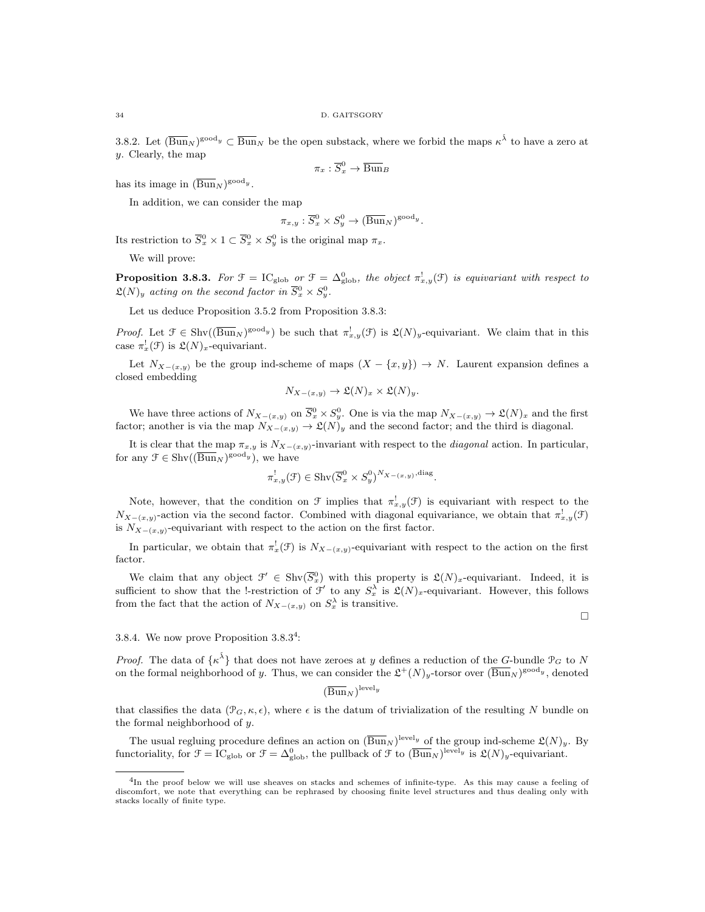3.8.2. Let $(\overline{\mathrm{Bun}}_N)^{\mathrm{good}_y} \subset \overline{\mathrm{Bun}}_N$ be the open substack, where we forbid the maps $\kappa^{\check{\lambda}}$ to have a zero at $y$. Clearly, the map

$$\pi_x : \overline{S}^0_x \to \overline{\mathrm{Bun}}_B$$

has its image in $(\overline{\mathrm{Bun}}_N)^{\mathrm{good}_y}$.

In addition, we can consider the map

$$\pi_{x,y} : \overline{S}^0_x \times S^0_y \to (\overline{\mathrm{Bun}}_N)^{\mathrm{good}_y}.$$

Its restriction to $\overline{S}^0_x \times 1 \subset \overline{S}^0_x \times S^0_y$ is the original map $\pi_x$.

We will prove:

**Proposition 3.8.3.** *For $\mathcal{F} = \mathrm{IC}_{\mathrm{glob}}$ or $\mathcal{F} = \Delta^0_{\mathrm{glob}}$, the object $\pi^!_{x,y}(\mathcal{F})$ is equivariant with respect to $\mathfrak{L}(N)_y$ acting on the second factor in $\overline{S}^0_x \times S^0_y$.*

Let us deduce Proposition 3.5.2 from Proposition 3.8.3:

*Proof.* Let $\mathcal{F} \in \mathrm{Shv}((\overline{\mathrm{Bun}}_N)^{\mathrm{good}_y})$ be such that $\pi^!_{x,y}(\mathcal{F})$ is $\mathfrak{L}(N)_y$-equivariant. We claim that in this case $\pi^!_x(\mathcal{F})$ is $\mathfrak{L}(N)_x$-equivariant.

Let $N_{X-(x,y)}$ be the group ind-scheme of maps $(X - \{x, y\}) \to N$. Laurent expansion defines a closed embedding

$$N_{X-(x,y)} \to \mathfrak{L}(N)_x \times \mathfrak{L}(N)_y.$$

We have three actions of $N_{X-(x,y)}$ on $\overline{S}^0_x \times S^0_y$. One is via the map $N_{X-(x,y)} \to \mathfrak{L}(N)_x$ and the first factor; another is via the map $N_{X-(x,y)} \to \mathfrak{L}(N)_y$ and the second factor; and the third is diagonal.

It is clear that the map $\pi_{x,y}$ is $N_{X-(x,y)}$-invariant with respect to the *diagonal* action. In particular, for any $\mathcal{F} \in \mathrm{Shv}((\overline{\mathrm{Bun}}_N)^{\mathrm{good}_y})$, we have

$$\pi^!_{x,y}(\mathcal{F}) \in \mathrm{Shv}(\overline{S}^0_x \times S^0_y)^{N_{X-(x,y)},\mathrm{diag}}.$$

Note, however, that the condition on $\mathcal{F}$ implies that $\pi^!_{x,y}(\mathcal{F})$ is equivariant with respect to the $N_{X-(x,y)}$-action via the second factor. Combined with diagonal equivariance, we obtain that $\pi^!_{x,y}(\mathcal{F})$ is $N_{X-(x,y)}$-equivariant with respect to the action on the first factor.

In particular, we obtain that $\pi^!_x(\mathcal{F})$ is $N_{X-(x,y)}$-equivariant with respect to the action on the first factor.

We claim that any object $\mathcal{F}' \in \mathrm{Shv}(\overline{S}^0_x)$ with this property is $\mathfrak{L}(N)_x$-equivariant. Indeed, it is sufficient to show that the !-restriction of $\mathcal{F}'$ to any $S^\lambda_x$ is $\mathfrak{L}(N)_x$-equivariant. However, this follows from the fact that the action of $N_{X-(x,y)}$ on $S^\lambda_x$ is transitive.

□

3.8.4. We now prove Proposition 3.8.3[4]:

*Proof.* The data of $\{\kappa^{\check{\lambda}}\}$ that does not have zeroes at $y$ defines a reduction of the $G$-bundle $\mathcal{P}_G$ to $N$ on the formal neighborhood of $y$. Thus, we can consider the $\mathfrak{L}^+(N)_y$-torsor over $(\overline{\mathrm{Bun}}_N)^{\mathrm{good}_y}$, denoted

$$(\overline{\mathrm{Bun}}_N)^{\mathrm{level}_y}$$

that classifies the data $(\mathcal{P}_G, \kappa, \epsilon)$, where $\epsilon$ is the datum of trivialization of the resulting $N$ bundle on the formal neighborhood of $y$.

The usual regluing procedure defines an action on $(\overline{\mathrm{Bun}}_N)^{\mathrm{level}_y}$ of the group ind-scheme $\mathfrak{L}(N)_y$. By functoriality, for $\mathcal{F} = \mathrm{IC}_{\mathrm{glob}}$ or $\mathcal{F} = \Delta^0_{\mathrm{glob}}$, the pullback of $\mathcal{F}$ to $(\overline{\mathrm{Bun}}_N)^{\mathrm{level}_y}$ is $\mathfrak{L}(N)_y$-equivariant.

---

[4]In the proof below we will use sheaves on stacks and schemes of infinite-type. As this may cause a feeling of discomfort, we note that everything can be rephrased by choosing finite level structures and thus dealing only with stacks locally of finite type.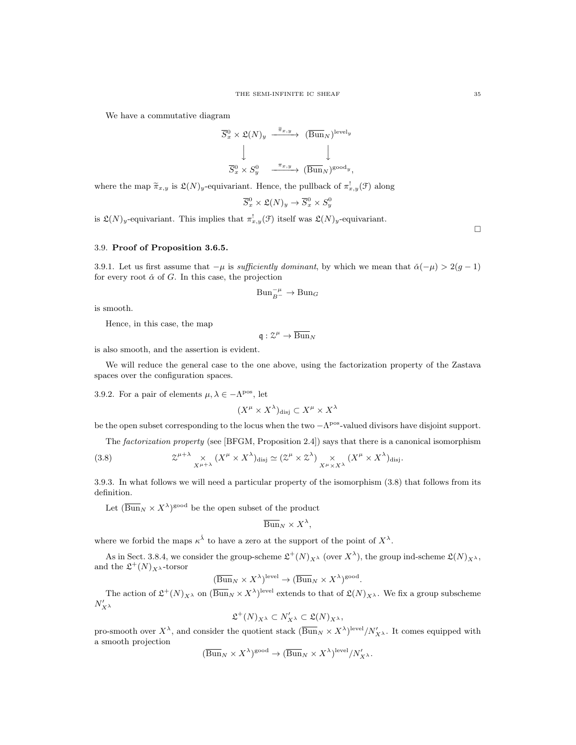We have a commutative diagram

$$\begin{array}{ccc} \overline{S}^0_x \times \mathfrak{L}(N)_y & \xrightarrow{\widetilde{\pi}_{x,y}} & (\overline{\mathrm{Bun}}_N)^{\mathrm{level}_y} \\ \downarrow & & \downarrow \\ \overline{S}^0_x \times S^0_y & \xrightarrow{\pi_{x,y}} & (\overline{\mathrm{Bun}}_N)^{\mathrm{good}_y}, \end{array}$$

where the map $\widetilde{\pi}_{x,y}$ is $\mathfrak{L}(N)_y$-equivariant. Hence, the pullback of $\pi^!_{x,y}(\mathcal{F})$ along

$$\overline{S}^0_x \times \mathfrak{L}(N)_y \to \overline{S}^0_x \times S^0_y$$

is $\mathfrak{L}(N)_y$-equivariant. This implies that $\pi^!_{x,y}(\mathcal{F})$ itself was $\mathfrak{L}(N)_y$-equivariant.

□

## 3.9. Proof of Proposition 3.6.5.

3.9.1. Let us first assume that $-\mu$ is *sufficiently dominant*, by which we mean that $\check{\alpha}(-\mu) > 2(g-1)$ for every root $\check{\alpha}$ of $G$. In this case, the projection

$$\mathrm{Bun}^{-\mu}_{B^-} \to \mathrm{Bun}_G$$

is smooth.

Hence, in this case, the map

$$\mathfrak{q} : \mathcal{Z}^\mu \to \overline{\mathrm{Bun}}_N$$

is also smooth, and the assertion is evident.

We will reduce the general case to the one above, using the factorization property of the Zastava spaces over the configuration spaces.

3.9.2. For a pair of elements $\mu, \lambda \in -\Lambda^{\mathrm{pos}}$, let

$$(X^\mu \times X^\lambda)_{\mathrm{disj}} \subset X^\mu \times X^\lambda$$

be the open subset corresponding to the locus when the two $-\Lambda^{\mathrm{pos}}$-valued divisors have disjoint support.

The *factorization property* (see [BFGM, Proposition 2.4]) says that there is a canonical isomorphism

$$\mathcal{Z}^{\mu+\lambda} \underset{X^{\mu+\lambda}}{\times} (X^\mu \times X^\lambda)_{\mathrm{disj}} \simeq (\mathcal{Z}^\mu \times \mathcal{Z}^\lambda) \underset{X^\mu \times X^\lambda}{\times} (X^\mu \times X^\lambda)_{\mathrm{disj}}. \tag{3.8}$$

3.9.3. In what follows we will need a particular property of the isomorphism (3.8) that follows from its definition.

Let $(\overline{\mathrm{Bun}}_N \times X^\lambda)^{\mathrm{good}}$ be the open subset of the product

$$\overline{\mathrm{Bun}}_N \times X^\lambda,$$

where we forbid the maps $\kappa^{\check{\lambda}}$ to have a zero at the support of the point of $X^\lambda$.

As in Sect. 3.8.4, we consider the group-scheme $\mathfrak{L}^+(N)_{X^\lambda}$ (over $X^\lambda$), the group ind-scheme $\mathfrak{L}(N)_{X^\lambda}$, and the $\mathfrak{L}^+(N)_{X^\lambda}$-torsor

$$(\overline{\mathrm{Bun}}_N \times X^\lambda)^{\mathrm{level}} \to (\overline{\mathrm{Bun}}_N \times X^\lambda)^{\mathrm{good}}.$$

The action of $\mathfrak{L}^+(N)_{X^\lambda}$ on $(\overline{\mathrm{Bun}}_N \times X^\lambda)^{\mathrm{level}}$ extends to that of $\mathfrak{L}(N)_{X^\lambda}$. We fix a group subscheme $N'_{X^\lambda}$

$$\mathfrak{L}^+(N)_{X^\lambda} \subset N'_{X^\lambda} \subset \mathfrak{L}(N)_{X^\lambda},$$

pro-smooth over $X^\lambda$, and consider the quotient stack $(\overline{\mathrm{Bun}}_N \times X^\lambda)^{\mathrm{level}}/N'_{X^\lambda}$. It comes equipped with a smooth projection

$$(\overline{\mathrm{Bun}}_N \times X^\lambda)^{\mathrm{good}} \to (\overline{\mathrm{Bun}}_N \times X^\lambda)^{\mathrm{level}}/N'_{X^\lambda}.$$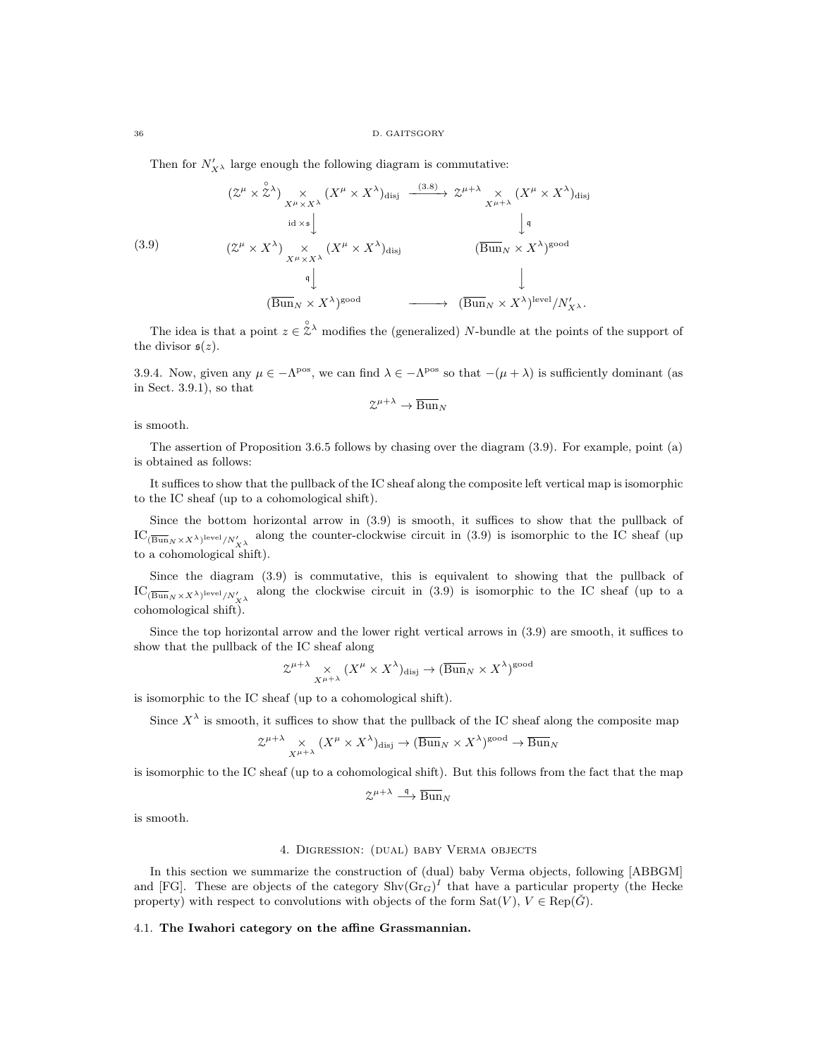Then for $N'_{X^\lambda}$ large enough the following diagram is commutative:

$$
\begin{array}{ccc}
(\mathcal{Z}^\mu \times \overset{\circ}{\mathcal{Z}}{}^\lambda) \underset{X^\mu \times X^\lambda}{\times} (X^\mu \times X^\lambda)_{\text{disj}} & \xrightarrow{(3.8)} & \mathcal{Z}^{\mu+\lambda} \underset{X^{\mu+\lambda}}{\times} (X^\mu \times X^\lambda)_{\text{disj}} \\
\Big\downarrow {\scriptstyle \text{id} \times \mathfrak{s}} & & \Big\downarrow {\scriptstyle \mathfrak{q}} \\
(\mathcal{Z}^\mu \times X^\lambda) \underset{X^\mu \times X^\lambda}{\times} (X^\mu \times X^\lambda)_{\text{disj}} & & (\overline{\text{Bun}}_N \times X^\lambda)^{\text{good}} \\
\Big\downarrow {\scriptstyle \mathfrak{q}} & & \Big\downarrow \\
(\overline{\text{Bun}}_N \times X^\lambda)^{\text{good}} & \longrightarrow & (\overline{\text{Bun}}_N \times X^\lambda)^{\text{level}}/N'_{X^\lambda}.
\end{array}
\tag{3.9}
$$

The idea is that a point $z \in \overset{\circ}{\mathcal{Z}}{}^\lambda$ modifies the (generalized) $N$-bundle at the points of the support of the divisor $\mathfrak{s}(z)$.

3.9.4. Now, given any $\mu \in -\Lambda^{\text{pos}}$, we can find $\lambda \in -\Lambda^{\text{pos}}$ so that $-(\mu+\lambda)$ is sufficiently dominant (as in Sect. 3.9.1), so that

$$\mathcal{Z}^{\mu+\lambda} \to \overline{\text{Bun}}_N$$

is smooth.

The assertion of Proposition 3.6.5 follows by chasing over the diagram (3.9). For example, point (a) is obtained as follows:

It suffices to show that the pullback of the IC sheaf along the composite left vertical map is isomorphic to the IC sheaf (up to a cohomological shift).

Since the bottom horizontal arrow in (3.9) is smooth, it suffices to show that the pullback of $\text{IC}_{(\overline{\text{Bun}}_N \times X^\lambda)^{\text{level}}/N'_{X^\lambda}}$ along the counter-clockwise circuit in (3.9) is isomorphic to the IC sheaf (up to a cohomological shift).

Since the diagram (3.9) is commutative, this is equivalent to showing that the pullback of $\text{IC}_{(\overline{\text{Bun}}_N \times X^\lambda)^{\text{level}}/N'_{X^\lambda}}$ along the clockwise circuit in (3.9) is isomorphic to the IC sheaf (up to a cohomological shift).

Since the top horizontal arrow and the lower right vertical arrows in (3.9) are smooth, it suffices to show that the pullback of the IC sheaf along

$$\mathcal{Z}^{\mu+\lambda} \underset{X^{\mu+\lambda}}{\times} (X^\mu \times X^\lambda)_{\text{disj}} \to (\overline{\text{Bun}}_N \times X^\lambda)^{\text{good}}$$

is isomorphic to the IC sheaf (up to a cohomological shift).

Since $X^\lambda$ is smooth, it suffices to show that the pullback of the IC sheaf along the composite map

$$\mathcal{Z}^{\mu+\lambda} \underset{X^{\mu+\lambda}}{\times} (X^\mu \times X^\lambda)_{\text{disj}} \to (\overline{\text{Bun}}_N \times X^\lambda)^{\text{good}} \to \overline{\text{Bun}}_N$$

is isomorphic to the IC sheaf (up to a cohomological shift). But this follows from the fact that the map

$$\mathcal{Z}^{\mu+\lambda} \xrightarrow{\mathfrak{q}} \overline{\text{Bun}}_N$$

is smooth.

## 4. Digression: (dual) baby Verma objects

In this section we summarize the construction of (dual) baby Verma objects, following [ABBGM] and [FG]. These are objects of the category $\text{Shv}(\text{Gr}_G)^I$ that have a particular property (the Hecke property) with respect to convolutions with objects of the form $\text{Sat}(V)$, $V \in \text{Rep}(\check{G})$.

### 4.1. **The Iwahori category on the affine Grassmannian.**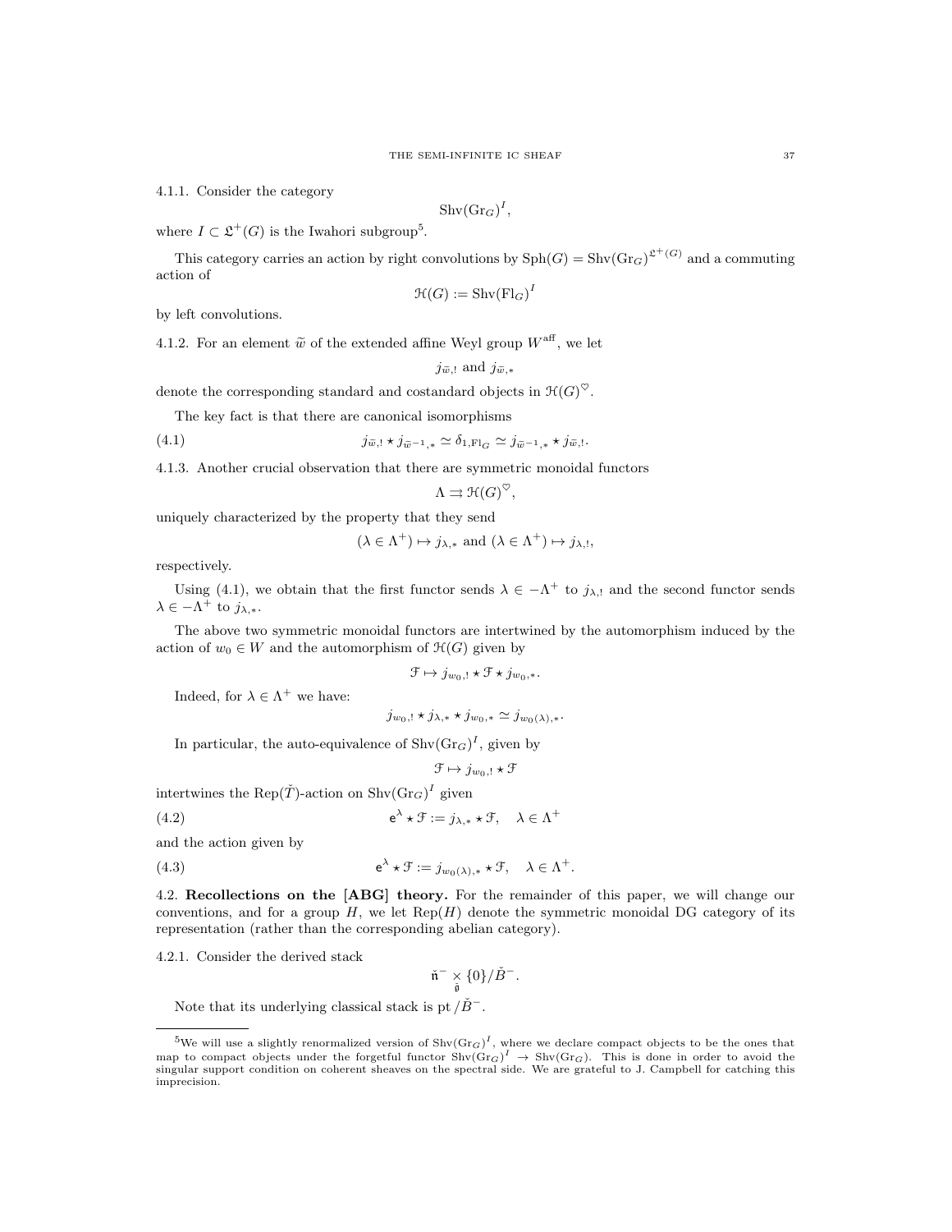4.1.1. Consider the category

$$\mathrm{Shv}(\mathrm{Gr}_G)^I,$$

where $I \subset \mathfrak{L}^+(G)$ is the Iwahori subgroup[5].

This category carries an action by right convolutions by $\mathrm{Sph}(G) = \mathrm{Shv}(\mathrm{Gr}_G)^{\mathfrak{L}^+(G)}$ and a commuting action of

$$\mathcal{H}(G) := \mathrm{Shv}(\mathrm{Fl}_G)^I$$

by left convolutions.

4.1.2. For an element $\widetilde{w}$ of the extended affine Weyl group $W^{\mathrm{aff}}$, we let

$$j_{\widetilde{w},!} \text{ and } j_{\widetilde{w},*}$$

denote the corresponding standard and costandard objects in $\mathcal{H}(G)^\heartsuit$.

The key fact is that there are canonical isomorphisms

$$j_{\widetilde{w},!} \star j_{\widetilde{w}^{-1},*} \simeq \delta_{1,\mathrm{Fl}_G} \simeq j_{\widetilde{w}^{-1},*} \star j_{\widetilde{w},!}. \tag{4.1}$$

4.1.3. Another crucial observation that there are symmetric monoidal functors

$$\Lambda \rightrightarrows \mathcal{H}(G)^\heartsuit,$$

uniquely characterized by the property that they send

$$(\lambda \in \Lambda^+) \mapsto j_{\lambda,*} \text{ and } (\lambda \in \Lambda^+) \mapsto j_{\lambda,!},$$

respectively.

Using (4.1), we obtain that the first functor sends $\lambda \in -\Lambda^+$ to $j_{\lambda,!}$ and the second functor sends $\lambda \in -\Lambda^+$ to $j_{\lambda,*}$.

The above two symmetric monoidal functors are intertwined by the automorphism induced by the action of $w_0 \in W$ and the automorphism of $\mathcal{H}(G)$ given by

$$\mathcal{F} \mapsto j_{w_0,!} \star \mathcal{F} \star j_{w_0,*}.$$

Indeed, for $\lambda \in \Lambda^+$ we have:

$$j_{w_0,!} \star j_{\lambda,*} \star j_{w_0,*} \simeq j_{w_0(\lambda),*}.$$

In particular, the auto-equivalence of $\mathrm{Shv}(\mathrm{Gr}_G)^I$, given by

$$\mathcal{F} \mapsto j_{w_0,!} \star \mathcal{F}$$

intertwines the $\mathrm{Rep}(\check{T})$-action on $\mathrm{Shv}(\mathrm{Gr}_G)^I$ given

$$\mathsf{e}^\lambda \star \mathcal{F} := j_{\lambda,*} \star \mathcal{F}, \quad \lambda \in \Lambda^+ \tag{4.2}$$

and the action given by

$$\mathsf{e}^\lambda \star \mathcal{F} := j_{w_0(\lambda),*} \star \mathcal{F}, \quad \lambda \in \Lambda^+. \tag{4.3}$$

**4.2. Recollections on the [ABG] theory.** For the remainder of this paper, we will change our conventions, and for a group $H$, we let $\mathrm{Rep}(H)$ denote the symmetric monoidal DG category of its representation (rather than the corresponding abelian category).

4.2.1. Consider the derived stack

$$\check{\mathfrak{n}}^- \underset{\check{\mathfrak{g}}}{\times} \{0\}/\check{B}^-.$$

Note that its underlying classical stack is $\mathrm{pt}/\check{B}^-$.

[5] We will use a slightly renormalized version of $\mathrm{Shv}(\mathrm{Gr}_G)^I$, where we declare compact objects to be the ones that map to compact objects under the forgetful functor $\mathrm{Shv}(\mathrm{Gr}_G)^I \to \mathrm{Shv}(\mathrm{Gr}_G)$. This is done in order to avoid the singular support condition on coherent sheaves on the spectral side. We are grateful to J. Campbell for catching this imprecision.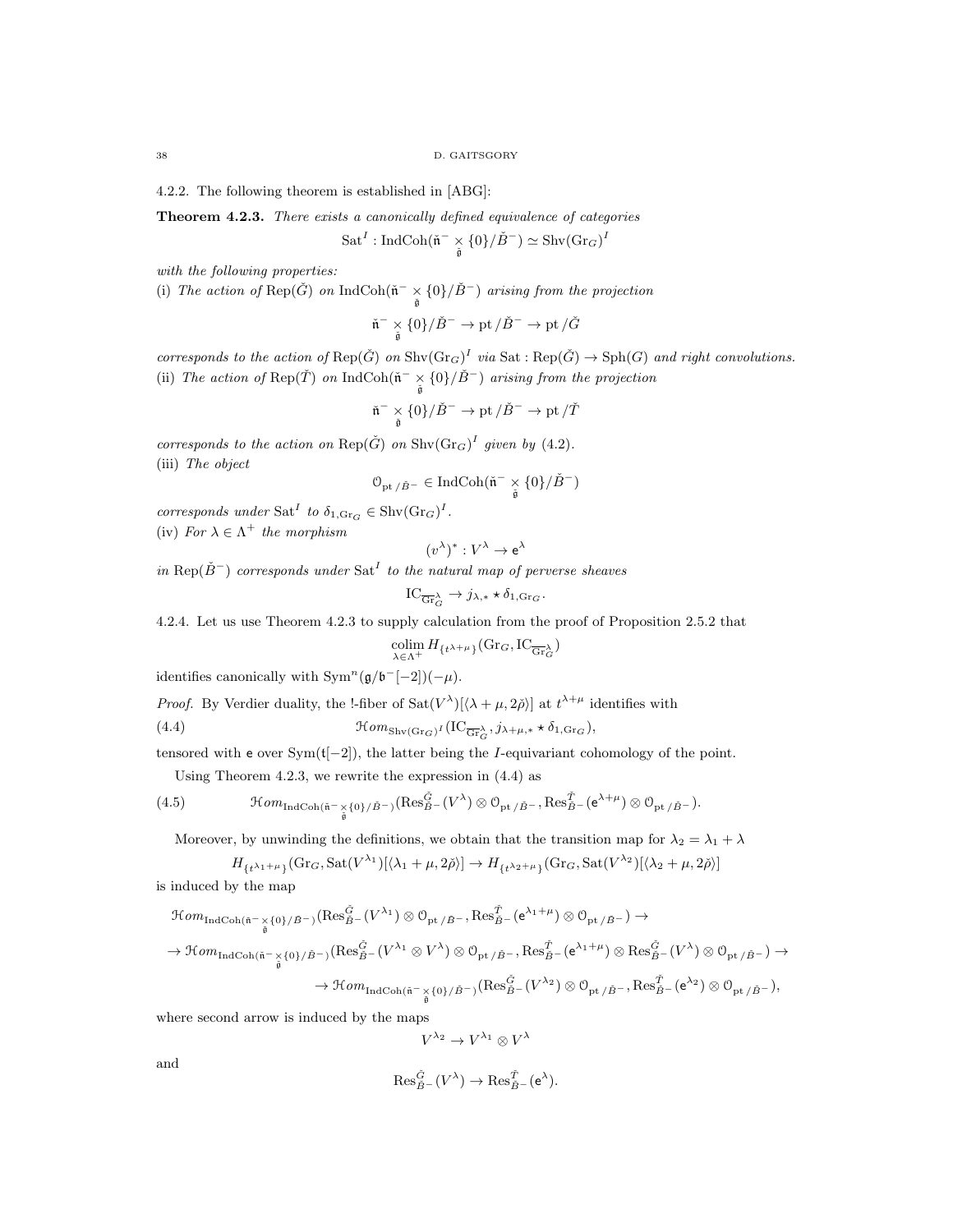4.2.2. The following theorem is established in [ABG]:

**Theorem 4.2.3.** *There exists a canonically defined equivalence of categories*

$$\mathrm{Sat}^I : \mathrm{IndCoh}(\check{\mathfrak{n}}^- \underset{\check{\mathfrak{g}}}{\times} \{0\}/\check{B}^-) \simeq \mathrm{Shv}(\mathrm{Gr}_G)^I$$

*with the following properties:*

(i) *The action of* $\mathrm{Rep}(\check{G})$ *on* $\mathrm{IndCoh}(\check{\mathfrak{n}}^- \underset{\check{\mathfrak{g}}}{\times} \{0\}/\check{B}^-)$ *arising from the projection*

$$\check{\mathfrak{n}}^- \underset{\check{\mathfrak{g}}}{\times} \{0\}/\check{B}^- \to \mathrm{pt}/\check{B}^- \to \mathrm{pt}/\check{G}$$

*corresponds to the action of* $\mathrm{Rep}(\check{G})$ *on* $\mathrm{Shv}(\mathrm{Gr}_G)^I$ *via* $\mathrm{Sat} : \mathrm{Rep}(\check{G}) \to \mathrm{Sph}(G)$ *and right convolutions.*

(ii) *The action of* $\mathrm{Rep}(\check{T})$ *on* $\mathrm{IndCoh}(\check{\mathfrak{n}}^- \underset{\check{\mathfrak{g}}}{\times} \{0\}/\check{B}^-)$ *arising from the projection*

$$\check{\mathfrak{n}}^- \underset{\check{\mathfrak{g}}}{\times} \{0\}/\check{B}^- \to \mathrm{pt}/\check{B}^- \to \mathrm{pt}/\check{T}$$

*corresponds to the action on* $\mathrm{Rep}(\check{G})$ *on* $\mathrm{Shv}(\mathrm{Gr}_G)^I$ *given by* (4.2).

(iii) *The object*

$$\mathcal{O}_{\mathrm{pt}/\check{B}^-} \in \mathrm{IndCoh}(\check{\mathfrak{n}}^- \underset{\check{\mathfrak{g}}}{\times} \{0\}/\check{B}^-)$$

*corresponds under* $\mathrm{Sat}^I$ *to* $\delta_{1,\mathrm{Gr}_G} \in \mathrm{Shv}(\mathrm{Gr}_G)^I$.

(iv) *For* $\lambda \in \Lambda^+$ *the morphism*

$$(v^\lambda)^* : V^\lambda \to \mathsf{e}^\lambda$$

*in* $\mathrm{Rep}(\check{B}^-)$ *corresponds under* $\mathrm{Sat}^I$ *to the natural map of perverse sheaves*

$$\mathrm{IC}_{\overline{\mathrm{Gr}}^\lambda_G} \to j_{\lambda,*} \star \delta_{1,\mathrm{Gr}_G}.$$

4.2.4. Let us use Theorem 4.2.3 to supply calculation from the proof of Proposition 2.5.2 that

$$\underset{\lambda \in \Lambda^+}{\mathrm{colim}}\, H_{\{t^{\lambda+\mu}\}}(\mathrm{Gr}_G, \mathrm{IC}_{\overline{\mathrm{Gr}}^\lambda_G})$$

identifies canonically with $\mathrm{Sym}^n(\mathfrak{g}/\mathfrak{b}^-[-2])(-\mu)$.

*Proof.* By Verdier duality, the !-fiber of $\mathrm{Sat}(V^\lambda)[\langle \lambda+\mu, 2\check{\rho}\rangle]$ at $t^{\lambda+\mu}$ identifies with

$$\mathcal{H}om_{\mathrm{Shv}(\mathrm{Gr}_G)^I}(\mathrm{IC}_{\overline{\mathrm{Gr}}^\lambda_G}, j_{\lambda+\mu,*} \star \delta_{1,\mathrm{Gr}_G}), \tag{4.4}$$

tensored with $\mathsf{e}$ over $\mathrm{Sym}(\mathfrak{t}[-2])$, the latter being the $I$-equivariant cohomology of the point.

Using Theorem 4.2.3, we rewrite the expression in (4.4) as

$$\mathcal{H}om_{\mathrm{IndCoh}(\check{\mathfrak{n}}^- \underset{\check{\mathfrak{g}}}{\times} \{0\}/\check{B}^-)}(\mathrm{Res}^{\check{G}}_{\check{B}^-}(V^\lambda) \otimes \mathcal{O}_{\mathrm{pt}/\check{B}^-}, \mathrm{Res}^{\check{T}}_{\check{B}^-}(\mathsf{e}^{\lambda+\mu}) \otimes \mathcal{O}_{\mathrm{pt}/\check{B}^-}). \tag{4.5}$$

Moreover, by unwinding the definitions, we obtain that the transition map for $\lambda_2 = \lambda_1 + \lambda$

$$H_{\{t^{\lambda_1+\mu}\}}(\mathrm{Gr}_G, \mathrm{Sat}(V^{\lambda_1})[\langle \lambda_1+\mu, 2\check{\rho}\rangle] \to H_{\{t^{\lambda_2+\mu}\}}(\mathrm{Gr}_G, \mathrm{Sat}(V^{\lambda_2})[\langle \lambda_2+\mu, 2\check{\rho}\rangle]$$

is induced by the map

$$\mathcal{H}om_{\mathrm{IndCoh}(\check{\mathfrak{n}}^- \underset{\check{\mathfrak{g}}}{\times} \{0\}/\check{B}^-)}(\mathrm{Res}^{\check{G}}_{\check{B}^-}(V^{\lambda_1}) \otimes \mathcal{O}_{\mathrm{pt}/\check{B}^-}, \mathrm{Res}^{\check{T}}_{\check{B}^-}(\mathsf{e}^{\lambda_1+\mu}) \otimes \mathcal{O}_{\mathrm{pt}/\check{B}^-}) \to$$

$$\to \mathcal{H}om_{\mathrm{IndCoh}(\check{\mathfrak{n}}^- \underset{\check{\mathfrak{g}}}{\times} \{0\}/\check{B}^-)}(\mathrm{Res}^{\check{G}}_{\check{B}^-}(V^{\lambda_1} \otimes V^\lambda) \otimes \mathcal{O}_{\mathrm{pt}/\check{B}^-}, \mathrm{Res}^{\check{T}}_{\check{B}^-}(\mathsf{e}^{\lambda_1+\mu}) \otimes \mathrm{Res}^{\check{G}}_{\check{B}^-}(V^\lambda) \otimes \mathcal{O}_{\mathrm{pt}/\check{B}^-}) \to$$

$$\to \mathcal{H}om_{\mathrm{IndCoh}(\check{\mathfrak{n}}^- \underset{\check{\mathfrak{g}}}{\times} \{0\}/\check{B}^-)}(\mathrm{Res}^{\check{G}}_{\check{B}^-}(V^{\lambda_2}) \otimes \mathcal{O}_{\mathrm{pt}/\check{B}^-}, \mathrm{Res}^{\check{T}}_{\check{B}^-}(\mathsf{e}^{\lambda_2}) \otimes \mathcal{O}_{\mathrm{pt}/\check{B}^-}),$$

where second arrow is induced by the maps

$$V^{\lambda_2} \to V^{\lambda_1} \otimes V^\lambda$$

and

$$\mathrm{Res}^{\check{G}}_{\check{B}^-}(V^\lambda) \to \mathrm{Res}^{\check{T}}_{\check{B}^-}(\mathsf{e}^\lambda).$$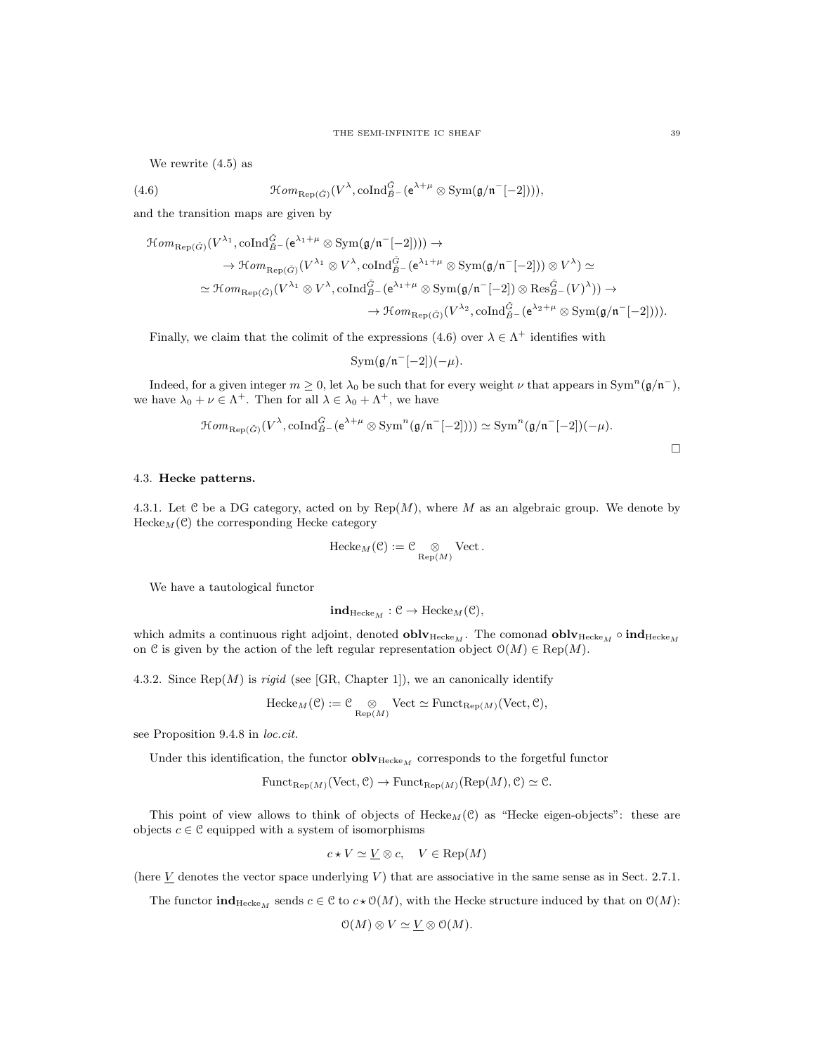We rewrite (4.5) as

$$\mathcal{H}om_{\mathrm{Rep}(\check{G})}(V^{\lambda}, \mathrm{coInd}_{\check{B}^-}^{\check{G}}(\mathsf{e}^{\lambda+\mu} \otimes \mathrm{Sym}(\mathfrak{g}/\mathfrak{n}^-[-2]))), \tag{4.6}$$

and the transition maps are given by

$$\begin{aligned}
&\mathcal{H}om_{\mathrm{Rep}(\check{G})}(V^{\lambda_1}, \mathrm{coInd}_{\check{B}^-}^{\check{G}}(\mathsf{e}^{\lambda_1+\mu} \otimes \mathrm{Sym}(\mathfrak{g}/\mathfrak{n}^-[-2]))) \to \\
&\quad \to \mathcal{H}om_{\mathrm{Rep}(\check{G})}(V^{\lambda_1} \otimes V^{\lambda}, \mathrm{coInd}_{\check{B}^-}^{\check{G}}(\mathsf{e}^{\lambda_1+\mu} \otimes \mathrm{Sym}(\mathfrak{g}/\mathfrak{n}^-[-2])) \otimes V^{\lambda}) \simeq \\
&\quad \simeq \mathcal{H}om_{\mathrm{Rep}(\check{G})}(V^{\lambda_1} \otimes V^{\lambda}, \mathrm{coInd}_{\check{B}^-}^{\check{G}}(\mathsf{e}^{\lambda_1+\mu} \otimes \mathrm{Sym}(\mathfrak{g}/\mathfrak{n}^-[-2]) \otimes \mathrm{Res}_{\check{B}^-}^{\check{G}}(V)^{\lambda})) \to \\
&\quad\quad \to \mathcal{H}om_{\mathrm{Rep}(\check{G})}(V^{\lambda_2}, \mathrm{coInd}_{\check{B}^-}^{\check{G}}(\mathsf{e}^{\lambda_2+\mu} \otimes \mathrm{Sym}(\mathfrak{g}/\mathfrak{n}^-[-2]))).
\end{aligned}$$

Finally, we claim that the colimit of the expressions (4.6) over $\lambda \in \Lambda^+$ identifies with

$$\mathrm{Sym}(\mathfrak{g}/\mathfrak{n}^-[-2])(-\mu).$$

Indeed, for a given integer $m \geq 0$, let $\lambda_0$ be such that for every weight $\nu$ that appears in $\mathrm{Sym}^n(\mathfrak{g}/\mathfrak{n}^-)$, we have $\lambda_0 + \nu \in \Lambda^+$. Then for all $\lambda \in \lambda_0 + \Lambda^+$, we have

$$\mathcal{H}om_{\mathrm{Rep}(\check{G})}(V^{\lambda}, \mathrm{coInd}_{\check{B}^-}^{\check{G}}(\mathsf{e}^{\lambda+\mu} \otimes \mathrm{Sym}^n(\mathfrak{g}/\mathfrak{n}^-[-2]))) \simeq \mathrm{Sym}^n(\mathfrak{g}/\mathfrak{n}^-[-2])(-\mu).$$

□

### 4.3. Hecke patterns.

4.3.1. Let $\mathcal{C}$ be a DG category, acted on by $\mathrm{Rep}(M)$, where $M$ as an algebraic group. We denote by $\mathrm{Hecke}_M(\mathcal{C})$ the corresponding Hecke category

$$\mathrm{Hecke}_M(\mathcal{C}) := \mathcal{C} \underset{\mathrm{Rep}(M)}{\otimes} \mathrm{Vect}.$$

We have a tautological functor

$$\mathbf{ind}_{\mathrm{Hecke}_M} : \mathcal{C} \to \mathrm{Hecke}_M(\mathcal{C}),$$

which admits a continuous right adjoint, denoted $\mathbf{oblv}_{\mathrm{Hecke}_M}$. The comonad $\mathbf{oblv}_{\mathrm{Hecke}_M} \circ \mathbf{ind}_{\mathrm{Hecke}_M}$ on $\mathcal{C}$ is given by the action of the left regular representation object $\mathcal{O}(M) \in \mathrm{Rep}(M)$.

4.3.2. Since $\mathrm{Rep}(M)$ is *rigid* (see [GR, Chapter 1]), we an canonically identify

$$\mathrm{Hecke}_M(\mathcal{C}) := \mathcal{C} \underset{\mathrm{Rep}(M)}{\otimes} \mathrm{Vect} \simeq \mathrm{Funct}_{\mathrm{Rep}(M)}(\mathrm{Vect}, \mathcal{C}),$$

see Proposition 9.4.8 in *loc.cit.*

Under this identification, the functor $\mathbf{oblv}_{\mathrm{Hecke}_M}$ corresponds to the forgetful functor

$$\mathrm{Funct}_{\mathrm{Rep}(M)}(\mathrm{Vect}, \mathcal{C}) \to \mathrm{Funct}_{\mathrm{Rep}(M)}(\mathrm{Rep}(M), \mathcal{C}) \simeq \mathcal{C}.$$

This point of view allows to think of objects of $\mathrm{Hecke}_M(\mathcal{C})$ as "Hecke eigen-objects": these are objects $c \in \mathcal{C}$ equipped with a system of isomorphisms

$$c \star V \simeq \underline{V} \otimes c, \quad V \in \mathrm{Rep}(M)$$

(here $\underline{V}$ denotes the vector space underlying $V$) that are associative in the same sense as in Sect. 2.7.1.

The functor $\mathbf{ind}_{\mathrm{Hecke}_M}$ sends $c \in \mathcal{C}$ to $c \star \mathcal{O}(M)$, with the Hecke structure induced by that on $\mathcal{O}(M)$:

$$\mathcal{O}(M) \otimes V \simeq \underline{V} \otimes \mathcal{O}(M).$$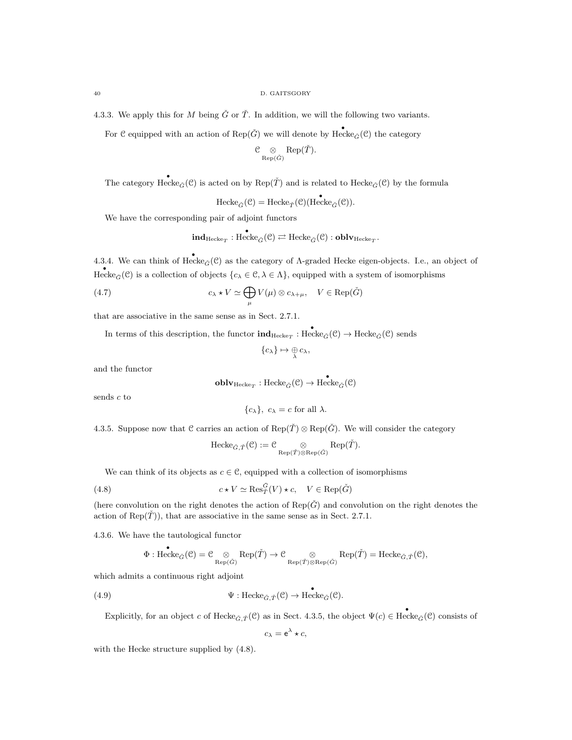4.3.3. We apply this for $M$ being $\check{G}$ or $\check{T}$. In addition, we will the following two variants.

For $\mathcal{C}$ equipped with an action of $\operatorname{Rep}(\check{G})$ we will denote by $\overset{\bullet}{\operatorname{Hecke}}_{\check{G}}(\mathcal{C})$ the category

$$\mathcal{C} \underset{\operatorname{Rep}(\check{G})}{\otimes} \operatorname{Rep}(\check{T}).$$

The category $\overset{\bullet}{\operatorname{Hecke}}_{\check{G}}(\mathcal{C})$ is acted on by $\operatorname{Rep}(\check{T})$ and is related to $\operatorname{Hecke}_{\check{G}}(\mathcal{C})$ by the formula

$$\operatorname{Hecke}_{\check{G}}(\mathcal{C}) = \operatorname{Hecke}_{\check{T}}(\mathcal{C})(\overset{\bullet}{\operatorname{Hecke}}_{\check{G}}(\mathcal{C})).$$

We have the corresponding pair of adjoint functors

$$\mathbf{ind}_{\operatorname{Hecke}_T} : \overset{\bullet}{\operatorname{Hecke}}_{\check{G}}(\mathcal{C}) \rightleftarrows \operatorname{Hecke}_{\check{G}}(\mathcal{C}) : \mathbf{oblv}_{\operatorname{Hecke}_T}.$$

4.3.4. We can think of $\overset{\bullet}{\operatorname{Hecke}}_{\check{G}}(\mathcal{C})$ as the category of $\Lambda$-graded Hecke eigen-objects. I.e., an object of $\overset{\bullet}{\operatorname{Hecke}}_{\check{G}}(\mathcal{C})$ is a collection of objects $\{c_\lambda \in \mathcal{C}, \lambda \in \Lambda\}$, equipped with a system of isomorphisms

$$c_\lambda \star V \simeq \bigoplus_\mu V(\mu) \otimes c_{\lambda+\mu}, \quad V \in \operatorname{Rep}(\check{G}) \tag{4.7}$$

that are associative in the same sense as in Sect. 2.7.1.

In terms of this description, the functor $\mathbf{ind}_{\operatorname{Hecke}_T} : \overset{\bullet}{\operatorname{Hecke}}_{\check{G}}(\mathcal{C}) \to \operatorname{Hecke}_{\check{G}}(\mathcal{C})$ sends

$$\{c_\lambda\} \mapsto \underset{\lambda}{\oplus}\, c_\lambda,$$

and the functor

$$\mathbf{oblv}_{\operatorname{Hecke}_T} : \operatorname{Hecke}_{\check{G}}(\mathcal{C}) \to \overset{\bullet}{\operatorname{Hecke}}_{\check{G}}(\mathcal{C})$$

sends $c$ to

$$\{c_\lambda\},\ c_\lambda = c \text{ for all } \lambda.$$

4.3.5. Suppose now that $\mathcal{C}$ carries an action of $\operatorname{Rep}(\check{T}) \otimes \operatorname{Rep}(\check{G})$. We will consider the category

$$\operatorname{Hecke}_{\check{G},\check{T}}(\mathcal{C}) := \mathcal{C} \underset{\operatorname{Rep}(\check{T})\otimes\operatorname{Rep}(\check{G})}{\otimes} \operatorname{Rep}(\check{T}).$$

We can think of its objects as $c \in \mathcal{C}$, equipped with a collection of isomorphisms

$$c \star V \simeq \operatorname{Res}^{\check{G}}_{\check{T}}(V) \star c, \quad V \in \operatorname{Rep}(\check{G}) \tag{4.8}$$

(here convolution on the right denotes the action of $\operatorname{Rep}(\check{G})$ and convolution on the right denotes the action of $\operatorname{Rep}(\check{T})$), that are associative in the same sense as in Sect. 2.7.1.

4.3.6. We have the tautological functor

$$\Phi : \overset{\bullet}{\operatorname{Hecke}}_{\check{G}}(\mathcal{C}) = \mathcal{C} \underset{\operatorname{Rep}(\check{G})}{\otimes} \operatorname{Rep}(\check{T}) \to \mathcal{C} \underset{\operatorname{Rep}(\check{T})\otimes\operatorname{Rep}(\check{G})}{\otimes} \operatorname{Rep}(\check{T}) = \operatorname{Hecke}_{\check{G},\check{T}}(\mathcal{C}),$$

which admits a continuous right adjoint

$$\Psi : \operatorname{Hecke}_{\check{G},\check{T}}(\mathcal{C}) \to \overset{\bullet}{\operatorname{Hecke}}_{\check{G}}(\mathcal{C}). \tag{4.9}$$

Explicitly, for an object $c$ of $\operatorname{Hecke}_{\check{G},\check{T}}(\mathcal{C})$ as in Sect. 4.3.5, the object $\Psi(c) \in \overset{\bullet}{\operatorname{Hecke}}_{\check{G}}(\mathcal{C})$ consists of

$$c_\lambda = \mathsf{e}^\lambda \star c,$$

with the Hecke structure supplied by (4.8).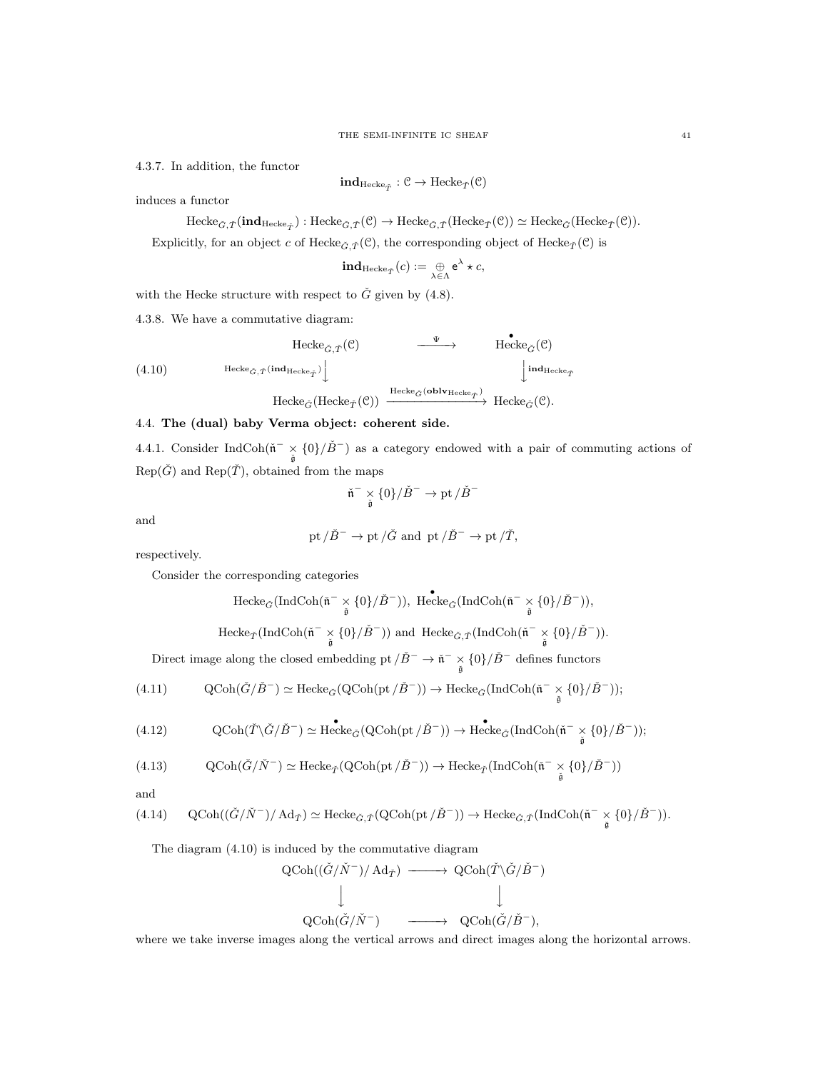4.3.7. In addition, the functor

$$\mathbf{ind}_{\mathrm{Hecke}_{\check{T}}} : \mathcal{C} \to \mathrm{Hecke}_{\check{T}}(\mathcal{C})$$

induces a functor

$$\mathrm{Hecke}_{\check{G},\check{T}}(\mathbf{ind}_{\mathrm{Hecke}_{\check{T}}}) : \mathrm{Hecke}_{\check{G},\check{T}}(\mathcal{C}) \to \mathrm{Hecke}_{\check{G},\check{T}}(\mathrm{Hecke}_{\check{T}}(\mathcal{C})) \simeq \mathrm{Hecke}_{\check{G}}(\mathrm{Hecke}_{\check{T}}(\mathcal{C})).$$

Explicitly, for an object $c$ of $\mathrm{Hecke}_{\check{G},\check{T}}(\mathcal{C})$, the corresponding object of $\mathrm{Hecke}_{\check{T}}(\mathcal{C})$ is

$$\mathbf{ind}_{\mathrm{Hecke}_{\check{T}}}(c) := \underset{\lambda\in\Lambda}{\oplus}\, \mathsf{e}^{\lambda} \star c,$$

with the Hecke structure with respect to $\check{G}$ given by (4.8).

4.3.8. We have a commutative diagram:

$$\begin{array}{ccc}
\mathrm{Hecke}_{\check{G},\check{T}}(\mathcal{C}) & \xrightarrow{\Psi} & \overset{\bullet}{\mathrm{Hecke}}_{\check{G}}(\mathcal{C}) \\
{\scriptstyle \mathrm{Hecke}_{\check{G},\check{T}}(\mathbf{ind}_{\mathrm{Hecke}_{\check{T}}})}\downarrow & & \downarrow{\scriptstyle \mathbf{ind}_{\mathrm{Hecke}_{\check{T}}}} \\
\mathrm{Hecke}_{\check{G}}(\mathrm{Hecke}_{\check{T}}(\mathcal{C})) & \xrightarrow{\mathrm{Hecke}_{\check{G}}(\mathbf{oblv}_{\mathrm{Hecke}_{\check{T}}})} & \mathrm{Hecke}_{\check{G}}(\mathcal{C}).
\end{array} \tag{4.10}$$

## 4.4. The (dual) baby Verma object: coherent side.

4.4.1. Consider $\mathrm{IndCoh}(\check{\mathfrak{n}}^- \underset{\check{\mathfrak{g}}}{\times} \{0\}/\check{B}^-)$ as a category endowed with a pair of commuting actions of $\mathrm{Rep}(\check{G})$ and $\mathrm{Rep}(\check{T})$, obtained from the maps

$$\check{\mathfrak{n}}^- \underset{\check{\mathfrak{g}}}{\times} \{0\}/\check{B}^- \to \mathrm{pt}/\check{B}^-$$

and

$$\mathrm{pt}/\check{B}^- \to \mathrm{pt}/\check{G} \text{ and } \mathrm{pt}/\check{B}^- \to \mathrm{pt}/\check{T},$$

respectively.

Consider the corresponding categories

$$\mathrm{Hecke}_{\check{G}}(\mathrm{IndCoh}(\check{\mathfrak{n}}^- \underset{\check{\mathfrak{g}}}{\times} \{0\}/\check{B}^-)),\ \overset{\bullet}{\mathrm{Hecke}}_{\check{G}}(\mathrm{IndCoh}(\check{\mathfrak{n}}^- \underset{\check{\mathfrak{g}}}{\times} \{0\}/\check{B}^-)),$$

$$\mathrm{Hecke}_{\check{T}}(\mathrm{IndCoh}(\check{\mathfrak{n}}^- \underset{\check{\mathfrak{g}}}{\times} \{0\}/\check{B}^-)) \text{ and } \mathrm{Hecke}_{\check{G},\check{T}}(\mathrm{IndCoh}(\check{\mathfrak{n}}^- \underset{\check{\mathfrak{g}}}{\times} \{0\}/\check{B}^-)).$$

Direct image along the closed embedding $\mathrm{pt}/\check{B}^- \to \check{\mathfrak{n}}^- \underset{\check{\mathfrak{g}}}{\times} \{0\}/\check{B}^-$ defines functors

$$\mathrm{QCoh}(\check{G}/\check{B}^-) \simeq \mathrm{Hecke}_{\check{G}}(\mathrm{QCoh}(\mathrm{pt}/\check{B}^-)) \to \mathrm{Hecke}_{\check{G}}(\mathrm{IndCoh}(\check{\mathfrak{n}}^- \underset{\check{\mathfrak{g}}}{\times} \{0\}/\check{B}^-)); \tag{4.11}$$

$$\mathrm{QCoh}(\check{T}\backslash\check{G}/\check{B}^-) \simeq \overset{\bullet}{\mathrm{Hecke}}_{\check{G}}(\mathrm{QCoh}(\mathrm{pt}/\check{B}^-)) \to \overset{\bullet}{\mathrm{Hecke}}_{\check{G}}(\mathrm{IndCoh}(\check{\mathfrak{n}}^- \underset{\check{\mathfrak{g}}}{\times} \{0\}/\check{B}^-)); \tag{4.12}$$

$$\mathrm{QCoh}(\check{G}/\check{N}^-) \simeq \mathrm{Hecke}_{\check{T}}(\mathrm{QCoh}(\mathrm{pt}/\check{B}^-)) \to \mathrm{Hecke}_{\check{T}}(\mathrm{IndCoh}(\check{\mathfrak{n}}^- \underset{\check{\mathfrak{g}}}{\times} \{0\}/\check{B}^-)) \tag{4.13}$$

and

$$\mathrm{QCoh}((\check{G}/\check{N}^-)/\mathrm{Ad}_{\check{T}}) \simeq \mathrm{Hecke}_{\check{G},\check{T}}(\mathrm{QCoh}(\mathrm{pt}/\check{B}^-)) \to \mathrm{Hecke}_{\check{G},\check{T}}(\mathrm{IndCoh}(\check{\mathfrak{n}}^- \underset{\check{\mathfrak{g}}}{\times} \{0\}/\check{B}^-)). \tag{4.14}$$

The diagram (4.10) is induced by the commutative diagram

$$\begin{array}{ccc}
\mathrm{QCoh}((\check{G}/\check{N}^-)/\mathrm{Ad}_{\check{T}}) & \longrightarrow & \mathrm{QCoh}(\check{T}\backslash\check{G}/\check{B}^-) \\
\downarrow & & \downarrow \\
\mathrm{QCoh}(\check{G}/\check{N}^-) & \longrightarrow & \mathrm{QCoh}(\check{G}/\check{B}^-),
\end{array}$$

where we take inverse images along the vertical arrows and direct images along the horizontal arrows.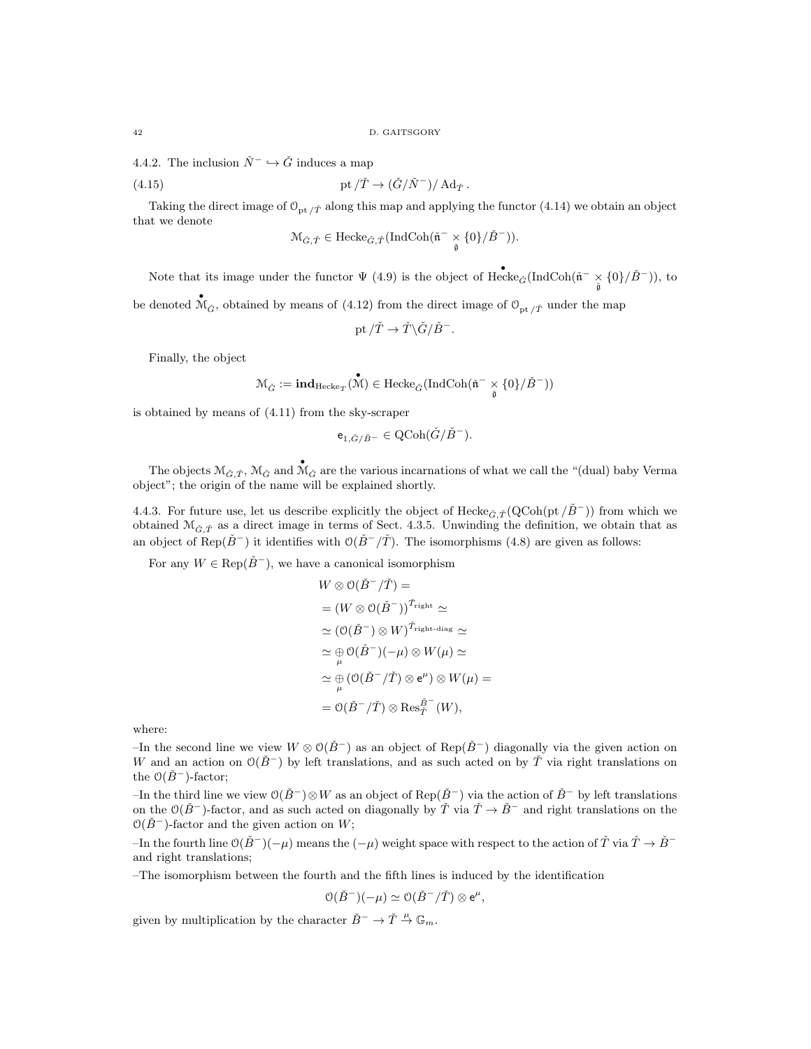4.4.2. The inclusion $\check{N}^- \hookrightarrow \check{G}$ induces a map

$$\mathrm{pt}/\check{T} \to (\check{G}/\check{N}^-)/\mathrm{Ad}_{\check{T}}. \tag{4.15}$$

Taking the direct image of $\mathcal{O}_{\mathrm{pt}/\check{T}}$ along this map and applying the functor (4.14) we obtain an object that we denote

$$\mathcal{M}_{\check{G},\check{T}} \in \mathrm{Hecke}_{\check{G},\check{T}}(\mathrm{IndCoh}(\check{\mathfrak{n}}^- \underset{\check{\mathfrak{g}}}{\times} \{0\}/\check{B}^-)).$$

Note that its image under the functor $\Psi$ (4.9) is the object of $\overset{\bullet}{\mathrm{Hecke}}_{\check{G}}(\mathrm{IndCoh}(\check{\mathfrak{n}}^- \underset{\check{\mathfrak{g}}}{\times} \{0\}/\check{B}^-))$, to be denoted $\overset{\bullet}{\mathcal{M}}_{\check{G}}$, obtained by means of (4.12) from the direct image of $\mathcal{O}_{\mathrm{pt}/\check{T}}$ under the map

$$\mathrm{pt}/\check{T} \to \check{T}\backslash\check{G}/\check{B}^-.$$

Finally, the object

$$\mathcal{M}_{\check{G}} := \mathbf{ind}_{\mathrm{Hecke}_T}(\overset{\bullet}{\mathcal{M}}) \in \mathrm{Hecke}_{\check{G}}(\mathrm{IndCoh}(\check{\mathfrak{n}}^- \underset{\check{\mathfrak{g}}}{\times} \{0\}/\check{B}^-))$$

is obtained by means of (4.11) from the sky-scraper

$$\mathsf{e}_{1,\check{G}/\check{B}^-} \in \mathrm{QCoh}(\check{G}/\check{B}^-).$$

The objects $\mathcal{M}_{\check{G},\check{T}}$, $\mathcal{M}_{\check{G}}$ and $\overset{\bullet}{\mathcal{M}}_{\check{G}}$ are the various incarnations of what we call the "(dual) baby Verma object"; the origin of the name will be explained shortly.

4.4.3. For future use, let us describe explicitly the object of $\mathrm{Hecke}_{\check{G},\check{T}}(\mathrm{QCoh}(\mathrm{pt}/\check{B}^-))$ from which we obtained $\mathcal{M}_{\check{G},\check{T}}$ as a direct image in terms of Sect. 4.3.5. Unwinding the definition, we obtain that as an object of $\mathrm{Rep}(\check{B}^-)$ it identifies with $\mathcal{O}(\check{B}^-/\check{T})$. The isomorphisms (4.8) are given as follows:

For any $W \in \mathrm{Rep}(\check{B}^-)$, we have a canonical isomorphism

$$
\begin{aligned}
&W \otimes \mathcal{O}(\check{B}^-/\check{T}) = \\
&= (W \otimes \mathcal{O}(\check{B}^-))^{\check{T}_{\mathrm{right}}} \simeq \\
&\simeq (\mathcal{O}(\check{B}^-) \otimes W)^{\check{T}_{\mathrm{right\text{-}diag}}} \simeq \\
&\simeq \underset{\mu}{\oplus}\, \mathcal{O}(\check{B}^-)(-\mu) \otimes W(\mu) \simeq \\
&\simeq \underset{\mu}{\oplus}\, (\mathcal{O}(\check{B}^-/\check{T}) \otimes \mathsf{e}^{\mu}) \otimes W(\mu) = \\
&= \mathcal{O}(\check{B}^-/\check{T}) \otimes \mathrm{Res}^{\check{B}^-}_{\check{T}}(W),
\end{aligned}
$$

where:

–In the second line we view $W \otimes \mathcal{O}(\check{B}^-)$ as an object of $\mathrm{Rep}(\check{B}^-)$ diagonally via the given action on $W$ and an action on $\mathcal{O}(\check{B}^-)$ by left translations, and as such acted on by $\check{T}$ via right translations on the $\mathcal{O}(\check{B}^-)$-factor;

–In the third line we view $\mathcal{O}(\check{B}^-) \otimes W$ as an object of $\mathrm{Rep}(\check{B}^-)$ via the action of $\check{B}^-$ by left translations on the $\mathcal{O}(\check{B}^-)$-factor, and as such acted on diagonally by $\check{T}$ via $\check{T} \to \check{B}^-$ and right translations on the $\mathcal{O}(\check{B}^-)$-factor and the given action on $W$;

–In the fourth line $\mathcal{O}(\check{B}^-)(-\mu)$ means the $(-\mu)$ weight space with respect to the action of $\check{T}$ via $\check{T} \to \check{B}^-$ and right translations;

–The isomorphism between the fourth and the fifth lines is induced by the identification

$$\mathcal{O}(\check{B}^-)(-\mu) \simeq \mathcal{O}(\check{B}^-/\check{T}) \otimes \mathsf{e}^{\mu},$$

given by multiplication by the character $\check{B}^- \to \check{T} \overset{\mu}{\to} \mathbb{G}_m$.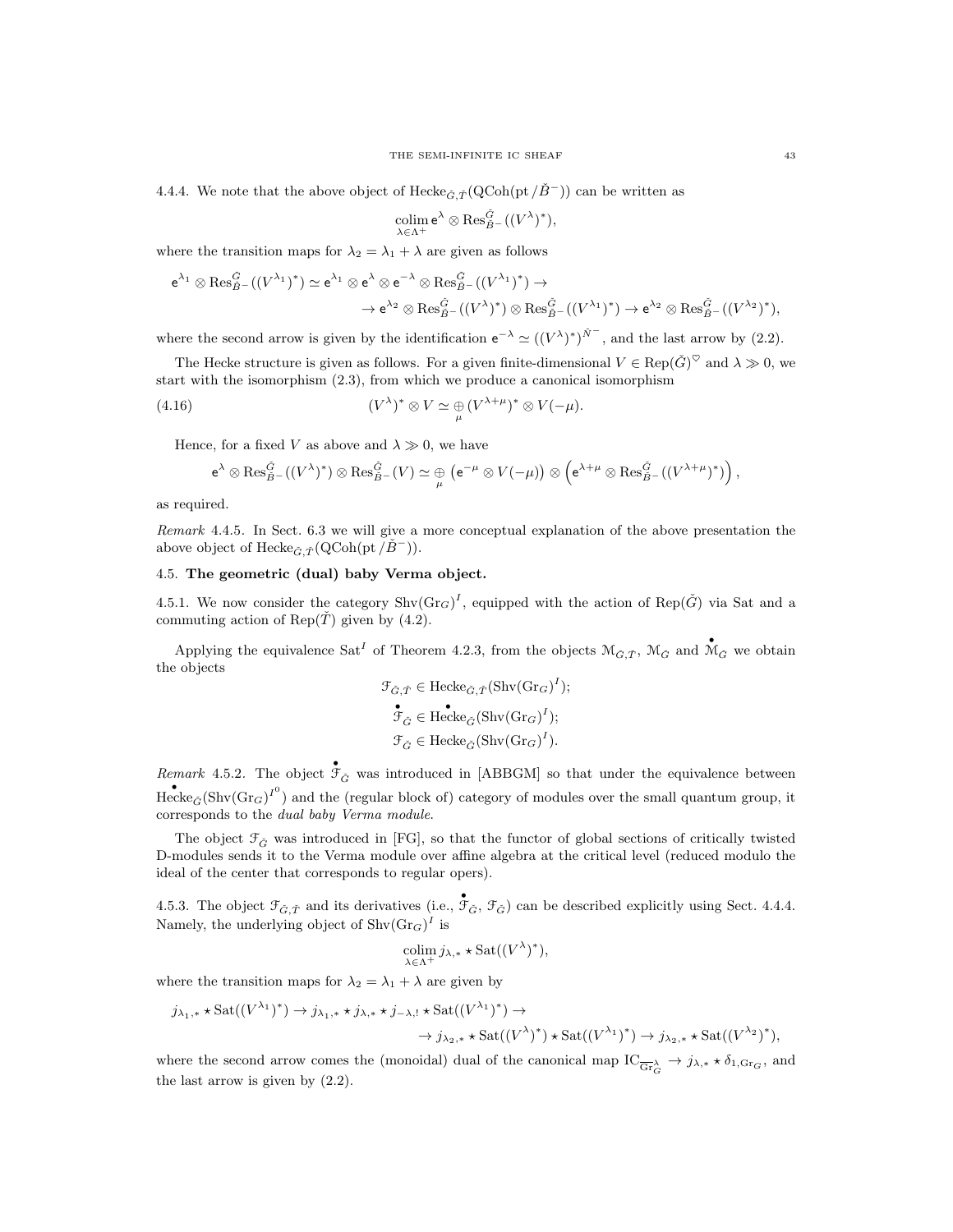4.4.4. We note that the above object of $\mathrm{Hecke}_{\check{G},\check{T}}(\mathrm{QCoh}(\mathrm{pt}/\check{B}^-))$ can be written as

$$\underset{\lambda\in\Lambda^+}{\mathrm{colim}}\, \mathsf{e}^{\lambda}\otimes \mathrm{Res}^{\check{G}}_{\check{B}^-}((V^{\lambda})^*),$$

where the transition maps for $\lambda_2=\lambda_1+\lambda$ are given as follows

$$\mathsf{e}^{\lambda_1}\otimes \mathrm{Res}^{\check{G}}_{\check{B}^-}((V^{\lambda_1})^*)\simeq \mathsf{e}^{\lambda_1}\otimes \mathsf{e}^{\lambda}\otimes \mathsf{e}^{-\lambda}\otimes \mathrm{Res}^{\check{G}}_{\check{B}^-}((V^{\lambda_1})^*)\to$$
$$\to \mathsf{e}^{\lambda_2}\otimes \mathrm{Res}^{\check{G}}_{\check{B}^-}((V^{\lambda})^*)\otimes \mathrm{Res}^{\check{G}}_{\check{B}^-}((V^{\lambda_1})^*)\to \mathsf{e}^{\lambda_2}\otimes \mathrm{Res}^{\check{G}}_{\check{B}^-}((V^{\lambda_2})^*),$$

where the second arrow is given by the identification $\mathsf{e}^{-\lambda}\simeq ((V^{\lambda})^*)^{\check{N}^-}$, and the last arrow by (2.2).

The Hecke structure is given as follows. For a given finite-dimensional $V\in \mathrm{Rep}(\check{G})^{\heartsuit}$ and $\lambda\gg 0$, we start with the isomorphism (2.3), from which we produce a canonical isomorphism

$$(V^{\lambda})^*\otimes V\simeq \underset{\mu}{\oplus}\, (V^{\lambda+\mu})^*\otimes V(-\mu). \tag{4.16}$$

Hence, for a fixed $V$ as above and $\lambda\gg 0$, we have

$$\mathsf{e}^{\lambda}\otimes \mathrm{Res}^{\check{G}}_{\check{B}^-}((V^{\lambda})^*)\otimes \mathrm{Res}^{\check{G}}_{\check{B}^-}(V)\simeq \underset{\mu}{\oplus}\left(\mathsf{e}^{-\mu}\otimes V(-\mu)\right)\otimes\left(\mathsf{e}^{\lambda+\mu}\otimes \mathrm{Res}^{\check{G}}_{\check{B}^-}((V^{\lambda+\mu})^*)\right),$$

as required.

*Remark* 4.4.5. In Sect. 6.3 we will give a more conceptual explanation of the above presentation the above object of $\mathrm{Hecke}_{\check{G},\check{T}}(\mathrm{QCoh}(\mathrm{pt}/\check{B}^-))$.

## 4.5. **The geometric (dual) baby Verma object.**

4.5.1. We now consider the category $\mathrm{Shv}(\mathrm{Gr}_G)^I$, equipped with the action of $\mathrm{Rep}(\check{G})$ via Sat and a commuting action of $\mathrm{Rep}(\check{T})$ given by (4.2).

Applying the equivalence $\mathrm{Sat}^I$ of Theorem 4.2.3, from the objects $\mathcal{M}_{\check{G},\check{T}}$, $\mathcal{M}_{\check{G}}$ and $\overset{\bullet}{\mathcal{M}}_{\check{G}}$ we obtain the objects

$$\mathcal{F}_{\check{G},\check{T}}\in \mathrm{Hecke}_{\check{G},\check{T}}(\mathrm{Shv}(\mathrm{Gr}_G)^I);$$
$$\overset{\bullet}{\mathcal{F}}_{\check{G}}\in \overset{\bullet}{\mathrm{Hecke}}_{\check{G}}(\mathrm{Shv}(\mathrm{Gr}_G)^I);$$
$$\mathcal{F}_{\check{G}}\in \mathrm{Hecke}_{\check{G}}(\mathrm{Shv}(\mathrm{Gr}_G)^I).$$

*Remark* 4.5.2. The object $\overset{\bullet}{\mathcal{F}}_{\check{G}}$ was introduced in [ABBGM] so that under the equivalence between $\overset{\bullet}{\mathrm{Hecke}}_{\check{G}}(\mathrm{Shv}(\mathrm{Gr}_G)^{I^0})$ and the (regular block of) category of modules over the small quantum group, it corresponds to the *dual baby Verma module*.

The object $\mathcal{F}_{\check{G}}$ was introduced in [FG], so that the functor of global sections of critically twisted D-modules sends it to the Verma module over affine algebra at the critical level (reduced modulo the ideal of the center that corresponds to regular opers).

4.5.3. The object $\mathcal{F}_{\check{G},\check{T}}$ and its derivatives (i.e., $\overset{\bullet}{\mathcal{F}}_{\check{G}}$, $\mathcal{F}_{\check{G}}$) can be described explicitly using Sect. 4.4.4. Namely, the underlying object of $\mathrm{Shv}(\mathrm{Gr}_G)^I$ is

$$\underset{\lambda\in\Lambda^+}{\mathrm{colim}}\, j_{\lambda,*}\star \mathrm{Sat}((V^{\lambda})^*),$$

where the transition maps for $\lambda_2=\lambda_1+\lambda$ are given by

$$j_{\lambda_1,*}\star \mathrm{Sat}((V^{\lambda_1})^*)\to j_{\lambda_1,*}\star j_{\lambda,*}\star j_{-\lambda,!}\star \mathrm{Sat}((V^{\lambda_1})^*)\to$$
$$\to j_{\lambda_2,*}\star \mathrm{Sat}((V^{\lambda})^*)\star \mathrm{Sat}((V^{\lambda_1})^*)\to j_{\lambda_2,*}\star \mathrm{Sat}((V^{\lambda_2})^*),$$

where the second arrow comes the (monoidal) dual of the canonical map $\mathrm{IC}_{\overline{\mathrm{Gr}}^{\lambda}_G}\to j_{\lambda,*}\star \delta_{1,\mathrm{Gr}_G}$, and the last arrow is given by (2.2).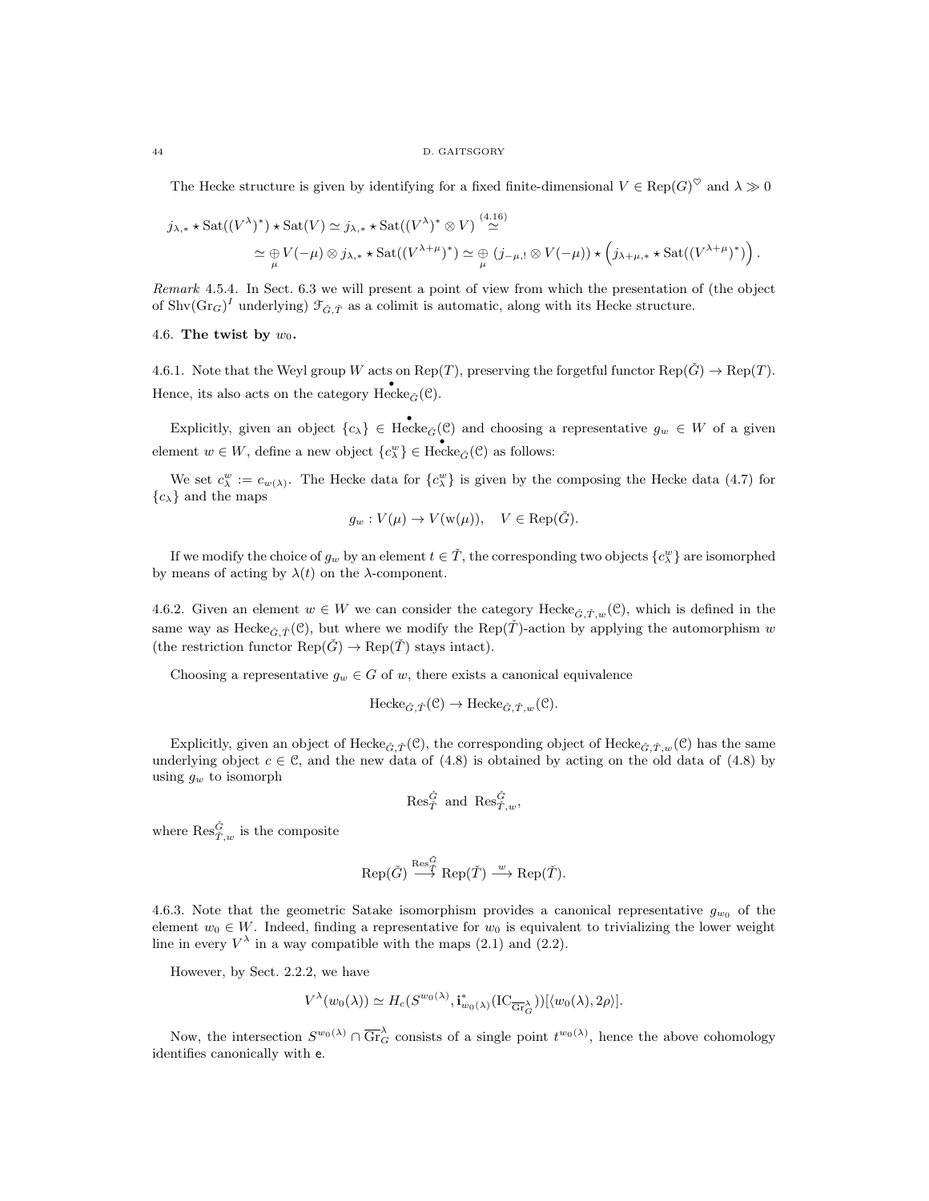The Hecke structure is given by identifying for a fixed finite-dimensional $V \in \mathrm{Rep}(G)^{\heartsuit}$ and $\lambda \gg 0$

$$j_{\lambda,*} \star \mathrm{Sat}((V^{\lambda})^*) \star \mathrm{Sat}(V) \simeq j_{\lambda,*} \star \mathrm{Sat}((V^{\lambda})^* \otimes V) \overset{(4.16)}{\simeq}$$
$$\simeq \underset{\mu}{\oplus} V(-\mu) \otimes j_{\lambda,*} \star \mathrm{Sat}((V^{\lambda+\mu})^*) \simeq \underset{\mu}{\oplus} (j_{-\mu,!} \otimes V(-\mu)) \star \left( j_{\lambda+\mu,*} \star \mathrm{Sat}((V^{\lambda+\mu})^*) \right).$$

*Remark* 4.5.4. In Sect. 6.3 we will present a point of view from which the presentation of (the object of $\mathrm{Shv}(\mathrm{Gr}_G)^I$ underlying) $\mathcal{F}_{\check{G},\check{T}}$ as a colimit is automatic, along with its Hecke structure.

## 4.6. The twist by $w_0$.

4.6.1. Note that the Weyl group $W$ acts on $\mathrm{Rep}(T)$, preserving the forgetful functor $\mathrm{Rep}(\check{G}) \to \mathrm{Rep}(T)$. Hence, its also acts on the category $\overset{\bullet}{\mathrm{Hecke}}_{\check{G}}(\mathcal{C})$.

Explicitly, given an object $\{c_\lambda\} \in \overset{\bullet}{\mathrm{Hecke}}_{\check{G}}(\mathcal{C})$ and choosing a representative $g_w \in W$ of a given element $w \in W$, define a new object $\{c^w_\lambda\} \in \overset{\bullet}{\mathrm{Hecke}}_{\check{G}}(\mathcal{C})$ as follows:

We set $c^w_\lambda := c_{w(\lambda)}$. The Hecke data for $\{c^w_\lambda\}$ is given by the composing the Hecke data (4.7) for $\{c_\lambda\}$ and the maps

$$g_w : V(\mu) \to V(\mathrm{w}(\mu)), \quad V \in \mathrm{Rep}(\check{G}).$$

If we modify the choice of $g_w$ by an element $t \in \check{T}$, the corresponding two objects $\{c^w_\lambda\}$ are isomorphed by means of acting by $\lambda(t)$ on the $\lambda$-component.

4.6.2. Given an element $w \in W$ we can consider the category $\mathrm{Hecke}_{\check{G},\check{T},w}(\mathcal{C})$, which is defined in the same way as $\mathrm{Hecke}_{\check{G},\check{T}}(\mathcal{C})$, but where we modify the $\mathrm{Rep}(\check{T})$-action by applying the automorphism $w$ (the restriction functor $\mathrm{Rep}(\check{G}) \to \mathrm{Rep}(\check{T})$ stays intact).

Choosing a representative $g_w \in G$ of $w$, there exists a canonical equivalence

$$\mathrm{Hecke}_{\check{G},\check{T}}(\mathcal{C}) \to \mathrm{Hecke}_{\check{G},\check{T},w}(\mathcal{C}).$$

Explicitly, given an object of $\mathrm{Hecke}_{\check{G},\check{T}}(\mathcal{C})$, the corresponding object of $\mathrm{Hecke}_{\check{G},\check{T},w}(\mathcal{C})$ has the same underlying object $c \in \mathcal{C}$, and the new data of (4.8) is obtained by acting on the old data of (4.8) by using $g_w$ to isomorph

$$\mathrm{Res}^{\check{G}}_{\check{T}} \text{ and } \mathrm{Res}^{\check{G}}_{\check{T},w},$$

where $\mathrm{Res}^{\check{G}}_{\check{T},w}$ is the composite

$$\mathrm{Rep}(\check{G}) \overset{\mathrm{Res}^{\check{G}}_{\check{T}}}{\longrightarrow} \mathrm{Rep}(\check{T}) \overset{w}{\longrightarrow} \mathrm{Rep}(\check{T}).$$

4.6.3. Note that the geometric Satake isomorphism provides a canonical representative $g_{w_0}$ of the element $w_0 \in W$. Indeed, finding a representative for $w_0$ is equivalent to trivializing the lower weight line in every $V^{\lambda}$ in a way compatible with the maps (2.1) and (2.2).

However, by Sect. 2.2.2, we have

$$V^{\lambda}(w_0(\lambda)) \simeq H_c(S^{w_0(\lambda)}, \mathbf{i}^*_{w_0(\lambda)}(\mathrm{IC}_{\overline{\mathrm{Gr}}^{\lambda}_G}))[\langle w_0(\lambda), 2\rho \rangle].$$

Now, the intersection $S^{w_0(\lambda)} \cap \overline{\mathrm{Gr}}^{\lambda}_G$ consists of a single point $t^{w_0(\lambda)}$, hence the above cohomology identifies canonically with $\mathsf{e}$.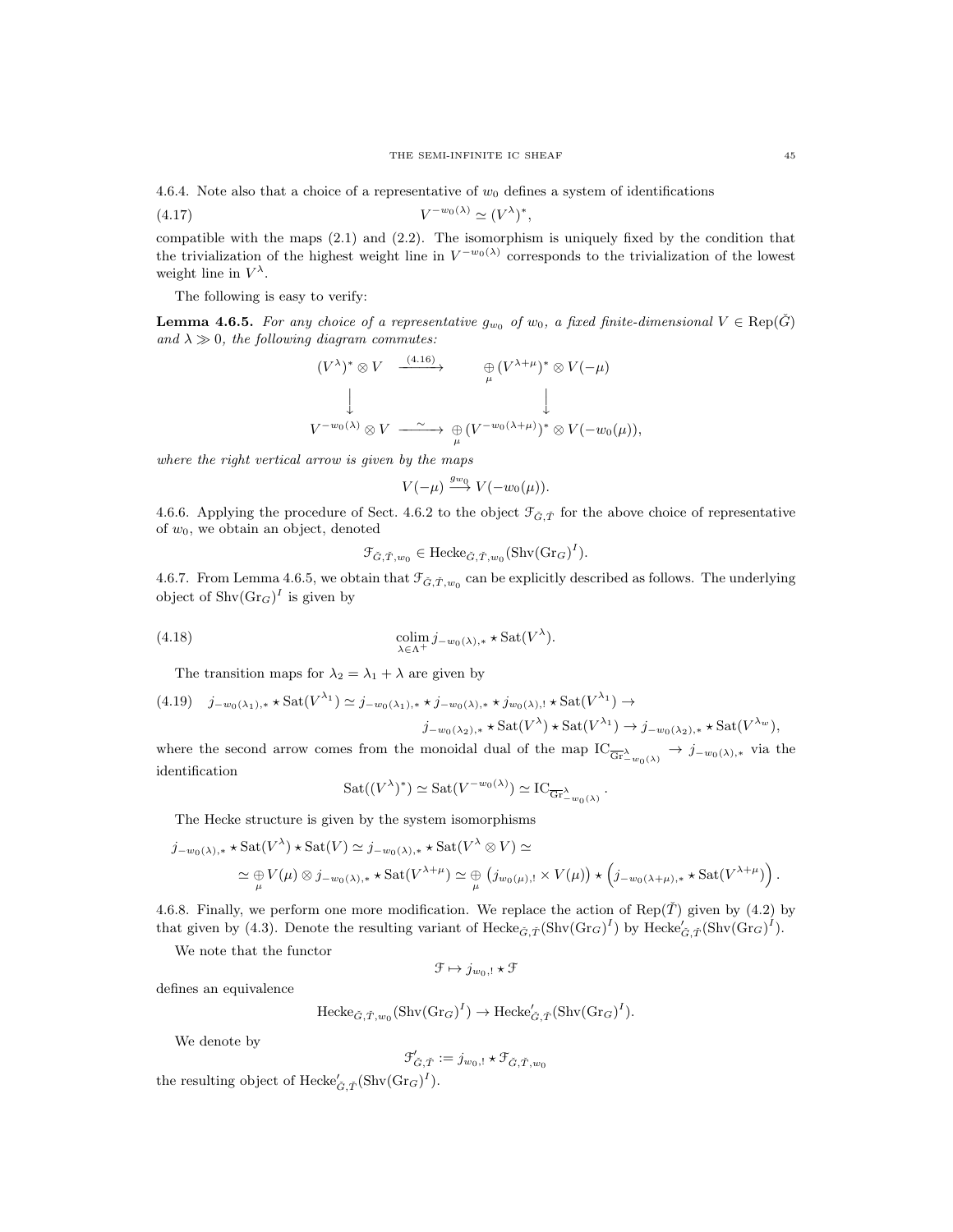4.6.4. Note also that a choice of a representative of $w_0$ defines a system of identifications

$$V^{-w_0(\lambda)} \simeq (V^\lambda)^*, \tag{4.17}$$

compatible with the maps (2.1) and (2.2). The isomorphism is uniquely fixed by the condition that the trivialization of the highest weight line in $V^{-w_0(\lambda)}$ corresponds to the trivialization of the lowest weight line in $V^\lambda$.

The following is easy to verify:

**Lemma 4.6.5.** *For any choice of a representative $g_{w_0}$ of $w_0$, a fixed finite-dimensional $V \in \operatorname{Rep}(\check{G})$ and $\lambda \gg 0$, the following diagram commutes:*

$$\begin{array}{ccc} (V^\lambda)^* \otimes V & \xrightarrow{(4.16)} & \underset{\mu}{\oplus} (V^{\lambda+\mu})^* \otimes V(-\mu) \\ \Big\downarrow & & \Big\downarrow \\ V^{-w_0(\lambda)} \otimes V & \xrightarrow{\sim} & \underset{\mu}{\oplus} (V^{-w_0(\lambda+\mu)})^* \otimes V(-w_0(\mu)), \end{array}$$

*where the right vertical arrow is given by the maps*

$$V(-\mu) \overset{g_{w_0}}{\longrightarrow} V(-w_0(\mu)).$$

4.6.6. Applying the procedure of Sect. 4.6.2 to the object $\mathcal{F}_{\check{G},\check{T}}$ for the above choice of representative of $w_0$, we obtain an object, denoted

$$\mathcal{F}_{\check{G},\check{T},w_0} \in \operatorname{Hecke}_{\check{G},\check{T},w_0}(\operatorname{Shv}(\operatorname{Gr}_G)^I).$$

4.6.7. From Lemma 4.6.5, we obtain that $\mathcal{F}_{\check{G},\check{T},w_0}$ can be explicitly described as follows. The underlying object of $\operatorname{Shv}(\operatorname{Gr}_G)^I$ is given by

$$\underset{\lambda \in \Lambda^+}{\operatorname{colim}}\, j_{-w_0(\lambda),*} \star \operatorname{Sat}(V^\lambda). \tag{4.18}$$

The transition maps for $\lambda_2 = \lambda_1 + \lambda$ are given by

$$\begin{aligned} (4.19) \quad j_{-w_0(\lambda_1),*} \star \operatorname{Sat}(V^{\lambda_1}) \simeq j_{-w_0(\lambda_1),*} \star j_{-w_0(\lambda),*} \star j_{w_0(\lambda),!} \star \operatorname{Sat}(V^{\lambda_1}) \to \\ j_{-w_0(\lambda_2),*} \star \operatorname{Sat}(V^\lambda) \star \operatorname{Sat}(V^{\lambda_1}) \to j_{-w_0(\lambda_2),*} \star \operatorname{Sat}(V^{\lambda_w}), \end{aligned}$$

where the second arrow comes from the monoidal dual of the map $\operatorname{IC}_{\overline{\operatorname{Gr}}^\lambda_{-w_0(\lambda)}} \to j_{-w_0(\lambda),*}$ via the identification

$$\operatorname{Sat}((V^\lambda)^*) \simeq \operatorname{Sat}(V^{-w_0(\lambda)}) \simeq \operatorname{IC}_{\overline{\operatorname{Gr}}^\lambda_{-w_0(\lambda)}}.$$

The Hecke structure is given by the system isomorphisms

$$\begin{aligned} j_{-w_0(\lambda),*} \star \operatorname{Sat}(V^\lambda) \star \operatorname{Sat}(V) \simeq j_{-w_0(\lambda),*} \star \operatorname{Sat}(V^\lambda \otimes V) \simeq \\ \simeq \underset{\mu}{\oplus} V(\mu) \otimes j_{-w_0(\lambda),*} \star \operatorname{Sat}(V^{\lambda+\mu}) \simeq \underset{\mu}{\oplus} \left(j_{w_0(\mu),!} \times V(\mu)\right) \star \left(j_{-w_0(\lambda+\mu),*} \star \operatorname{Sat}(V^{\lambda+\mu})\right). \end{aligned}$$

4.6.8. Finally, we perform one more modification. We replace the action of $\operatorname{Rep}(\check{T})$ given by (4.2) by that given by (4.3). Denote the resulting variant of $\operatorname{Hecke}_{\check{G},\check{T}}(\operatorname{Shv}(\operatorname{Gr}_G)^I)$ by $\operatorname{Hecke}'_{\check{G},\check{T}}(\operatorname{Shv}(\operatorname{Gr}_G)^I)$.

We note that the functor

$$\mathcal{F} \mapsto j_{w_0,!} \star \mathcal{F}$$

defines an equivalence

$$\operatorname{Hecke}_{\check{G},\check{T},w_0}(\operatorname{Shv}(\operatorname{Gr}_G)^I) \to \operatorname{Hecke}'_{\check{G},\check{T}}(\operatorname{Shv}(\operatorname{Gr}_G)^I).$$

We denote by

$$\mathcal{F}'_{\check{G},\check{T}} := j_{w_0,!} \star \mathcal{F}_{\check{G},\check{T},w_0}$$

the resulting object of $\operatorname{Hecke}'_{\check{G},\check{T}}(\operatorname{Shv}(\operatorname{Gr}_G)^I)$.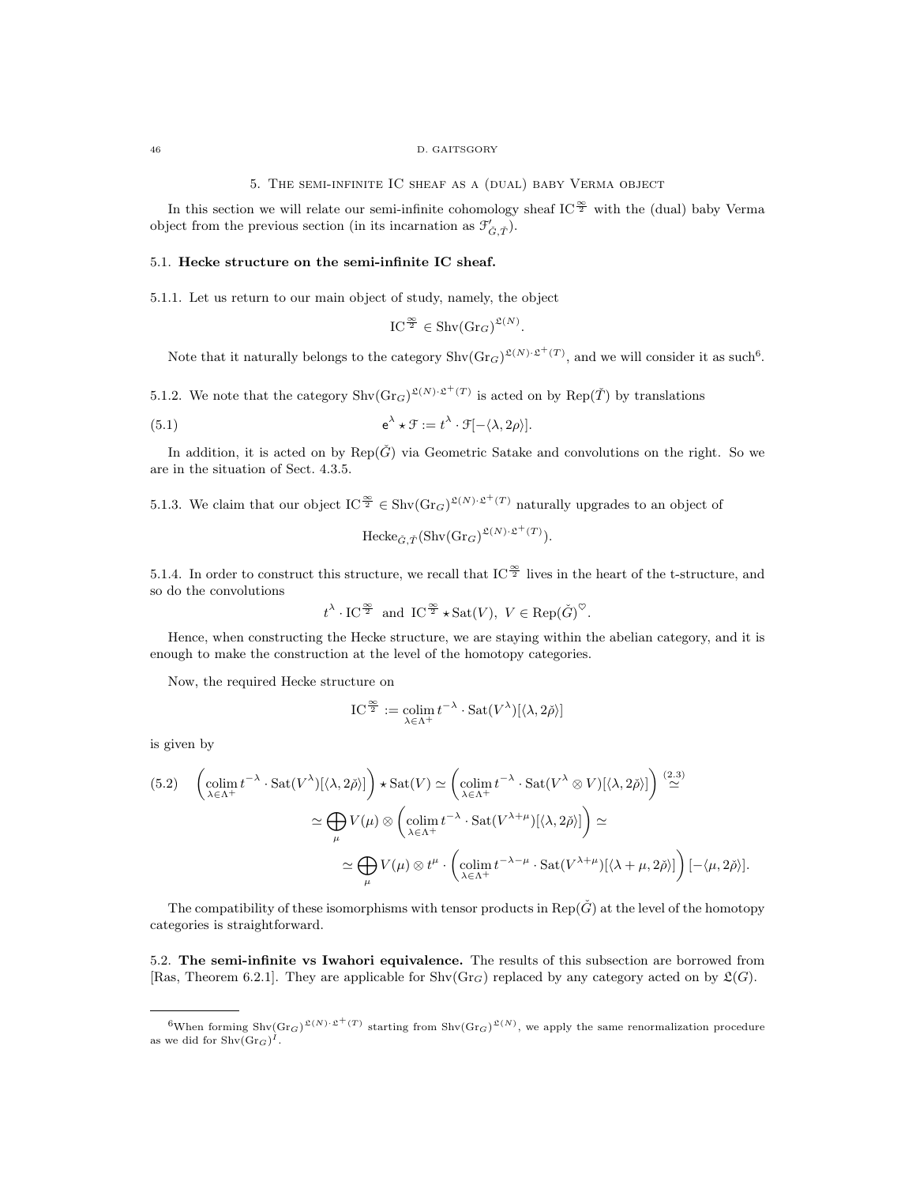## 5. The semi-infinite IC sheaf as a (dual) baby Verma object

In this section we will relate our semi-infinite cohomology sheaf $\mathrm{IC}^{\frac{\infty}{2}}$ with the (dual) baby Verma object from the previous section (in its incarnation as $\mathcal{F}'_{\check{G},\check{T}}$).

### 5.1. Hecke structure on the semi-infinite IC sheaf.

5.1.1. Let us return to our main object of study, namely, the object

$$\mathrm{IC}^{\frac{\infty}{2}} \in \mathrm{Shv}(\mathrm{Gr}_G)^{\mathfrak{L}(N)}.$$

Note that it naturally belongs to the category $\mathrm{Shv}(\mathrm{Gr}_G)^{\mathfrak{L}(N)\cdot\mathfrak{L}^+(T)}$, and we will consider it as such[6].

5.1.2. We note that the category $\mathrm{Shv}(\mathrm{Gr}_G)^{\mathfrak{L}(N)\cdot\mathfrak{L}^+(T)}$ is acted on by $\mathrm{Rep}(\check{T})$ by translations

$$\mathsf{e}^\lambda \star \mathcal{F} := t^\lambda \cdot \mathcal{F}[-\langle \lambda, 2\rho\rangle]. \tag{5.1}$$

In addition, it is acted on by $\mathrm{Rep}(\check{G})$ via Geometric Satake and convolutions on the right. So we are in the situation of Sect. 4.3.5.

5.1.3. We claim that our object $\mathrm{IC}^{\frac{\infty}{2}} \in \mathrm{Shv}(\mathrm{Gr}_G)^{\mathfrak{L}(N)\cdot\mathfrak{L}^+(T)}$ naturally upgrades to an object of

$$\mathrm{Hecke}_{\check{G},\check{T}}(\mathrm{Shv}(\mathrm{Gr}_G)^{\mathfrak{L}(N)\cdot\mathfrak{L}^+(T)}).$$

5.1.4. In order to construct this structure, we recall that $\mathrm{IC}^{\frac{\infty}{2}}$ lives in the heart of the t-structure, and so do the convolutions

$$t^\lambda \cdot \mathrm{IC}^{\frac{\infty}{2}} \text{ and } \mathrm{IC}^{\frac{\infty}{2}} \star \mathrm{Sat}(V),\ V \in \mathrm{Rep}(\check{G})^{\heartsuit}.$$

Hence, when constructing the Hecke structure, we are staying within the abelian category, and it is enough to make the construction at the level of the homotopy categories.

Now, the required Hecke structure on

$$\mathrm{IC}^{\frac{\infty}{2}} := \underset{\lambda\in\Lambda^+}{\mathrm{colim}}\, t^{-\lambda}\cdot \mathrm{Sat}(V^\lambda)[\langle \lambda, 2\check{\rho}\rangle]$$

is given by

$$\begin{aligned}
&\left(\underset{\lambda\in\Lambda^+}{\mathrm{colim}}\, t^{-\lambda}\cdot \mathrm{Sat}(V^\lambda)[\langle \lambda, 2\check{\rho}\rangle]\right)\star \mathrm{Sat}(V) \simeq \left(\underset{\lambda\in\Lambda^+}{\mathrm{colim}}\, t^{-\lambda}\cdot \mathrm{Sat}(V^\lambda\otimes V)[\langle \lambda, 2\check{\rho}\rangle]\right) \overset{(2.3)}{\simeq} \\
&\simeq \bigoplus_\mu V(\mu)\otimes \left(\underset{\lambda\in\Lambda^+}{\mathrm{colim}}\, t^{-\lambda}\cdot \mathrm{Sat}(V^{\lambda+\mu})[\langle \lambda, 2\check{\rho}\rangle]\right) \simeq \\
&\simeq \bigoplus_\mu V(\mu)\otimes t^\mu\cdot \left(\underset{\lambda\in\Lambda^+}{\mathrm{colim}}\, t^{-\lambda-\mu}\cdot \mathrm{Sat}(V^{\lambda+\mu})[\langle \lambda+\mu, 2\check{\rho}\rangle]\right)[-\langle \mu, 2\check{\rho}\rangle].
\end{aligned} \tag{5.2}$$

The compatibility of these isomorphisms with tensor products in $\mathrm{Rep}(\check{G})$ at the level of the homotopy categories is straightforward.

**5.2. The semi-infinite vs Iwahori equivalence.** The results of this subsection are borrowed from [Ras, Theorem 6.2.1]. They are applicable for $\mathrm{Shv}(\mathrm{Gr}_G)$ replaced by any category acted on by $\mathfrak{L}(G)$.

[6] When forming $\mathrm{Shv}(\mathrm{Gr}_G)^{\mathfrak{L}(N)\cdot\mathfrak{L}^+(T)}$ starting from $\mathrm{Shv}(\mathrm{Gr}_G)^{\mathfrak{L}(N)}$, we apply the same renormalization procedure as we did for $\mathrm{Shv}(\mathrm{Gr}_G)^I$.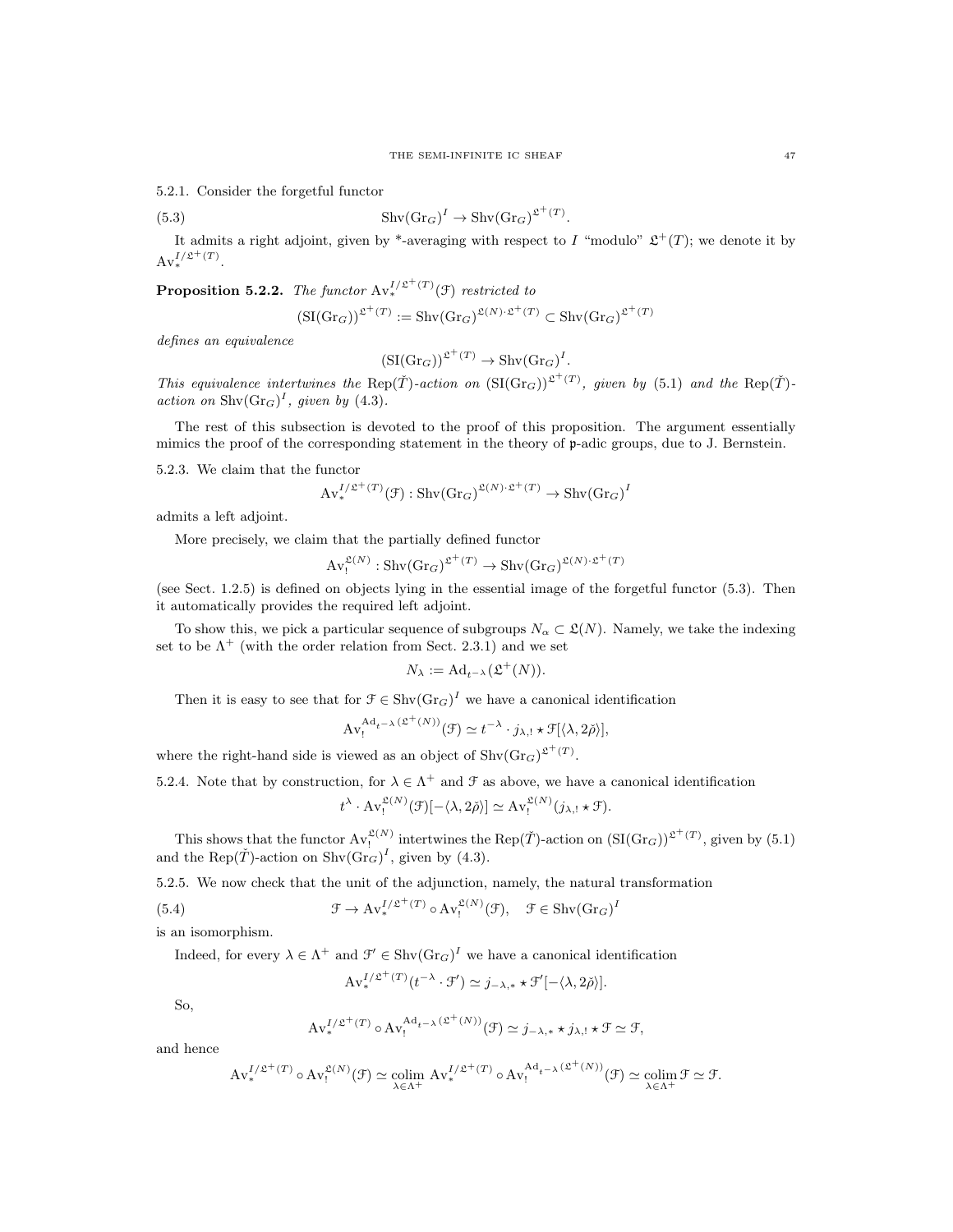5.2.1. Consider the forgetful functor

$$\mathrm{Shv}(\mathrm{Gr}_G)^I \to \mathrm{Shv}(\mathrm{Gr}_G)^{\mathfrak{L}^+(T)}. \tag{5.3}$$

It admits a right adjoint, given by \*-averaging with respect to $I$ "modulo" $\mathfrak{L}^+(T)$; we denote it by $\mathrm{Av}_*^{I/\mathfrak{L}^+(T)}$.

**Proposition 5.2.2.** *The functor* $\mathrm{Av}_*^{I/\mathfrak{L}^+(T)}(\mathcal{F})$ *restricted to*

$$(\mathrm{SI}(\mathrm{Gr}_G))^{\mathfrak{L}^+(T)} := \mathrm{Shv}(\mathrm{Gr}_G)^{\mathfrak{L}(N)\cdot\mathfrak{L}^+(T)} \subset \mathrm{Shv}(\mathrm{Gr}_G)^{\mathfrak{L}^+(T)}$$

*defines an equivalence*

$$(\mathrm{SI}(\mathrm{Gr}_G))^{\mathfrak{L}^+(T)} \to \mathrm{Shv}(\mathrm{Gr}_G)^I.$$

*This equivalence intertwines the* $\mathrm{Rep}(\check{T})$*-action on* $(\mathrm{SI}(\mathrm{Gr}_G))^{\mathfrak{L}^+(T)}$*, given by* (5.1) *and the* $\mathrm{Rep}(\check{T})$*-action on* $\mathrm{Shv}(\mathrm{Gr}_G)^I$*, given by* (4.3).

The rest of this subsection is devoted to the proof of this proposition. The argument essentially mimics the proof of the corresponding statement in the theory of $\mathfrak{p}$-adic groups, due to J. Bernstein.

5.2.3. We claim that the functor

$$\mathrm{Av}_*^{I/\mathfrak{L}^+(T)}(\mathcal{F}) : \mathrm{Shv}(\mathrm{Gr}_G)^{\mathfrak{L}(N)\cdot\mathfrak{L}^+(T)} \to \mathrm{Shv}(\mathrm{Gr}_G)^I$$

admits a left adjoint.

More precisely, we claim that the partially defined functor

$$\mathrm{Av}_!^{\mathfrak{L}(N)} : \mathrm{Shv}(\mathrm{Gr}_G)^{\mathfrak{L}^+(T)} \to \mathrm{Shv}(\mathrm{Gr}_G)^{\mathfrak{L}(N)\cdot\mathfrak{L}^+(T)}$$

(see Sect. 1.2.5) is defined on objects lying in the essential image of the forgetful functor (5.3). Then it automatically provides the required left adjoint.

To show this, we pick a particular sequence of subgroups $N_\alpha \subset \mathfrak{L}(N)$. Namely, we take the indexing set to be $\Lambda^+$ (with the order relation from Sect. 2.3.1) and we set

$$N_\lambda := \mathrm{Ad}_{t^{-\lambda}}(\mathfrak{L}^+(N)).$$

Then it is easy to see that for $\mathcal{F} \in \mathrm{Shv}(\mathrm{Gr}_G)^I$ we have a canonical identification

$$\mathrm{Av}_!^{\mathrm{Ad}_{t^{-\lambda}}(\mathfrak{L}^+(N))}(\mathcal{F}) \simeq t^{-\lambda} \cdot j_{\lambda,!} \star \mathcal{F}[\langle \lambda, 2\check{\rho}\rangle],$$

where the right-hand side is viewed as an object of $\mathrm{Shv}(\mathrm{Gr}_G)^{\mathfrak{L}^+(T)}$.

5.2.4. Note that by construction, for $\lambda \in \Lambda^+$ and $\mathcal{F}$ as above, we have a canonical identification

$$t^\lambda \cdot \mathrm{Av}_!^{\mathfrak{L}(N)}(\mathcal{F})[-\langle \lambda, 2\check{\rho}\rangle] \simeq \mathrm{Av}_!^{\mathfrak{L}(N)}(j_{\lambda,!} \star \mathcal{F}).$$

This shows that the functor $\mathrm{Av}_!^{\mathfrak{L}(N)}$ intertwines the $\mathrm{Rep}(\check{T})$-action on $(\mathrm{SI}(\mathrm{Gr}_G))^{\mathfrak{L}^+(T)}$, given by (5.1) and the $\mathrm{Rep}(\check{T})$-action on $\mathrm{Shv}(\mathrm{Gr}_G)^I$, given by (4.3).

5.2.5. We now check that the unit of the adjunction, namely, the natural transformation

$$\mathcal{F} \to \mathrm{Av}_*^{I/\mathfrak{L}^+(T)} \circ \mathrm{Av}_!^{\mathfrak{L}(N)}(\mathcal{F}), \quad \mathcal{F} \in \mathrm{Shv}(\mathrm{Gr}_G)^I \tag{5.4}$$

is an isomorphism.

Indeed, for every $\lambda \in \Lambda^+$ and $\mathcal{F}' \in \mathrm{Shv}(\mathrm{Gr}_G)^I$ we have a canonical identification

$$\mathrm{Av}_*^{I/\mathfrak{L}^+(T)}(t^{-\lambda} \cdot \mathcal{F}') \simeq j_{-\lambda,*} \star \mathcal{F}'[-\langle \lambda, 2\check{\rho}\rangle].$$

So,

$$\mathrm{Av}_*^{I/\mathfrak{L}^+(T)} \circ \mathrm{Av}_!^{\mathrm{Ad}_{t^{-\lambda}}(\mathfrak{L}^+(N))}(\mathcal{F}) \simeq j_{-\lambda,*} \star j_{\lambda,!} \star \mathcal{F} \simeq \mathcal{F},$$

and hence

$$\mathrm{Av}_*^{I/\mathfrak{L}^+(T)} \circ \mathrm{Av}_!^{\mathfrak{L}(N)}(\mathcal{F}) \simeq \underset{\lambda \in \Lambda^+}{\mathrm{colim}}\, \mathrm{Av}_*^{I/\mathfrak{L}^+(T)} \circ \mathrm{Av}_!^{\mathrm{Ad}_{t^{-\lambda}}(\mathfrak{L}^+(N))}(\mathcal{F}) \simeq \underset{\lambda \in \Lambda^+}{\mathrm{colim}}\, \mathcal{F} \simeq \mathcal{F}.$$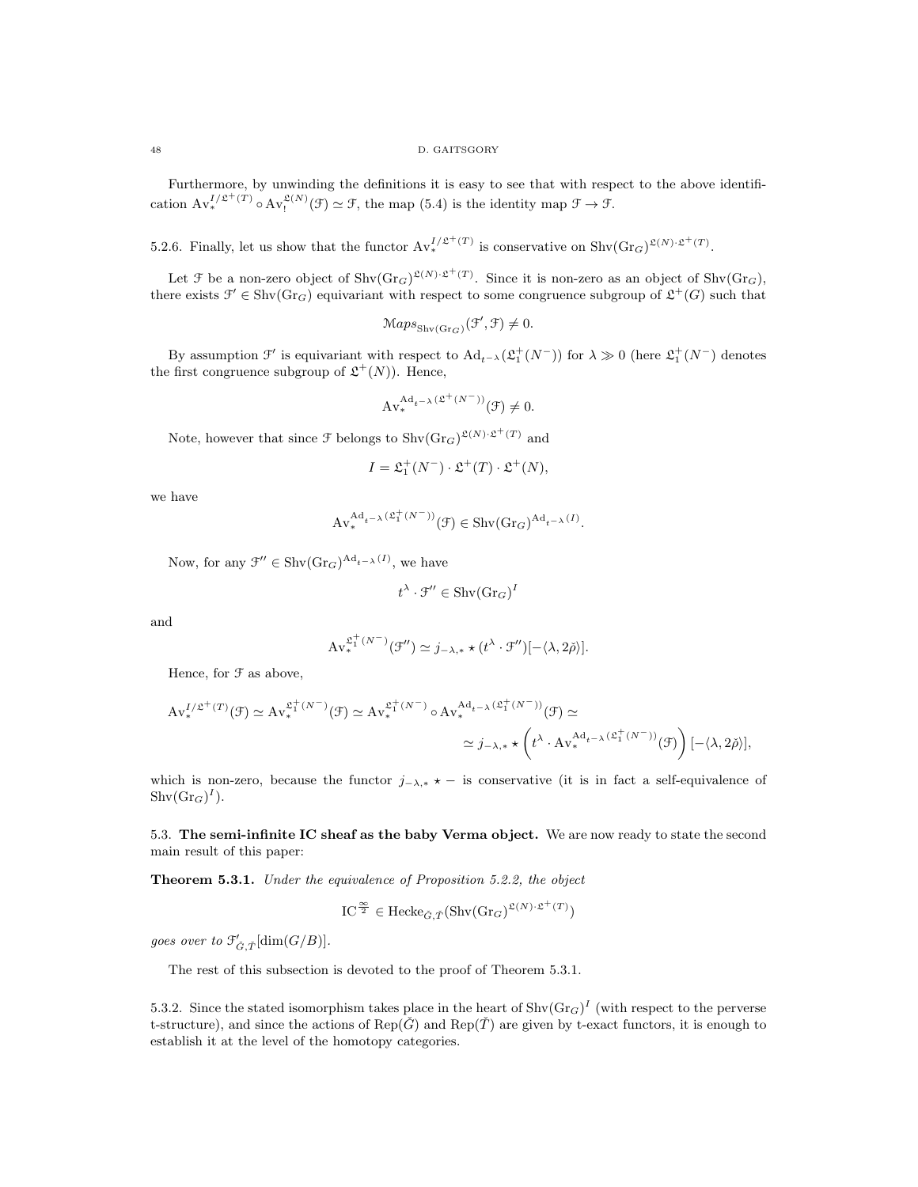Furthermore, by unwinding the definitions it is easy to see that with respect to the above identification $\mathrm{Av}_*^{I/\mathfrak{L}^+(T)} \circ \mathrm{Av}_!^{\mathfrak{L}(N)}(\mathcal{F}) \simeq \mathcal{F}$, the map (5.4) is the identity map $\mathcal{F} \to \mathcal{F}$.

5.2.6. Finally, let us show that the functor $\mathrm{Av}_*^{I/\mathfrak{L}^+(T)}$ is conservative on $\mathrm{Shv}(\mathrm{Gr}_G)^{\mathfrak{L}(N)\cdot\mathfrak{L}^+(T)}$.

Let $\mathcal{F}$ be a non-zero object of $\mathrm{Shv}(\mathrm{Gr}_G)^{\mathfrak{L}(N)\cdot\mathfrak{L}^+(T)}$. Since it is non-zero as an object of $\mathrm{Shv}(\mathrm{Gr}_G)$, there exists $\mathcal{F}' \in \mathrm{Shv}(\mathrm{Gr}_G)$ equivariant with respect to some congruence subgroup of $\mathfrak{L}^+(G)$ such that

$$\mathcal{M}aps_{\mathrm{Shv}(\mathrm{Gr}_G)}(\mathcal{F}', \mathcal{F}) \neq 0.$$

By assumption $\mathcal{F}'$ is equivariant with respect to $\mathrm{Ad}_{t^{-\lambda}}(\mathfrak{L}_1^+(N^-))$ for $\lambda \gg 0$ (here $\mathfrak{L}_1^+(N^-)$ denotes the first congruence subgroup of $\mathfrak{L}^+(N)$). Hence,

$$\mathrm{Av}_*^{\mathrm{Ad}_{t^{-\lambda}}(\mathfrak{L}^+(N^-))}(\mathcal{F}) \neq 0.$$

Note, however that since $\mathcal{F}$ belongs to $\mathrm{Shv}(\mathrm{Gr}_G)^{\mathfrak{L}(N)\cdot\mathfrak{L}^+(T)}$ and

$$I = \mathfrak{L}_1^+(N^-) \cdot \mathfrak{L}^+(T) \cdot \mathfrak{L}^+(N),$$

we have

$$\mathrm{Av}_*^{\mathrm{Ad}_{t^{-\lambda}}(\mathfrak{L}_1^+(N^-))}(\mathcal{F}) \in \mathrm{Shv}(\mathrm{Gr}_G)^{\mathrm{Ad}_{t^{-\lambda}}(I)}.$$

Now, for any $\mathcal{F}'' \in \mathrm{Shv}(\mathrm{Gr}_G)^{\mathrm{Ad}_{t^{-\lambda}}(I)}$, we have

$$t^\lambda \cdot \mathcal{F}'' \in \mathrm{Shv}(\mathrm{Gr}_G)^I$$

and

$$\mathrm{Av}_*^{\mathfrak{L}_1^+(N^-)}(\mathcal{F}'') \simeq j_{-\lambda,*} \star (t^\lambda \cdot \mathcal{F}'')[-\langle \lambda, 2\check{\rho}\rangle].$$

Hence, for $\mathcal{F}$ as above,

$$\mathrm{Av}_*^{I/\mathfrak{L}^+(T)}(\mathcal{F}) \simeq \mathrm{Av}_*^{\mathfrak{L}_1^+(N^-)}(\mathcal{F}) \simeq \mathrm{Av}_*^{\mathfrak{L}_1^+(N^-)} \circ \mathrm{Av}_*^{\mathrm{Ad}_{t^{-\lambda}}(\mathfrak{L}_1^+(N^-))}(\mathcal{F}) \simeq$$
$$\simeq j_{-\lambda,*} \star \left(t^\lambda \cdot \mathrm{Av}_*^{\mathrm{Ad}_{t^{-\lambda}}(\mathfrak{L}_1^+(N^-))}(\mathcal{F})\right)[-\langle \lambda, 2\check{\rho}\rangle],$$

which is non-zero, because the functor $j_{-\lambda,*} \star -$ is conservative (it is in fact a self-equivalence of $\mathrm{Shv}(\mathrm{Gr}_G)^I$).

## 5.3. The semi-infinite IC sheaf as the baby Verma object.

We are now ready to state the second main result of this paper:

**Theorem 5.3.1.** *Under the equivalence of Proposition 5.2.2, the object*

$$\mathrm{IC}^{\frac{\infty}{2}} \in \mathrm{Hecke}_{\check{G},\check{T}}(\mathrm{Shv}(\mathrm{Gr}_G)^{\mathfrak{L}(N)\cdot\mathfrak{L}^+(T)})$$

*goes over to* $\mathcal{F}'_{\check{G},\check{T}}[\dim(G/B)]$.

The rest of this subsection is devoted to the proof of Theorem 5.3.1.

5.3.2. Since the stated isomorphism takes place in the heart of $\mathrm{Shv}(\mathrm{Gr}_G)^I$ (with respect to the perverse t-structure), and since the actions of $\mathrm{Rep}(\check{G})$ and $\mathrm{Rep}(\check{T})$ are given by t-exact functors, it is enough to establish it at the level of the homotopy categories.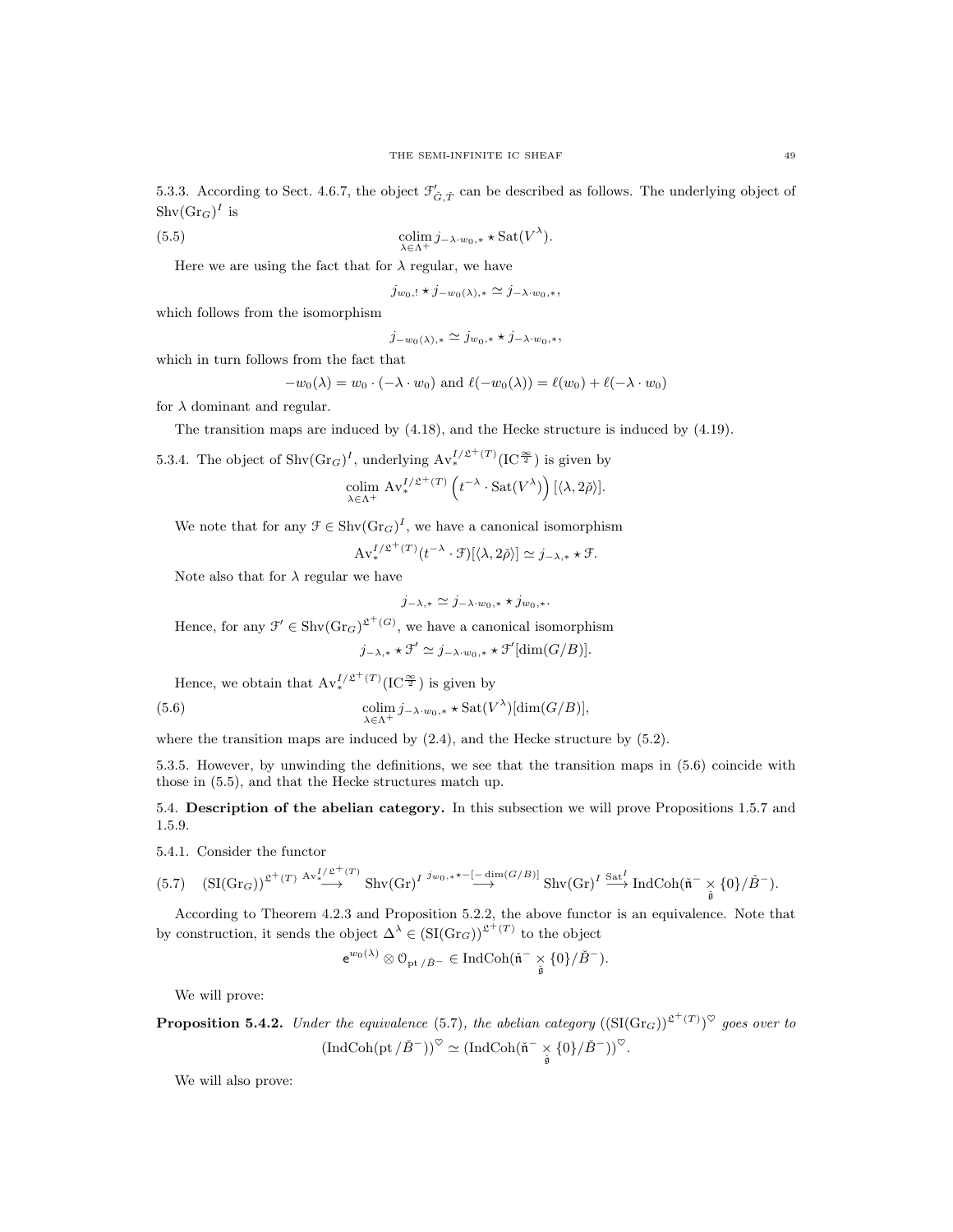5.3.3. According to Sect. 4.6.7, the object $\mathcal{F}'_{\check{G},\check{T}}$ can be described as follows. The underlying object of $\mathrm{Shv}(\mathrm{Gr}_G)^I$ is

$$\underset{\lambda \in \Lambda^+}{\mathrm{colim}}\, j_{-\lambda \cdot w_0,*} \star \mathrm{Sat}(V^\lambda). \tag{5.5}$$

Here we are using the fact that for $\lambda$ regular, we have

$$j_{w_0,!} \star j_{-w_0(\lambda),*} \simeq j_{-\lambda \cdot w_0,*},$$

which follows from the isomorphism

$$j_{-w_0(\lambda),*} \simeq j_{w_0,*} \star j_{-\lambda \cdot w_0,*},$$

which in turn follows from the fact that

$$-w_0(\lambda) = w_0 \cdot (-\lambda \cdot w_0) \text{ and } \ell(-w_0(\lambda)) = \ell(w_0) + \ell(-\lambda \cdot w_0)$$

for $\lambda$ dominant and regular.

The transition maps are induced by (4.18), and the Hecke structure is induced by (4.19).

5.3.4. The object of $\mathrm{Shv}(\mathrm{Gr}_G)^I$, underlying $\mathrm{Av}_*^{I/\mathfrak{L}^+(T)}(\mathrm{IC}^{\frac{\infty}{2}})$ is given by

$$\underset{\lambda \in \Lambda^+}{\mathrm{colim}}\, \mathrm{Av}_*^{I/\mathfrak{L}^+(T)}\left(t^{-\lambda} \cdot \mathrm{Sat}(V^\lambda)\right)[\langle \lambda, 2\check{\rho}\rangle].$$

We note that for any $\mathcal{F} \in \mathrm{Shv}(\mathrm{Gr}_G)^I$, we have a canonical isomorphism

$$\mathrm{Av}_*^{I/\mathfrak{L}^+(T)}(t^{-\lambda} \cdot \mathcal{F})[\langle \lambda, 2\check{\rho}\rangle] \simeq j_{-\lambda,*} \star \mathcal{F}.$$

Note also that for $\lambda$ regular we have

$$j_{-\lambda,*} \simeq j_{-\lambda \cdot w_0,*} \star j_{w_0,*}.$$

Hence, for any $\mathcal{F}' \in \mathrm{Shv}(\mathrm{Gr}_G)^{\mathfrak{L}^+(G)}$, we have a canonical isomorphism

$$j_{-\lambda,*} \star \mathcal{F}' \simeq j_{-\lambda \cdot w_0,*} \star \mathcal{F}'[\dim(G/B)].$$

Hence, we obtain that $\mathrm{Av}_*^{I/\mathfrak{L}^+(T)}(\mathrm{IC}^{\frac{\infty}{2}})$ is given by

$$\underset{\lambda \in \Lambda^+}{\mathrm{colim}}\, j_{-\lambda \cdot w_0,*} \star \mathrm{Sat}(V^\lambda)[\dim(G/B)], \tag{5.6}$$

where the transition maps are induced by (2.4), and the Hecke structure by (5.2).

5.3.5. However, by unwinding the definitions, we see that the transition maps in (5.6) coincide with those in (5.5), and that the Hecke structures match up.

## 5.4. Description of the abelian category.

In this subsection we will prove Propositions 1.5.7 and 1.5.9.

5.4.1. Consider the functor

$$(\mathrm{SI}(\mathrm{Gr}_G))^{\mathfrak{L}^+(T)} \overset{\mathrm{Av}_*^{I/\mathfrak{L}^+(T)}}{\longrightarrow} \mathrm{Shv}(\mathrm{Gr})^I \overset{j_{w_0,*}\star -[-\dim(G/B)]}{\longrightarrow} \mathrm{Shv}(\mathrm{Gr})^I \overset{\mathrm{Sat}^I}{\longrightarrow} \mathrm{IndCoh}(\check{\mathfrak{n}}^- \underset{\check{\mathfrak{g}}}{\times} \{0\}/\check{B}^-). \tag{5.7}$$

According to Theorem 4.2.3 and Proposition 5.2.2, the above functor is an equivalence. Note that by construction, it sends the object $\Delta^\lambda \in (\mathrm{SI}(\mathrm{Gr}_G))^{\mathfrak{L}^+(T)}$ to the object

$$\mathsf{e}^{w_0(\lambda)} \otimes \mathcal{O}_{\mathrm{pt}/\check{B}^-} \in \mathrm{IndCoh}(\check{\mathfrak{n}}^- \underset{\check{\mathfrak{g}}}{\times} \{0\}/\check{B}^-).$$

We will prove:

**Proposition 5.4.2.** *Under the equivalence* (5.7)*, the abelian category* $((\mathrm{SI}(\mathrm{Gr}_G))^{\mathfrak{L}^+(T)})^\heartsuit$ *goes over to*

$$(\mathrm{IndCoh}(\mathrm{pt}/\check{B}^-))^\heartsuit \simeq (\mathrm{IndCoh}(\check{\mathfrak{n}}^- \underset{\check{\mathfrak{g}}}{\times} \{0\}/\check{B}^-))^\heartsuit.$$

We will also prove: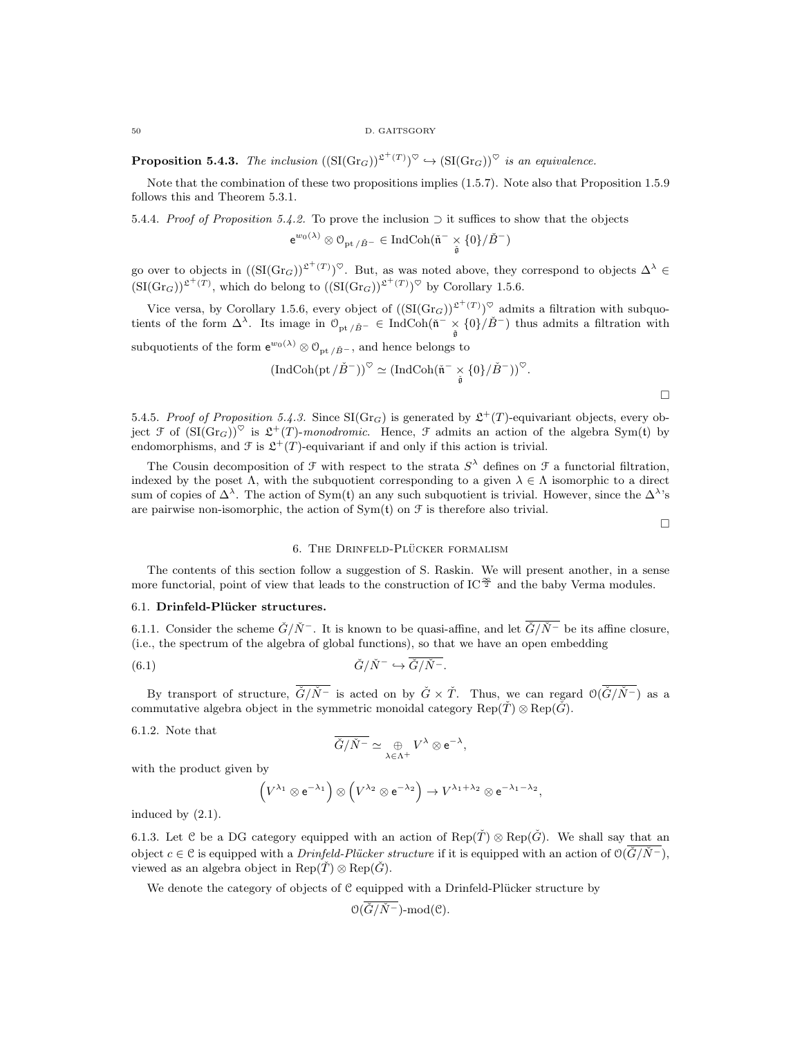**Proposition 5.4.3.** *The inclusion* $((\mathrm{SI}(\mathrm{Gr}_G))^{\mathfrak{L}^+(T)})^{\heartsuit} \hookrightarrow (\mathrm{SI}(\mathrm{Gr}_G))^{\heartsuit}$ *is an equivalence.*

Note that the combination of these two propositions implies (1.5.7). Note also that Proposition 1.5.9 follows this and Theorem 5.3.1.

5.4.4. *Proof of Proposition 5.4.2.* To prove the inclusion $\supset$ it suffices to show that the objects

$$\mathsf{e}^{w_0(\lambda)} \otimes \mathcal{O}_{\mathrm{pt}\,/\check{B}^-} \in \mathrm{IndCoh}(\check{\mathfrak{n}}^- \underset{\check{\mathfrak{g}}}{\times} \{0\}/\check{B}^-)$$

go over to objects in $((\mathrm{SI}(\mathrm{Gr}_G))^{\mathfrak{L}^+(T)})^{\heartsuit}$. But, as was noted above, they correspond to objects $\Delta^\lambda \in (\mathrm{SI}(\mathrm{Gr}_G))^{\mathfrak{L}^+(T)}$, which do belong to $((\mathrm{SI}(\mathrm{Gr}_G))^{\mathfrak{L}^+(T)})^{\heartsuit}$ by Corollary 1.5.6.

Vice versa, by Corollary 1.5.6, every object of $((\mathrm{SI}(\mathrm{Gr}_G))^{\mathfrak{L}^+(T)})^{\heartsuit}$ admits a filtration with subquotients of the form $\Delta^\lambda$. Its image in $\mathcal{O}_{\mathrm{pt}\,/\check{B}^-} \in \mathrm{IndCoh}(\check{\mathfrak{n}}^- \underset{\check{\mathfrak{g}}}{\times} \{0\}/\check{B}^-)$ thus admits a filtration with subquotients of the form $\mathsf{e}^{w_0(\lambda)} \otimes \mathcal{O}_{\mathrm{pt}\,/\check{B}^-}$, and hence belongs to

$$(\mathrm{IndCoh}(\mathrm{pt}\,/\check{B}^-))^{\heartsuit} \simeq (\mathrm{IndCoh}(\check{\mathfrak{n}}^- \underset{\check{\mathfrak{g}}}{\times} \{0\}/\check{B}^-))^{\heartsuit}.$$

□

5.4.5. *Proof of Proposition 5.4.3.* Since $\mathrm{SI}(\mathrm{Gr}_G)$ is generated by $\mathfrak{L}^+(T)$-equivariant objects, every object $\mathcal{F}$ of $(\mathrm{SI}(\mathrm{Gr}_G))^{\heartsuit}$ is $\mathfrak{L}^+(T)$-*monodromic*. Hence, $\mathcal{F}$ admits an action of the algebra $\mathrm{Sym}(\mathfrak{t})$ by endomorphisms, and $\mathcal{F}$ is $\mathfrak{L}^+(T)$-equivariant if and only if this action is trivial.

The Cousin decomposition of $\mathcal{F}$ with respect to the strata $S^\lambda$ defines on $\mathcal{F}$ a functorial filtration, indexed by the poset $\Lambda$, with the subquotient corresponding to a given $\lambda \in \Lambda$ isomorphic to a direct sum of copies of $\Delta^\lambda$. The action of $\mathrm{Sym}(\mathfrak{t})$ an any such subquotient is trivial. However, since the $\Delta^\lambda$'s are pairwise non-isomorphic, the action of $\mathrm{Sym}(\mathfrak{t})$ on $\mathcal{F}$ is therefore also trivial.

□

## 6. The Drinfeld-Plücker formalism

The contents of this section follow a suggestion of S. Raskin. We will present another, in a sense more functorial, point of view that leads to the construction of $\mathrm{IC}^{\frac{\infty}{2}}$ and the baby Verma modules.

### 6.1. Drinfeld-Plücker structures.

6.1.1. Consider the scheme $\check{G}/\check{N}^-$. It is known to be quasi-affine, and let $\overline{\check{G}/\check{N}^-}$ be its affine closure, (i.e., the spectrum of the algebra of global functions), so that we have an open embedding

$$\check{G}/\check{N}^- \hookrightarrow \overline{\check{G}/\check{N}^-}. \tag{6.1}$$

By transport of structure, $\overline{\check{G}/\check{N}^-}$ is acted on by $\check{G} \times \check{T}$. Thus, we can regard $\mathcal{O}(\overline{\check{G}/\check{N}^-})$ as a commutative algebra object in the symmetric monoidal category $\mathrm{Rep}(\check{T}) \otimes \mathrm{Rep}(\check{G})$.

6.1.2. Note that

$$\overline{\check{G}/\check{N}^-} \simeq \underset{\lambda\in\Lambda^+}{\oplus} V^\lambda \otimes \mathsf{e}^{-\lambda},$$

with the product given by

$$\left(V^{\lambda_1} \otimes \mathsf{e}^{-\lambda_1}\right) \otimes \left(V^{\lambda_2} \otimes \mathsf{e}^{-\lambda_2}\right) \to V^{\lambda_1+\lambda_2} \otimes \mathsf{e}^{-\lambda_1-\lambda_2},$$

induced by (2.1).

6.1.3. Let $\mathcal{C}$ be a DG category equipped with an action of $\mathrm{Rep}(\check{T}) \otimes \mathrm{Rep}(\check{G})$. We shall say that an object $c \in \mathcal{C}$ is equipped with a *Drinfeld-Plücker structure* if it is equipped with an action of $\mathcal{O}(\overline{\check{G}/\check{N}^-})$, viewed as an algebra object in $\mathrm{Rep}(\check{T}) \otimes \mathrm{Rep}(\check{G})$.

We denote the category of objects of $\mathcal{C}$ equipped with a Drinfeld-Plücker structure by

$$\mathcal{O}(\overline{\check{G}/\check{N}^-})\text{-mod}(\mathcal{C}).$$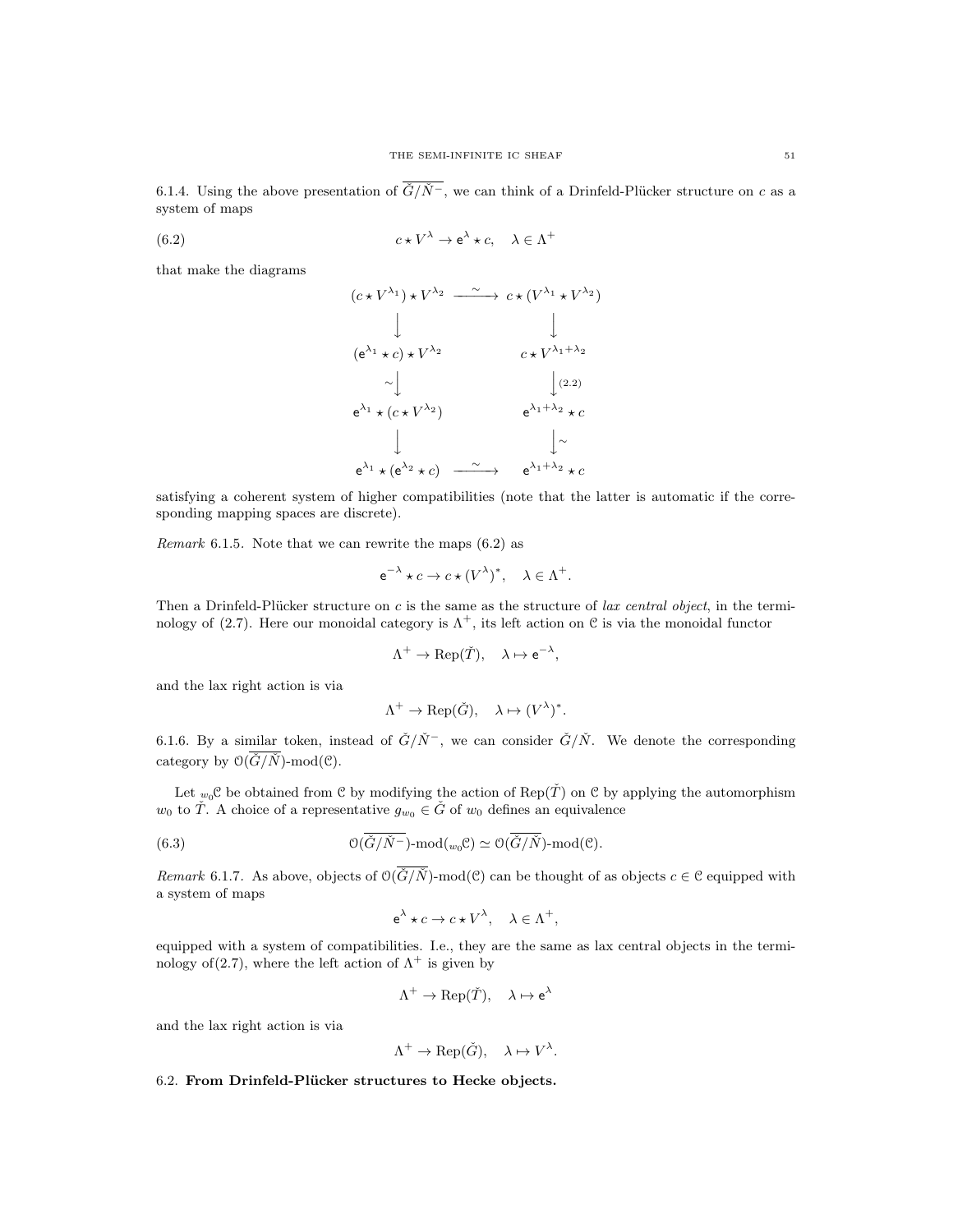6.1.4. Using the above presentation of $\overline{\check{G}/\check{N}^-}$, we can think of a Drinfeld-Plücker structure on $c$ as a system of maps

$$c \star V^\lambda \to \mathsf{e}^\lambda \star c, \quad \lambda \in \Lambda^+ \tag{6.2}$$

that make the diagrams

$$\begin{array}{ccc}
(c \star V^{\lambda_1}) \star V^{\lambda_2} & \xrightarrow{\sim} & c \star (V^{\lambda_1} \star V^{\lambda_2}) \\
\downarrow & & \downarrow \\
(\mathsf{e}^{\lambda_1} \star c) \star V^{\lambda_2} & & c \star V^{\lambda_1+\lambda_2} \\
\sim\downarrow & & \downarrow{\scriptstyle (2.2)} \\
\mathsf{e}^{\lambda_1} \star (c \star V^{\lambda_2}) & & \mathsf{e}^{\lambda_1+\lambda_2} \star c \\
\downarrow & & \downarrow\sim \\
\mathsf{e}^{\lambda_1} \star (\mathsf{e}^{\lambda_2} \star c) & \xrightarrow{\sim} & \mathsf{e}^{\lambda_1+\lambda_2} \star c
\end{array}$$

satisfying a coherent system of higher compatibilities (note that the latter is automatic if the corresponding mapping spaces are discrete).

*Remark* 6.1.5. Note that we can rewrite the maps (6.2) as

$$\mathsf{e}^{-\lambda} \star c \to c \star (V^\lambda)^*, \quad \lambda \in \Lambda^+.$$

Then a Drinfeld-Plücker structure on $c$ is the same as the structure of *lax central object*, in the terminology of (2.7). Here our monoidal category is $\Lambda^+$, its left action on $\mathcal{C}$ is via the monoidal functor

$$\Lambda^+ \to \operatorname{Rep}(\check{T}), \quad \lambda \mapsto \mathsf{e}^{-\lambda},$$

and the lax right action is via

$$\Lambda^+ \to \operatorname{Rep}(\check{G}), \quad \lambda \mapsto (V^\lambda)^*.$$

6.1.6. By a similar token, instead of $\check{G}/\check{N}^-$, we can consider $\check{G}/\check{N}$. We denote the corresponding category by $\mathcal{O}(\overline{\check{G}/\check{N}})\text{-mod}(\mathcal{C})$.

Let ${}_{w_0}\mathcal{C}$ be obtained from $\mathcal{C}$ by modifying the action of $\operatorname{Rep}(\check{T})$ on $\mathcal{C}$ by applying the automorphism $w_0$ to $\check{T}$. A choice of a representative $g_{w_0} \in \check{G}$ of $w_0$ defines an equivalence

$$\mathcal{O}(\overline{\check{G}/\check{N}^-})\text{-mod}({}_{w_0}\mathcal{C}) \simeq \mathcal{O}(\overline{\check{G}/\check{N}})\text{-mod}(\mathcal{C}). \tag{6.3}$$

*Remark* 6.1.7. As above, objects of $\mathcal{O}(\overline{\check{G}/\check{N}})\text{-mod}(\mathcal{C})$ can be thought of as objects $c \in \mathcal{C}$ equipped with a system of maps

$$\mathsf{e}^\lambda \star c \to c \star V^\lambda, \quad \lambda \in \Lambda^+,$$

equipped with a system of compatibilities. I.e., they are the same as lax central objects in the terminology of(2.7), where the left action of $\Lambda^+$ is given by

$$\Lambda^+ \to \operatorname{Rep}(\check{T}), \quad \lambda \mapsto \mathsf{e}^\lambda$$

and the lax right action is via

$$\Lambda^+ \to \operatorname{Rep}(\check{G}), \quad \lambda \mapsto V^\lambda.$$

## 6.2. From Drinfeld-Plücker structures to Hecke objects.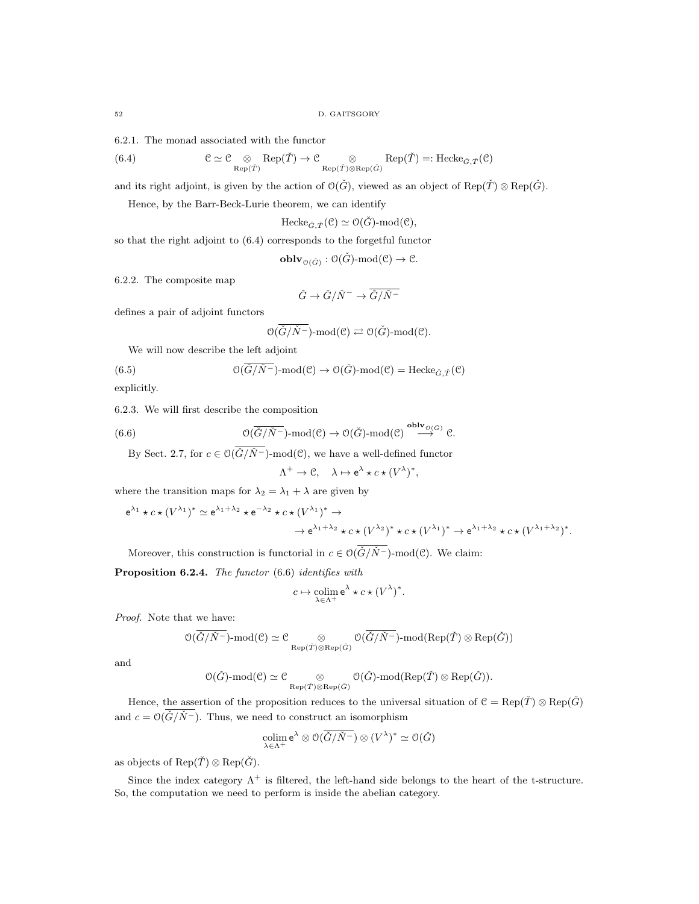6.2.1. The monad associated with the functor

$$\mathcal{C} \simeq \mathcal{C} \underset{\mathrm{Rep}(\check{T})}{\otimes} \mathrm{Rep}(\check{T}) \to \mathcal{C} \underset{\mathrm{Rep}(\check{T})\otimes \mathrm{Rep}(\check{G})}{\otimes} \mathrm{Rep}(\check{T}) =: \mathrm{Hecke}_{\check{G},\check{T}}(\mathcal{C}) \tag{6.4}$$

and its right adjoint, is given by the action of $\mathcal{O}(\check{G})$, viewed as an object of $\mathrm{Rep}(\check{T}) \otimes \mathrm{Rep}(\check{G})$.

Hence, by the Barr-Beck-Lurie theorem, we can identify

$$\mathrm{Hecke}_{\check{G},\check{T}}(\mathcal{C}) \simeq \mathcal{O}(\check{G})\text{-mod}(\mathcal{C}),$$

so that the right adjoint to (6.4) corresponds to the forgetful functor

$$\mathbf{oblv}_{\mathcal{O}(\check{G})} : \mathcal{O}(\check{G})\text{-mod}(\mathcal{C}) \to \mathcal{C}.$$

6.2.2. The composite map

$$\check{G} \to \check{G}/\check{N}^- \to \overline{\check{G}/\check{N}^-}$$

defines a pair of adjoint functors

$$\mathcal{O}(\overline{\check{G}/\check{N}^-})\text{-mod}(\mathcal{C}) \rightleftarrows \mathcal{O}(\check{G})\text{-mod}(\mathcal{C}).$$

We will now describe the left adjoint

$$\mathcal{O}(\overline{\check{G}/\check{N}^-})\text{-mod}(\mathcal{C}) \to \mathcal{O}(\check{G})\text{-mod}(\mathcal{C}) = \mathrm{Hecke}_{\check{G},\check{T}}(\mathcal{C}) \tag{6.5}$$

explicitly.

6.2.3. We will first describe the composition

$$\mathcal{O}(\overline{\check{G}/\check{N}^-})\text{-mod}(\mathcal{C}) \to \mathcal{O}(\check{G})\text{-mod}(\mathcal{C}) \overset{\mathbf{oblv}_{\mathcal{O}(\check{G})}}{\longrightarrow} \mathcal{C}. \tag{6.6}$$

By Sect. 2.7, for $c \in \mathcal{O}(\overline{\check{G}/\check{N}^-})\text{-mod}(\mathcal{C})$, we have a well-defined functor

$$\Lambda^+ \to \mathcal{C}, \quad \lambda \mapsto \mathsf{e}^\lambda \star c \star (V^\lambda)^*,$$

where the transition maps for $\lambda_2 = \lambda_1 + \lambda$ are given by

$$\mathsf{e}^{\lambda_1} \star c \star (V^{\lambda_1})^* \simeq \mathsf{e}^{\lambda_1+\lambda_2} \star \mathsf{e}^{-\lambda_2} \star c \star (V^{\lambda_1})^* \to$$
$$\to \mathsf{e}^{\lambda_1+\lambda_2} \star c \star (V^{\lambda_2})^* \star c \star (V^{\lambda_1})^* \to \mathsf{e}^{\lambda_1+\lambda_2} \star c \star (V^{\lambda_1+\lambda_2})^*.$$

Moreover, this construction is functorial in $c \in \mathcal{O}(\overline{\check{G}/\check{N}^-})\text{-mod}(\mathcal{C})$. We claim:

**Proposition 6.2.4.** *The functor* (6.6) *identifies with*

$$c \mapsto \underset{\lambda \in \Lambda^+}{\mathrm{colim}}\, \mathsf{e}^\lambda \star c \star (V^\lambda)^*.$$

*Proof.* Note that we have:

$$\mathcal{O}(\overline{\check{G}/\check{N}^-})\text{-mod}(\mathcal{C}) \simeq \mathcal{C} \underset{\mathrm{Rep}(\check{T})\otimes \mathrm{Rep}(\check{G})}{\otimes} \mathcal{O}(\overline{\check{G}/\check{N}^-})\text{-mod}(\mathrm{Rep}(\check{T}) \otimes \mathrm{Rep}(\check{G}))$$

and

$$\mathcal{O}(\check{G})\text{-mod}(\mathcal{C}) \simeq \mathcal{C} \underset{\mathrm{Rep}(\check{T})\otimes \mathrm{Rep}(\check{G})}{\otimes} \mathcal{O}(\check{G})\text{-mod}(\mathrm{Rep}(\check{T}) \otimes \mathrm{Rep}(\check{G})).$$

Hence, the assertion of the proposition reduces to the universal situation of $\mathcal{C} = \mathrm{Rep}(\check{T}) \otimes \mathrm{Rep}(\check{G})$ and $c = \mathcal{O}(\overline{\check{G}/\check{N}^-})$. Thus, we need to construct an isomorphism

$$\underset{\lambda \in \Lambda^+}{\mathrm{colim}}\, \mathsf{e}^\lambda \otimes \mathcal{O}(\overline{\check{G}/\check{N}^-}) \otimes (V^\lambda)^* \simeq \mathcal{O}(\check{G})$$

as objects of $\mathrm{Rep}(\check{T}) \otimes \mathrm{Rep}(\check{G})$.

Since the index category $\Lambda^+$ is filtered, the left-hand side belongs to the heart of the t-structure. So, the computation we need to perform is inside the abelian category.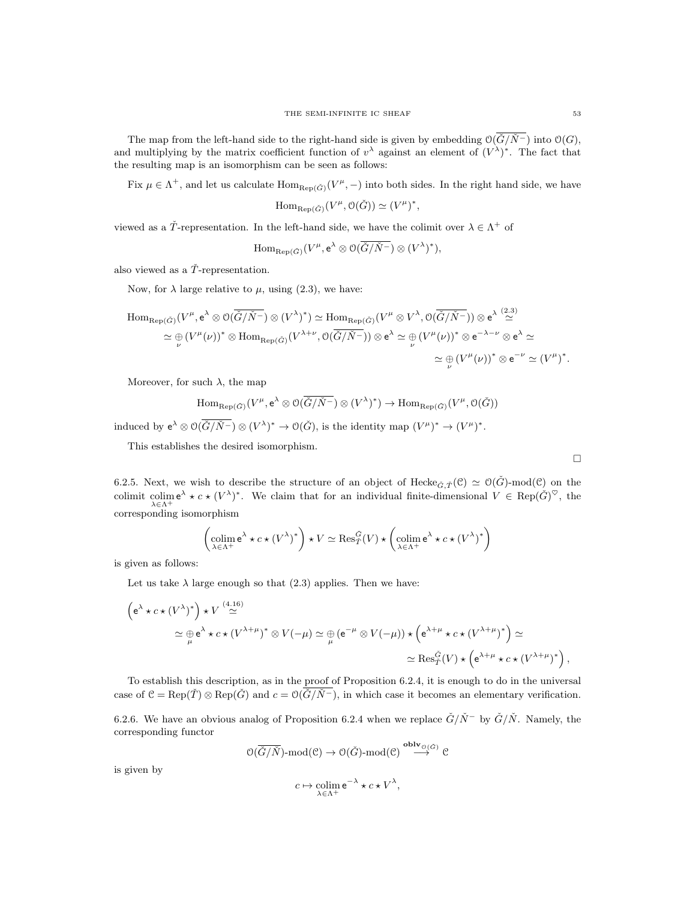The map from the left-hand side to the right-hand side is given by embedding $\mathcal{O}(\overline{\check{G}/\check{N}^-})$ into $\mathcal{O}(G)$, and multiplying by the matrix coefficient function of $v^\lambda$ against an element of $(V^\lambda)^*$. The fact that the resulting map is an isomorphism can be seen as follows:

Fix $\mu \in \Lambda^+$, and let us calculate $\operatorname{Hom}_{\operatorname{Rep}(\check{G})}(V^\mu, -)$ into both sides. In the right hand side, we have

$$\operatorname{Hom}_{\operatorname{Rep}(\check{G})}(V^\mu, \mathcal{O}(\check{G})) \simeq (V^\mu)^*,$$

viewed as a $\check{T}$-representation. In the left-hand side, we have the colimit over $\lambda \in \Lambda^+$ of

$$\operatorname{Hom}_{\operatorname{Rep}(\check{G})}(V^\mu, \mathsf{e}^\lambda \otimes \mathcal{O}(\overline{\check{G}/\check{N}^-}) \otimes (V^\lambda)^*),$$

also viewed as a $\check{T}$-representation.

Now, for $\lambda$ large relative to $\mu$, using (2.3), we have:

$$\operatorname{Hom}_{\operatorname{Rep}(\check{G})}(V^\mu, \mathsf{e}^\lambda \otimes \mathcal{O}(\overline{\check{G}/\check{N}^-}) \otimes (V^\lambda)^*) \simeq \operatorname{Hom}_{\operatorname{Rep}(\check{G})}(V^\mu \otimes V^\lambda, \mathcal{O}(\overline{\check{G}/\check{N}^-})) \otimes \mathsf{e}^\lambda \overset{(2.3)}{\simeq}$$
$$\simeq \underset{\nu}{\oplus} (V^\mu(\nu))^* \otimes \operatorname{Hom}_{\operatorname{Rep}(\check{G})}(V^{\lambda+\nu}, \mathcal{O}(\overline{\check{G}/\check{N}^-})) \otimes \mathsf{e}^\lambda \simeq \underset{\nu}{\oplus} (V^\mu(\nu))^* \otimes \mathsf{e}^{-\lambda-\nu} \otimes \mathsf{e}^\lambda \simeq$$
$$\simeq \underset{\nu}{\oplus} (V^\mu(\nu))^* \otimes \mathsf{e}^{-\nu} \simeq (V^\mu)^*.$$

Moreover, for such $\lambda$, the map

$$\operatorname{Hom}_{\operatorname{Rep}(\check{G})}(V^\mu, \mathsf{e}^\lambda \otimes \mathcal{O}(\overline{\check{G}/\check{N}^-}) \otimes (V^\lambda)^*) \to \operatorname{Hom}_{\operatorname{Rep}(\check{G})}(V^\mu, \mathcal{O}(\check{G}))$$

induced by $\mathsf{e}^\lambda \otimes \mathcal{O}(\overline{\check{G}/\check{N}^-}) \otimes (V^\lambda)^* \to \mathcal{O}(\check{G})$, is the identity map $(V^\mu)^* \to (V^\mu)^*$.

This establishes the desired isomorphism.

□

6.2.5. Next, we wish to describe the structure of an object of $\operatorname{Hecke}_{\check{G},\check{T}}(\mathcal{C}) \simeq \mathcal{O}(\check{G})\text{-mod}(\mathcal{C})$ on the colimit $\underset{\lambda \in \Lambda^+}{\operatorname{colim}}\, \mathsf{e}^\lambda \star c \star (V^\lambda)^*$. We claim that for an individual finite-dimensional $V \in \operatorname{Rep}(\check{G})^\heartsuit$, the corresponding isomorphism

$$\left(\underset{\lambda \in \Lambda^+}{\operatorname{colim}}\, \mathsf{e}^\lambda \star c \star (V^\lambda)^*\right) \star V \simeq \operatorname{Res}^{\check{G}}_{\check{T}}(V) \star \left(\underset{\lambda \in \Lambda^+}{\operatorname{colim}}\, \mathsf{e}^\lambda \star c \star (V^\lambda)^*\right)$$

is given as follows:

Let us take $\lambda$ large enough so that (2.3) applies. Then we have:

$$\left(\mathsf{e}^\lambda \star c \star (V^\lambda)^*\right) \star V \overset{(4.16)}{\simeq}$$
$$\simeq \underset{\mu}{\oplus} \mathsf{e}^\lambda \star c \star (V^{\lambda+\mu})^* \otimes V(-\mu) \simeq \underset{\mu}{\oplus} (\mathsf{e}^{-\mu} \otimes V(-\mu)) \star \left(\mathsf{e}^{\lambda+\mu} \star c \star (V^{\lambda+\mu})^*\right) \simeq$$
$$\simeq \operatorname{Res}^{\check{G}}_{\check{T}}(V) \star \left(\mathsf{e}^{\lambda+\mu} \star c \star (V^{\lambda+\mu})^*\right),$$

To establish this description, as in the proof of Proposition 6.2.4, it is enough to do in the universal case of $\mathcal{C} = \operatorname{Rep}(\check{T}) \otimes \operatorname{Rep}(\check{G})$ and $c = \mathcal{O}(\overline{\check{G}/\check{N}^-})$, in which case it becomes an elementary verification.

6.2.6. We have an obvious analog of Proposition 6.2.4 when we replace $\check{G}/\check{N}^-$ by $\check{G}/\check{N}$. Namely, the corresponding functor

$$\mathcal{O}(\overline{\check{G}/\check{N}})\text{-mod}(\mathcal{C}) \to \mathcal{O}(\check{G})\text{-mod}(\mathcal{C}) \overset{\mathbf{oblv}_{\mathcal{O}(\check{G})}}{\longrightarrow} \mathcal{C}$$

is given by

$$c \mapsto \underset{\lambda \in \Lambda^+}{\operatorname{colim}}\, \mathsf{e}^{-\lambda} \star c \star V^\lambda,$$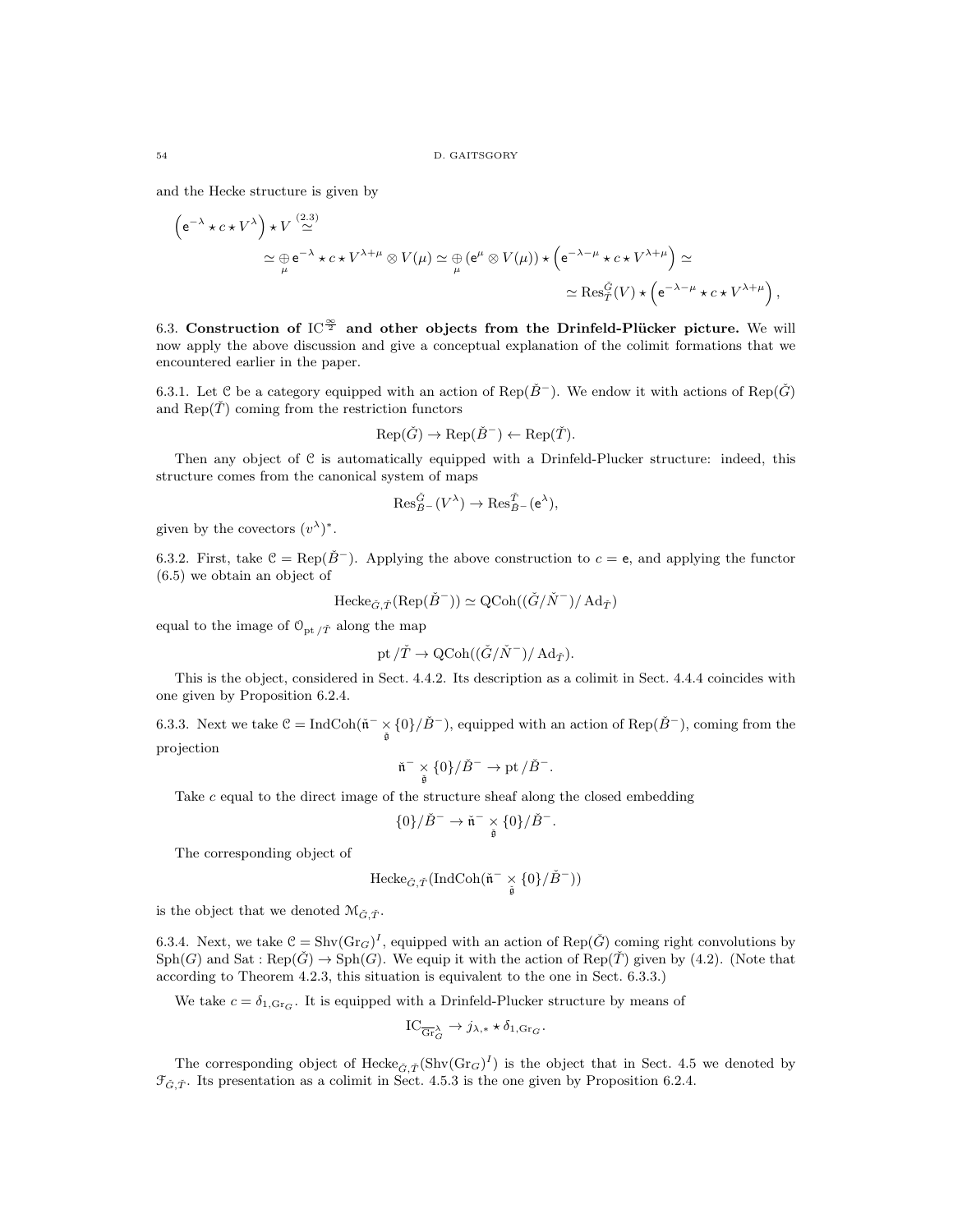and the Hecke structure is given by

$$\left(\mathsf{e}^{-\lambda}\star c\star V^{\lambda}\right)\star V \overset{(2.3)}{\simeq}$$
$$\simeq \underset{\mu}{\oplus}\, \mathsf{e}^{-\lambda}\star c\star V^{\lambda+\mu}\otimes V(\mu) \simeq \underset{\mu}{\oplus}\, (\mathsf{e}^{\mu}\otimes V(\mu))\star\left(\mathsf{e}^{-\lambda-\mu}\star c\star V^{\lambda+\mu}\right)\simeq$$
$$\simeq \operatorname{Res}^{\check{G}}_{\check{T}}(V)\star\left(\mathsf{e}^{-\lambda-\mu}\star c\star V^{\lambda+\mu}\right),$$

6.3. **Construction of $\mathrm{IC}^{\frac{\infty}{2}}$ and other objects from the Drinfeld-Plücker picture.** We will now apply the above discussion and give a conceptual explanation of the colimit formations that we encountered earlier in the paper.

6.3.1. Let $\mathcal{C}$ be a category equipped with an action of $\operatorname{Rep}(\check{B}^-)$. We endow it with actions of $\operatorname{Rep}(\check{G})$ and $\operatorname{Rep}(\check{T})$ coming from the restriction functors

$$\operatorname{Rep}(\check{G})\to\operatorname{Rep}(\check{B}^-)\leftarrow\operatorname{Rep}(\check{T}).$$

Then any object of $\mathcal{C}$ is automatically equipped with a Drinfeld-Plucker structure: indeed, this structure comes from the canonical system of maps

$$\operatorname{Res}^{\check{G}}_{\check{B}^-}(V^{\lambda})\to\operatorname{Res}^{\check{T}}_{\check{B}^-}(\mathsf{e}^{\lambda}),$$

given by the covectors $(v^{\lambda})^*$.

6.3.2. First, take $\mathcal{C}=\operatorname{Rep}(\check{B}^-)$. Applying the above construction to $c=\mathsf{e}$, and applying the functor (6.5) we obtain an object of

$$\operatorname{Hecke}_{\check{G},\check{T}}(\operatorname{Rep}(\check{B}^-))\simeq\operatorname{QCoh}((\check{G}/\check{N}^-)/\operatorname{Ad}_{\check{T}})$$

equal to the image of $\mathcal{O}_{\mathrm{pt}/\check{T}}$ along the map

$$\mathrm{pt}/\check{T}\to\operatorname{QCoh}((\check{G}/\check{N}^-)/\operatorname{Ad}_{\check{T}}).$$

This is the object, considered in Sect. 4.4.2. Its description as a colimit in Sect. 4.4.4 coincides with one given by Proposition 6.2.4.

6.3.3. Next we take $\mathcal{C}=\operatorname{IndCoh}(\check{\mathfrak{n}}^-\underset{\check{\mathfrak{g}}}{\times}\{0\}/\check{B}^-)$, equipped with an action of $\operatorname{Rep}(\check{B}^-)$, coming from the projection

$$\check{\mathfrak{n}}^-\underset{\check{\mathfrak{g}}}{\times}\{0\}/\check{B}^-\to\mathrm{pt}/\check{B}^-.$$

Take $c$ equal to the direct image of the structure sheaf along the closed embedding

$$\{0\}/\check{B}^-\to\check{\mathfrak{n}}^-\underset{\check{\mathfrak{g}}}{\times}\{0\}/\check{B}^-.$$

The corresponding object of

$$\operatorname{Hecke}_{\check{G},\check{T}}(\operatorname{IndCoh}(\check{\mathfrak{n}}^-\underset{\check{\mathfrak{g}}}{\times}\{0\}/\check{B}^-))$$

is the object that we denoted $\mathcal{M}_{\check{G},\check{T}}$.

6.3.4. Next, we take $\mathcal{C}=\operatorname{Shv}(\operatorname{Gr}_G)^I$, equipped with an action of $\operatorname{Rep}(\check{G})$ coming right convolutions by $\operatorname{Sph}(G)$ and $\operatorname{Sat}:\operatorname{Rep}(\check{G})\to\operatorname{Sph}(G)$. We equip it with the action of $\operatorname{Rep}(\check{T})$ given by (4.2). (Note that according to Theorem 4.2.3, this situation is equivalent to the one in Sect. 6.3.3.)

We take $c=\delta_{1,\operatorname{Gr}_G}$. It is equipped with a Drinfeld-Plucker structure by means of

$$\mathrm{IC}_{\overline{\operatorname{Gr}}^{\lambda}_G}\to j_{\lambda,*}\star\delta_{1,\operatorname{Gr}_G}.$$

The corresponding object of $\operatorname{Hecke}_{\check{G},\check{T}}(\operatorname{Shv}(\operatorname{Gr}_G)^I)$ is the object that in Sect. 4.5 we denoted by $\mathcal{F}_{\check{G},\check{T}}$. Its presentation as a colimit in Sect. 4.5.3 is the one given by Proposition 6.2.4.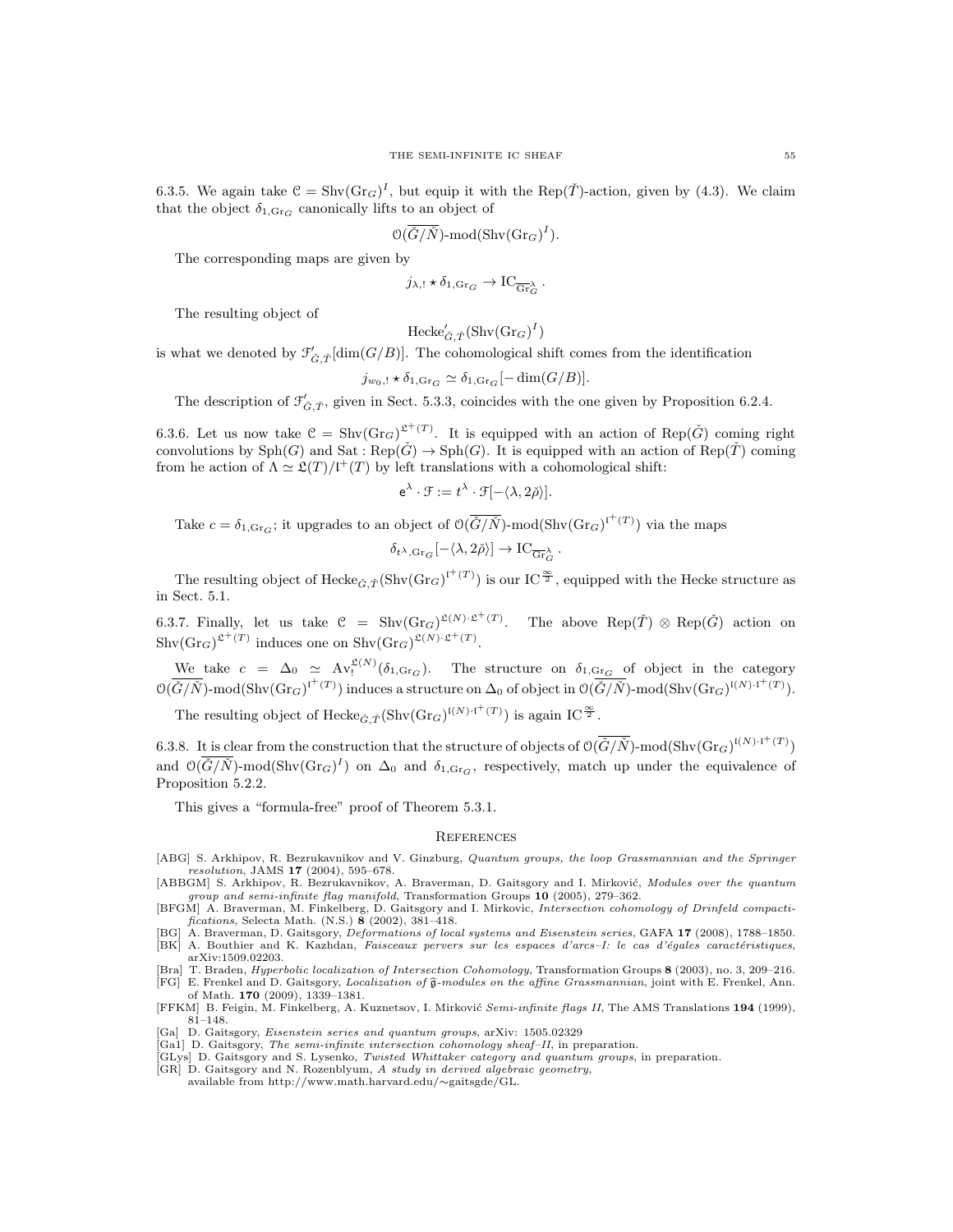6.3.5. We again take $\mathcal{C} = \mathrm{Shv}(\mathrm{Gr}_G)^I$, but equip it with the $\mathrm{Rep}(\check{T})$-action, given by (4.3). We claim that the object $\delta_{1,\mathrm{Gr}_G}$ canonically lifts to an object of

$$\mathcal{O}(\overline{\check{G}/\check{N}})\text{-mod}(\mathrm{Shv}(\mathrm{Gr}_G)^I).$$

The corresponding maps are given by

$$j_{\lambda,!} \star \delta_{1,\mathrm{Gr}_G} \to \mathrm{IC}_{\overline{\mathrm{Gr}}^\lambda_G}.$$

The resulting object of

$$\mathrm{Hecke}'_{\check{G},\check{T}}(\mathrm{Shv}(\mathrm{Gr}_G)^I)$$

is what we denoted by $\mathcal{F}'_{\check{G},\check{T}}[\dim(G/B)]$. The cohomological shift comes from the identification

$$j_{w_0,!} \star \delta_{1,\mathrm{Gr}_G} \simeq \delta_{1,\mathrm{Gr}_G}[-\dim(G/B)].$$

The description of $\mathcal{F}'_{\check{G},\check{T}}$, given in Sect. 5.3.3, coincides with the one given by Proposition 6.2.4.

6.3.6. Let us now take $\mathcal{C} = \mathrm{Shv}(\mathrm{Gr}_G)^{\mathfrak{L}^+(T)}$. It is equipped with an action of $\mathrm{Rep}(\check{G})$ coming right convolutions by $\mathrm{Sph}(G)$ and $\mathrm{Sat} : \mathrm{Rep}(\check{G}) \to \mathrm{Sph}(G)$. It is equipped with an action of $\mathrm{Rep}(\check{T})$ coming from he action of $\Lambda \simeq \mathfrak{L}(T)/\mathfrak{l}^+(T)$ by left translations with a cohomological shift:

$$\mathsf{e}^\lambda \cdot \mathcal{F} := t^\lambda \cdot \mathcal{F}[-\langle \lambda, 2\check{\rho}\rangle].$$

Take $c = \delta_{1,\mathrm{Gr}_G}$; it upgrades to an object of $\mathcal{O}(\overline{\check{G}/\check{N}})\text{-mod}(\mathrm{Shv}(\mathrm{Gr}_G)^{\mathfrak{l}^+(T)})$ via the maps

$$\delta_{t^\lambda,\mathrm{Gr}_G}[-\langle \lambda, 2\check{\rho}\rangle] \to \mathrm{IC}_{\overline{\mathrm{Gr}}^\lambda_G}.$$

The resulting object of $\mathrm{Hecke}_{\check{G},\check{T}}(\mathrm{Shv}(\mathrm{Gr}_G)^{\mathfrak{l}^+(T)})$ is our $\mathrm{IC}^{\frac{\infty}{2}}$, equipped with the Hecke structure as in Sect. 5.1.

6.3.7. Finally, let us take $\mathcal{C} = \mathrm{Shv}(\mathrm{Gr}_G)^{\mathfrak{L}(N)\cdot\mathfrak{L}^+(T)}$. The above $\mathrm{Rep}(\check{T}) \otimes \mathrm{Rep}(\check{G})$ action on $\mathrm{Shv}(\mathrm{Gr}_G)^{\mathfrak{L}^+(T)}$ induces one on $\mathrm{Shv}(\mathrm{Gr}_G)^{\mathfrak{L}(N)\cdot\mathfrak{L}^+(T)}$.

We take $c = \Delta_0 \simeq \mathrm{Av}_!^{\mathfrak{L}(N)}(\delta_{1,\mathrm{Gr}_G})$. The structure on $\delta_{1,\mathrm{Gr}_G}$ of object in the category $\mathcal{O}(\overline{\check{G}/\check{N}})\text{-mod}(\mathrm{Shv}(\mathrm{Gr}_G)^{\mathfrak{l}^+(T)})$ induces a structure on $\Delta_0$ of object in $\mathcal{O}(\overline{\check{G}/\check{N}})\text{-mod}(\mathrm{Shv}(\mathrm{Gr}_G)^{\mathfrak{l}(N)\cdot\mathfrak{l}^+(T)})$.

The resulting object of $\mathrm{Hecke}_{\check{G},\check{T}}(\mathrm{Shv}(\mathrm{Gr}_G)^{\mathfrak{l}(N)\cdot\mathfrak{l}^+(T)})$ is again $\mathrm{IC}^{\frac{\infty}{2}}$.

6.3.8. It is clear from the construction that the structure of objects of $\mathcal{O}(\overline{\check{G}/\check{N}})\text{-mod}(\mathrm{Shv}(\mathrm{Gr}_G)^{\mathfrak{l}(N)\cdot\mathfrak{l}^+(T)})$ and $\mathcal{O}(\overline{\check{G}/\check{N}})\text{-mod}(\mathrm{Shv}(\mathrm{Gr}_G)^I)$ on $\Delta_0$ and $\delta_{1,\mathrm{Gr}_G}$, respectively, match up under the equivalence of Proposition 5.2.2.

This gives a "formula-free" proof of Theorem 5.3.1.

## References

[ABG] S. Arkhipov, R. Bezrukavnikov and V. Ginzburg, *Quantum groups, the loop Grassmannian and the Springer resolution*, JAMS **17** (2004), 595–678.

[ABBGM] S. Arkhipov, R. Bezrukavnikov, A. Braverman, D. Gaitsgory and I. Mirković, *Modules over the quantum group and semi-infinite flag manifold*, Transformation Groups **10** (2005), 279–362.

[BFGM] A. Braverman, M. Finkelberg, D. Gaitsgory and I. Mirkovic, *Intersection cohomology of Drinfeld compactifications*, Selecta Math. (N.S.) **8** (2002), 381–418.

[BG] A. Braverman, D. Gaitsgory, *Deformations of local systems and Eisenstein series*, GAFA **17** (2008), 1788–1850.

[BK] A. Bouthier and K. Kazhdan, *Faisceaux pervers sur les espaces d'arcs–I: le cas d'égales caractéristiques*, arXiv:1509.02203.

[Bra] T. Braden, *Hyperbolic localization of Intersection Cohomology*, Transformation Groups **8** (2003), no. 3, 209–216.

[FG] E. Frenkel and D. Gaitsgory, *Localization of $\widehat{\mathfrak{g}}$-modules on the affine Grassmannian*, joint with E. Frenkel, Ann. of Math. **170** (2009), 1339–1381.

[FFKM] B. Feigin, M. Finkelberg, A. Kuznetsov, I. Mirković *Semi-infinite flags II*, The AMS Translations **194** (1999), 81–148.

[Ga] D. Gaitsgory, *Eisenstein series and quantum groups*, arXiv: 1505.02329

[Ga1] D. Gaitsgory, *The semi-infinite intersection cohomology sheaf–II*, in preparation.

[GLys] D. Gaitsgory and S. Lysenko, *Twisted Whittaker category and quantum groups*, in preparation.

[GR] D. Gaitsgory and N. Rozenblyum, *A study in derived algebraic geometry*, available from http://www.math.harvard.edu/∼gaitsgde/GL.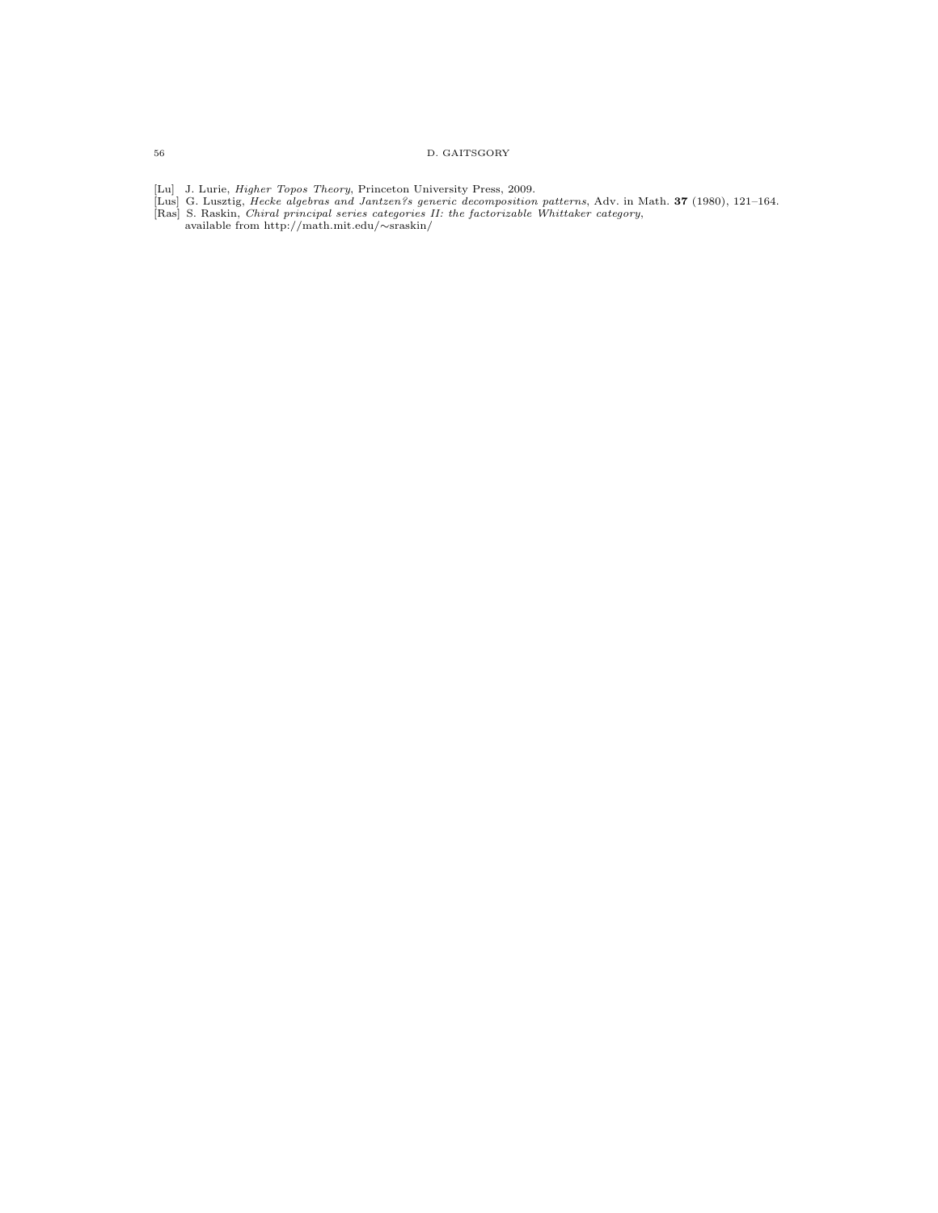[Lu] J. Lurie, *Higher Topos Theory*, Princeton University Press, 2009.
[Lus] G. Lusztig, *Hecke algebras and Jantzen?s generic decomposition patterns*, Adv. in Math. **37** (1980), 121–164.
[Ras] S. Raskin, *Chiral principal series categories II: the factorizable Whittaker category*, available from http://math.mit.edu/∼sraskin/